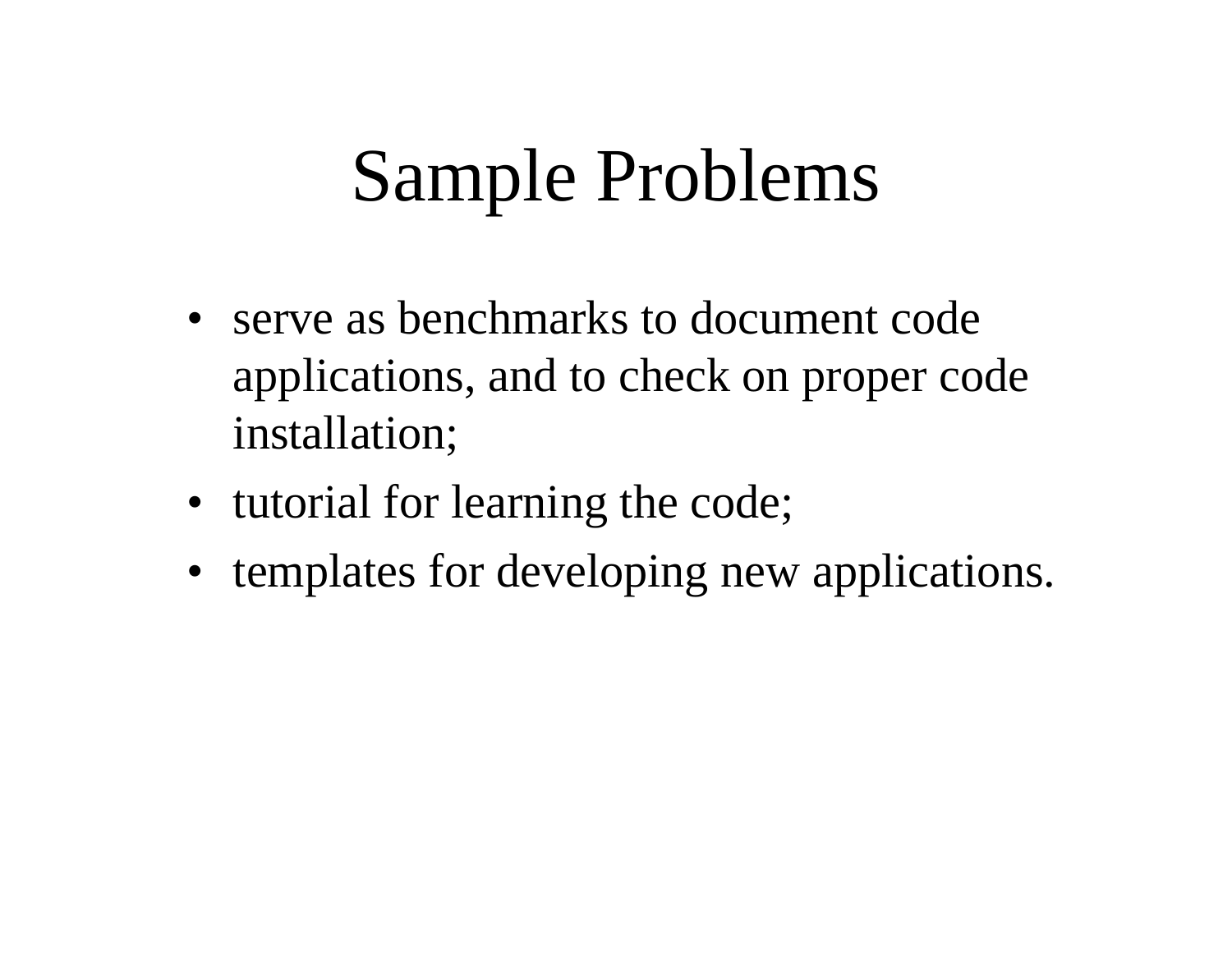# Sample Problems

- serve as benchmarks to document code applications, and to check on proper code installation;
- tutorial for learning the code;
- templates for developing new applications.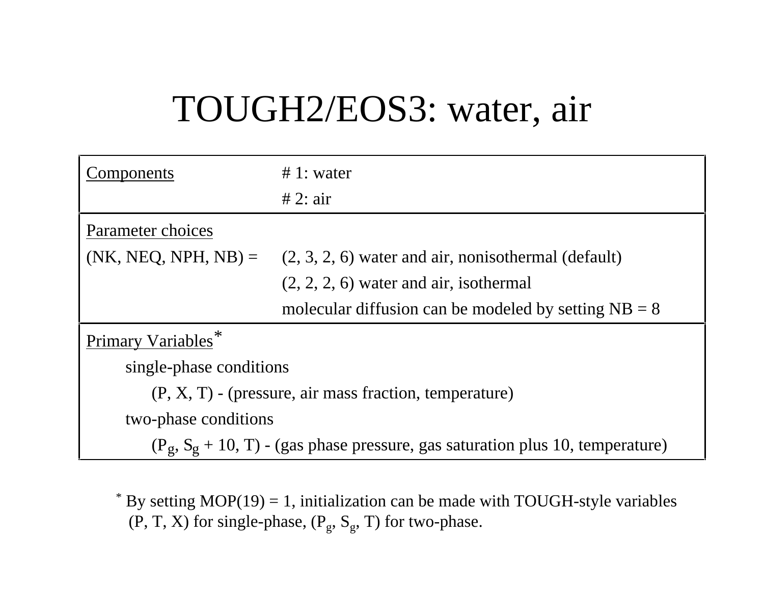# TOUGH2/EOS3: water, air

| | |
|---|---|
| Components | # 1: water |
| | # 2: air |
| Parameter choices | |
| (NK, NEQ, NPH, NB) = | (2, 3, 2, 6) water and air, nonisothermal (default) |
| | (2, 2, 2, 6) water and air, isothermal |
| | molecular diffusion can be modeled by setting NB = 8 |
| Primary Variables* | |
| single-phase conditions | |
| (P, X, T) - (pressure, air mass fraction, temperature) | |
| two-phase conditions | |
| ($P_g$, $S_g$ + 10, T) - (gas phase pressure, gas saturation plus 10, temperature) | |

* By setting MOP(19) = 1, initialization can be made with TOUGH-style variables (P, T, X) for single-phase, ($P_g$, $S_g$, T) for two-phase.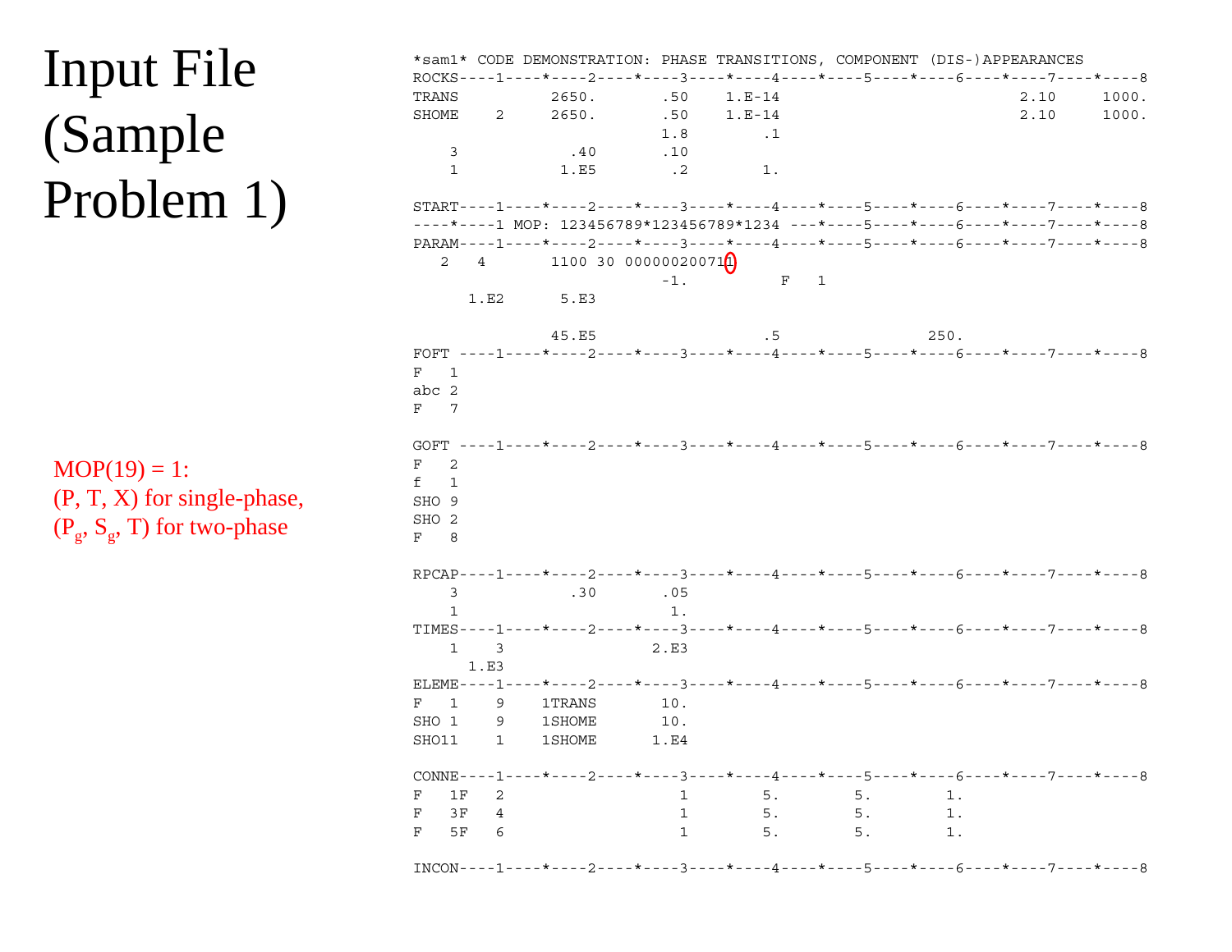# Input File (Sample Problem 1)

MOP(19) = 1:
(P, T, X) for single-phase,
($P_g$, $S_g$, T) for two-phase

```
*sam1* CODE DEMONSTRATION: PHASE TRANSITIONS, COMPONENT (DIS-)APPEARANCES
ROCKS----1----*----2----*----3----*----4----*----5----*----6----*----7----*----8
TRANS          2650.       .50    1.E-14                             2.10     1000.
SHOME    2     2650.       .50    1.E-14                             2.10     1000.
                           1.8        .1
    3            .40       .10
    1           1.E5        .2        1.

START----1----*----2----*----3----*----4----*----5----*----6----*----7----*----8
----*----1 MOP: 123456789*123456789*1234 ---*----5----*----6----*----7----*----8
PARAM----1----*----2----*----3----*----4----*----5----*----6----*----7----*----8
   2    4          1100 30 0000002007111
                           -1.          F   1
      1.E2       5.E3

               45.E5                  .5                250.
FOFT ----1----*----2----*----3----*----4----*----5----*----6----*----7----*----8
F   1
abc 2
F   7

GOFT ----1----*----2----*----3----*----4----*----5----*----6----*----7----*----8
F   2
f   1
SHO 9
SHO 2
F   8

RPCAP----1----*----2----*----3----*----4----*----5----*----6----*----7----*----8
    3            .30       .05
    1                       1.
TIMES----1----*----2----*----3----*----4----*----5----*----6----*----7----*----8
    1    3                2.E3
      1.E3
ELEME----1----*----2----*----3----*----4----*----5----*----6----*----7----*----8
F   1    9    1TRANS       10.
SHO 1    9    1SHOME       10.
SHO11    1    1SHOME      1.E4

CONNE----1----*----2----*----3----*----4----*----5----*----6----*----7----*----8
F   1F   2                  1        5.        5.        1.
F   3F   4                  1        5.        5.        1.
F   5F   6                  1        5.        5.        1.

INCON----1----*----2----*----3----*----4----*----5----*----6----*----7----*----8
```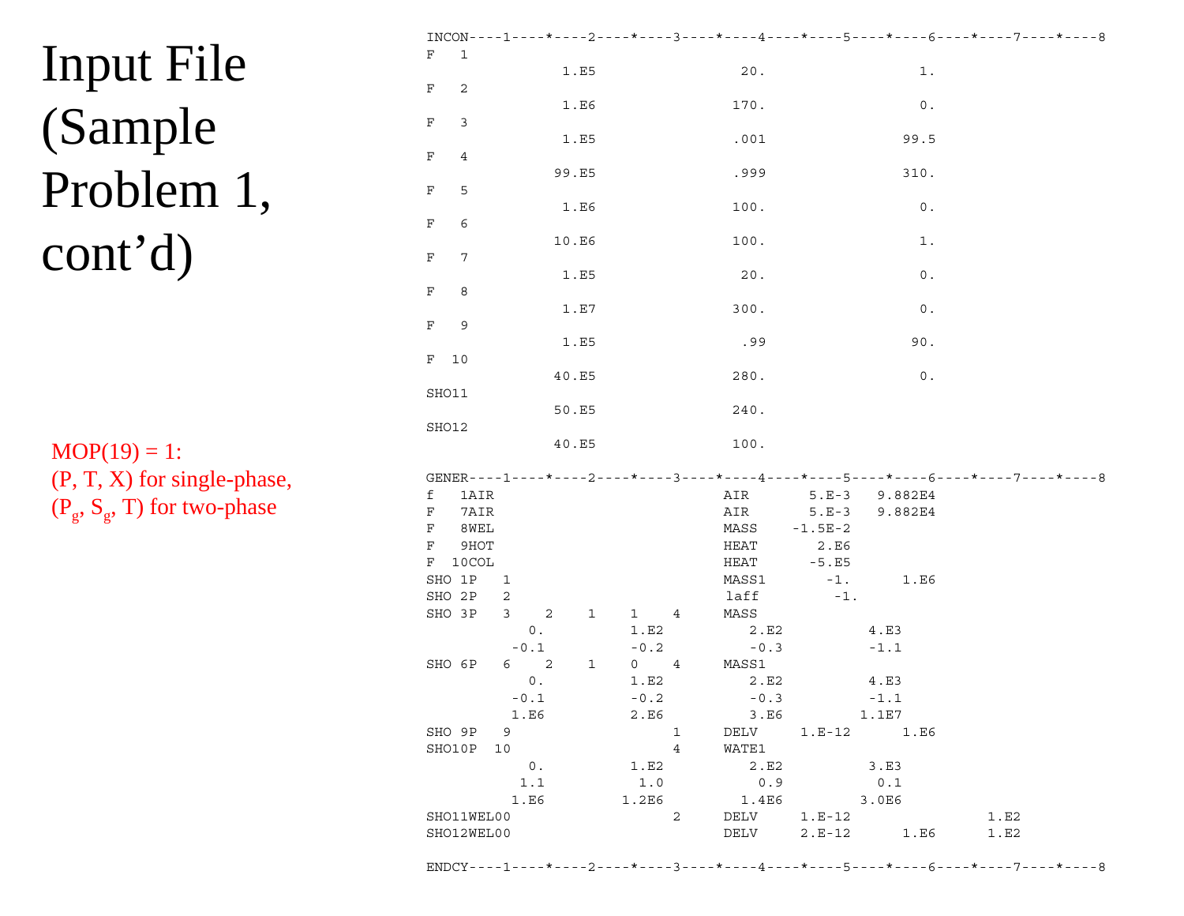# Input File (Sample Problem 1, cont'd)

MOP(19) = 1:
(P, T, X) for single-phase,
($P_g$, $S_g$, T) for two-phase

```
INCON----1----*----2----*----3----*----4----*----5----*----6----*----7----*----8
F   1
               1.E5                20.                 1.
F   2
               1.E6               170.                 0.
F   3
               1.E5               .001               99.5
F   4
              99.E5               .999               310.
F   5
               1.E6               100.                 0.
F   6
              10.E6               100.                 1.
F   7
               1.E5                20.                 0.
F   8
               1.E7               300.                 0.
F   9
               1.E5                .99                90.
F  10
              40.E5               280.                 0.
SHO11
              50.E5               240.
SHO12
              40.E5               100.

GENER----1----*----2----*----3----*----4----*----5----*----6----*----7----*----8
f   1AIR                          AIR       5.E-3   9.882E4
F   7AIR                          AIR       5.E-3   9.882E4
F   8WEL                          MASS    -1.5E-2
F   9HOT                          HEAT       2.E6
F  10COL                          HEAT      -5.E5
SHO 1P   1                        MASS1       -1.       1.E6
SHO 2P   2                        laff        -1.
SHO 3P   3    2    1    1    4    MASS
            0.          1.E2         2.E2          4.E3
          -0.1          -0.2         -0.3          -1.1
SHO 6P   6    2    1    0    4    MASS1
            0.          1.E2         2.E2          4.E3
          -0.1          -0.2         -0.3          -1.1
          1.E6          2.E6         3.E6         1.1E7
SHO 9P   9                   1    DELV     1.E-12      1.E6
SHO10P  10                   4    WATE1
            0.          1.E2         2.E2          3.E3
           1.1           1.0          0.9           0.1
          1.E6         1.2E6        1.4E6         3.0E6
SHO11WEL00                   2    DELV     1.E-12                1.E2
SHO12WEL00                        DELV     2.E-12      1.E6      1.E2

ENDCY----1----*----2----*----3----*----4----*----5----*----6----*----7----*----8
```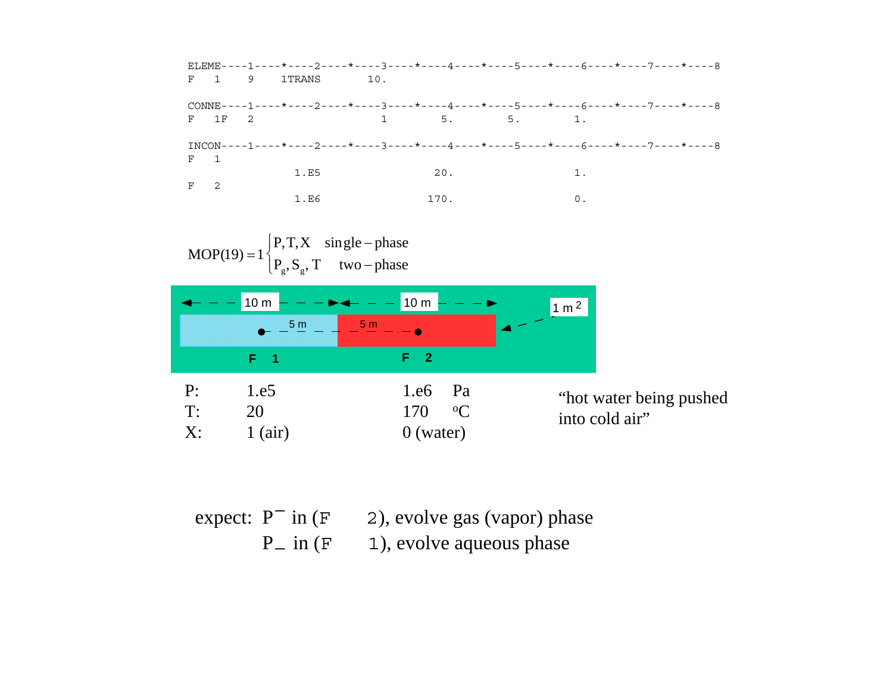```
ELEME----1----*----2----*----3----*----4----*----5----*----6----*----7----*----8
F   1    9    1TRANS      10.

CONNE----1----*----2----*----3----*----4----*----5----*----6----*----7----*----8
F   1F   2                  1        5.        5.        1.

INCON----1----*----2----*----3----*----4----*----5----*----6----*----7----*----8
F   1
              1.E5                 20.                  1.
F   2
              1.E6                170.                  0.
```

$$MOP(19) = 1 \begin{cases} P, T, X & \text{single-phase} \\ P_g, S_g, T & \text{two-phase} \end{cases}$$

10 m | 10 m | 1 $m^2$

5 m | 5 m

F 1 | F 2

| | F 1 | F 2 | |
|---|---|---|---|
| P: | 1.e5 | 1.e6 | Pa |
| T: | 20 | 170 | ºC |
| X: | 1 (air) | 0 (water) | |

"hot water being pushed into cold air"

expect: P¯ in (F 2), evolve gas (vapor) phase

P_ in (F 1), evolve aqueous phase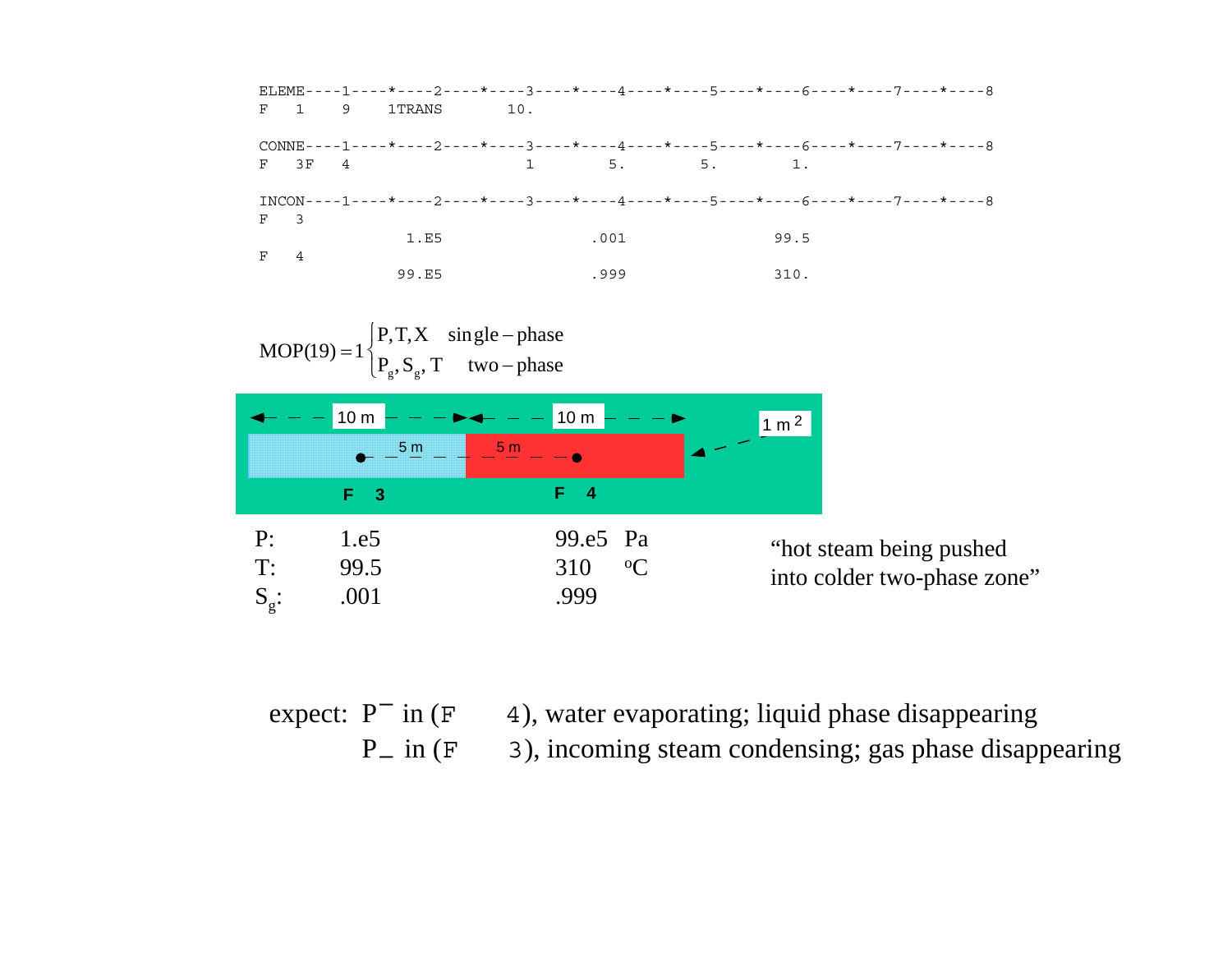```
ELEME----1----*----2----*----3----*----4----*----5----*----6----*----7----*----8
F   1    9    1TRANS      10.

CONNE----1----*----2----*----3----*----4----*----5----*----6----*----7----*----8
F   3F   4                   1        5.        5.        1.

INCON----1----*----2----*----3----*----4----*----5----*----6----*----7----*----8
F   3
               1.E5                .001                99.5
F   4
              99.E5                .999                310.
```

$$MOP(19) = 1 \begin{cases} P, T, X & \text{single-phase} \\ P_g, S_g, T & \text{two-phase} \end{cases}$$

10 m &nbsp;&nbsp;&nbsp; 10 m &nbsp;&nbsp;&nbsp; $1\ m^2$

5 m &nbsp;&nbsp;&nbsp; 5 m

F 3 &nbsp;&nbsp;&nbsp; F 4

| | F 3 | F 4 | |
|---|---|---|---|
| P: | 1.e5 | 99.e5 | Pa |
| T: | 99.5 | 310 | ºC |
| $S_g$: | .001 | .999 | |

"hot steam being pushed into colder two-phase zone"

expect: $P^-$ in (F 4), water evaporating; liquid phase disappearing

$P_-$ in (F 3), incoming steam condensing; gas phase disappearing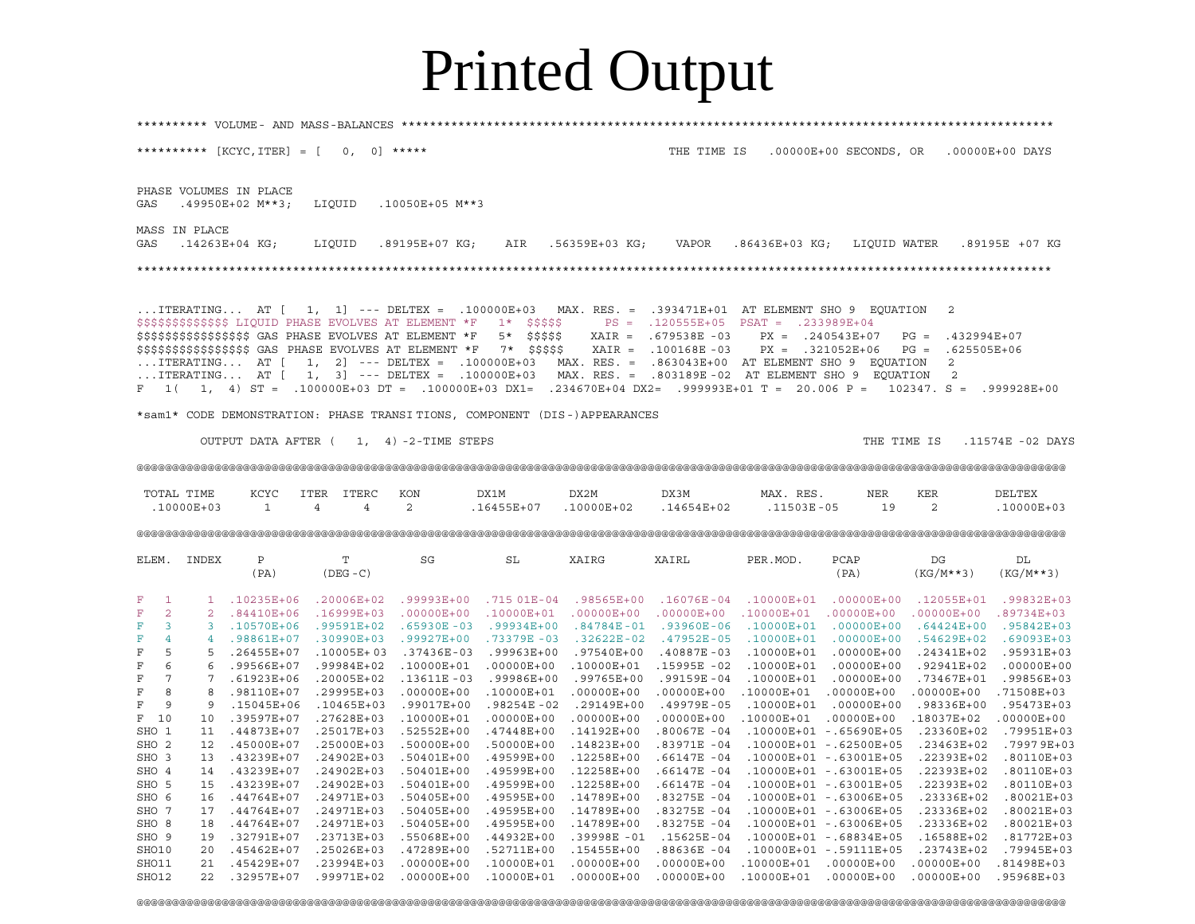# Printed Output

```
********** VOLUME- AND MASS-BALANCES ********************************************************************************************

********** [KCYC,ITER] = [    0,  0] *****                                    THE TIME IS   .00000E+00 SECONDS, OR   .00000E+00 DAYS


PHASE VOLUMES IN PLACE
GAS   .49950E+02 M**3;   LIQUID   .10050E+05 M**3

MASS IN PLACE
GAS   .14263E+04 KG;     LIQUID   .89195E+07 KG;    AIR   .56359E+03 KG;    VAPOR   .86436E+03 KG;   LIQUID WATER   .89195E +07 KG

********************************************************************************************************************************


...ITERATING...  AT [    1,  1] --- DELTEX =  .100000E+03   MAX. RES. =  .393471E+01  AT ELEMENT SHO 9  EQUATION   2
$$$$$$$$$$$$$ LIQUID PHASE EVOLVES AT ELEMENT *F    1*  $$$$$       PS =  .120555E+05  PSAT =  .233989E+04
$$$$$$$$$$$$$$$$ GAS PHASE EVOLVES AT ELEMENT *F    5*  $$$$$    XAIR =  .679538E -03    PX =  .240543E+07    PG =  .432994E+07
$$$$$$$$$$$$$$$$ GAS PHASE EVOLVES AT ELEMENT *F    7*  $$$$$    XAIR =  .100168E -03    PX =  .321052E+06    PG =  .625505E+06
...ITERATING...  AT [    1,  2] --- DELTEX =  .100000E+03   MAX. RES. =  .863043E+00  AT ELEMENT SHO 9  EQUATION   2
...ITERATING...  AT [    1,  3] --- DELTEX =  .100000E+03   MAX. RES. =  .803189E -02  AT ELEMENT SHO 9  EQUATION   2
F   1(   1,  4) ST =  .100000E+03 DT =  .100000E+03 DX1=  .234670E+04 DX2=  .999993E+01 T =  20.006 P =   102347. S =  .999928E+00

*sam1* CODE DEMONSTRATION: PHASE TRANSITIONS, COMPONENT (DIS-)APPEARANCES

         OUTPUT DATA AFTER (   1,  4)-2-TIME STEPS                                                        THE TIME IS   .11574E -02 DAYS

@@@@@@@@@@@@@@@@@@@@@@@@@@@@@@@@@@@@@@@@@@@@@@@@@@@@@@@@@@@@@@@@@@@@@@@@@@@@@@@@@@@@@@@@@@@@@@@@@@@@@@@@@@@@@@@@@@@@@@@@@@@@@@@@

 TOTAL TIME      KCYC    ITER  ITERC    KON        DX1M         DX2M         DX3M          MAX. RES.       NER    KER         DELTEX
  .10000E+03       1       4      4      2       .16455E+07   .10000E+02   .14654E+02     .11503E -05      19      2         .10000E+03

@@@@@@@@@@@@@@@@@@@@@@@@@@@@@@@@@@@@@@@@@@@@@@@@@@@@@@@@@@@@@@@@@@@@@@@@@@@@@@@@@@@@@@@@@@@@@@@@@@@@@@@@@@@@@@@@@@@@@@@@@@@@@@@@@

ELEM.  INDEX      P           T            SG          SL          XAIRG       XAIRL       PER.MOD.     PCAP          DG          DL
                 (PA)      (DEG-C)                                                                       (PA)       (KG/M**3)   (KG/M**3)

F   1      1  .10235E+06  .20006E+02  .99993E+00  .715 01E-04  .98565E+00  .16076E-04  .10000E+01  .00000E+00  .12055E+01  .99832E+03
F   2      2  .84410E+06  .16999E+03  .00000E+00  .10000E+01  .00000E+00  .00000E+00  .10000E+01  .00000E+00  .00000E+00  .89734E+03
F   3      3  .10570E+06  .99591E+02  .65930E -03  .99934E+00  .84784E-01  .93960E-06  .10000E+01  .00000E+00  .64424E+00  .95842E+03
F   4      4  .98861E+07  .30990E+03  .99927E+00  .73379E -03  .32622E-02  .47952E-05  .10000E+01  .00000E+00  .54629E+02  .69093E+03
F   5      5  .26455E+07  .10005E+ 03  .37436E-03  .99963E+00  .97540E+00  .40887E -03  .10000E+01  .00000E+00  .24341E+02  .95931E+03
F   6      6  .99566E+07  .99984E+02  .10000E+01  .00000E+00  .10000E+01  .15995E -02  .10000E+01  .00000E+00  .92941E+02  .00000E+00
F   7      7  .61923E+06  .20005E+02  .13611E -03  .99986E+00  .99765E+00  .99159E -04  .10000E+01  .00000E+00  .73467E+01  .99856E+03
F   8      8  .98110E+07  .29995E+03  .00000E+00  .10000E+01  .00000E+00  .00000E+00  .10000E+01  .00000E+00  .00000E+00  .71508E+03
F   9      9  .15045E+06  .10465E+03  .99017E+00  .98254E -02  .29149E+00  .49979E-05  .10000E+01  .00000E+00  .98336E+00  .95473E+03
F  10     10  .39597E+07  .27628E+03  .10000E+01  .00000E+00  .00000E+00  .00000E+00  .10000E+01  .00000E+00  .18037E+02  .00000E+00
SHO 1     11  .44873E+07  .25017E+03  .52552E+00  .47448E+00  .14192E+00  .80067E -04  .10000E+01 -.65690E+05  .23360E+02  .79951E+03
SHO 2     12  .45000E+07  .25000E+03  .50000E+00  .50000E+00  .14823E+00  .83971E -04  .10000E+01 -.62500E+05  .23463E+02  .7997 9E+03
SHO 3     13  .43239E+07  .24902E+03  .50401E+00  .49599E+00  .12258E+00  .66147E -04  .10000E+01 -.63001E+05  .22393E+02  .80110E+03
SHO 4     14  .43239E+07  .24902E+03  .50401E+00  .49599E+00  .12258E+00  .66147E -04  .10000E+01 -.63001E+05  .22393E+02  .80110E+03
SHO 5     15  .43239E+07  .24902E+03  .50401E+00  .49599E+00  .12258E+00  .66147E -04  .10000E+01 -.63001E+05  .22393E+02  .80110E+03
SHO 6     16  .44764E+07  .24971E+03  .50405E+00  .49595E+00  .14789E+00  .83275E -04  .10000E+01 -.63006E+05  .23336E+02  .80021E+03
SHO 7     17  .44764E+07  .24971E+03  .50405E+00  .49595E+00  .14789E+00  .83275E -04  .10000E+01 -.63006E+05  .23336E+02  .80021E+03
SHO 8     18  .44764E+07  .24971E+03  .50405E+00  .49595E+00  .14789E+00  .83275E -04  .10000E+01 -.63006E+05  .23336E+02  .80021E+03
SHO 9     19  .32791E+07  .23713E+03  .55068E+00  .44932E+00  .39998E -01  .15625E-04  .10000E+01 -.68834E+05  .16588E+02  .81772E+03
SHO10     20  .45462E+07  .25026E+03  .47289E+00  .52711E+00  .15455E+00  .88636E -04  .10000E+01 -.59111E+05  .23743E+02  .79945E+03
SHO11     21  .45429E+07  .23994E+03  .00000E+00  .10000E+01  .00000E+00  .00000E+00  .10000E+01  .00000E+00  .00000E+00  .81498E+03
SHO12     22  .32957E+07  .99971E+02  .00000E+00  .10000E+01  .00000E+00  .00000E+00  .10000E+01  .00000E+00  .00000E+00  .95968E+03

@@@@@@@@@@@@@@@@@@@@@@@@@@@@@@@@@@@@@@@@@@@@@@@@@@@@@@@@@@@@@@@@@@@@@@@@@@@@@@@@@@@@@@@@@@@@@@@@@@@@@@@@@@@@@@@@@@@@@@@@@@@@@@@@@
```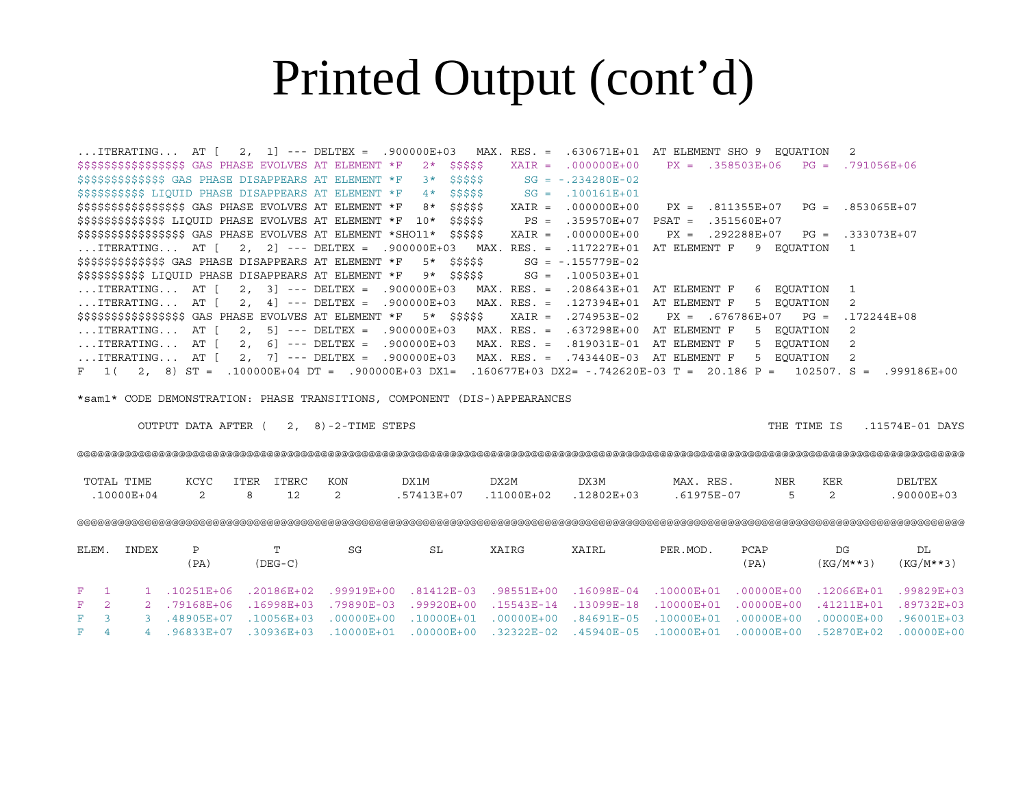# Printed Output (cont'd)

```
...ITERATING...  AT [   2,  1] --- DELTEX =  .900000E+03   MAX. RES. =  .630671E+01  AT ELEMENT SHO 9  EQUATION   2
$$$$$$$$$$$$$$$$ GAS PHASE EVOLVES AT ELEMENT *F   2*  $$$$$    XAIR =  .000000E+00    PX =  .358503E+06   PG =  .791056E+06
$$$$$$$$$$$$$ GAS PHASE DISAPPEARS AT ELEMENT *F   3*  $$$$$      SG = -.234280E-02
$$$$$$$$$$ LIQUID PHASE DISAPPEARS AT ELEMENT *F   4*  $$$$$      SG =  .100161E+01
$$$$$$$$$$$$$$$$ GAS PHASE EVOLVES AT ELEMENT *F   8*  $$$$$    XAIR =  .000000E+00    PX =  .811355E+07   PG =  .853065E+07
$$$$$$$$$$$$$ LIQUID PHASE EVOLVES AT ELEMENT *F  10*  $$$$$      PS =  .359570E+07  PSAT =  .351560E+07
$$$$$$$$$$$$$$$$ GAS PHASE EVOLVES AT ELEMENT *SHO11*  $$$$$    XAIR =  .000000E+00    PX =  .292288E+07   PG =  .333073E+07
...ITERATING...  AT [   2,  2] --- DELTEX =  .900000E+03   MAX. RES. =  .117227E+01  AT ELEMENT F   9  EQUATION   1
$$$$$$$$$$$$$ GAS PHASE DISAPPEARS AT ELEMENT *F   5*  $$$$$      SG = -.155779E-02
$$$$$$$$$$ LIQUID PHASE DISAPPEARS AT ELEMENT *F   9*  $$$$$      SG =  .100503E+01
...ITERATING...  AT [   2,  3] --- DELTEX =  .900000E+03   MAX. RES. =  .208643E+01  AT ELEMENT F   6  EQUATION   1
...ITERATING...  AT [   2,  4] --- DELTEX =  .900000E+03   MAX. RES. =  .127394E+01  AT ELEMENT F   5  EQUATION   2
$$$$$$$$$$$$$$$$ GAS PHASE EVOLVES AT ELEMENT *F   5*  $$$$$    XAIR =  .274953E-02    PX =  .676786E+07   PG =  .172244E+08
...ITERATING...  AT [   2,  5] --- DELTEX =  .900000E+03   MAX. RES. =  .637298E+00  AT ELEMENT F   5  EQUATION   2
...ITERATING...  AT [   2,  6] --- DELTEX =  .900000E+03   MAX. RES. =  .819031E-01  AT ELEMENT F   5  EQUATION   2
...ITERATING...  AT [   2,  7] --- DELTEX =  .900000E+03   MAX. RES. =  .743440E-03  AT ELEMENT F   5  EQUATION   2
F   1(   2,  8) ST =  .100000E+04 DT =  .900000E+03 DX1=  .160677E+03 DX2= -.742620E-03 T =  20.186 P =   102507. S =  .999186E+00

*sam1* CODE DEMONSTRATION: PHASE TRANSITIONS, COMPONENT (DIS-)APPEARANCES

         OUTPUT DATA AFTER (   2,  8)-2-TIME STEPS                                                              THE TIME IS   .11574E-01 DAYS

@@@@@@@@@@@@@@@@@@@@@@@@@@@@@@@@@@@@@@@@@@@@@@@@@@@@@@@@@@@@@@@@@@@@@@@@@@@@@@@@@@@@@@@@@@@@@@@@@@@@@@@@@@@@@@@@@@@@@@@@@@@@@@@@@@@

  TOTAL TIME     KCYC   ITER  ITERC   KON        DX1M         DX2M         DX3M          MAX. RES.       NER    KER         DELTEX
   .10000E+04       2      8     12     2       .57413E+07   .11000E+02   .12802E+03     .61975E-07       5      2         .90000E+03

@@@@@@@@@@@@@@@@@@@@@@@@@@@@@@@@@@@@@@@@@@@@@@@@@@@@@@@@@@@@@@@@@@@@@@@@@@@@@@@@@@@@@@@@@@@@@@@@@@@@@@@@@@@@@@@@@@@@@@@@@@@@@@@@@@@@

ELEM.  INDEX      P          T           SG          SL          XAIRG       XAIRL        PER.MOD.     PCAP         DG          DL
                 (PA)      (DEG-C)                                                                     (PA)      (KG/M**3)   (KG/M**3)

F   1      1  .10251E+06  .20186E+02  .99919E+00  .81412E-03  .98551E+00  .16098E-04  .10000E+01  .00000E+00  .12066E+01  .99829E+03
F   2      2  .79168E+06  .16998E+03  .79890E-03  .99920E+00  .15543E-14  .13099E-18  .10000E+01  .00000E+00  .41211E+01  .89732E+03
F   3      3  .48905E+07  .10056E+03  .00000E+00  .10000E+01  .00000E+00  .84691E-05  .10000E+01  .00000E+00  .00000E+00  .96001E+03
F   4      4  .96833E+07  .30936E+03  .10000E+01  .00000E+00  .32322E-02  .45940E-05  .10000E+01  .00000E+00  .52870E+02  .00000E+00
```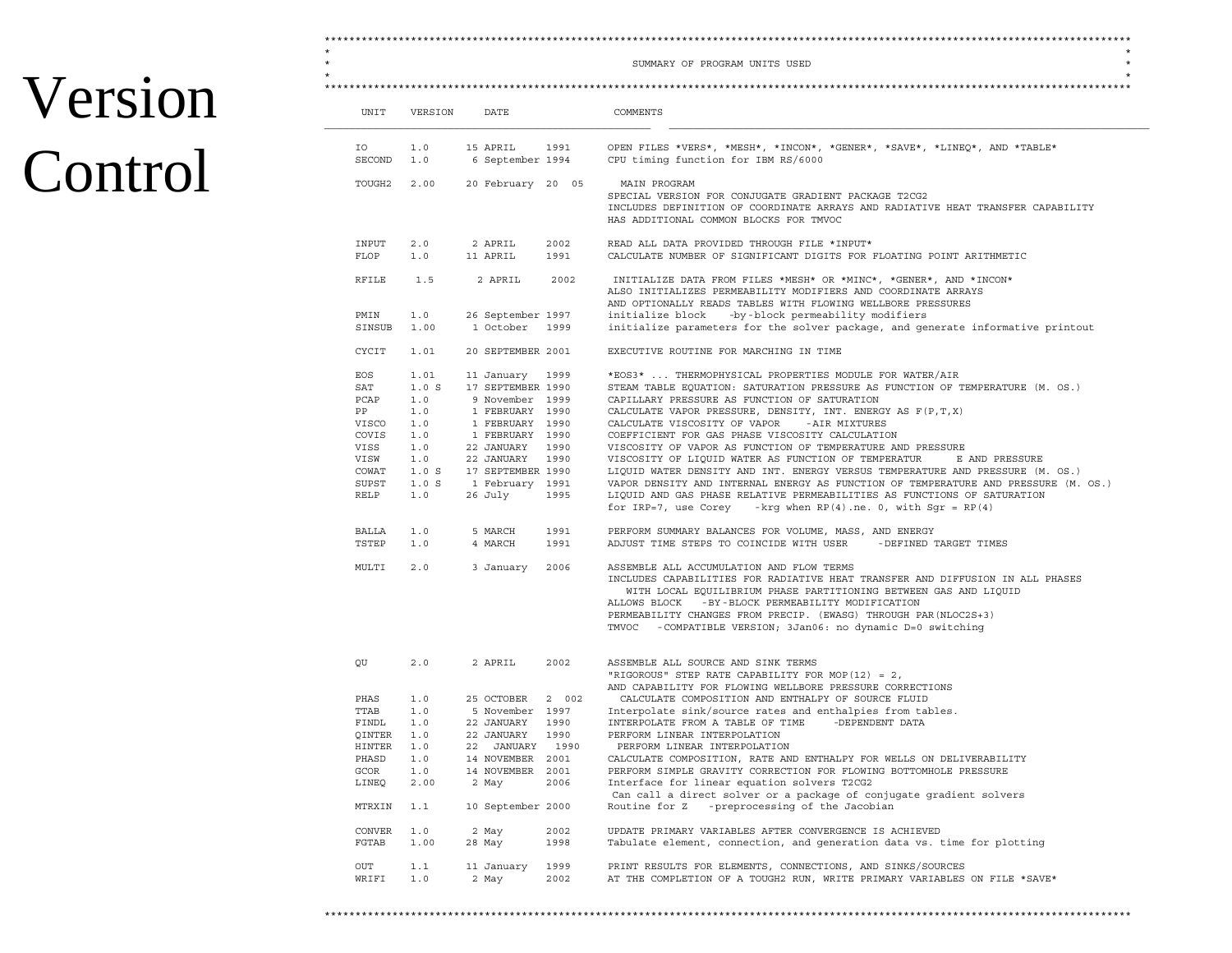# Version Control

```
*****************************************************************************************************************************
*                                                                                                                           *
*                                              SUMMARY OF PROGRAM UNITS USED                                                *
*                                                                                                                           *
*****************************************************************************************************************************

     UNIT    VERSION     DATE                COMMENTS
_________________________________________________    _______________________________________________________________________

     IO      1.0      15 APRIL     1991      OPEN FILES *VERS*, *MESH*, *INCON*, *GENER*, *SAVE*, *LINEQ*, AND *TABLE*
     SECOND  1.0       6 September 1994      CPU timing function for IBM RS/6000

     TOUGH2  2.00     20 February  20  05      MAIN PROGRAM
                                             SPECIAL VERSION FOR CONJUGATE GRADIENT PACKAGE T2CG2
                                             INCLUDES DEFINITION OF COORDINATE ARRAYS AND RADIATIVE HEAT TRANSFER CAPABILITY
                                             HAS ADDITIONAL COMMON BLOCKS FOR TMVOC

     INPUT   2.0       2 APRIL     2002      READ ALL DATA PROVIDED THROUGH FILE *INPUT*
     FLOP    1.0      11 APRIL     1991      CALCULATE NUMBER OF SIGNIFICANT DIGITS FOR FLOATING POINT ARITHMETIC

     RFILE    1.5       2 APRIL     2002      INITIALIZE DATA FROM FILES *MESH* OR *MINC*, *GENER*, AND *INCON*
                                             ALSO INITIALIZES PERMEABILITY MODIFIERS AND COORDINATE ARRAYS
                                             AND OPTIONALLY READS TABLES WITH FLOWING WELLBORE PRESSURES
     PMIN    1.0      26 September 1997      initialize block    -by-block permeability modifiers
     SINSUB  1.00      1 October   1999      initialize parameters for the solver package, and generate informative printout

     CYCIT   1.01     20 SEPTEMBER 2001      EXECUTIVE ROUTINE FOR MARCHING IN TIME

     EOS     1.01     11 January   1999      *EOS3* ... THERMOPHYSICAL PROPERTIES MODULE FOR WATER/AIR
     SAT     1.0 S    17 SEPTEMBER 1990      STEAM TABLE EQUATION: SATURATION PRESSURE AS FUNCTION OF TEMPERATURE (M. OS.)
     PCAP    1.0       9 November  1999      CAPILLARY PRESSURE AS FUNCTION OF SATURATION
     PP      1.0       1 FEBRUARY  1990      CALCULATE VAPOR PRESSURE, DENSITY, INT. ENERGY AS F(P,T,X)
     VISCO   1.0       1 FEBRUARY  1990      CALCULATE VISCOSITY OF VAPOR    -AIR MIXTURES
     COVIS   1.0       1 FEBRUARY  1990      COEFFICIENT FOR GAS PHASE VISCOSITY CALCULATION
     VISS    1.0      22 JANUARY   1990      VISCOSITY OF VAPOR AS FUNCTION OF TEMPERATURE AND PRESSURE
     VISW    1.0      22 JANUARY   1990      VISCOSITY OF LIQUID WATER AS FUNCTION OF TEMPERATUR      E AND PRESSURE
     COWAT   1.0 S    17 SEPTEMBER 1990      LIQUID WATER DENSITY AND INT. ENERGY VERSUS TEMPERATURE AND PRESSURE (M. OS.)
     SUPST   1.0 S     1 February  1991      VAPOR DENSITY AND INTERNAL ENERGY AS FUNCTION OF TEMPERATURE AND PRESSURE (M. OS.)
     RELP    1.0      26 July      1995      LIQUID AND GAS PHASE RELATIVE PERMEABILITIES AS FUNCTIONS OF SATURATION
                                             for IRP=7, use Corey    -krg when RP(4).ne. 0, with Sgr = RP(4)

     BALLA   1.0       5 MARCH     1991      PERFORM SUMMARY BALANCES FOR VOLUME, MASS, AND ENERGY
     TSTEP   1.0       4 MARCH     1991      ADJUST TIME STEPS TO COINCIDE WITH USER     -DEFINED TARGET TIMES

     MULTI   2.0       3 January   2006      ASSEMBLE ALL ACCUMULATION AND FLOW TERMS
                                             INCLUDES CAPABILITIES FOR RADIATIVE HEAT TRANSFER AND DIFFUSION IN ALL PHASES
                                                WITH LOCAL EQUILIBRIUM PHASE PARTITIONING BETWEEN GAS AND LIQUID
                                             ALLOWS BLOCK    -BY-BLOCK PERMEABILITY MODIFICATION
                                             PERMEABILITY CHANGES FROM PRECIP. (EWASG) THROUGH PAR(NLOC2S+3)
                                             TMVOC   -COMPATIBLE VERSION; 3Jan06: no dynamic D=0 switching


     QU      2.0       2 APRIL     2002      ASSEMBLE ALL SOURCE AND SINK TERMS
                                             "RIGOROUS" STEP RATE CAPABILITY FOR MOP(12) = 2,
                                             AND CAPABILITY FOR FLOWING WELLBORE PRESSURE CORRECTIONS
     PHAS    1.0      25 OCTOBER   2  002      CALCULATE COMPOSITION AND ENTHALPY OF SOURCE FLUID
     TTAB    1.0       5 November  1997      Interpolate sink/source rates and enthalpies from tables.
     FINDL   1.0      22 JANUARY   1990      INTERPOLATE FROM A TABLE OF TIME     -DEPENDENT DATA
     QINTER  1.0      22 JANUARY   1990      PERFORM LINEAR INTERPOLATION
     HINTER  1.0      22  JANUARY   1990      PERFORM LINEAR INTERPOLATION
     PHASD   1.0      14 NOVEMBER  2001      CALCULATE COMPOSITION, RATE AND ENTHALPY FOR WELLS ON DELIVERABILITY
     GCOR    1.0      14 NOVEMBER  2001      PERFORM SIMPLE GRAVITY CORRECTION FOR FLOWING BOTTOMHOLE PRESSURE
     LINEQ   2.00      2 May       2006      Interface for linear equation solvers T2CG2
                                              Can call a direct solver or a package of conjugate gradient solvers
     MTRXIN  1.1      10 September 2000      Routine for Z   -preprocessing of the Jacobian

     CONVER  1.0       2 May       2002      UPDATE PRIMARY VARIABLES AFTER CONVERGENCE IS ACHIEVED
     FGTAB   1.00     28 May       1998      Tabulate element, connection, and generation data vs. time for plotting

     OUT     1.1      11 January   1999      PRINT RESULTS FOR ELEMENTS, CONNECTIONS, AND SINKS/SOURCES
     WRIFI   1.0       2 May       2002      AT THE COMPLETION OF A TOUGH2 RUN, WRITE PRIMARY VARIABLES ON FILE *SAVE*

*****************************************************************************************************************************
```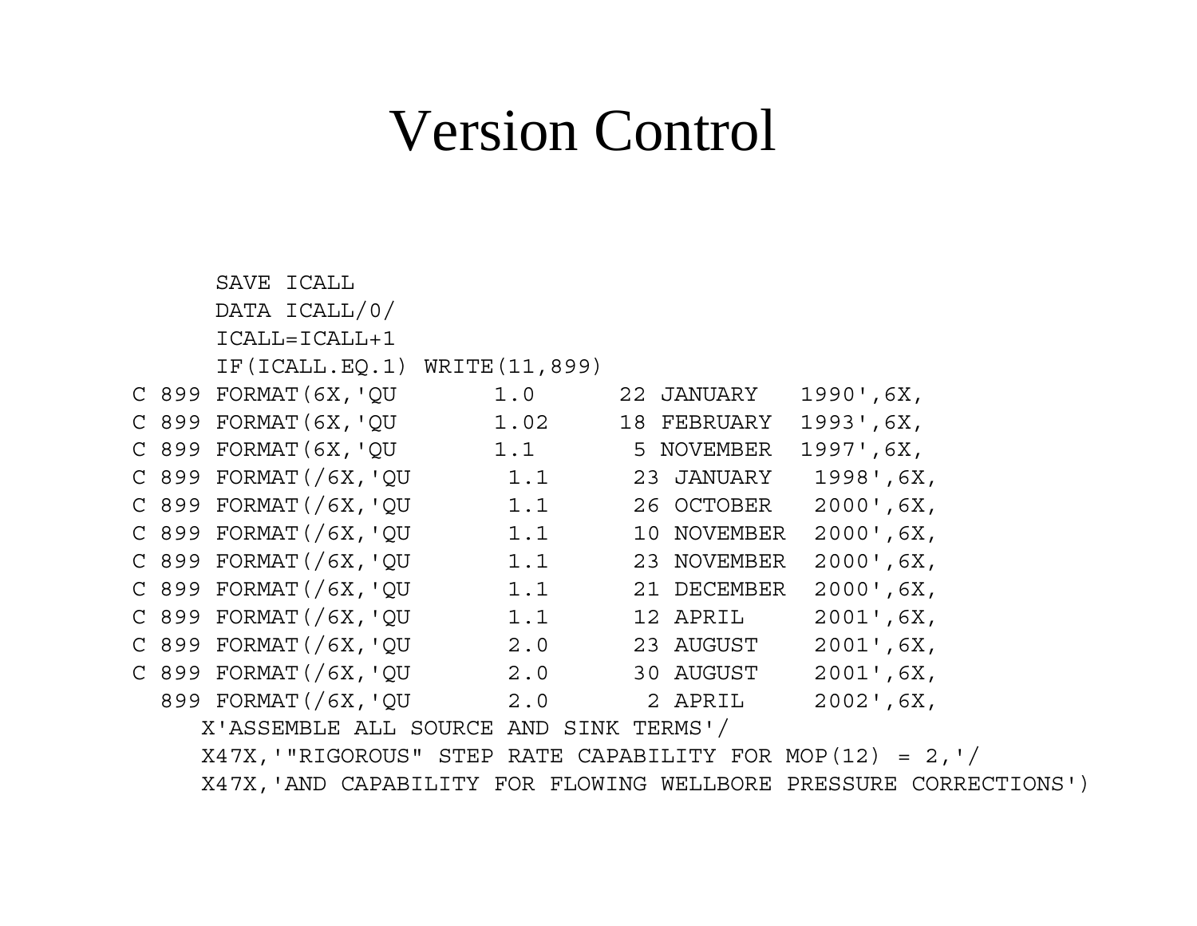# Version Control

```
      SAVE ICALL
      DATA ICALL/0/
      ICALL=ICALL+1
      IF(ICALL.EQ.1) WRITE(11,899)
C 899 FORMAT(6X,'QU       1.0      22 JANUARY   1990',6X,
C 899 FORMAT(6X,'QU       1.02     18 FEBRUARY  1993',6X,
C 899 FORMAT(6X,'QU       1.1       5 NOVEMBER  1997',6X,
C 899 FORMAT(/6X,'QU       1.1      23 JANUARY   1998',6X,
C 899 FORMAT(/6X,'QU       1.1      26 OCTOBER   2000',6X,
C 899 FORMAT(/6X,'QU       1.1      10 NOVEMBER  2000',6X,
C 899 FORMAT(/6X,'QU       1.1      23 NOVEMBER  2000',6X,
C 899 FORMAT(/6X,'QU       1.1      21 DECEMBER  2000',6X,
C 899 FORMAT(/6X,'QU       1.1      12 APRIL     2001',6X,
C 899 FORMAT(/6X,'QU       2.0      23 AUGUST    2001',6X,
C 899 FORMAT(/6X,'QU       2.0      30 AUGUST    2001',6X,
  899 FORMAT(/6X,'QU       2.0       2 APRIL     2002',6X,
     X'ASSEMBLE ALL SOURCE AND SINK TERMS'/
     X47X,'"RIGOROUS" STEP RATE CAPABILITY FOR MOP(12) = 2,'/
     X47X,'AND CAPABILITY FOR FLOWING WELLBORE PRESSURE CORRECTIONS')
```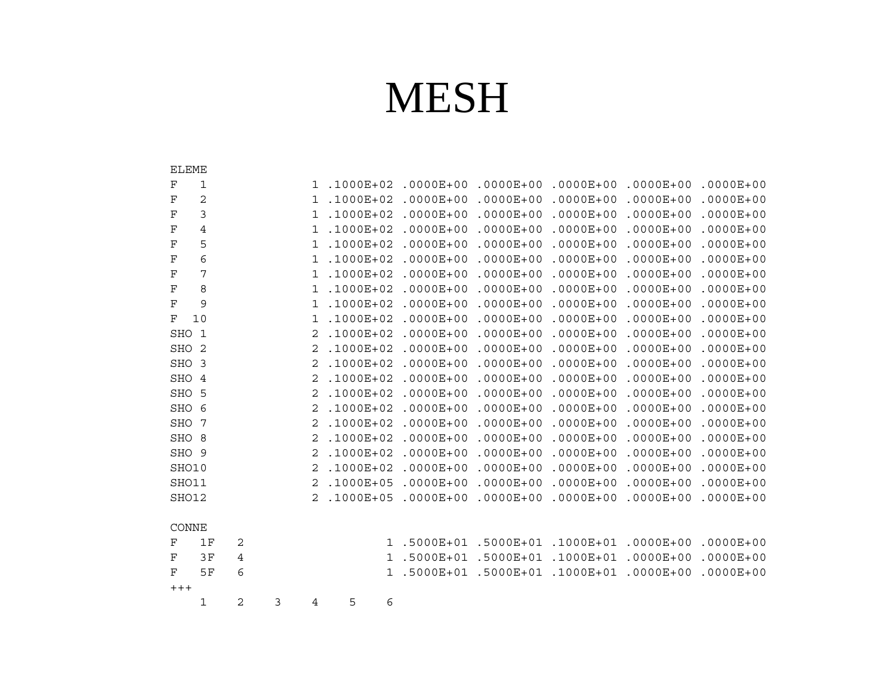# MESH

```
ELEME
F   1              1 .1000E+02 .0000E+00 .0000E+00 .0000E+00 .0000E+00 .0000E+00
F   2              1 .1000E+02 .0000E+00 .0000E+00 .0000E+00 .0000E+00 .0000E+00
F   3              1 .1000E+02 .0000E+00 .0000E+00 .0000E+00 .0000E+00 .0000E+00
F   4              1 .1000E+02 .0000E+00 .0000E+00 .0000E+00 .0000E+00 .0000E+00
F   5              1 .1000E+02 .0000E+00 .0000E+00 .0000E+00 .0000E+00 .0000E+00
F   6              1 .1000E+02 .0000E+00 .0000E+00 .0000E+00 .0000E+00 .0000E+00
F   7              1 .1000E+02 .0000E+00 .0000E+00 .0000E+00 .0000E+00 .0000E+00
F   8              1 .1000E+02 .0000E+00 .0000E+00 .0000E+00 .0000E+00 .0000E+00
F   9              1 .1000E+02 .0000E+00 .0000E+00 .0000E+00 .0000E+00 .0000E+00
F  10              1 .1000E+02 .0000E+00 .0000E+00 .0000E+00 .0000E+00 .0000E+00
SHO 1              2 .1000E+02 .0000E+00 .0000E+00 .0000E+00 .0000E+00 .0000E+00
SHO 2              2 .1000E+02 .0000E+00 .0000E+00 .0000E+00 .0000E+00 .0000E+00
SHO 3              2 .1000E+02 .0000E+00 .0000E+00 .0000E+00 .0000E+00 .0000E+00
SHO 4              2 .1000E+02 .0000E+00 .0000E+00 .0000E+00 .0000E+00 .0000E+00
SHO 5              2 .1000E+02 .0000E+00 .0000E+00 .0000E+00 .0000E+00 .0000E+00
SHO 6              2 .1000E+02 .0000E+00 .0000E+00 .0000E+00 .0000E+00 .0000E+00
SHO 7              2 .1000E+02 .0000E+00 .0000E+00 .0000E+00 .0000E+00 .0000E+00
SHO 8              2 .1000E+02 .0000E+00 .0000E+00 .0000E+00 .0000E+00 .0000E+00
SHO 9              2 .1000E+02 .0000E+00 .0000E+00 .0000E+00 .0000E+00 .0000E+00
SHO10              2 .1000E+02 .0000E+00 .0000E+00 .0000E+00 .0000E+00 .0000E+00
SHO11              2 .1000E+05 .0000E+00 .0000E+00 .0000E+00 .0000E+00 .0000E+00
SHO12              2 .1000E+05 .0000E+00 .0000E+00 .0000E+00 .0000E+00 .0000E+00

CONNE
F   1F   2                  1 .5000E+01 .5000E+01 .1000E+01 .0000E+00 .0000E+00
F   3F   4                  1 .5000E+01 .5000E+01 .1000E+01 .0000E+00 .0000E+00
F   5F   6                  1 .5000E+01 .5000E+01 .1000E+01 .0000E+00 .0000E+00
+++
    1    2    3    4    5    6
```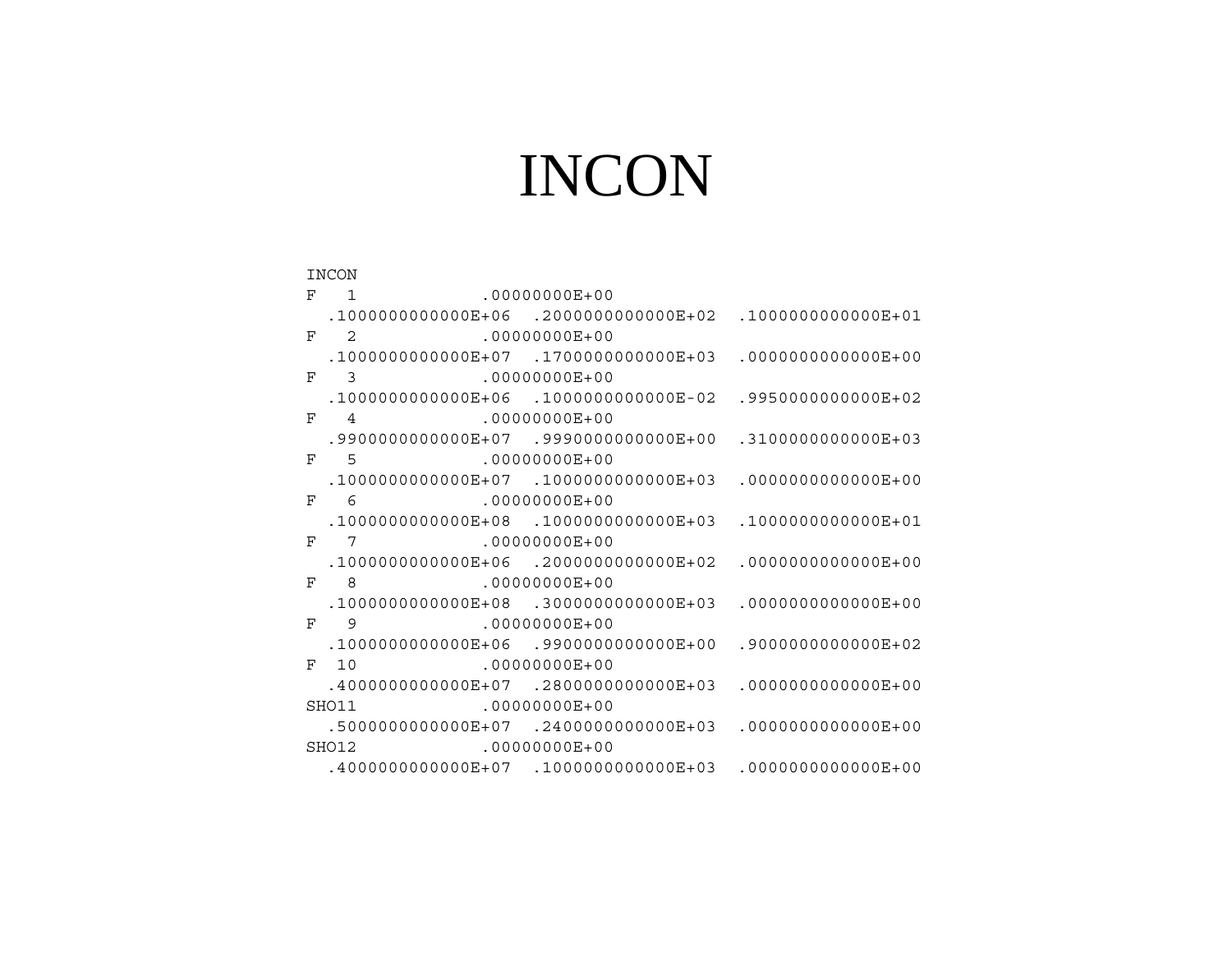# INCON

```
INCON
F   1            .00000000E+00
  .1000000000000E+06  .2000000000000E+02  .1000000000000E+01
F   2            .00000000E+00
  .1000000000000E+07  .1700000000000E+03  .0000000000000E+00
F   3            .00000000E+00
  .1000000000000E+06  .1000000000000E-02  .9950000000000E+02
F   4            .00000000E+00
  .9900000000000E+07  .9990000000000E+00  .3100000000000E+03
F   5            .00000000E+00
  .1000000000000E+07  .1000000000000E+03  .0000000000000E+00
F   6            .00000000E+00
  .1000000000000E+08  .1000000000000E+03  .1000000000000E+01
F   7            .00000000E+00
  .1000000000000E+06  .2000000000000E+02  .0000000000000E+00
F   8            .00000000E+00
  .1000000000000E+08  .3000000000000E+03  .0000000000000E+00
F   9            .00000000E+00
  .1000000000000E+06  .9900000000000E+00  .9000000000000E+02
F  10            .00000000E+00
  .4000000000000E+07  .2800000000000E+03  .0000000000000E+00
SHO11            .00000000E+00
  .5000000000000E+07  .2400000000000E+03  .0000000000000E+00
SHO12            .00000000E+00
  .4000000000000E+07  .1000000000000E+03  .0000000000000E+00
```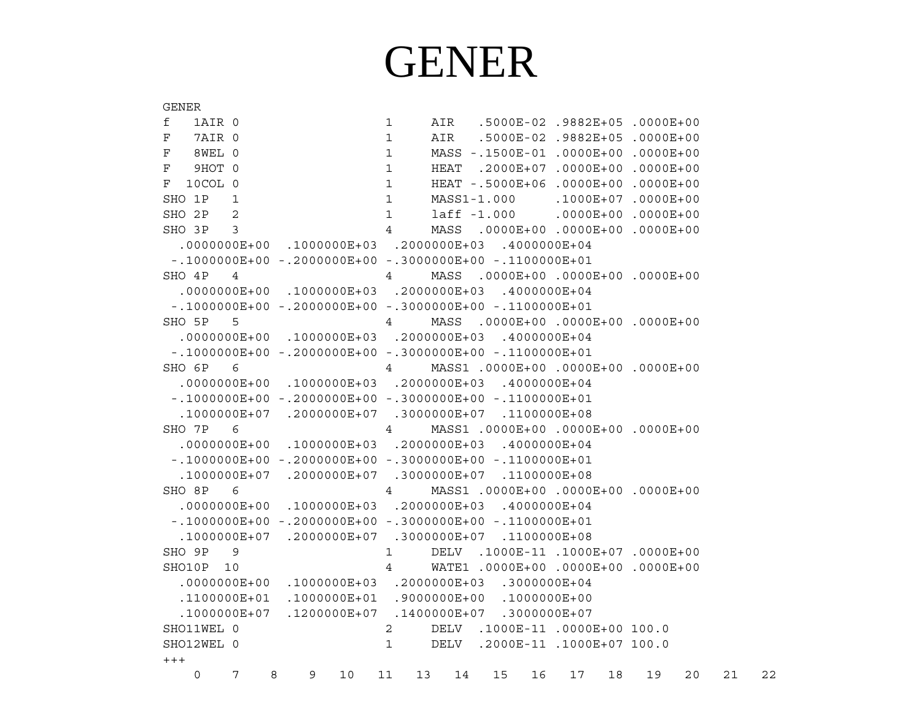# GENER

```
GENER
f   1AIR 0                    1     AIR   .5000E-02 .9882E+05 .0000E+00
F   7AIR 0                    1     AIR   .5000E-02 .9882E+05 .0000E+00
F   8WEL 0                    1     MASS -.1500E-01 .0000E+00 .0000E+00
F   9HOT 0                    1     HEAT  .2000E+07 .0000E+00 .0000E+00
F  10COL 0                    1     HEAT -.5000E+06 .0000E+00 .0000E+00
SHO 1P   1                    1     MASS1-1.000     .1000E+07 .0000E+00
SHO 2P   2                    1     laff -1.000     .0000E+00 .0000E+00
SHO 3P   3                    4     MASS  .0000E+00 .0000E+00 .0000E+00
  .0000000E+00  .1000000E+03  .2000000E+03  .4000000E+04
 -.1000000E+00 -.2000000E+00 -.3000000E+00 -.1100000E+01
SHO 4P   4                    4     MASS  .0000E+00 .0000E+00 .0000E+00
  .0000000E+00  .1000000E+03  .2000000E+03  .4000000E+04
 -.1000000E+00 -.2000000E+00 -.3000000E+00 -.1100000E+01
SHO 5P   5                    4     MASS  .0000E+00 .0000E+00 .0000E+00
  .0000000E+00  .1000000E+03  .2000000E+03  .4000000E+04
 -.1000000E+00 -.2000000E+00 -.3000000E+00 -.1100000E+01
SHO 6P   6                    4     MASS1 .0000E+00 .0000E+00 .0000E+00
  .0000000E+00  .1000000E+03  .2000000E+03  .4000000E+04
 -.1000000E+00 -.2000000E+00 -.3000000E+00 -.1100000E+01
  .1000000E+07  .2000000E+07  .3000000E+07  .1100000E+08
SHO 7P   6                    4     MASS1 .0000E+00 .0000E+00 .0000E+00
  .0000000E+00  .1000000E+03  .2000000E+03  .4000000E+04
 -.1000000E+00 -.2000000E+00 -.3000000E+00 -.1100000E+01
  .1000000E+07  .2000000E+07  .3000000E+07  .1100000E+08
SHO 8P   6                    4     MASS1 .0000E+00 .0000E+00 .0000E+00
  .0000000E+00  .1000000E+03  .2000000E+03  .4000000E+04
 -.1000000E+00 -.2000000E+00 -.3000000E+00 -.1100000E+01
  .1000000E+07  .2000000E+07  .3000000E+07  .1100000E+08
SHO 9P   9                    1     DELV  .1000E-11 .1000E+07 .0000E+00
SHO10P  10                    4     WATE1 .0000E+00 .0000E+00 .0000E+00
  .0000000E+00  .1000000E+03  .2000000E+03  .3000000E+04
  .1100000E+01  .1000000E+01  .9000000E+00  .1000000E+00
  .1000000E+07  .1200000E+07  .1400000E+07  .3000000E+07
SHO11WEL 0                    2     DELV  .1000E-11 .0000E+00 100.0
SHO12WEL 0                    1     DELV  .2000E-11 .1000E+07 100.0
+++
    0    7    8    9   10   11   13   14   15   16   17   18   19   20   21   22
```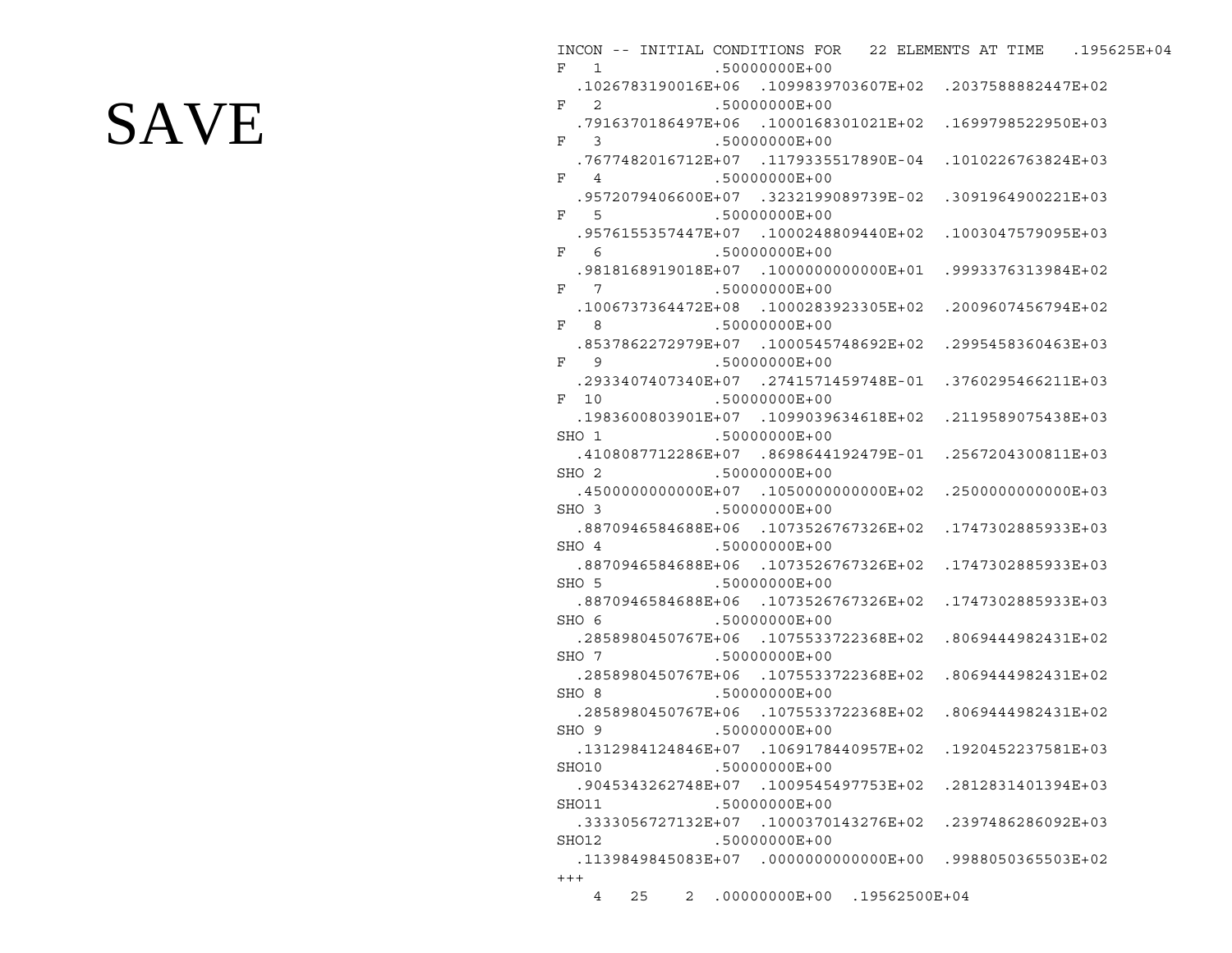# SAVE

```
INCON -- INITIAL CONDITIONS FOR   22 ELEMENTS AT TIME   .195625E+04
F   1           .50000000E+00
  .1026783190016E+06  .1099839703607E+02  .2037588882447E+02
F   2           .50000000E+00
  .7916370186497E+06  .1000168301021E+02  .1699798522950E+03
F   3           .50000000E+00
  .7677482016712E+07  .1179335517890E-04  .1010226763824E+03
F   4           .50000000E+00
  .9572079406600E+07  .3232199089739E-02  .3091964900221E+03
F   5           .50000000E+00
  .9576155357447E+07  .1000248809440E+02  .1003047579095E+03
F   6           .50000000E+00
  .9818168919018E+07  .1000000000000E+01  .9993376313984E+02
F   7           .50000000E+00
  .1006737364472E+08  .1000283923305E+02  .2009607456794E+02
F   8           .50000000E+00
  .8537862272979E+07  .1000545748692E+02  .2995458360463E+03
F   9           .50000000E+00
  .2933407407340E+07  .2741571459748E-01  .3760295466211E+03
F  10           .50000000E+00
  .1983600803901E+07  .1099039634618E+02  .2119589075438E+03
SHO 1           .50000000E+00
  .4108087712286E+07  .8698644192479E-01  .2567204300811E+03
SHO 2           .50000000E+00
  .4500000000000E+07  .1050000000000E+02  .2500000000000E+03
SHO 3           .50000000E+00
  .8870946584688E+06  .1073526767326E+02  .1747302885933E+03
SHO 4           .50000000E+00
  .8870946584688E+06  .1073526767326E+02  .1747302885933E+03
SHO 5           .50000000E+00
  .8870946584688E+06  .1073526767326E+02  .1747302885933E+03
SHO 6           .50000000E+00
  .2858980450767E+06  .1075533722368E+02  .8069444982431E+02
SHO 7           .50000000E+00
  .2858980450767E+06  .1075533722368E+02  .8069444982431E+02
SHO 8           .50000000E+00
  .2858980450767E+06  .1075533722368E+02  .8069444982431E+02
SHO 9           .50000000E+00
  .1312984124846E+07  .1069178440957E+02  .1920452237581E+03
SHO10           .50000000E+00
  .9045343262748E+07  .1009545497753E+02  .2812831401394E+03
SHO11           .50000000E+00
  .3333056727132E+07  .1000370143276E+02  .2397486286092E+03
SHO12           .50000000E+00
  .1139849845083E+07  .0000000000000E+00  .9988050365503E+02
+++
    4   25    2  .00000000E+00  .19562500E+04
```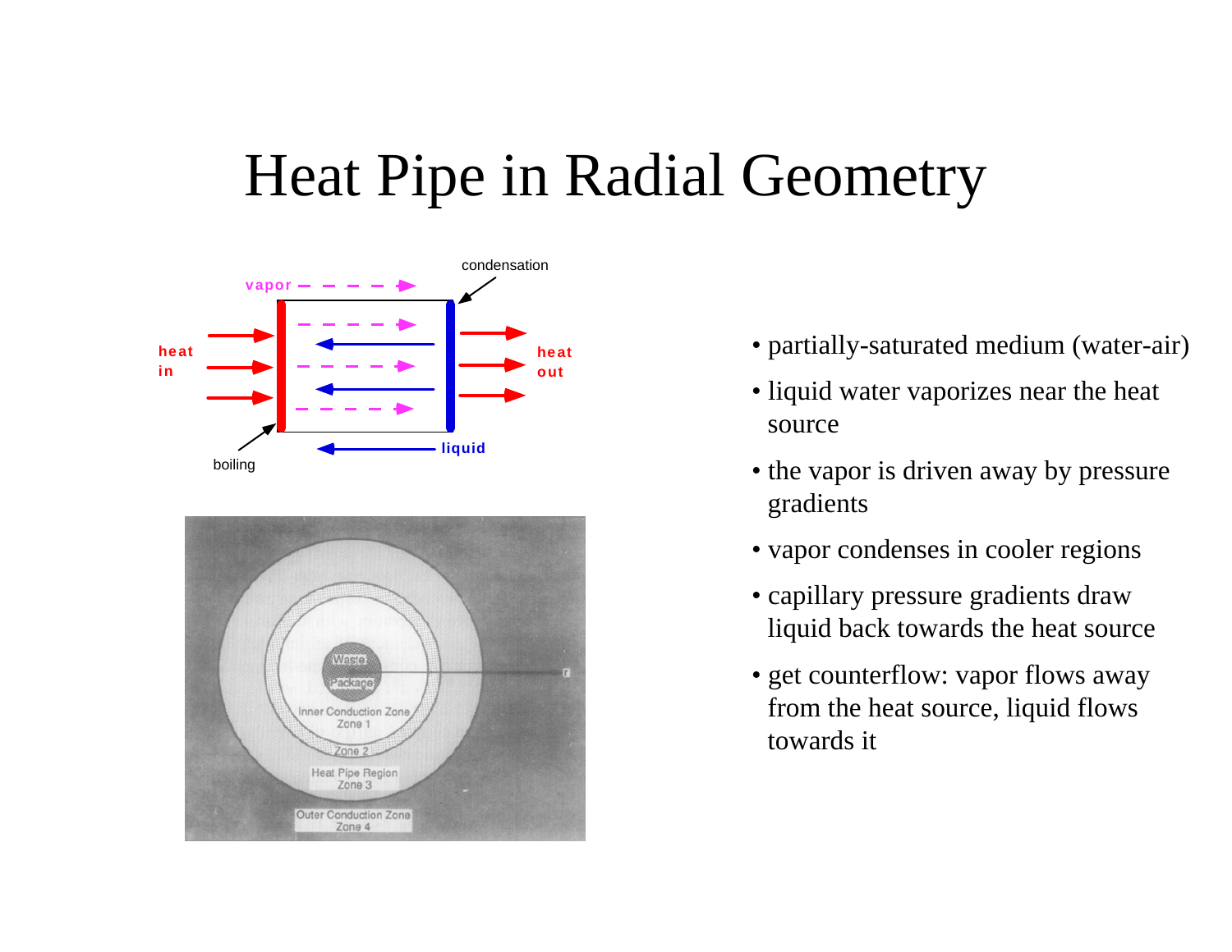# Heat Pipe in Radial Geometry

- partially-saturated medium (water-air)
- liquid water vaporizes near the heat source
- the vapor is driven away by pressure gradients
- vapor condenses in cooler regions
- capillary pressure gradients draw liquid back towards the heat source
- get counterflow: vapor flows away from the heat source, liquid flows towards it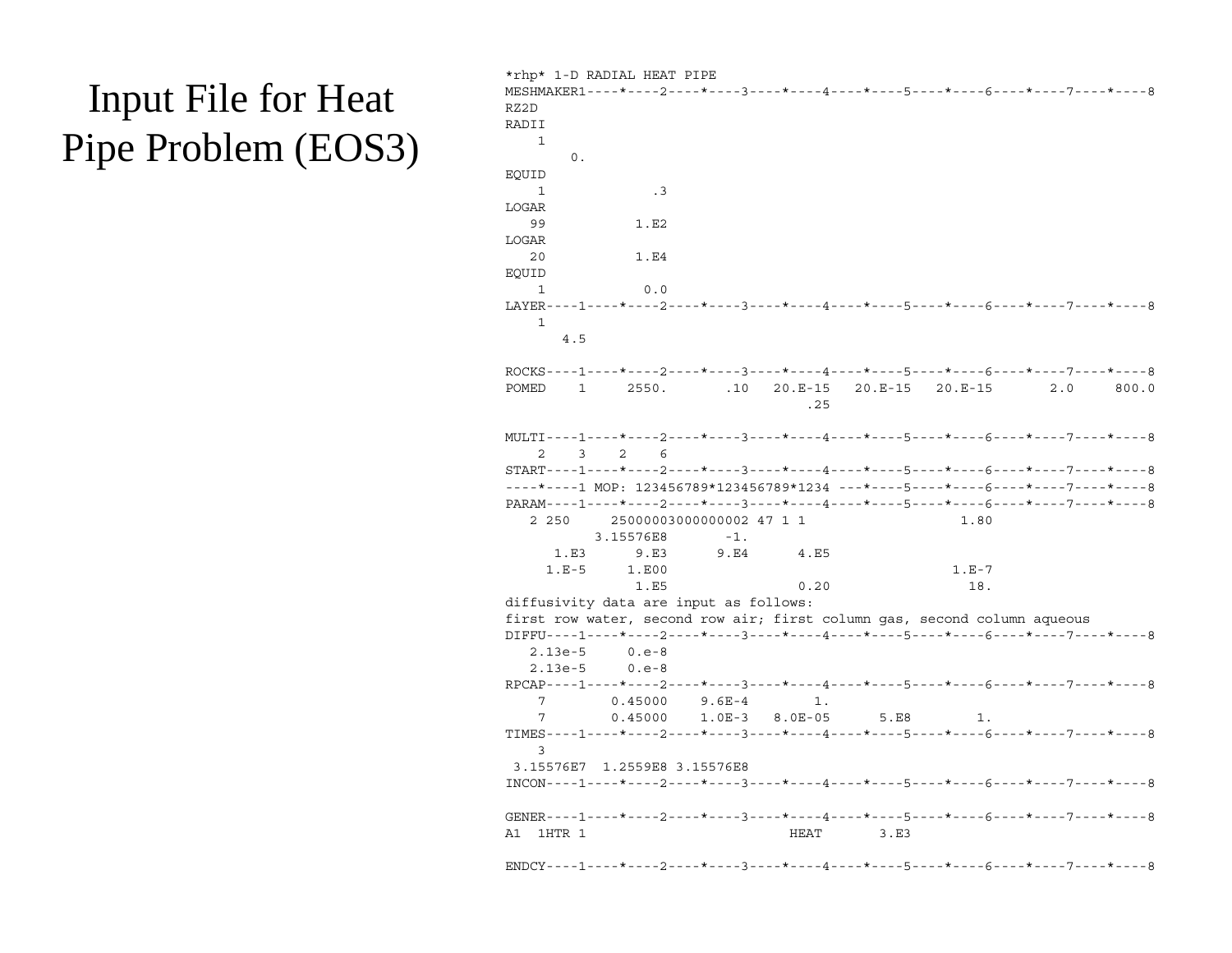# Input File for Heat Pipe Problem (EOS3)

```
*rhp* 1-D RADIAL HEAT PIPE
MESHMAKER1----*----2----*----3----*----4----*----5----*----6----*----7----*----8
RZ2D
RADII
    1
       0.
EQUID
    1             .3
LOGAR
   99           1.E2
LOGAR
   20           1.E4
EQUID
    1            0.0
LAYER----1----*----2----*----3----*----4----*----5----*----6----*----7----*----8
    1
      4.5

ROCKS----1----*----2----*----3----*----4----*----5----*----6----*----7----*----8
POMED    1     2550.       .10   20.E-15   20.E-15   20.E-15       2.0     800.0
                                      .25

MULTI----1----*----2----*----3----*----4----*----5----*----6----*----7----*----8
    2    3    2    6
START----1----*----2----*----3----*----4----*----5----*----6----*----7----*----8
----*----1 MOP: 123456789*123456789*1234 ---*----5----*----6----*----7----*----8
PARAM----1----*----2----*----3----*----4----*----5----*----6----*----7----*----8
   2 250     25000003000000002 47 1 1                  1.80
          3.15576E8       -1.
      1.E3      9.E3      9.E4      4.E5
     1.E-5     1.E00                                 1.E-7
               1.E5                0.20                18.
diffusivity data are input as follows:
first row water, second row air; first column gas, second column aqueous
DIFFU----1----*----2----*----3----*----4----*----5----*----6----*----7----*----8
   2.13e-5     0.e-8
   2.13e-5     0.e-8
RPCAP----1----*----2----*----3----*----4----*----5----*----6----*----7----*----8
    7        0.45000    9.6E-4        1.
    7        0.45000    1.0E-3   8.0E-05      5.E8        1.
TIMES----1----*----2----*----3----*----4----*----5----*----6----*----7----*----8
    3
 3.15576E7  1.2559E8 3.15576E8
INCON----1----*----2----*----3----*----4----*----5----*----6----*----7----*----8

GENER----1----*----2----*----3----*----4----*----5----*----6----*----7----*----8
A1  1HTR 1                         HEAT       3.E3

ENDCY----1----*----2----*----3----*----4----*----5----*----6----*----7----*----8
```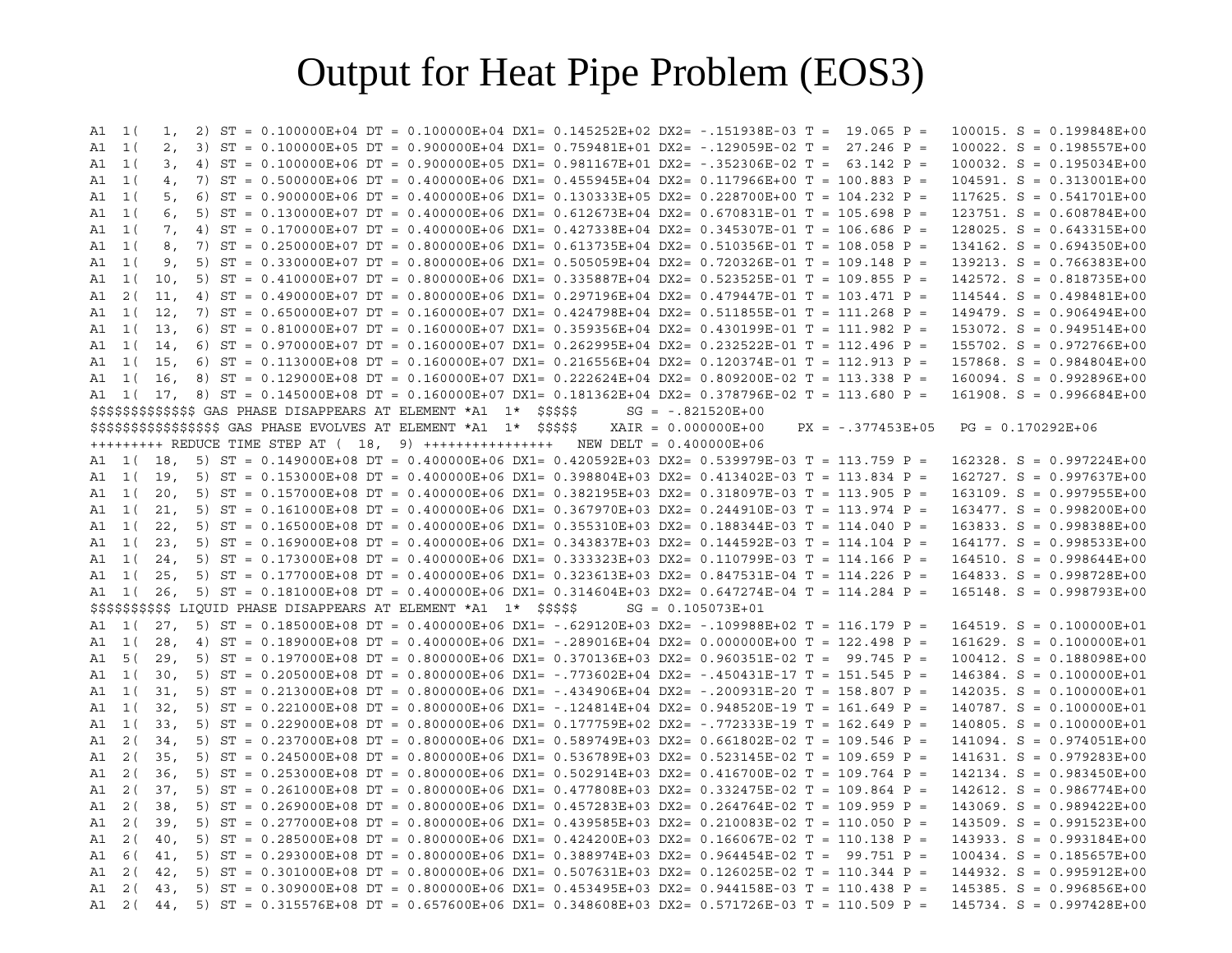# Output for Heat Pipe Problem (EOS3)

```
A1  1(   1,  2) ST = 0.100000E+04 DT = 0.100000E+04 DX1= 0.145252E+02 DX2= -.151938E-03 T =  19.065 P =   100015. S = 0.199848E+00
A1  1(   2,  3) ST = 0.100000E+05 DT = 0.900000E+04 DX1= 0.759481E+01 DX2= -.129059E-02 T =  27.246 P =   100022. S = 0.198557E+00
A1  1(   3,  4) ST = 0.100000E+06 DT = 0.900000E+05 DX1= 0.981167E+01 DX2= -.352306E-02 T =  63.142 P =   100032. S = 0.195034E+00
A1  1(   4,  7) ST = 0.500000E+06 DT = 0.400000E+06 DX1= 0.455945E+04 DX2= 0.117966E+00 T = 100.883 P =   104591. S = 0.313001E+00
A1  1(   5,  6) ST = 0.900000E+06 DT = 0.400000E+06 DX1= 0.130333E+05 DX2= 0.228700E+00 T = 104.232 P =   117625. S = 0.541701E+00
A1  1(   6,  5) ST = 0.130000E+07 DT = 0.400000E+06 DX1= 0.612673E+04 DX2= 0.670831E-01 T = 105.698 P =   123751. S = 0.608784E+00
A1  1(   7,  4) ST = 0.170000E+07 DT = 0.400000E+06 DX1= 0.427338E+04 DX2= 0.345307E-01 T = 106.686 P =   128025. S = 0.643315E+00
A1  1(   8,  7) ST = 0.250000E+07 DT = 0.800000E+06 DX1= 0.613735E+04 DX2= 0.510356E-01 T = 108.058 P =   134162. S = 0.694350E+00
A1  1(   9,  5) ST = 0.330000E+07 DT = 0.800000E+06 DX1= 0.505059E+04 DX2= 0.720326E-01 T = 109.148 P =   139213. S = 0.766383E+00
A1  1(  10,  5) ST = 0.410000E+07 DT = 0.800000E+06 DX1= 0.335887E+04 DX2= 0.523525E-01 T = 109.855 P =   142572. S = 0.818735E+00
A1  2(  11,  4) ST = 0.490000E+07 DT = 0.800000E+06 DX1= 0.297196E+04 DX2= 0.479447E-01 T = 103.471 P =   114544. S = 0.498481E+00
A1  1(  12,  7) ST = 0.650000E+07 DT = 0.160000E+07 DX1= 0.424798E+04 DX2= 0.511855E-01 T = 111.268 P =   149479. S = 0.906494E+00
A1  1(  13,  6) ST = 0.810000E+07 DT = 0.160000E+07 DX1= 0.359356E+04 DX2= 0.430199E-01 T = 111.982 P =   153072. S = 0.949514E+00
A1  1(  14,  6) ST = 0.970000E+07 DT = 0.160000E+07 DX1= 0.262995E+04 DX2= 0.232522E-01 T = 112.496 P =   155702. S = 0.972766E+00
A1  1(  15,  6) ST = 0.113000E+08 DT = 0.160000E+07 DX1= 0.216556E+04 DX2= 0.120374E-01 T = 112.913 P =   157868. S = 0.984804E+00
A1  1(  16,  8) ST = 0.129000E+08 DT = 0.160000E+07 DX1= 0.222624E+04 DX2= 0.809200E-02 T = 113.338 P =   160094. S = 0.992896E+00
A1  1(  17,  8) ST = 0.145000E+08 DT = 0.160000E+07 DX1= 0.181362E+04 DX2= 0.378796E-02 T = 113.680 P =   161908. S = 0.996684E+00
$$$$$$$$$$$$$ GAS PHASE DISAPPEARS AT ELEMENT *A1  1*  $$$$$      SG = -.821520E+00
$$$$$$$$$$$$$$$$$ GAS PHASE EVOLVES AT ELEMENT *A1  1*  $$$$$    XAIR = 0.000000E+00    PX = -.377453E+05   PG = 0.170292E+06
+++++++++ REDUCE TIME STEP AT (  18,  9) ++++++++++++++++   NEW DELT = 0.400000E+06
A1  1(  18,  5) ST = 0.149000E+08 DT = 0.400000E+06 DX1= 0.420592E+03 DX2= 0.539979E-03 T = 113.759 P =   162328. S = 0.997224E+00
A1  1(  19,  5) ST = 0.153000E+08 DT = 0.400000E+06 DX1= 0.398804E+03 DX2= 0.413402E-03 T = 113.834 P =   162727. S = 0.997637E+00
A1  1(  20,  5) ST = 0.157000E+08 DT = 0.400000E+06 DX1= 0.382195E+03 DX2= 0.318097E-03 T = 113.905 P =   163109. S = 0.997955E+00
A1  1(  21,  5) ST = 0.161000E+08 DT = 0.400000E+06 DX1= 0.367970E+03 DX2= 0.244910E-03 T = 113.974 P =   163477. S = 0.998200E+00
A1  1(  22,  5) ST = 0.165000E+08 DT = 0.400000E+06 DX1= 0.355310E+03 DX2= 0.188344E-03 T = 114.040 P =   163833. S = 0.998388E+00
A1  1(  23,  5) ST = 0.169000E+08 DT = 0.400000E+06 DX1= 0.343837E+03 DX2= 0.144592E-03 T = 114.104 P =   164177. S = 0.998533E+00
A1  1(  24,  5) ST = 0.173000E+08 DT = 0.400000E+06 DX1= 0.333323E+03 DX2= 0.110799E-03 T = 114.166 P =   164510. S = 0.998644E+00
A1  1(  25,  5) ST = 0.177000E+08 DT = 0.400000E+06 DX1= 0.323613E+03 DX2= 0.847531E-04 T = 114.226 P =   164833. S = 0.998728E+00
A1  1(  26,  5) ST = 0.181000E+08 DT = 0.400000E+06 DX1= 0.314604E+03 DX2= 0.647274E-04 T = 114.284 P =   165148. S = 0.998793E+00
$$$$$$$$$$ LIQUID PHASE DISAPPEARS AT ELEMENT *A1  1*  $$$$$      SG = 0.105073E+01
A1  1(  27,  5) ST = 0.185000E+08 DT = 0.400000E+06 DX1= -.629120E+03 DX2= -.109988E+02 T = 116.179 P =   164519. S = 0.100000E+01
A1  1(  28,  4) ST = 0.189000E+08 DT = 0.400000E+06 DX1= -.289016E+04 DX2= 0.000000E+00 T = 122.498 P =   161629. S = 0.100000E+01
A1  5(  29,  5) ST = 0.197000E+08 DT = 0.800000E+06 DX1= 0.370136E+03 DX2= 0.960351E-02 T =  99.745 P =   100412. S = 0.188098E+00
A1  1(  30,  5) ST = 0.205000E+08 DT = 0.800000E+06 DX1= -.773602E+04 DX2= -.450431E-17 T = 151.545 P =   146384. S = 0.100000E+01
A1  1(  31,  5) ST = 0.213000E+08 DT = 0.800000E+06 DX1= -.434906E+04 DX2= -.200931E-20 T = 158.807 P =   142035. S = 0.100000E+01
A1  1(  32,  5) ST = 0.221000E+08 DT = 0.800000E+06 DX1= -.124814E+04 DX2= 0.948520E-19 T = 161.649 P =   140787. S = 0.100000E+01
A1  1(  33,  5) ST = 0.229000E+08 DT = 0.800000E+06 DX1= 0.177759E+02 DX2= -.772333E-19 T = 162.649 P =   140805. S = 0.100000E+01
A1  2(  34,  5) ST = 0.237000E+08 DT = 0.800000E+06 DX1= 0.589749E+03 DX2= 0.661802E-02 T = 109.546 P =   141094. S = 0.974051E+00
A1  2(  35,  5) ST = 0.245000E+08 DT = 0.800000E+06 DX1= 0.536789E+03 DX2= 0.523145E-02 T = 109.659 P =   141631. S = 0.979283E+00
A1  2(  36,  5) ST = 0.253000E+08 DT = 0.800000E+06 DX1= 0.502914E+03 DX2= 0.416700E-02 T = 109.764 P =   142134. S = 0.983450E+00
A1  2(  37,  5) ST = 0.261000E+08 DT = 0.800000E+06 DX1= 0.477808E+03 DX2= 0.332475E-02 T = 109.864 P =   142612. S = 0.986774E+00
A1  2(  38,  5) ST = 0.269000E+08 DT = 0.800000E+06 DX1= 0.457283E+03 DX2= 0.264764E-02 T = 109.959 P =   143069. S = 0.989422E+00
A1  2(  39,  5) ST = 0.277000E+08 DT = 0.800000E+06 DX1= 0.439585E+03 DX2= 0.210083E-02 T = 110.050 P =   143509. S = 0.991523E+00
A1  2(  40,  5) ST = 0.285000E+08 DT = 0.800000E+06 DX1= 0.424200E+03 DX2= 0.166067E-02 T = 110.138 P =   143933. S = 0.993184E+00
A1  6(  41,  5) ST = 0.293000E+08 DT = 0.800000E+06 DX1= 0.388974E+03 DX2= 0.964454E-02 T =  99.751 P =   100434. S = 0.185657E+00
A1  2(  42,  5) ST = 0.301000E+08 DT = 0.800000E+06 DX1= 0.507631E+03 DX2= 0.126025E-02 T = 110.344 P =   144932. S = 0.995912E+00
A1  2(  43,  5) ST = 0.309000E+08 DT = 0.800000E+06 DX1= 0.453495E+03 DX2= 0.944158E-03 T = 110.438 P =   145385. S = 0.996856E+00
A1  2(  44,  5) ST = 0.315576E+08 DT = 0.657600E+06 DX1= 0.348608E+03 DX2= 0.571726E-03 T = 110.509 P =   145734. S = 0.997428E+00
```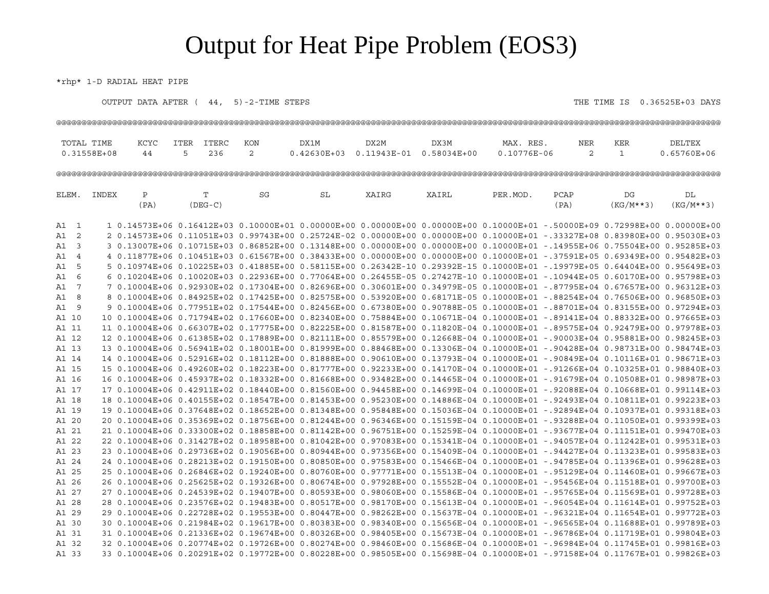# Output for Heat Pipe Problem (EOS3)

```
*rhp* 1-D RADIAL HEAT PIPE

        OUTPUT DATA AFTER (   44,   5)-2-TIME STEPS                                                          THE TIME IS  0.36525E+03 DAYS

@@@@@@@@@@@@@@@@@@@@@@@@@@@@@@@@@@@@@@@@@@@@@@@@@@@@@@@@@@@@@@@@@@@@@@@@@@@@@@@@@@@@@@@@@@@@@@@@@@@@@@@@@@@@@@@@@@@@@@@@@@@@@@@@@@@@@@

 TOTAL TIME     KCYC   ITER  ITERC   KON       DX1M        DX2M        DX3M        MAX. RES.      NER    KER       DELTEX
 0.31558E+08     44      5    236     2      0.42630E+03  0.11943E-01  0.58034E+00   0.10776E-06     2      1      0.65760E+06

@@@@@@@@@@@@@@@@@@@@@@@@@@@@@@@@@@@@@@@@@@@@@@@@@@@@@@@@@@@@@@@@@@@@@@@@@@@@@@@@@@@@@@@@@@@@@@@@@@@@@@@@@@@@@@@@@@@@@@@@@@@@@@@@@@@@@@@

ELEM.  INDEX      P           T          SG          SL         XAIRG       XAIRL       PER.MOD.     PCAP         DG          DL
                 (PA)       (DEG-C)                                                                  (PA)       (KG/M**3)   (KG/M**3)

A1  1     1 0.14573E+06 0.16412E+03 0.10000E+01 0.00000E+00 0.00000E+00 0.00000E+00 0.10000E+01 -.50000E+09 0.72998E+00 0.00000E+00
A1  2     2 0.14573E+06 0.11051E+03 0.99743E+00 0.25724E-02 0.00000E+00 0.00000E+00 0.10000E+01 -.33327E+08 0.83980E+00 0.95030E+03
A1  3     3 0.13007E+06 0.10715E+03 0.86852E+00 0.13148E+00 0.00000E+00 0.00000E+00 0.10000E+01 -.14955E+06 0.75504E+00 0.95285E+03
A1  4     4 0.11877E+06 0.10451E+03 0.61567E+00 0.38433E+00 0.00000E+00 0.00000E+00 0.10000E+01 -.37591E+05 0.69349E+00 0.95482E+03
A1  5     5 0.10974E+06 0.10225E+03 0.41885E+00 0.58115E+00 0.26342E-10 0.29392E-15 0.10000E+01 -.19979E+05 0.64404E+00 0.95649E+03
A1  6     6 0.10204E+06 0.10020E+03 0.22936E+00 0.77064E+00 0.26455E-05 0.27427E-10 0.10000E+01 -.10944E+05 0.60170E+00 0.95798E+03
A1  7     7 0.10004E+06 0.92930E+02 0.17304E+00 0.82696E+00 0.30601E+00 0.34979E-05 0.10000E+01 -.87795E+04 0.67657E+00 0.96312E+03
A1  8     8 0.10004E+06 0.84925E+02 0.17425E+00 0.82575E+00 0.53920E+00 0.68171E-05 0.10000E+01 -.88254E+04 0.76506E+00 0.96850E+03
A1  9     9 0.10004E+06 0.77951E+02 0.17544E+00 0.82456E+00 0.67380E+00 0.90788E-05 0.10000E+01 -.88701E+04 0.83155E+00 0.97294E+03
A1 10    10 0.10004E+06 0.71794E+02 0.17660E+00 0.82340E+00 0.75884E+00 0.10671E-04 0.10000E+01 -.89141E+04 0.88332E+00 0.97665E+03
A1 11    11 0.10004E+06 0.66307E+02 0.17775E+00 0.82225E+00 0.81587E+00 0.11820E-04 0.10000E+01 -.89575E+04 0.92479E+00 0.97978E+03
A1 12    12 0.10004E+06 0.61385E+02 0.17889E+00 0.82111E+00 0.85579E+00 0.12668E-04 0.10000E+01 -.90003E+04 0.95881E+00 0.98245E+03
A1 13    13 0.10004E+06 0.56941E+02 0.18001E+00 0.81999E+00 0.88468E+00 0.13306E-04 0.10000E+01 -.90428E+04 0.98731E+00 0.98474E+03
A1 14    14 0.10004E+06 0.52916E+02 0.18112E+00 0.81888E+00 0.90610E+00 0.13793E-04 0.10000E+01 -.90849E+04 0.10116E+01 0.98671E+03
A1 15    15 0.10004E+06 0.49260E+02 0.18223E+00 0.81777E+00 0.92233E+00 0.14170E-04 0.10000E+01 -.91266E+04 0.10325E+01 0.98840E+03
A1 16    16 0.10004E+06 0.45937E+02 0.18332E+00 0.81668E+00 0.93482E+00 0.14465E-04 0.10000E+01 -.91679E+04 0.10508E+01 0.98987E+03
A1 17    17 0.10004E+06 0.42911E+02 0.18440E+00 0.81560E+00 0.94458E+00 0.14699E-04 0.10000E+01 -.92088E+04 0.10668E+01 0.99114E+03
A1 18    18 0.10004E+06 0.40155E+02 0.18547E+00 0.81453E+00 0.95230E+00 0.14886E-04 0.10000E+01 -.92493E+04 0.10811E+01 0.99223E+03
A1 19    19 0.10004E+06 0.37648E+02 0.18652E+00 0.81348E+00 0.95848E+00 0.15036E-04 0.10000E+01 -.92894E+04 0.10937E+01 0.99318E+03
A1 20    20 0.10004E+06 0.35369E+02 0.18756E+00 0.81244E+00 0.96346E+00 0.15159E-04 0.10000E+01 -.93288E+04 0.11050E+01 0.99399E+03
A1 21    21 0.10004E+06 0.33300E+02 0.18858E+00 0.81142E+00 0.96751E+00 0.15259E-04 0.10000E+01 -.93677E+04 0.11151E+01 0.99470E+03
A1 22    22 0.10004E+06 0.31427E+02 0.18958E+00 0.81042E+00 0.97083E+00 0.15341E-04 0.10000E+01 -.94057E+04 0.11242E+01 0.99531E+03
A1 23    23 0.10004E+06 0.29736E+02 0.19056E+00 0.80944E+00 0.97356E+00 0.15409E-04 0.10000E+01 -.94427E+04 0.11323E+01 0.99583E+03
A1 24    24 0.10004E+06 0.28213E+02 0.19150E+00 0.80850E+00 0.97583E+00 0.15466E-04 0.10000E+01 -.94785E+04 0.11396E+01 0.99628E+03
A1 25    25 0.10004E+06 0.26846E+02 0.19240E+00 0.80760E+00 0.97771E+00 0.15513E-04 0.10000E+01 -.95129E+04 0.11460E+01 0.99667E+03
A1 26    26 0.10004E+06 0.25625E+02 0.19326E+00 0.80674E+00 0.97928E+00 0.15552E-04 0.10000E+01 -.95456E+04 0.11518E+01 0.99700E+03
A1 27    27 0.10004E+06 0.24539E+02 0.19407E+00 0.80593E+00 0.98060E+00 0.15586E-04 0.10000E+01 -.95765E+04 0.11569E+01 0.99728E+03
A1 28    28 0.10004E+06 0.23576E+02 0.19483E+00 0.80517E+00 0.98170E+00 0.15613E-04 0.10000E+01 -.96054E+04 0.11614E+01 0.99752E+03
A1 29    29 0.10004E+06 0.22728E+02 0.19553E+00 0.80447E+00 0.98262E+00 0.15637E-04 0.10000E+01 -.96321E+04 0.11654E+01 0.99772E+03
A1 30    30 0.10004E+06 0.21984E+02 0.19617E+00 0.80383E+00 0.98340E+00 0.15656E-04 0.10000E+01 -.96565E+04 0.11688E+01 0.99789E+03
A1 31    31 0.10004E+06 0.21336E+02 0.19674E+00 0.80326E+00 0.98405E+00 0.15673E-04 0.10000E+01 -.96786E+04 0.11719E+01 0.99804E+03
A1 32    32 0.10004E+06 0.20774E+02 0.19726E+00 0.80274E+00 0.98460E+00 0.15686E-04 0.10000E+01 -.96984E+04 0.11745E+01 0.99816E+03
A1 33    33 0.10004E+06 0.20291E+02 0.19772E+00 0.80228E+00 0.98505E+00 0.15698E-04 0.10000E+01 -.97158E+04 0.11767E+01 0.99826E+03
```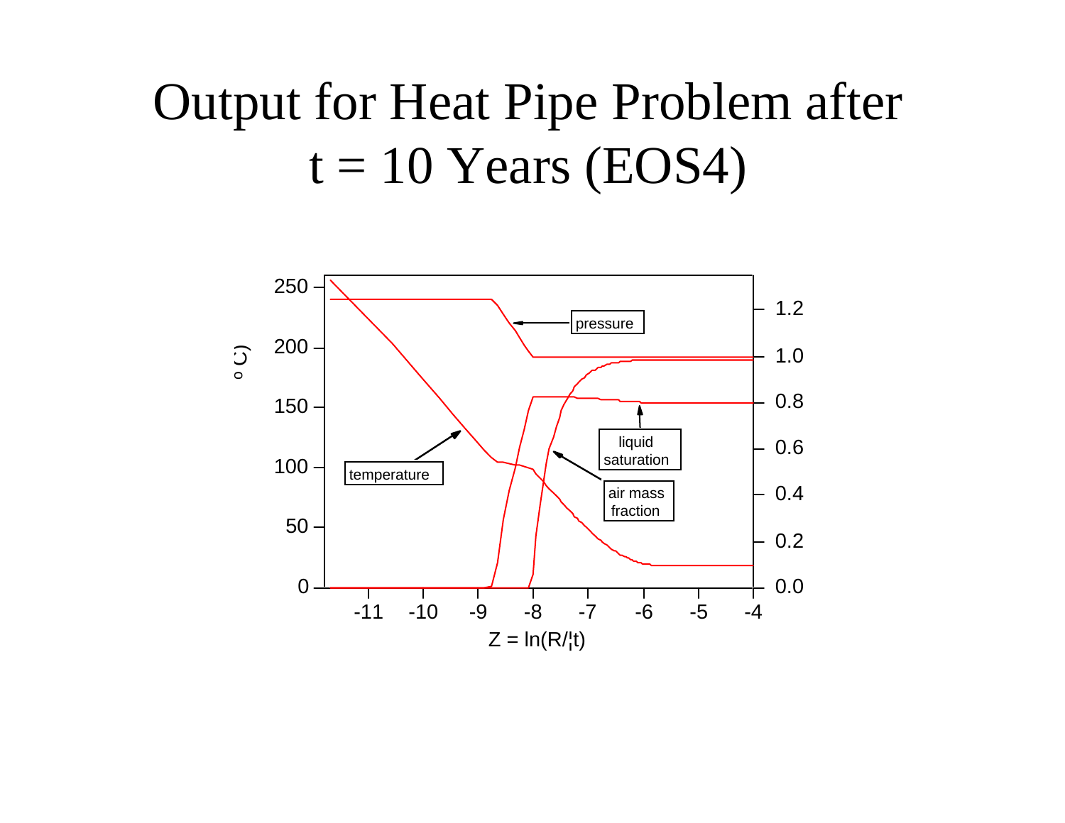# Output for Heat Pipe Problem after t = 10 Years (EOS4)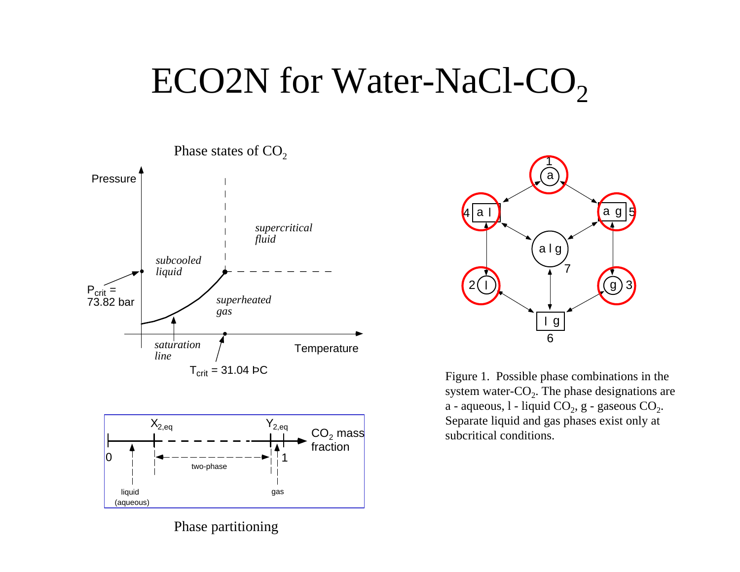# ECO2N for Water-NaCl-$CO_2$

Phase states of $CO_2$

Pressure

subcooled liquid

supercritical fluid

superheated gas

$P_{crit}$ = 73.82 bar

saturation line

Temperature

$T_{crit}$ = 31.04 ÞC

$X_{2,eq}$ $Y_{2,eq}$ $CO_2$ mass fraction

0 1

two-phase

liquid (aqueous)

gas

Phase partitioning

Figure 1. Possible phase combinations in the system water-$CO_2$. The phase designations are a - aqueous, l - liquid $CO_2$, g - gaseous $CO_2$. Separate liquid and gas phases exist only at subcritical conditions.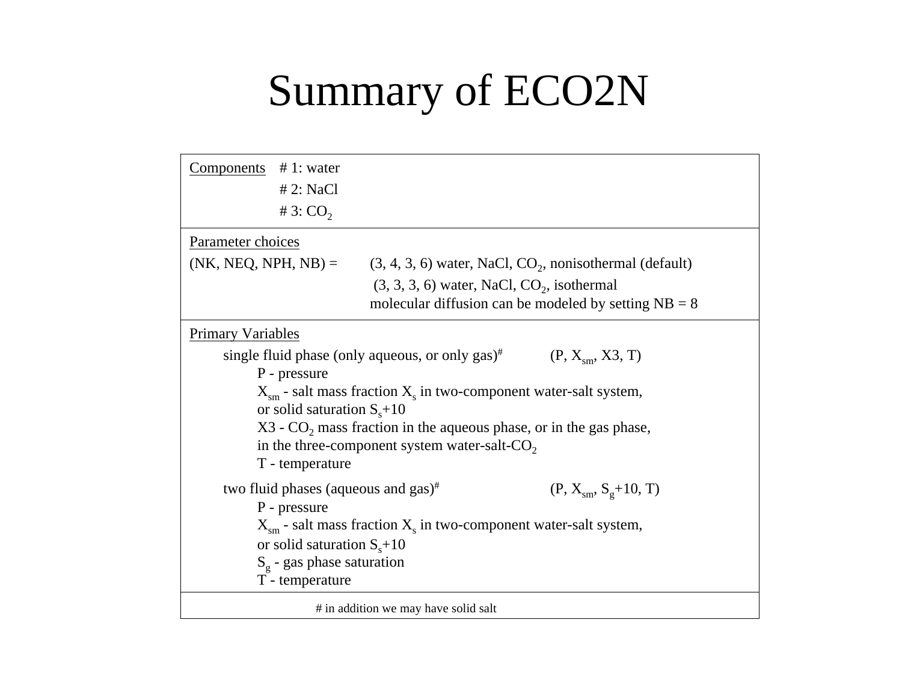# Summary of ECO2N

<u>Components</u> # 1: water
# 2: NaCl
# 3: $CO_2$

<u>Parameter choices</u>

(NK, NEQ, NPH, NB) = (3, 4, 3, 6) water, NaCl, $CO_2$, nonisothermal (default)
(3, 3, 3, 6) water, NaCl, $CO_2$, isothermal
molecular diffusion can be modeled by setting NB = 8

<u>Primary Variables</u>

single fluid phase (only aqueous, or only gas)# (P, $X_{sm}$, X3, T)

- P - pressure
- $X_{sm}$ - salt mass fraction $X_s$ in two-component water-salt system, or solid saturation $S_s$+10
- X3 - $CO_2$ mass fraction in the aqueous phase, or in the gas phase, in the three-component system water-salt-$CO_2$
- T - temperature

two fluid phases (aqueous and gas)# (P, $X_{sm}$, $S_g$+10, T)

- P - pressure
- $X_{sm}$ - salt mass fraction $X_s$ in two-component water-salt system, or solid saturation $S_s$+10
- $S_g$ - gas phase saturation
- T - temperature

# in addition we may have solid salt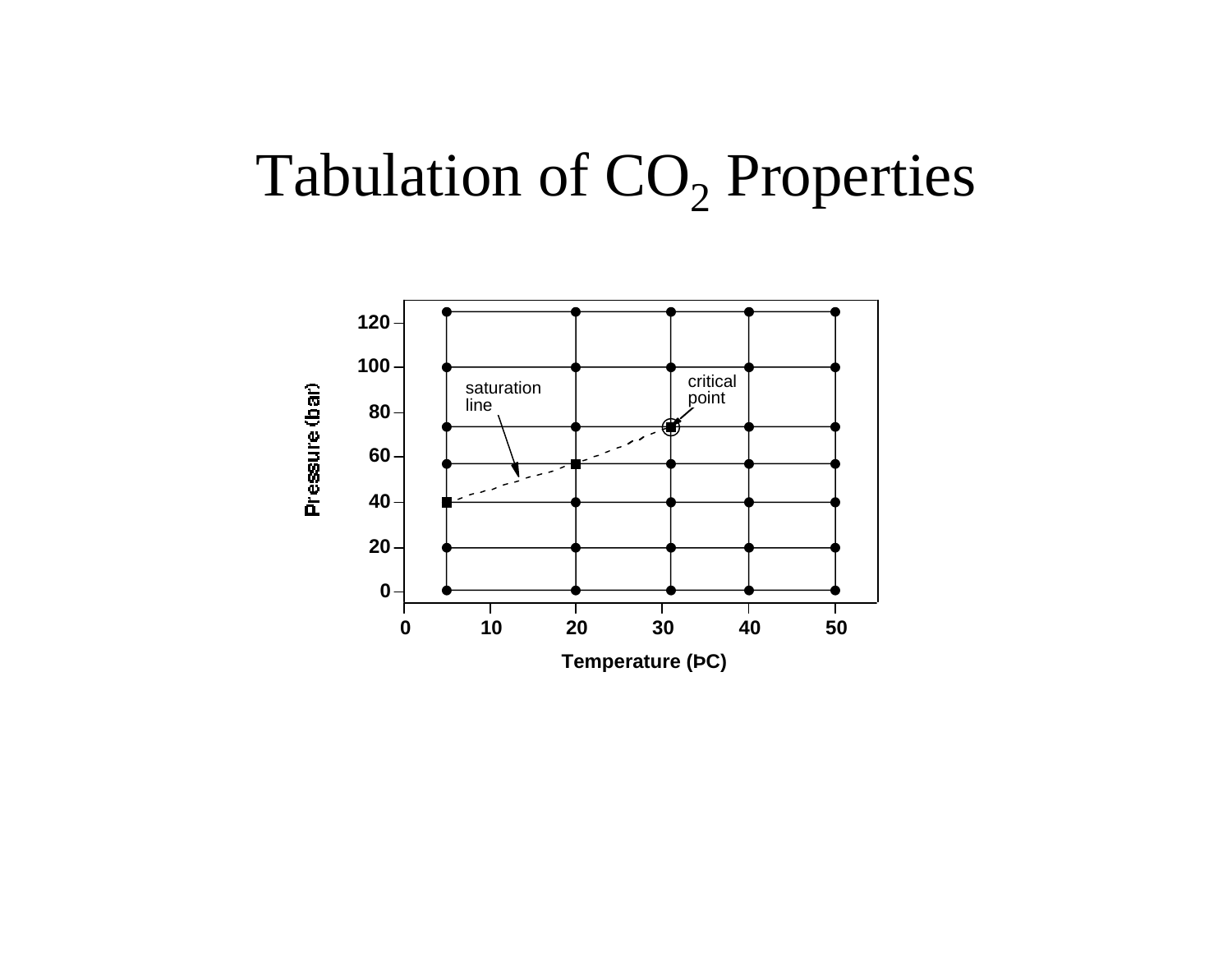# Tabulation of $CO_2$ Properties

Pressure (bar)

120

100

80

60

40

20

0

0 10 20 30 40 50

Temperature (ÞC)

saturation line

critical point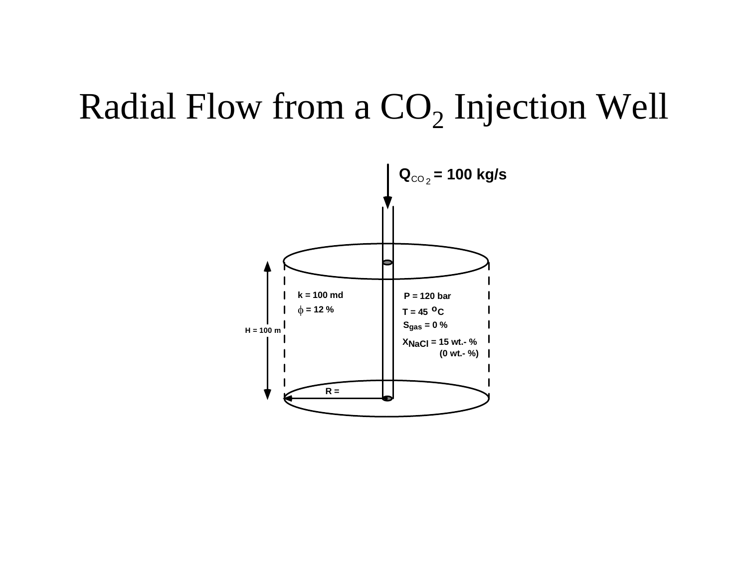# Radial Flow from a $CO_2$ Injection Well

$Q_{CO_2}$ = 100 kg/s

k = 100 md

$\phi$ = 12 %

H = 100 m

P = 120 bar

T = 45 $^oC$

$S_{gas}$ = 0 %

$X_{NaCl}$ = 15 wt.- %
(0 wt.- %)

R =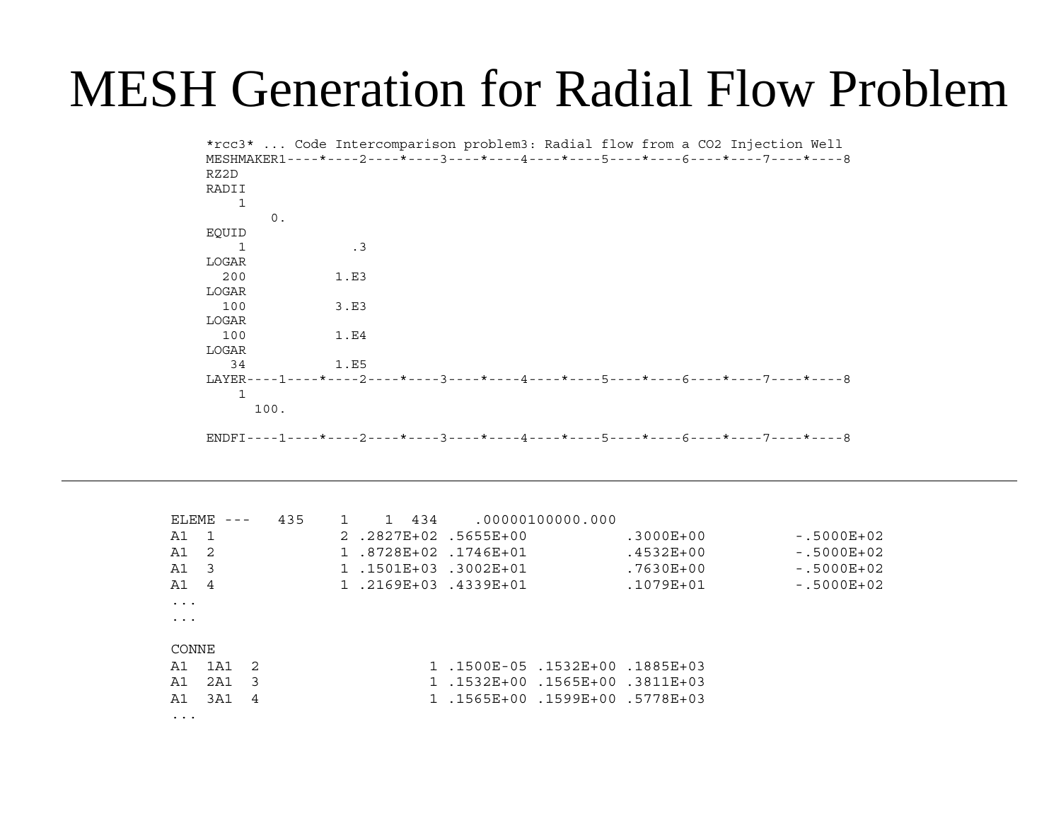# MESH Generation for Radial Flow Problem

```
*rcc3* ... Code Intercomparison problem3: Radial flow from a CO2 Injection Well
MESHMAKER1----*----2----*----3----*----4----*----5----*----6----*----7----*----8
RZ2D
RADII
    1
        0.
EQUID
    1             .3
LOGAR
  200           1.E3
LOGAR
  100           3.E3
LOGAR
  100           1.E4
LOGAR
   34           1.E5
LAYER----1----*----2----*----3----*----4----*----5----*----6----*----7----*----8
    1
      100.

ENDFI----1----*----2----*----3----*----4----*----5----*----6----*----7----*----8
```

---

```
ELEME ---   435    1    1  434    .00000100000.000
A1  1              2 .2827E+02 .5655E+00           .3000E+00          -.5000E+02
A1  2              1 .8728E+02 .1746E+01           .4532E+00          -.5000E+02
A1  3              1 .1501E+03 .3002E+01           .7630E+00          -.5000E+02
A1  4              1 .2169E+03 .4339E+01           .1079E+01          -.5000E+02
...
...

CONNE
A1  1A1  2                   1 .1500E-05 .1532E+00 .1885E+03
A1  2A1  3                   1 .1532E+00 .1565E+00 .3811E+03
A1  3A1  4                   1 .1565E+00 .1599E+00 .5778E+03
...
```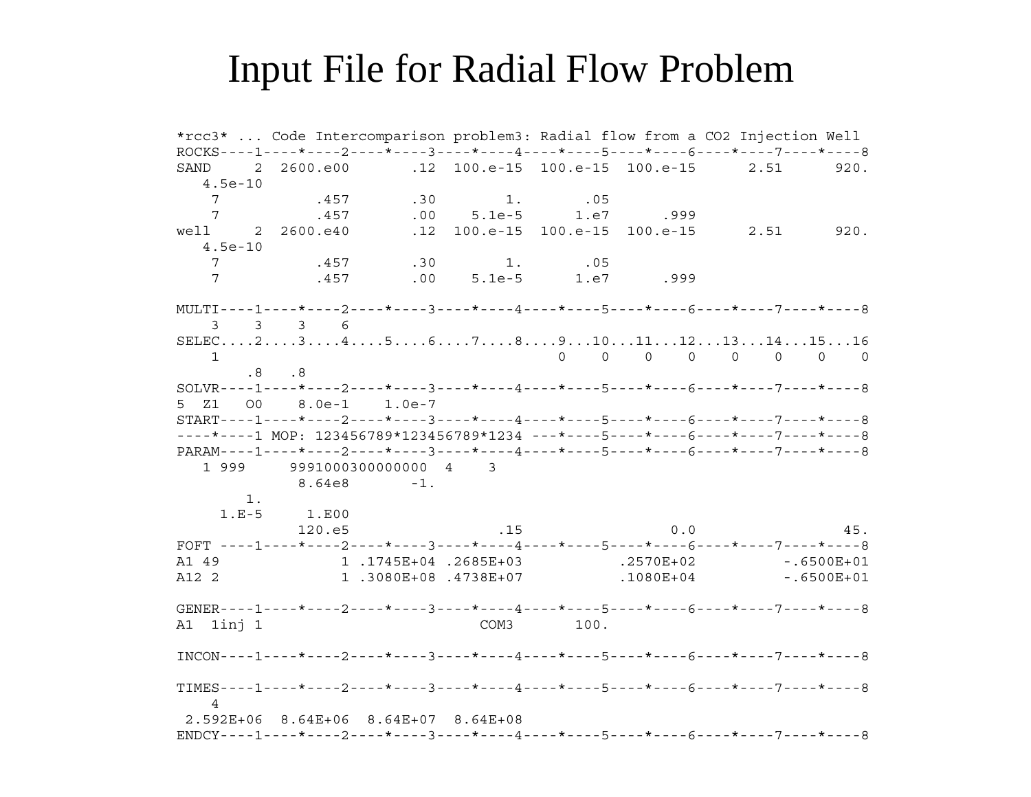# Input File for Radial Flow Problem

```
*rcc3* ... Code Intercomparison problem3: Radial flow from a CO2 Injection Well
ROCKS----1----*----2----*----3----*----4----*----5----*----6----*----7----*----8
SAND     2  2600.e00       .12  100.e-15  100.e-15  100.e-15      2.51      920.
   4.5e-10
    7           .457       .30        1.       .05
    7           .457       .00    5.1e-5      1.e7      .999
well     2  2600.e40       .12  100.e-15  100.e-15  100.e-15      2.51      920.
   4.5e-10
    7           .457       .30        1.       .05
    7           .457       .00    5.1e-5      1.e7      .999

MULTI----1----*----2----*----3----*----4----*----5----*----6----*----7----*----8
    3    3    3    6
SELEC....2....3....4....5....6....7....8....9...10...11...12...13...14...15...16
    1                                      0    0    0    0    0    0    0    0
        .8   .8
SOLVR----1----*----2----*----3----*----4----*----5----*----6----*----7----*----8
5  Z1   O0    8.0e-1    1.0e-7
START----1----*----2----*----3----*----4----*----5----*----6----*----7----*----8
----*----1 MOP: 123456789*123456789*1234 ---*----5----*----6----*----7----*----8
PARAM----1----*----2----*----3----*----4----*----5----*----6----*----7----*----8
   1 999     9991000300000000  4    3
              8.64e8       -1.
        1.
     1.E-5     1.E00
              120.e5                .15                0.0                45.
FOFT ----1----*----2----*----3----*----4----*----5----*----6----*----7----*----8
A1 49              1 .1745E+04 .2685E+03           .2570E+02          -.6500E+01
A12 2              1 .3080E+08 .4738E+07           .1080E+04          -.6500E+01

GENER----1----*----2----*----3----*----4----*----5----*----6----*----7----*----8
A1  1inj 1                         COM3       100.

INCON----1----*----2----*----3----*----4----*----5----*----6----*----7----*----8

TIMES----1----*----2----*----3----*----4----*----5----*----6----*----7----*----8
    4
 2.592E+06  8.64E+06  8.64E+07  8.64E+08
ENDCY----1----*----2----*----3----*----4----*----5----*----6----*----7----*----8
```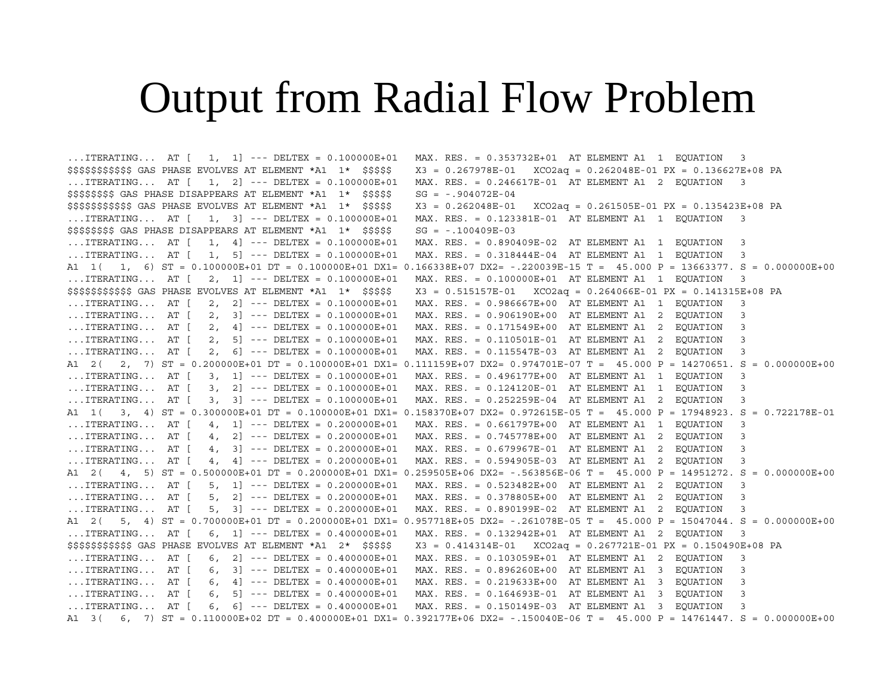# Output from Radial Flow Problem

```
...ITERATING...  AT [   1,  1] --- DELTEX = 0.100000E+01   MAX. RES. = 0.353732E+01  AT ELEMENT A1  1  EQUATION   3
$$$$$$$$$$$ GAS PHASE EVOLVES AT ELEMENT *A1  1*  $$$$$    X3 = 0.267978E-01   XCO2aq = 0.262048E-01 PX = 0.136627E+08 PA
...ITERATING...  AT [   1,  2] --- DELTEX = 0.100000E+01   MAX. RES. = 0.246617E-01  AT ELEMENT A1  2  EQUATION   3
$$$$$$$$ GAS PHASE DISAPPEARS AT ELEMENT *A1  1*  $$$$$    SG = -.904072E-04
$$$$$$$$$$$ GAS PHASE EVOLVES AT ELEMENT *A1  1*  $$$$$    X3 = 0.262048E-01   XCO2aq = 0.261505E-01 PX = 0.135423E+08 PA
...ITERATING...  AT [   1,  3] --- DELTEX = 0.100000E+01   MAX. RES. = 0.123381E-01  AT ELEMENT A1  1  EQUATION   3
$$$$$$$$ GAS PHASE DISAPPEARS AT ELEMENT *A1  1*  $$$$$    SG = -.100409E-03
...ITERATING...  AT [   1,  4] --- DELTEX = 0.100000E+01   MAX. RES. = 0.890409E-02  AT ELEMENT A1  1  EQUATION   3
...ITERATING...  AT [   1,  5] --- DELTEX = 0.100000E+01   MAX. RES. = 0.318444E-04  AT ELEMENT A1  1  EQUATION   3
A1  1(   1,  6) ST = 0.100000E+01 DT = 0.100000E+01 DX1= 0.166338E+07 DX2= -.220039E-15 T =  45.000 P = 13663377. S = 0.000000E+00
...ITERATING...  AT [   2,  1] --- DELTEX = 0.100000E+01   MAX. RES. = 0.100000E+01  AT ELEMENT A1  1  EQUATION   3
$$$$$$$$$$$ GAS PHASE EVOLVES AT ELEMENT *A1  1*  $$$$$    X3 = 0.515157E-01   XCO2aq = 0.264066E-01 PX = 0.141315E+08 PA
...ITERATING...  AT [   2,  2] --- DELTEX = 0.100000E+01   MAX. RES. = 0.986667E+00  AT ELEMENT A1  1  EQUATION   3
...ITERATING...  AT [   2,  3] --- DELTEX = 0.100000E+01   MAX. RES. = 0.906190E+00  AT ELEMENT A1  2  EQUATION   3
...ITERATING...  AT [   2,  4] --- DELTEX = 0.100000E+01   MAX. RES. = 0.171549E+00  AT ELEMENT A1  2  EQUATION   3
...ITERATING...  AT [   2,  5] --- DELTEX = 0.100000E+01   MAX. RES. = 0.110501E-01  AT ELEMENT A1  2  EQUATION   3
...ITERATING...  AT [   2,  6] --- DELTEX = 0.100000E+01   MAX. RES. = 0.115547E-03  AT ELEMENT A1  2  EQUATION   3
A1  2(   2,  7) ST = 0.200000E+01 DT = 0.100000E+01 DX1= 0.111159E+07 DX2= 0.974701E-07 T =  45.000 P = 14270651. S = 0.000000E+00
...ITERATING...  AT [   3,  1] --- DELTEX = 0.100000E+01   MAX. RES. = 0.496177E+00  AT ELEMENT A1  1  EQUATION   3
...ITERATING...  AT [   3,  2] --- DELTEX = 0.100000E+01   MAX. RES. = 0.124120E-01  AT ELEMENT A1  1  EQUATION   3
...ITERATING...  AT [   3,  3] --- DELTEX = 0.100000E+01   MAX. RES. = 0.252259E-04  AT ELEMENT A1  2  EQUATION   3
A1  1(   3,  4) ST = 0.300000E+01 DT = 0.100000E+01 DX1= 0.158370E+07 DX2= 0.972615E-05 T =  45.000 P = 17948923. S = 0.722178E-01
...ITERATING...  AT [   4,  1] --- DELTEX = 0.200000E+01   MAX. RES. = 0.661797E+00  AT ELEMENT A1  1  EQUATION   3
...ITERATING...  AT [   4,  2] --- DELTEX = 0.200000E+01   MAX. RES. = 0.745778E+00  AT ELEMENT A1  2  EQUATION   3
...ITERATING...  AT [   4,  3] --- DELTEX = 0.200000E+01   MAX. RES. = 0.679967E-01  AT ELEMENT A1  2  EQUATION   3
...ITERATING...  AT [   4,  4] --- DELTEX = 0.200000E+01   MAX. RES. = 0.594905E-03  AT ELEMENT A1  2  EQUATION   3
A1  2(   4,  5) ST = 0.500000E+01 DT = 0.200000E+01 DX1= 0.259505E+06 DX2= -.563856E-06 T =  45.000 P = 14951272. S = 0.000000E+00
...ITERATING...  AT [   5,  1] --- DELTEX = 0.200000E+01   MAX. RES. = 0.523482E+00  AT ELEMENT A1  2  EQUATION   3
...ITERATING...  AT [   5,  2] --- DELTEX = 0.200000E+01   MAX. RES. = 0.378805E+00  AT ELEMENT A1  2  EQUATION   3
...ITERATING...  AT [   5,  3] --- DELTEX = 0.200000E+01   MAX. RES. = 0.890199E-02  AT ELEMENT A1  2  EQUATION   3
A1  2(   5,  4) ST = 0.700000E+01 DT = 0.200000E+01 DX1= 0.957718E+05 DX2= -.261078E-05 T =  45.000 P = 15047044. S = 0.000000E+00
...ITERATING...  AT [   6,  1] --- DELTEX = 0.400000E+01   MAX. RES. = 0.132942E+01  AT ELEMENT A1  2  EQUATION   3
$$$$$$$$$$$ GAS PHASE EVOLVES AT ELEMENT *A1  2*  $$$$$    X3 = 0.414314E-01   XCO2aq = 0.267721E-01 PX = 0.150490E+08 PA
...ITERATING...  AT [   6,  2] --- DELTEX = 0.400000E+01   MAX. RES. = 0.103059E+01  AT ELEMENT A1  2  EQUATION   3
...ITERATING...  AT [   6,  3] --- DELTEX = 0.400000E+01   MAX. RES. = 0.896260E+00  AT ELEMENT A1  3  EQUATION   3
...ITERATING...  AT [   6,  4] --- DELTEX = 0.400000E+01   MAX. RES. = 0.219633E+00  AT ELEMENT A1  3  EQUATION   3
...ITERATING...  AT [   6,  5] --- DELTEX = 0.400000E+01   MAX. RES. = 0.164693E-01  AT ELEMENT A1  3  EQUATION   3
...ITERATING...  AT [   6,  6] --- DELTEX = 0.400000E+01   MAX. RES. = 0.150149E-03  AT ELEMENT A1  3  EQUATION   3
A1  3(   6,  7) ST = 0.110000E+02 DT = 0.400000E+01 DX1= 0.392177E+06 DX2= -.150040E-06 T =  45.000 P = 14761447. S = 0.000000E+00
```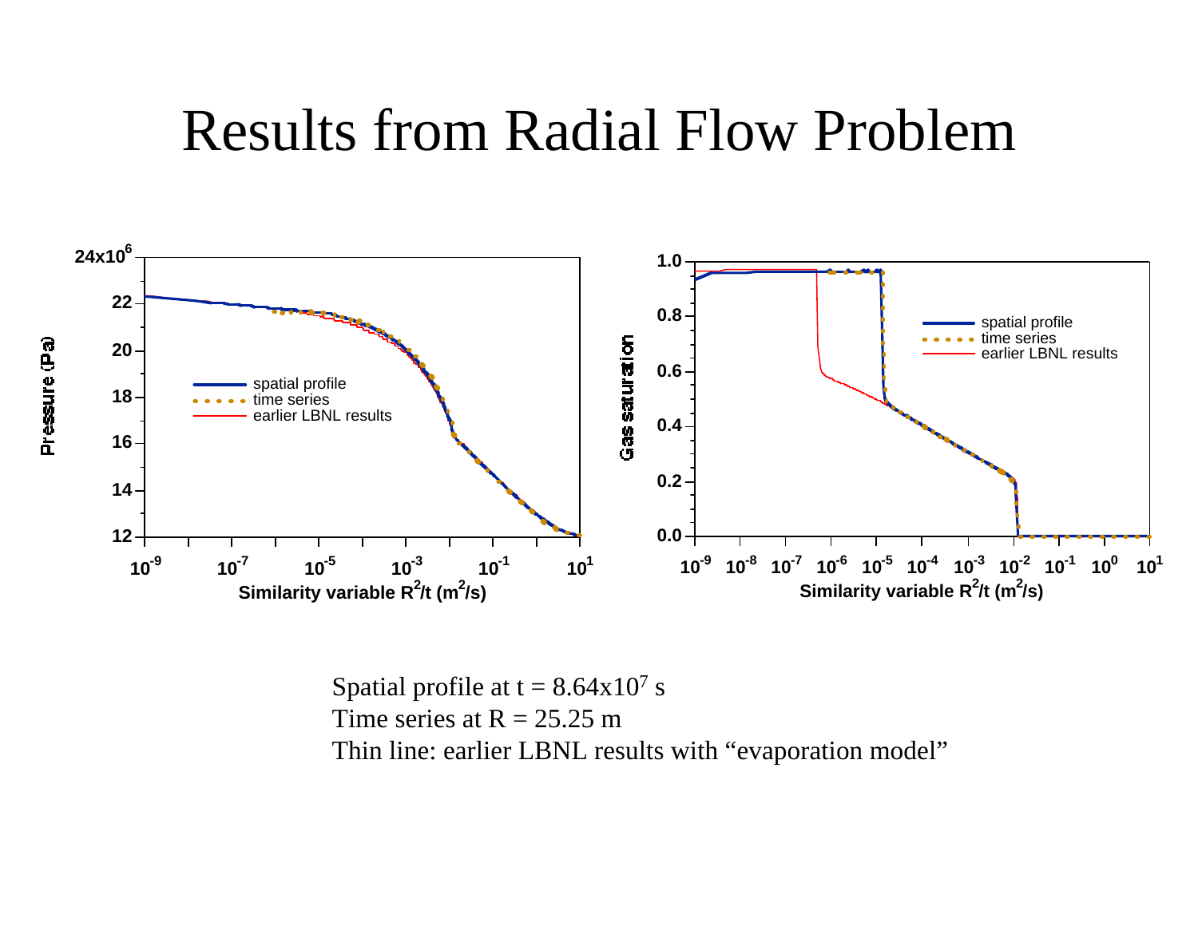# Results from Radial Flow Problem

Spatial profile at $t = 8.64 \times 10^7$ s
Time series at $R = 25.25$ m
Thin line: earlier LBNL results with “evaporation model”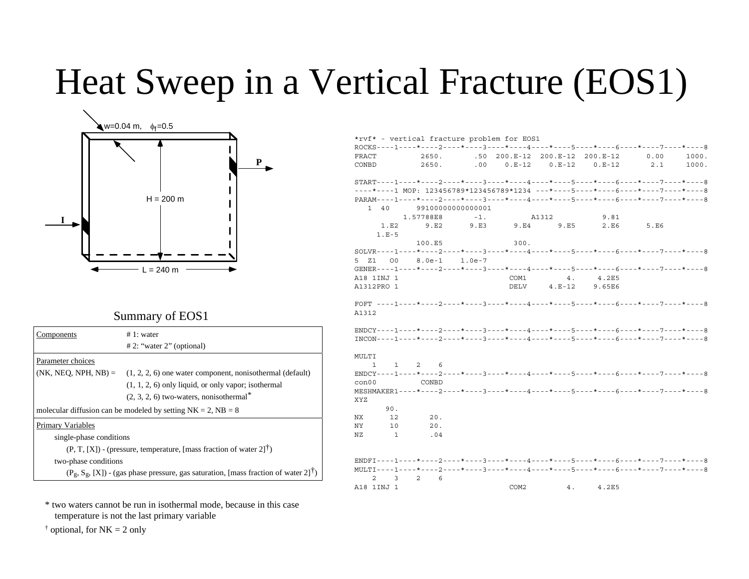# Heat Sweep in a Vertical Fracture (EOS1)

w=0.04 m, $\phi_f$=0.5

H = 200 m

L = 240 m

I

P

## Summary of EOS1

| | |
|---|---|
| Components | # 1: water |
| | # 2: "water 2" (optional) |
| Parameter choices | |
| (NK, NEQ, NPH, NB) = | (1, 2, 2, 6) one water component, nonisothermal (default) |
| | (1, 1, 2, 6) only liquid, or only vapor; isothermal |
| | (2, 3, 2, 6) two-waters, nonisothermal* |
| molecular diffusion can be modeled by setting NK = 2, NB = 8 | |
| Primary Variables | |
| single-phase conditions | |
| (P, T, [X]) - (pressure, temperature, [mass fraction of water 2]†) | |
| two-phase conditions | |
| ($P_g$, $S_g$, [X]) - (gas phase pressure, gas saturation, [mass fraction of water 2]†) | |

\* two waters cannot be run in isothermal mode, because in this case temperature is not the last primary variable

† optional, for NK = 2 only

```
*rvf* - vertical fracture problem for EOS1
ROCKS----1----*----2----*----3----*----4----*----5----*----6----*----7----*----8
FRACT           2650.       .50  200.E-12  200.E-12  200.E-12      0.00     1000.
CONBD           2650.       .00    0.E-12    0.E-12    0.E-12       2.1     1000.

START----1----*----2----*----3----*----4----*----5----*----6----*----7----*----8
----*----1 MOP: 123456789*123456789*1234 ---*----5----*----6----*----7----*----8
PARAM----1----*----2----*----3----*----4----*----5----*----6----*----7----*----8
   1  40      99100000000000001
          1.57788E8       -1.           A1312           9.81
      1.E2      9.E2      9.E3      9.E4      9.E5      2.E6      5.E6
     1.E-5
              100.E5                300.
SOLVR----1----*----2----*----3----*----4----*----5----*----6----*----7----*----8
5  Z1   O0    8.0e-1    1.0e-7
GENER----1----*----2----*----3----*----4----*----5----*----6----*----7----*----8
A18 1INJ 1                        COM1         4.     4.2E5
A1312PRO 1                        DELV     4.E-12    9.65E6

FOFT ----1----*----2----*----3----*----4----*----5----*----6----*----7----*----8
A1312

ENDCY----1----*----2----*----3----*----4----*----5----*----6----*----7----*----8
INCON----1----*----2----*----3----*----4----*----5----*----6----*----7----*----8

MULTI
    1    1    2    6
ENDCY----1----*----2----*----3----*----4----*----5----*----6----*----7----*----8
con00          CONBD
MESHMAKER1----*----2----*----3----*----4----*----5----*----6----*----7----*----8
XYZ
       90.
NX      12       20.
NY      10       20.
NZ       1       .04


ENDFI----1----*----2----*----3----*----4----*----5----*----6----*----7----*----8
MULTI----1----*----2----*----3----*----4----*----5----*----6----*----7----*----8
    2    3    2    6
A18 1INJ 1                        COM2         4.     4.2E5
```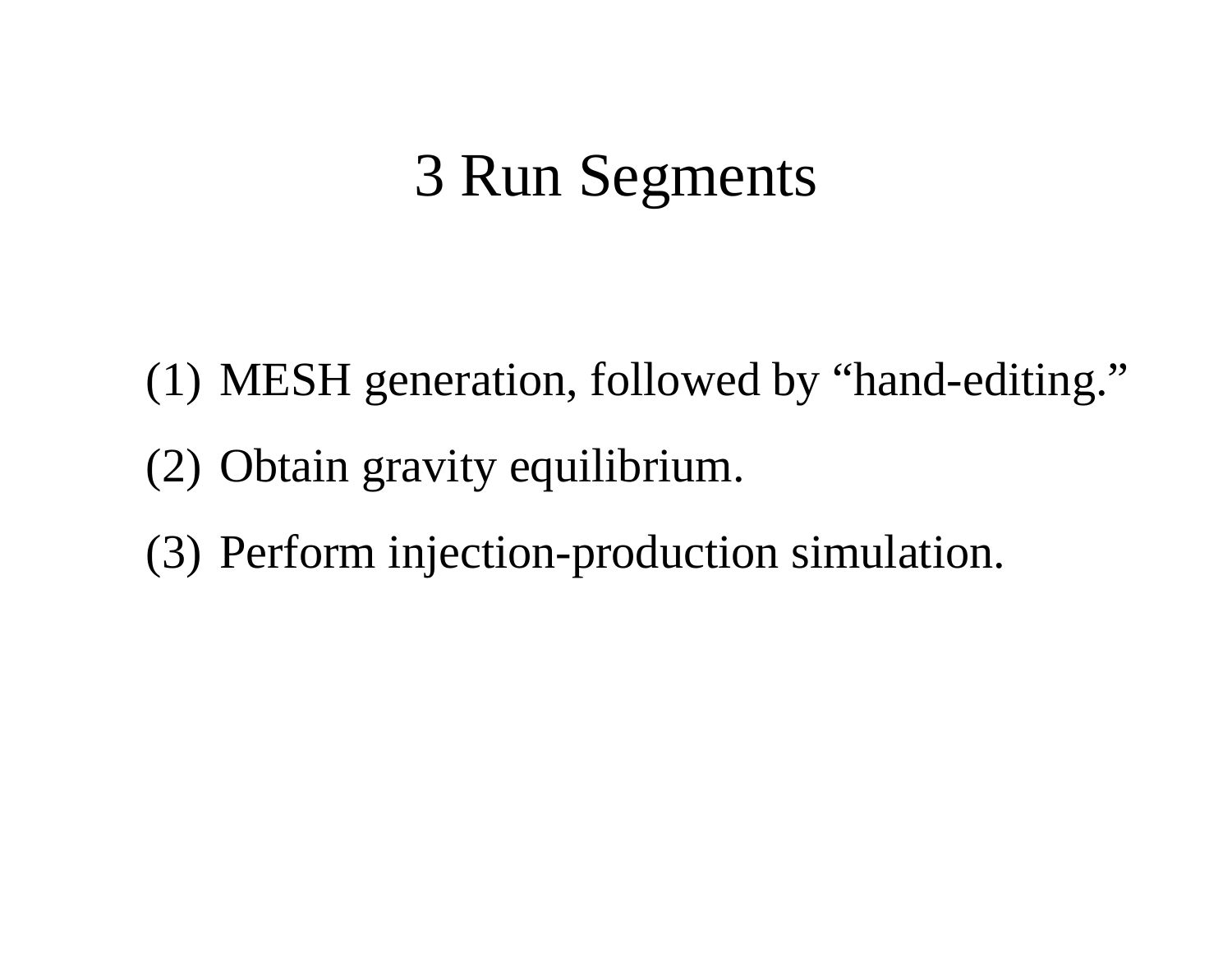# 3 Run Segments

(1) MESH generation, followed by “hand-editing.”

(2) Obtain gravity equilibrium.

(3) Perform injection-production simulation.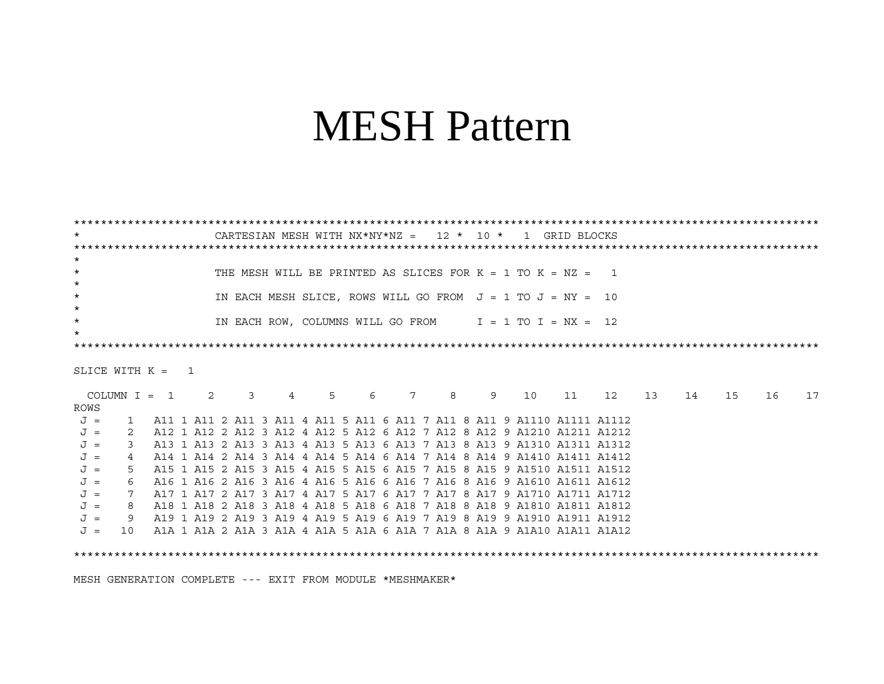# MESH Pattern

```
***********************************************************************************************************************
*                    CARTESIAN MESH WITH NX*NY*NZ =   12 *  10 *   1  GRID BLOCKS
***********************************************************************************************************************
*
*                    THE MESH WILL BE PRINTED AS SLICES FOR K = 1 TO K = NZ =   1
*
*                    IN EACH MESH SLICE, ROWS WILL GO FROM  J = 1 TO J = NY =  10
*
*                    IN EACH ROW, COLUMNS WILL GO FROM      I = 1 TO I = NX =  12
*
***********************************************************************************************************************

SLICE WITH K =   1

  COLUMN I =  1     2     3     4     5     6     7     8     9    10    11    12    13    14    15    16    17
ROWS
 J =    1   A11 1 A11 2 A11 3 A11 4 A11 5 A11 6 A11 7 A11 8 A11 9 A1110 A1111 A1112
 J =    2   A12 1 A12 2 A12 3 A12 4 A12 5 A12 6 A12 7 A12 8 A12 9 A1210 A1211 A1212
 J =    3   A13 1 A13 2 A13 3 A13 4 A13 5 A13 6 A13 7 A13 8 A13 9 A1310 A1311 A1312
 J =    4   A14 1 A14 2 A14 3 A14 4 A14 5 A14 6 A14 7 A14 8 A14 9 A1410 A1411 A1412
 J =    5   A15 1 A15 2 A15 3 A15 4 A15 5 A15 6 A15 7 A15 8 A15 9 A1510 A1511 A1512
 J =    6   A16 1 A16 2 A16 3 A16 4 A16 5 A16 6 A16 7 A16 8 A16 9 A1610 A1611 A1612
 J =    7   A17 1 A17 2 A17 3 A17 4 A17 5 A17 6 A17 7 A17 8 A17 9 A1710 A1711 A1712
 J =    8   A18 1 A18 2 A18 3 A18 4 A18 5 A18 6 A18 7 A18 8 A18 9 A1810 A1811 A1812
 J =    9   A19 1 A19 2 A19 3 A19 4 A19 5 A19 6 A19 7 A19 8 A19 9 A1910 A1911 A1912
 J =   10   A1A 1 A1A 2 A1A 3 A1A 4 A1A 5 A1A 6 A1A 7 A1A 8 A1A 9 A1A10 A1A11 A1A12

***********************************************************************************************************************

MESH GENERATION COMPLETE --- EXIT FROM MODULE *MESHMAKER*
```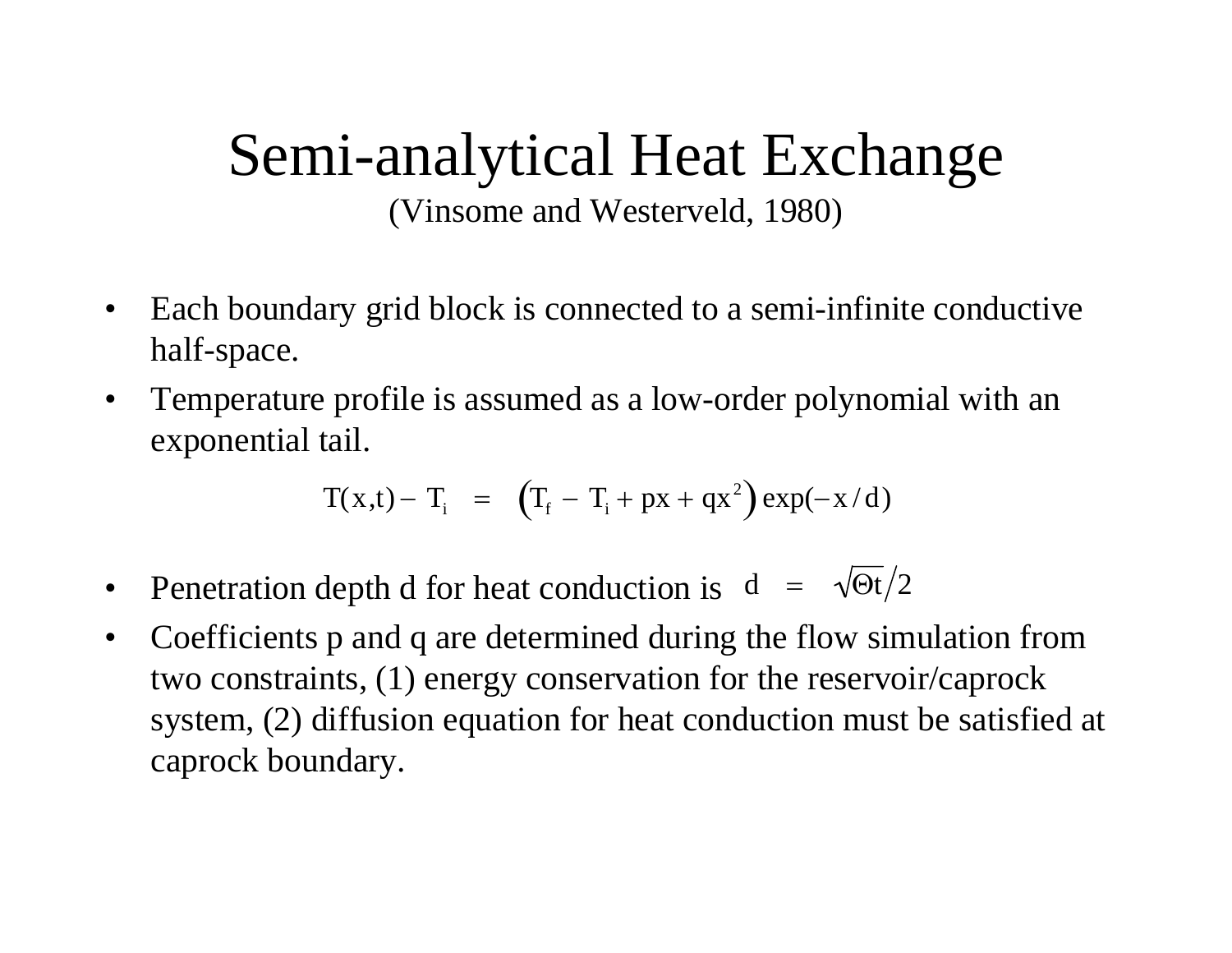# Semi-analytical Heat Exchange

(Vinsome and Westerveld, 1980)

- Each boundary grid block is connected to a semi-infinite conductive half-space.
- Temperature profile is assumed as a low-order polynomial with an exponential tail.

$$T(x,t) - T_i = \left(T_f - T_i + px + qx^2\right) \exp(-x/d)$$

- Penetration depth d for heat conduction is $d = \sqrt{\Theta t}/2$
- Coefficients p and q are determined during the flow simulation from two constraints, (1) energy conservation for the reservoir/caprock system, (2) diffusion equation for heat conduction must be satisfied at caprock boundary.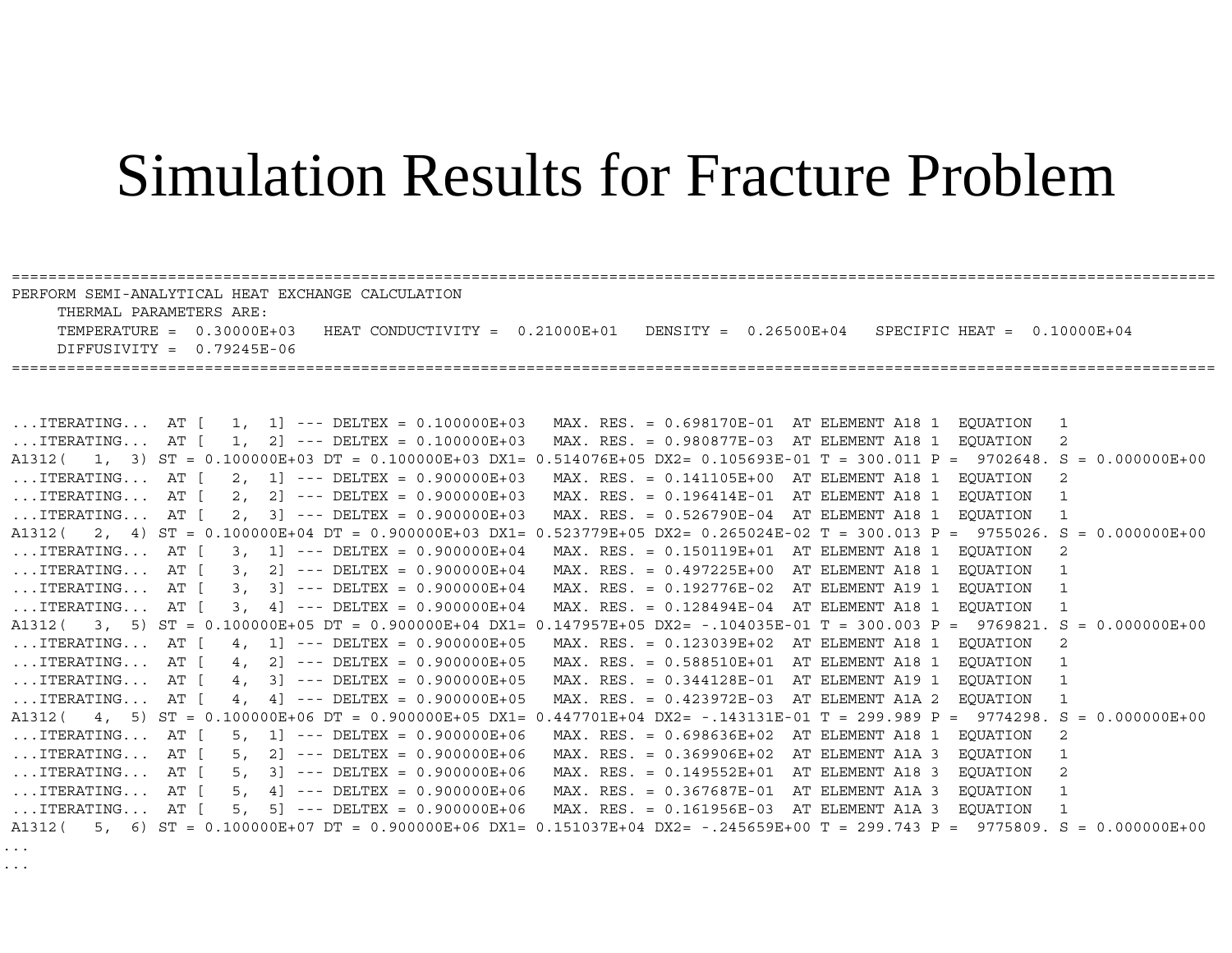# Simulation Results for Fracture Problem

```
========================================================================================================================================
 PERFORM SEMI-ANALYTICAL HEAT EXCHANGE CALCULATION
      THERMAL PARAMETERS ARE:
      TEMPERATURE =  0.30000E+03   HEAT CONDUCTIVITY =  0.21000E+01   DENSITY =  0.26500E+04   SPECIFIC HEAT =  0.10000E+04
      DIFFUSIVITY =  0.79245E-06
========================================================================================================================================


 ...ITERATING...  AT [   1,  1] --- DELTEX = 0.100000E+03   MAX. RES. = 0.698170E-01  AT ELEMENT A18 1  EQUATION   1
 ...ITERATING...  AT [   1,  2] --- DELTEX = 0.100000E+03   MAX. RES. = 0.980877E-03  AT ELEMENT A18 1  EQUATION   2
 A1312(   1,  3) ST = 0.100000E+03 DT = 0.100000E+03 DX1= 0.514076E+05 DX2= 0.105693E-01 T = 300.011 P =  9702648. S = 0.000000E+00
 ...ITERATING...  AT [   2,  1] --- DELTEX = 0.900000E+03   MAX. RES. = 0.141105E+00  AT ELEMENT A18 1  EQUATION   2
 ...ITERATING...  AT [   2,  2] --- DELTEX = 0.900000E+03   MAX. RES. = 0.196414E-01  AT ELEMENT A18 1  EQUATION   1
 ...ITERATING...  AT [   2,  3] --- DELTEX = 0.900000E+03   MAX. RES. = 0.526790E-04  AT ELEMENT A18 1  EQUATION   1
 A1312(   2,  4) ST = 0.100000E+04 DT = 0.900000E+03 DX1= 0.523779E+05 DX2= 0.265024E-02 T = 300.013 P =  9755026. S = 0.000000E+00
 ...ITERATING...  AT [   3,  1] --- DELTEX = 0.900000E+04   MAX. RES. = 0.150119E+01  AT ELEMENT A18 1  EQUATION   2
 ...ITERATING...  AT [   3,  2] --- DELTEX = 0.900000E+04   MAX. RES. = 0.497225E+00  AT ELEMENT A18 1  EQUATION   1
 ...ITERATING...  AT [   3,  3] --- DELTEX = 0.900000E+04   MAX. RES. = 0.192776E-02  AT ELEMENT A19 1  EQUATION   1
 ...ITERATING...  AT [   3,  4] --- DELTEX = 0.900000E+04   MAX. RES. = 0.128494E-04  AT ELEMENT A18 1  EQUATION   1
 A1312(   3,  5) ST = 0.100000E+05 DT = 0.900000E+04 DX1= 0.147957E+05 DX2= -.104035E-01 T = 300.003 P =  9769821. S = 0.000000E+00
 ...ITERATING...  AT [   4,  1] --- DELTEX = 0.900000E+05   MAX. RES. = 0.123039E+02  AT ELEMENT A18 1  EQUATION   2
 ...ITERATING...  AT [   4,  2] --- DELTEX = 0.900000E+05   MAX. RES. = 0.588510E+01  AT ELEMENT A18 1  EQUATION   1
 ...ITERATING...  AT [   4,  3] --- DELTEX = 0.900000E+05   MAX. RES. = 0.344128E-01  AT ELEMENT A19 1  EQUATION   1
 ...ITERATING...  AT [   4,  4] --- DELTEX = 0.900000E+05   MAX. RES. = 0.423972E-03  AT ELEMENT A1A 2  EQUATION   1
 A1312(   4,  5) ST = 0.100000E+06 DT = 0.900000E+05 DX1= 0.447701E+04 DX2= -.143131E-01 T = 299.989 P =  9774298. S = 0.000000E+00
 ...ITERATING...  AT [   5,  1] --- DELTEX = 0.900000E+06   MAX. RES. = 0.698636E+02  AT ELEMENT A18 1  EQUATION   2
 ...ITERATING...  AT [   5,  2] --- DELTEX = 0.900000E+06   MAX. RES. = 0.369906E+02  AT ELEMENT A1A 3  EQUATION   1
 ...ITERATING...  AT [   5,  3] --- DELTEX = 0.900000E+06   MAX. RES. = 0.149552E+01  AT ELEMENT A18 3  EQUATION   2
 ...ITERATING...  AT [   5,  4] --- DELTEX = 0.900000E+06   MAX. RES. = 0.367687E-01  AT ELEMENT A1A 3  EQUATION   1
 ...ITERATING...  AT [   5,  5] --- DELTEX = 0.900000E+06   MAX. RES. = 0.161956E-03  AT ELEMENT A1A 3  EQUATION   1
 A1312(   5,  6) ST = 0.100000E+07 DT = 0.900000E+06 DX1= 0.151037E+04 DX2= -.245659E+00 T = 299.743 P =  9775809. S = 0.000000E+00
...
...
```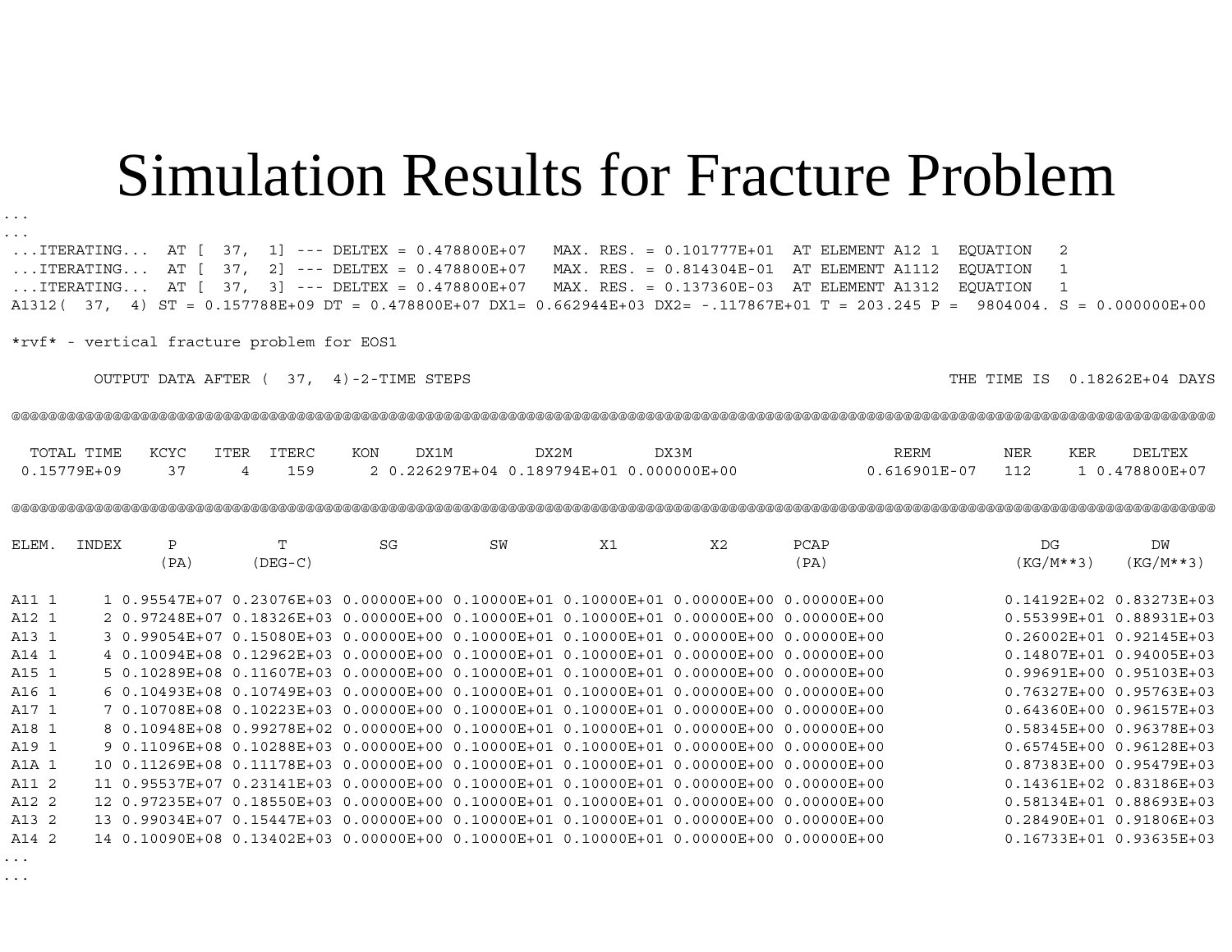# Simulation Results for Fracture Problem

```
...
...
 ...ITERATING...  AT [  37,  1] --- DELTEX = 0.478800E+07   MAX. RES. = 0.101777E+01  AT ELEMENT A12 1  EQUATION   2
 ...ITERATING...  AT [  37,  2] --- DELTEX = 0.478800E+07   MAX. RES. = 0.814304E-01  AT ELEMENT A1112  EQUATION   1
 ...ITERATING...  AT [  37,  3] --- DELTEX = 0.478800E+07   MAX. RES. = 0.137360E-03  AT ELEMENT A1312  EQUATION   1
 A1312(  37,  4) ST = 0.157788E+09 DT = 0.478800E+07 DX1= 0.662944E+03 DX2= -.117867E+01 T = 203.245 P =  9804004. S = 0.000000E+00

 *rvf* - vertical fracture problem for EOS1

         OUTPUT DATA AFTER (  37,  4)-2-TIME STEPS                                                   THE TIME IS  0.18262E+04 DAYS

 @@@@@@@@@@@@@@@@@@@@@@@@@@@@@@@@@@@@@@@@@@@@@@@@@@@@@@@@@@@@@@@@@@@@@@@@@@@@@@@@@@@@@@@@@@@@@@@@@@@@@@@@@@@@@@@@@@@@@@@@@@@@@@@@@@

   TOTAL TIME    KCYC    ITER  ITERC     KON     DX1M         DX2M         DX3M                      RERM        NER    KER    DELTEX
  0.15779E+09     37      4    159      2 0.226297E+04 0.189794E+01 0.000000E+00             0.616901E-07   112     1 0.478800E+07

 @@@@@@@@@@@@@@@@@@@@@@@@@@@@@@@@@@@@@@@@@@@@@@@@@@@@@@@@@@@@@@@@@@@@@@@@@@@@@@@@@@@@@@@@@@@@@@@@@@@@@@@@@@@@@@@@@@@@@@@@@@@@@@@@@@@

 ELEM.  INDEX      P           T          SG          SW          X1          X2       PCAP                     DG          DW
                  (PA)      (DEG-C)                                                    (PA)                  (KG/M**3)   (KG/M**3)

 A11 1     1 0.95547E+07 0.23076E+03 0.00000E+00 0.10000E+01 0.10000E+01 0.00000E+00 0.00000E+00           0.14192E+02 0.83273E+03
 A12 1     2 0.97248E+07 0.18326E+03 0.00000E+00 0.10000E+01 0.10000E+01 0.00000E+00 0.00000E+00           0.55399E+01 0.88931E+03
 A13 1     3 0.99054E+07 0.15080E+03 0.00000E+00 0.10000E+01 0.10000E+01 0.00000E+00 0.00000E+00           0.26002E+01 0.92145E+03
 A14 1     4 0.10094E+08 0.12962E+03 0.00000E+00 0.10000E+01 0.10000E+01 0.00000E+00 0.00000E+00           0.14807E+01 0.94005E+03
 A15 1     5 0.10289E+08 0.11607E+03 0.00000E+00 0.10000E+01 0.10000E+01 0.00000E+00 0.00000E+00           0.99691E+00 0.95103E+03
 A16 1     6 0.10493E+08 0.10749E+03 0.00000E+00 0.10000E+01 0.10000E+01 0.00000E+00 0.00000E+00           0.76327E+00 0.95763E+03
 A17 1     7 0.10708E+08 0.10223E+03 0.00000E+00 0.10000E+01 0.10000E+01 0.00000E+00 0.00000E+00           0.64360E+00 0.96157E+03
 A18 1     8 0.10948E+08 0.99278E+02 0.00000E+00 0.10000E+01 0.10000E+01 0.00000E+00 0.00000E+00           0.58345E+00 0.96378E+03
 A19 1     9 0.11096E+08 0.10288E+03 0.00000E+00 0.10000E+01 0.10000E+01 0.00000E+00 0.00000E+00           0.65745E+00 0.96128E+03
 A1A 1    10 0.11269E+08 0.11178E+03 0.00000E+00 0.10000E+01 0.10000E+01 0.00000E+00 0.00000E+00           0.87383E+00 0.95479E+03
 A11 2    11 0.95537E+07 0.23141E+03 0.00000E+00 0.10000E+01 0.10000E+01 0.00000E+00 0.00000E+00           0.14361E+02 0.83186E+03
 A12 2    12 0.97235E+07 0.18550E+03 0.00000E+00 0.10000E+01 0.10000E+01 0.00000E+00 0.00000E+00           0.58134E+01 0.88693E+03
 A13 2    13 0.99034E+07 0.15447E+03 0.00000E+00 0.10000E+01 0.10000E+01 0.00000E+00 0.00000E+00           0.28490E+01 0.91806E+03
 A14 2    14 0.10090E+08 0.13402E+03 0.00000E+00 0.10000E+01 0.10000E+01 0.00000E+00 0.00000E+00           0.16733E+01 0.93635E+03
...
...
```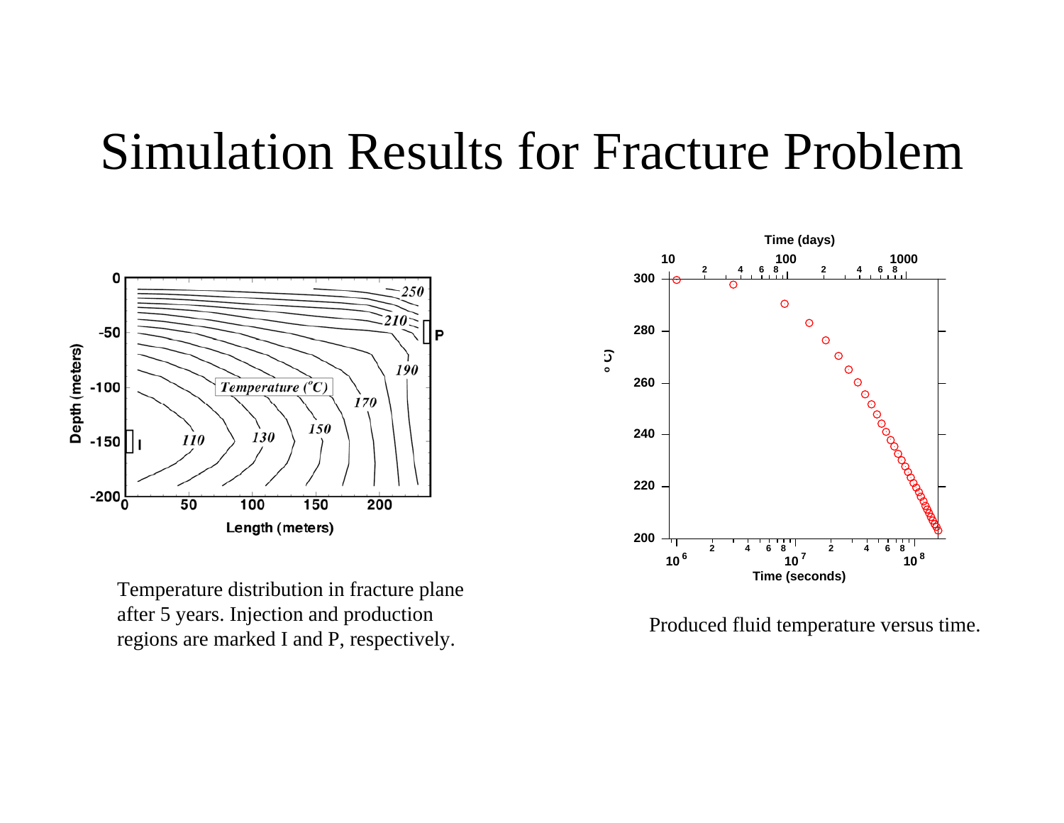# Simulation Results for Fracture Problem

Temperature distribution in fracture plane after 5 years. Injection and production regions are marked I and P, respectively.

Produced fluid temperature versus time.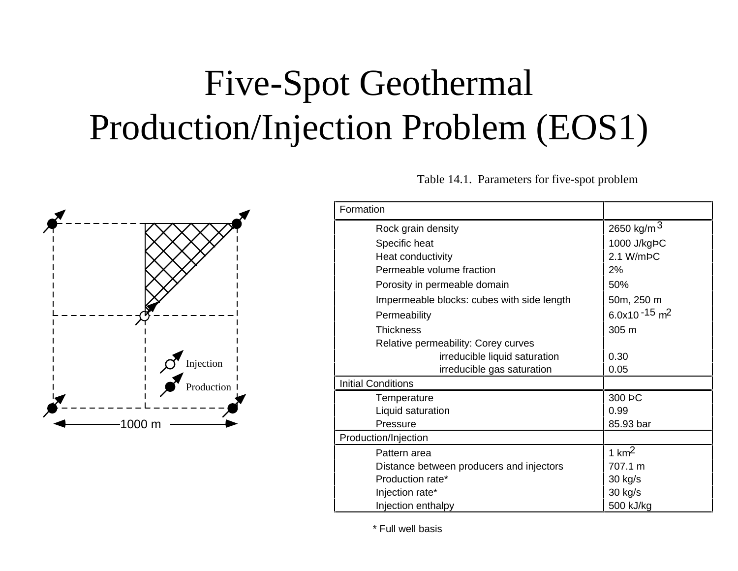# Five-Spot Geothermal Production/Injection Problem (EOS1)

Injection

Production

1000 m

Table 14.1. Parameters for five-spot problem

| Formation | |
|---|---|
| Rock grain density | 2650 kg/m$^3$ |
| Specific heat | 1000 J/kgÞC |
| Heat conductivity | 2.1 W/mÞC |
| Permeable volume fraction | 2% |
| Porosity in permeable domain | 50% |
| Impermeable blocks: cubes with side length | 50m, 250 m |
| Permeability | 6.0x10$^{-15}$ m$^2$ |
| Thickness | 305 m |
| Relative permeability: Corey curves | |
| irreducible liquid saturation | 0.30 |
| irreducible gas saturation | 0.05 |
| **Initial Conditions** | |
| Temperature | 300 ÞC |
| Liquid saturation | 0.99 |
| Pressure | 85.93 bar |
| **Production/Injection** | |
| Pattern area | 1 km$^2$ |
| Distance between producers and injectors | 707.1 m |
| Production rate* | 30 kg/s |
| Injection rate* | 30 kg/s |
| Injection enthalpy | 500 kJ/kg |

* Full well basis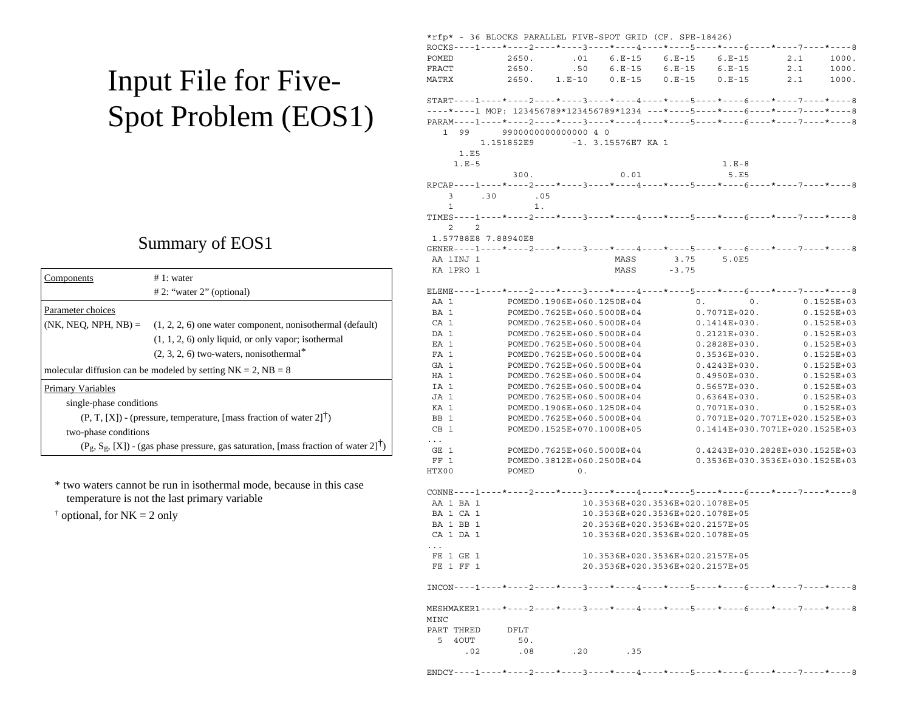# Input File for Five-Spot Problem (EOS1)

## Summary of EOS1

| Components | # 1: water<br># 2: "water 2" (optional) |
|---|---|
| Parameter choices<br>(NK, NEQ, NPH, NB) = | (1, 2, 2, 6) one water component, nonisothermal (default)<br>(1, 1, 2, 6) only liquid, or only vapor; isothermal<br>(2, 3, 2, 6) two-waters, nonisothermal* |
| molecular diffusion can be modeled by setting NK = 2, NB = 8 | |
| Primary Variables<br>single-phase conditions<br>(P, T, [X]) - (pressure, temperature, [mass fraction of water 2]†)<br>two-phase conditions<br>($P_g$, $S_g$, [X]) - (gas phase pressure, gas saturation, [mass fraction of water 2]†) | |

\* two waters cannot be run in isothermal mode, because in this case temperature is not the last primary variable

† optional, for NK = 2 only

```
*rfp* - 36 BLOCKS PARALLEL FIVE-SPOT GRID (CF. SPE-18426)
ROCKS----1----*----2----*----3----*----4----*----5----*----6----*----7----*----8
POMED          2650.       .01    6.E-15    6.E-15    6.E-15       2.1     1000.
FRACT          2650.       .50    6.E-15    6.E-15    6.E-15       2.1     1000.
MATRX          2650.    1.E-10    0.E-15    0.E-15    0.E-15       2.1     1000.

START----1----*----2----*----3----*----4----*----5----*----6----*----7----*----8
----*----1 MOP: 123456789*123456789*1234 ---*----5----*----6----*----7----*----8
PARAM----1----*----2----*----3----*----4----*----5----*----6----*----7----*----8
   1  99      9900000000000000 4 0
         1.151852E9       -1. 3.15576E7 KA 1
      1.E5
     1.E-5                                           1.E-8
              300.                0.01                5.E5
RPCAP----1----*----2----*----3----*----4----*----5----*----6----*----7----*----8
    3     .30       .05
    1              1.
TIMES----1----*----2----*----3----*----4----*----5----*----6----*----7----*----8
    2    2
 1.57788E8 7.88940E8
GENER----1----*----2----*----3----*----4----*----5----*----6----*----7----*----8
 AA 1INJ 1                        MASS       3.75      5.0E5
 KA 1PRO 1                        MASS      -3.75

ELEME----1----*----2----*----3----*----4----*----5----*----6----*----7----*----8
 AA 1          POMED0.1906E+060.1250E+04          0.        0.        0.1525E+03
 BA 1          POMED0.7625E+060.5000E+04          0.7071E+020.        0.1525E+03
 CA 1          POMED0.7625E+060.5000E+04          0.1414E+030.        0.1525E+03
 DA 1          POMED0.7625E+060.5000E+04          0.2121E+030.        0.1525E+03
 EA 1          POMED0.7625E+060.5000E+04          0.2828E+030.        0.1525E+03
 FA 1          POMED0.7625E+060.5000E+04          0.3536E+030.        0.1525E+03
 GA 1          POMED0.7625E+060.5000E+04          0.4243E+030.        0.1525E+03
 HA 1          POMED0.7625E+060.5000E+04          0.4950E+030.        0.1525E+03
 IA 1          POMED0.7625E+060.5000E+04          0.5657E+030.        0.1525E+03
 JA 1          POMED0.7625E+060.5000E+04          0.6364E+030.        0.1525E+03
 KA 1          POMED0.1906E+060.1250E+04          0.7071E+030.        0.1525E+03
 BB 1          POMED0.7625E+060.5000E+04          0.7071E+020.7071E+020.1525E+03
 CB 1          POMED0.1525E+070.1000E+05          0.1414E+030.7071E+020.1525E+03
...
 GE 1          POMED0.7625E+060.5000E+04          0.4243E+030.2828E+030.1525E+03
 FF 1          POMED0.3812E+060.2500E+04          0.3536E+030.3536E+030.1525E+03
HTX00          POMED        0.

CONNE----1----*----2----*----3----*----4----*----5----*----6----*----7----*----8
 AA 1 BA 1                   10.3536E+020.3536E+020.1078E+05
 BA 1 CA 1                   10.3536E+020.3536E+020.1078E+05
 BA 1 BB 1                   20.3536E+020.3536E+020.2157E+05
 CA 1 DA 1                   10.3536E+020.3536E+020.1078E+05
...
 FE 1 GE 1                   10.3536E+020.3536E+020.2157E+05
 FE 1 FF 1                   20.3536E+020.3536E+020.2157E+05

INCON----1----*----2----*----3----*----4----*----5----*----6----*----7----*----8

MESHMAKER1----*----2----*----3----*----4----*----5----*----6----*----7----*----8
MINC
PART THRED     DFLT
  5  4OUT        50.
       .02       .08       .20       .35

ENDCY----1----*----2----*----3----*----4----*----5----*----6----*----7----*----8
```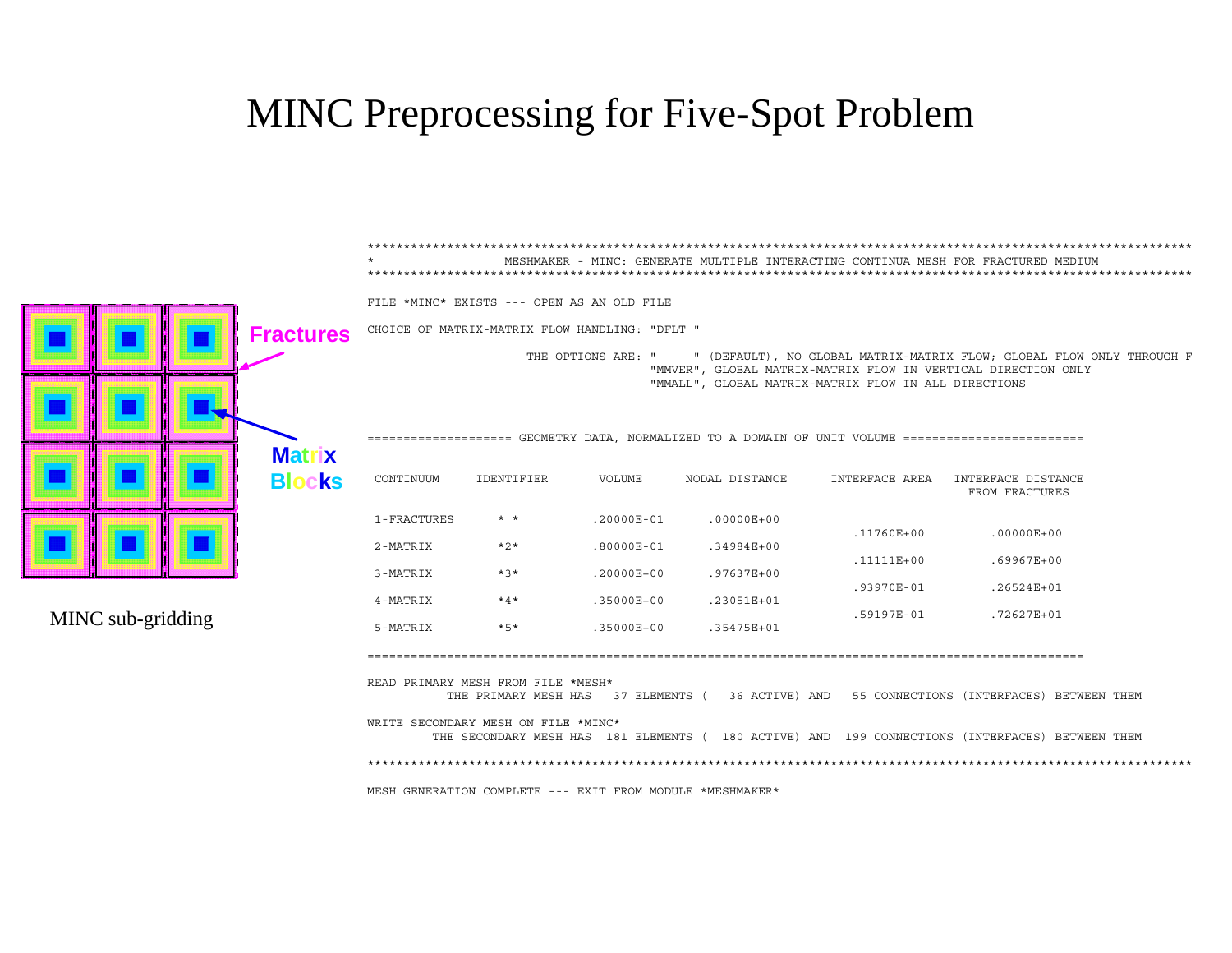# MINC Preprocessing for Five-Spot Problem

Fractures

Matrix Blocks

MINC sub-gridding

```
*****************************************************************************************************************
*                   MESHMAKER - MINC: GENERATE MULTIPLE INTERACTING CONTINUA MESH FOR FRACTURED MEDIUM
*****************************************************************************************************************

FILE *MINC* EXISTS --- OPEN AS AN OLD FILE

CHOICE OF MATRIX-MATRIX FLOW HANDLING: "DFLT "

                  THE OPTIONS ARE: "     " (DEFAULT), NO GLOBAL MATRIX-MATRIX FLOW; GLOBAL FLOW ONLY THROUGH F
                                   "MMVER", GLOBAL MATRIX-MATRIX FLOW IN VERTICAL DIRECTION ONLY
                                   "MMALL", GLOBAL MATRIX-MATRIX FLOW IN ALL DIRECTIONS


==================== GEOMETRY DATA, NORMALIZED TO A DOMAIN OF UNIT VOLUME =========================

 CONTINUUM     IDENTIFIER       VOLUME      NODAL DISTANCE      INTERFACE AREA   INTERFACE DISTANCE
                                                                                  FROM FRACTURES

 1-FRACTURES      * *          .20000E-01     .00000E+00
                                                                 .11760E+00         .00000E+00
 2-MATRIX         *2*          .80000E-01     .34984E+00
                                                                 .11111E+00         .69967E+00
 3-MATRIX         *3*          .20000E+00     .97637E+00
                                                                 .93970E-01         .26524E+01
 4-MATRIX         *4*          .35000E+00     .23051E+01
                                                                 .59197E-01         .72627E+01
 5-MATRIX         *5*          .35000E+00     .35475E+01

==================================================================================================

READ PRIMARY MESH FROM FILE *MESH*
             THE PRIMARY MESH HAS    37 ELEMENTS (   36 ACTIVE) AND   55 CONNECTIONS (INTERFACES) BETWEEN THEM

WRITE SECONDARY MESH ON FILE *MINC*
           THE SECONDARY MESH HAS  181 ELEMENTS (  180 ACTIVE) AND  199 CONNECTIONS (INTERFACES) BETWEEN THEM

*****************************************************************************************************************

MESH GENERATION COMPLETE --- EXIT FROM MODULE *MESHMAKER*
```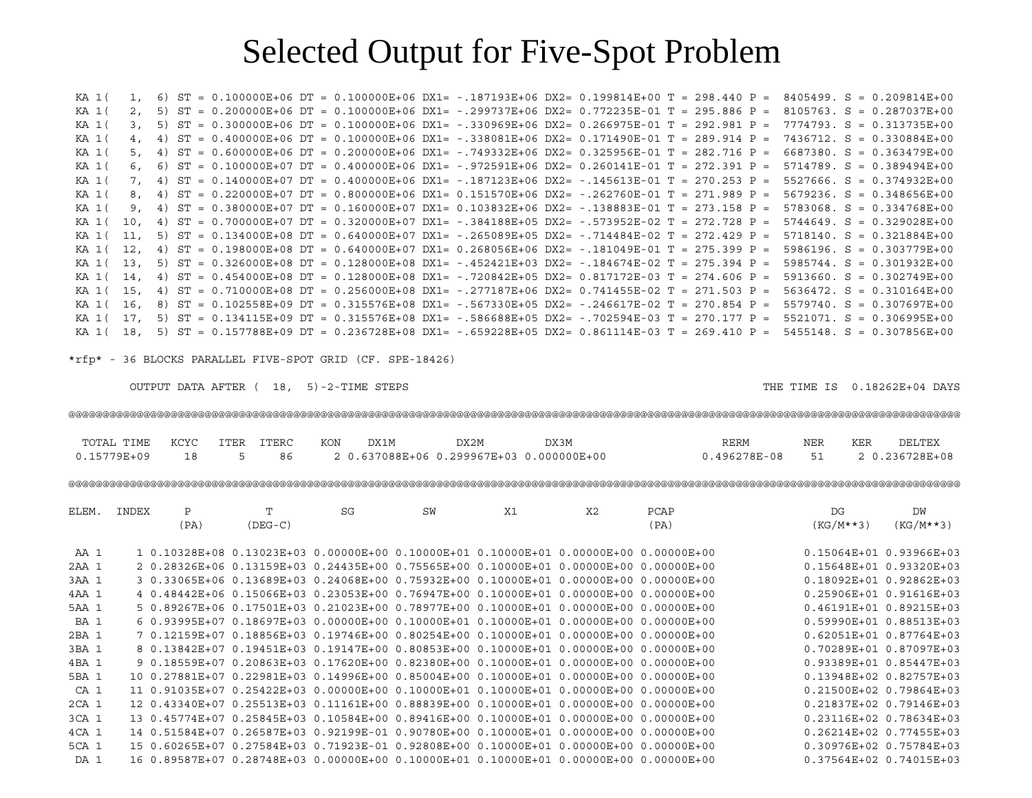# Selected Output for Five-Spot Problem

```
 KA 1(   1,  6) ST = 0.100000E+06 DT = 0.100000E+06 DX1= -.187193E+06 DX2= 0.199814E+00 T = 298.440 P =  8405499. S = 0.209814E+00
 KA 1(   2,  5) ST = 0.200000E+06 DT = 0.100000E+06 DX1= -.299737E+06 DX2= 0.772235E-01 T = 295.886 P =  8105763. S = 0.287037E+00
 KA 1(   3,  5) ST = 0.300000E+06 DT = 0.100000E+06 DX1= -.330969E+06 DX2= 0.266975E-01 T = 292.981 P =  7774793. S = 0.313735E+00
 KA 1(   4,  4) ST = 0.400000E+06 DT = 0.100000E+06 DX1= -.338081E+06 DX2= 0.171490E-01 T = 289.914 P =  7436712. S = 0.330884E+00
 KA 1(   5,  4) ST = 0.600000E+06 DT = 0.200000E+06 DX1= -.749332E+06 DX2= 0.325956E-01 T = 282.716 P =  6687380. S = 0.363479E+00
 KA 1(   6,  6) ST = 0.100000E+07 DT = 0.400000E+06 DX1= -.972591E+06 DX2= 0.260141E-01 T = 272.391 P =  5714789. S = 0.389494E+00
 KA 1(   7,  4) ST = 0.140000E+07 DT = 0.400000E+06 DX1= -.187123E+06 DX2= -.145613E-01 T = 270.253 P =  5527666. S = 0.374932E+00
 KA 1(   8,  4) ST = 0.220000E+07 DT = 0.800000E+06 DX1= 0.151570E+06 DX2= -.262760E-01 T = 271.989 P =  5679236. S = 0.348656E+00
 KA 1(   9,  4) ST = 0.380000E+07 DT = 0.160000E+07 DX1= 0.103832E+06 DX2= -.138883E-01 T = 273.158 P =  5783068. S = 0.334768E+00
 KA 1(  10,  4) ST = 0.700000E+07 DT = 0.320000E+07 DX1= -.384188E+05 DX2= -.573952E-02 T = 272.728 P =  5744649. S = 0.329028E+00
 KA 1(  11,  5) ST = 0.134000E+08 DT = 0.640000E+07 DX1= -.265089E+05 DX2= -.714484E-02 T = 272.429 P =  5718140. S = 0.321884E+00
 KA 1(  12,  4) ST = 0.198000E+08 DT = 0.640000E+07 DX1= 0.268056E+06 DX2= -.181049E-01 T = 275.399 P =  5986196. S = 0.303779E+00
 KA 1(  13,  5) ST = 0.326000E+08 DT = 0.128000E+08 DX1= -.452421E+03 DX2= -.184674E-02 T = 275.394 P =  5985744. S = 0.301932E+00
 KA 1(  14,  4) ST = 0.454000E+08 DT = 0.128000E+08 DX1= -.720842E+05 DX2= 0.817172E-03 T = 274.606 P =  5913660. S = 0.302749E+00
 KA 1(  15,  4) ST = 0.710000E+08 DT = 0.256000E+08 DX1= -.277187E+06 DX2= 0.741455E-02 T = 271.503 P =  5636472. S = 0.310164E+00
 KA 1(  16,  8) ST = 0.102558E+09 DT = 0.315576E+08 DX1= -.567330E+05 DX2= -.246617E-02 T = 270.854 P =  5579740. S = 0.307697E+00
 KA 1(  17,  5) ST = 0.134115E+09 DT = 0.315576E+08 DX1= -.586688E+05 DX2= -.702594E-03 T = 270.177 P =  5521071. S = 0.306995E+00
 KA 1(  18,  5) ST = 0.157788E+09 DT = 0.236728E+08 DX1= -.659228E+05 DX2= 0.861114E-03 T = 269.410 P =  5455148. S = 0.307856E+00

*rfp* - 36 BLOCKS PARALLEL FIVE-SPOT GRID (CF. SPE-18426)

       OUTPUT DATA AFTER (  18,  5)-2-TIME STEPS                                                    THE TIME IS  0.18262E+04 DAYS

@@@@@@@@@@@@@@@@@@@@@@@@@@@@@@@@@@@@@@@@@@@@@@@@@@@@@@@@@@@@@@@@@@@@@@@@@@@@@@@@@@@@@@@@@@@@@@@@@@@@@@@@@@@@@@@@@@@@@@@@@@@@@@@@@@@

  TOTAL TIME   KCYC   ITER  ITERC    KON    DX1M         DX2M         DX3M                    RERM        NER    KER    DELTEX
 0.15779E+09     18      5     86      2 0.637088E+06 0.299967E+03 0.000000E+00             0.496278E-08    51     2 0.236728E+08

@@@@@@@@@@@@@@@@@@@@@@@@@@@@@@@@@@@@@@@@@@@@@@@@@@@@@@@@@@@@@@@@@@@@@@@@@@@@@@@@@@@@@@@@@@@@@@@@@@@@@@@@@@@@@@@@@@@@@@@@@@@@@@@@@@@@

ELEM.  INDEX     P          T          SG          SW          X1          X2        PCAP                      DG          DW
                (PA)      (DEG-C)                                                     (PA)                   (KG/M**3)   (KG/M**3)

 AA 1     1 0.10328E+08 0.13023E+03 0.00000E+00 0.10000E+01 0.10000E+01 0.00000E+00 0.00000E+00            0.15064E+01 0.93966E+03
2AA 1     2 0.28326E+06 0.13159E+03 0.24435E+00 0.75565E+00 0.10000E+01 0.00000E+00 0.00000E+00            0.15648E+01 0.93320E+03
3AA 1     3 0.33065E+06 0.13689E+03 0.24068E+00 0.75932E+00 0.10000E+01 0.00000E+00 0.00000E+00            0.18092E+01 0.92862E+03
4AA 1     4 0.48442E+06 0.15066E+03 0.23053E+00 0.76947E+00 0.10000E+01 0.00000E+00 0.00000E+00            0.25906E+01 0.91616E+03
5AA 1     5 0.89267E+06 0.17501E+03 0.21023E+00 0.78977E+00 0.10000E+01 0.00000E+00 0.00000E+00            0.46191E+01 0.89215E+03
 BA 1     6 0.93995E+07 0.18697E+03 0.00000E+00 0.10000E+01 0.10000E+01 0.00000E+00 0.00000E+00            0.59990E+01 0.88513E+03
2BA 1     7 0.12159E+07 0.18856E+03 0.19746E+00 0.80254E+00 0.10000E+01 0.00000E+00 0.00000E+00            0.62051E+01 0.87764E+03
3BA 1     8 0.13842E+07 0.19451E+03 0.19147E+00 0.80853E+00 0.10000E+01 0.00000E+00 0.00000E+00            0.70289E+01 0.87097E+03
4BA 1     9 0.18559E+07 0.20863E+03 0.17620E+00 0.82380E+00 0.10000E+01 0.00000E+00 0.00000E+00            0.93389E+01 0.85447E+03
5BA 1    10 0.27881E+07 0.22981E+03 0.14996E+00 0.85004E+00 0.10000E+01 0.00000E+00 0.00000E+00            0.13948E+02 0.82757E+03
 CA 1    11 0.91035E+07 0.25422E+03 0.00000E+00 0.10000E+01 0.10000E+01 0.00000E+00 0.00000E+00            0.21500E+02 0.79864E+03
2CA 1    12 0.43340E+07 0.25513E+03 0.11161E+00 0.88839E+00 0.10000E+01 0.00000E+00 0.00000E+00            0.21837E+02 0.79146E+03
3CA 1    13 0.45774E+07 0.25845E+03 0.10584E+00 0.89416E+00 0.10000E+01 0.00000E+00 0.00000E+00            0.23116E+02 0.78634E+03
4CA 1    14 0.51584E+07 0.26587E+03 0.92199E-01 0.90780E+00 0.10000E+01 0.00000E+00 0.00000E+00            0.26214E+02 0.77455E+03
5CA 1    15 0.60265E+07 0.27584E+03 0.71923E-01 0.92808E+00 0.10000E+01 0.00000E+00 0.00000E+00            0.30976E+02 0.75784E+03
 DA 1    16 0.89587E+07 0.28748E+03 0.00000E+00 0.10000E+01 0.10000E+01 0.00000E+00 0.00000E+00            0.37564E+02 0.74015E+03
```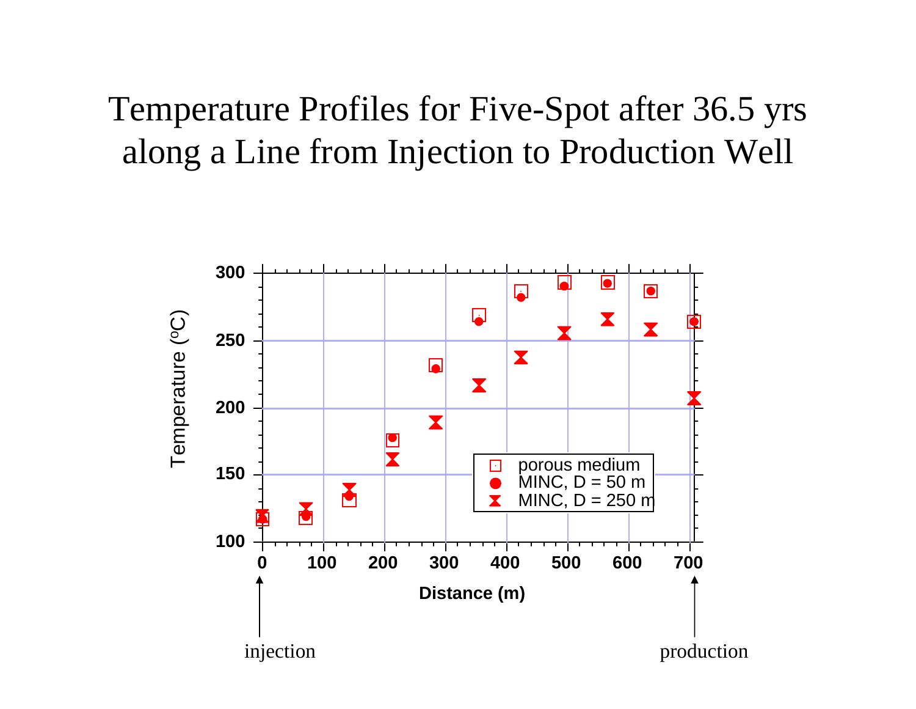# Temperature Profiles for Five-Spot after 36.5 yrs along a Line from Injection to Production Well

Temperature ($^{o}C$) vs. Distance (m)

Legend: porous medium; MINC, D = 50 m; MINC, D = 250 m

injection — production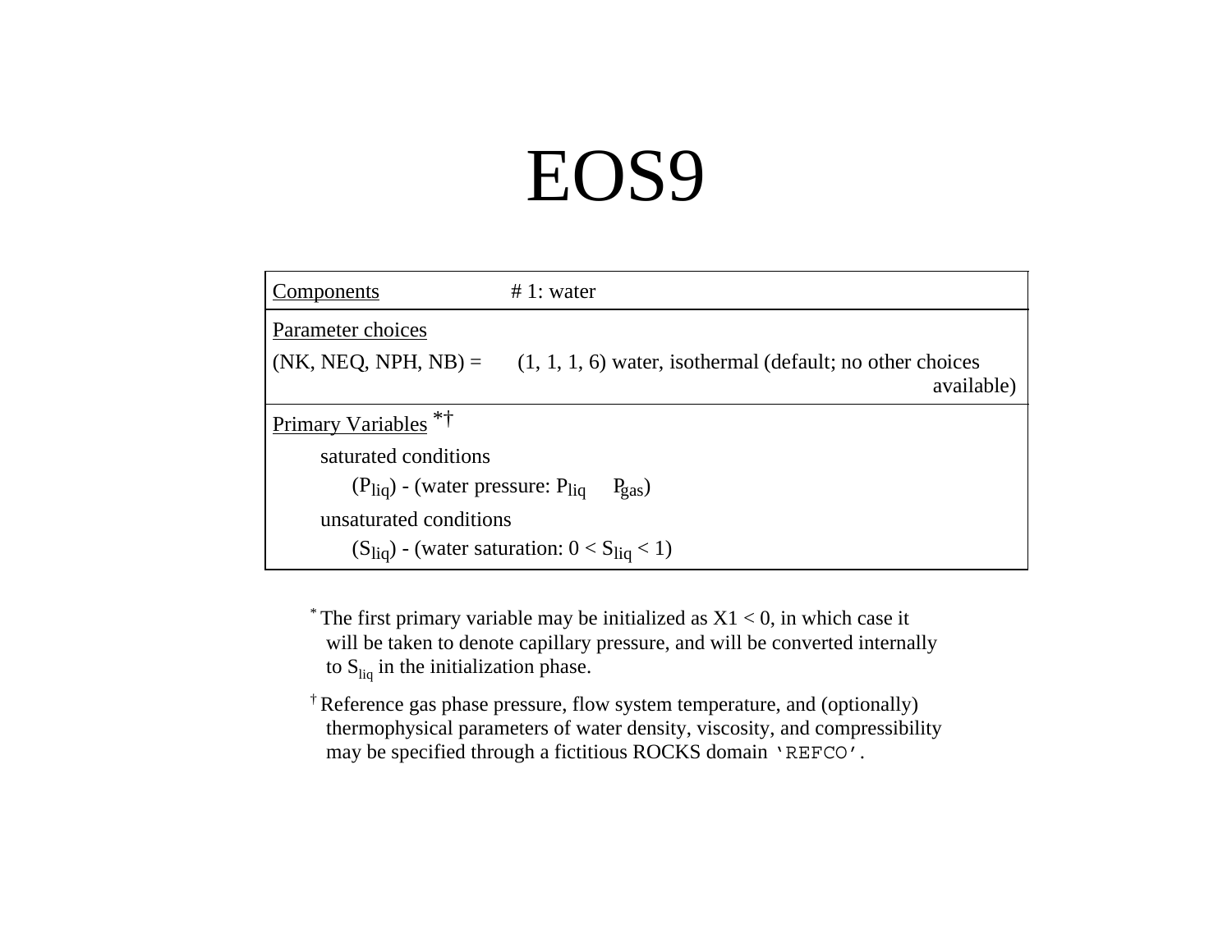# EOS9

| Components | # 1: water |
|---|---|
| **Parameter choices** | |
| (NK, NEQ, NPH, NB) = | (1, 1, 1, 6) water, isothermal (default; no other choices available) |
| **Primary Variables** *† | |
| saturated conditions | |
| ($P_{liq}$) - (water pressure: $P_{liq} \geq P_{gas}$) | |
| unsaturated conditions | |
| ($S_{liq}$) - (water saturation: $0 < S_{liq} < 1$) | |

\* The first primary variable may be initialized as X1 < 0, in which case it will be taken to denote capillary pressure, and will be converted internally to $S_{liq}$ in the initialization phase.

† Reference gas phase pressure, flow system temperature, and (optionally) thermophysical parameters of water density, viscosity, and compressibility may be specified through a fictitious ROCKS domain 'REFCO'.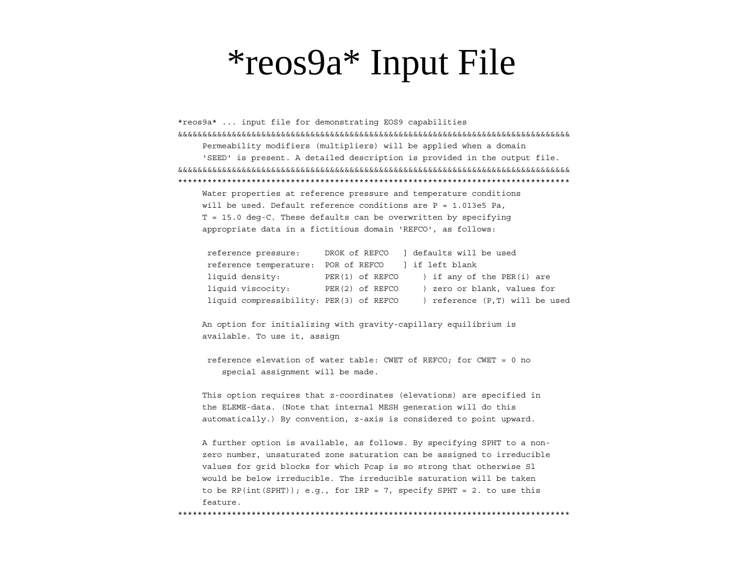# *reos9a* Input File

```
*reos9a* ... input file for demonstrating EOS9 capabilities
&&&&&&&&&&&&&&&&&&&&&&&&&&&&&&&&&&&&&&&&&&&&&&&&&&&&&&&&&&&&&&&&&&&&&&&&&&&&&&&&
     Permeability modifiers (multipliers) will be applied when a domain
     'SEED' is present. A detailed description is provided in the output file.
&&&&&&&&&&&&&&&&&&&&&&&&&&&&&&&&&&&&&&&&&&&&&&&&&&&&&&&&&&&&&&&&&&&&&&&&&&&&&&&&
********************************************************************************
     Water properties at reference pressure and temperature conditions
     will be used. Default reference conditions are P = 1.013e5 Pa,
     T = 15.0 deg-C. These defaults can be overwritten by specifying
     appropriate data in a fictitious domain 'REFCO', as follows:

      reference pressure:     DROK of REFCO   ] defaults will be used
      reference temperature:  POR of REFCO    ] if left blank
      liquid density:         PER(1) of REFCO     ) if any of the PER(i) are
      liquid viscocity:       PER(2) of REFCO     ) zero or blank, values for
      liquid compressibility: PER(3) of REFCO     ) reference (P,T) will be used

     An option for initializing with gravity-capillary equilibrium is
     available. To use it, assign

      reference elevation of water table: CWET of REFCO; for CWET = 0 no
         special assignment will be made.

     This option requires that z-coordinates (elevations) are specified in
     the ELEME-data. (Note that internal MESH generation will do this
     automatically.) By convention, z-axis is considered to point upward.

     A further option is available, as follows. By specifying SPHT to a non-
     zero number, unsaturated zone saturation can be assigned to irreducible
     values for grid blocks for which Pcap is so strong that otherwise Sl
     would be below irreducible. The irreducible saturation will be taken
     to be RP(int(SPHT)); e.g., for IRP = 7, specify SPHT = 2. to use this
     feature.
********************************************************************************
```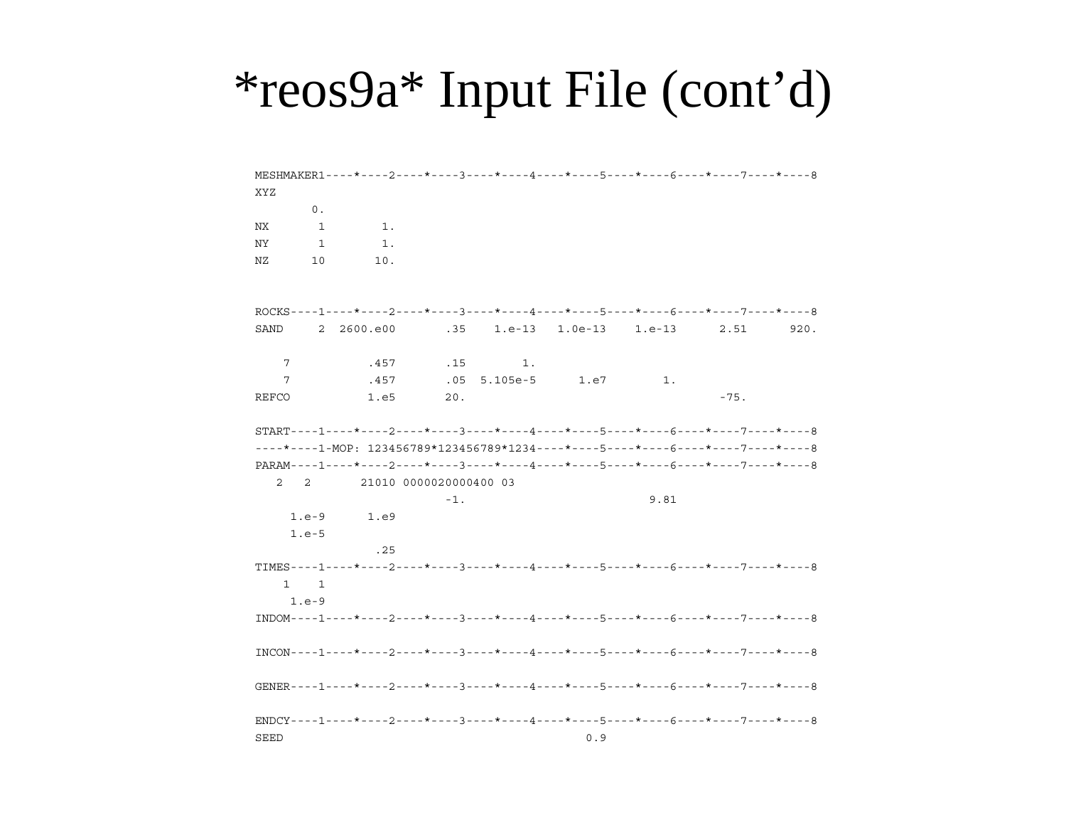# *reos9a* Input File (cont'd)

```
MESHMAKER1----*----2----*----3----*----4----*----5----*----6----*----7----*----8
XYZ
       0.
NX       1        1.
NY       1        1.
NZ      10       10.


ROCKS----1----*----2----*----3----*----4----*----5----*----6----*----7----*----8
SAND     2  2600.e00       .35    1.e-13   1.0e-13    1.e-13      2.51      920.

    7           .457       .15        1.
    7           .457       .05  5.105e-5      1.e7        1.
REFCO           1.e5       20.                                   -75.

START----1----*----2----*----3----*----4----*----5----*----6----*----7----*----8
----*----1-MOP: 123456789*123456789*1234----*----5----*----6----*----7----*----8
PARAM----1----*----2----*----3----*----4----*----5----*----6----*----7----*----8
   2   2       21010 0000020000400 03
                       -1.                         9.81
     1.e-9      1.e9
     1.e-5
                .25
TIMES----1----*----2----*----3----*----4----*----5----*----6----*----7----*----8
    1    1
     1.e-9
INDOM----1----*----2----*----3----*----4----*----5----*----6----*----7----*----8

INCON----1----*----2----*----3----*----4----*----5----*----6----*----7----*----8

GENER----1----*----2----*----3----*----4----*----5----*----6----*----7----*----8

ENDCY----1----*----2----*----3----*----4----*----5----*----6----*----7----*----8
SEED                                       0.9
```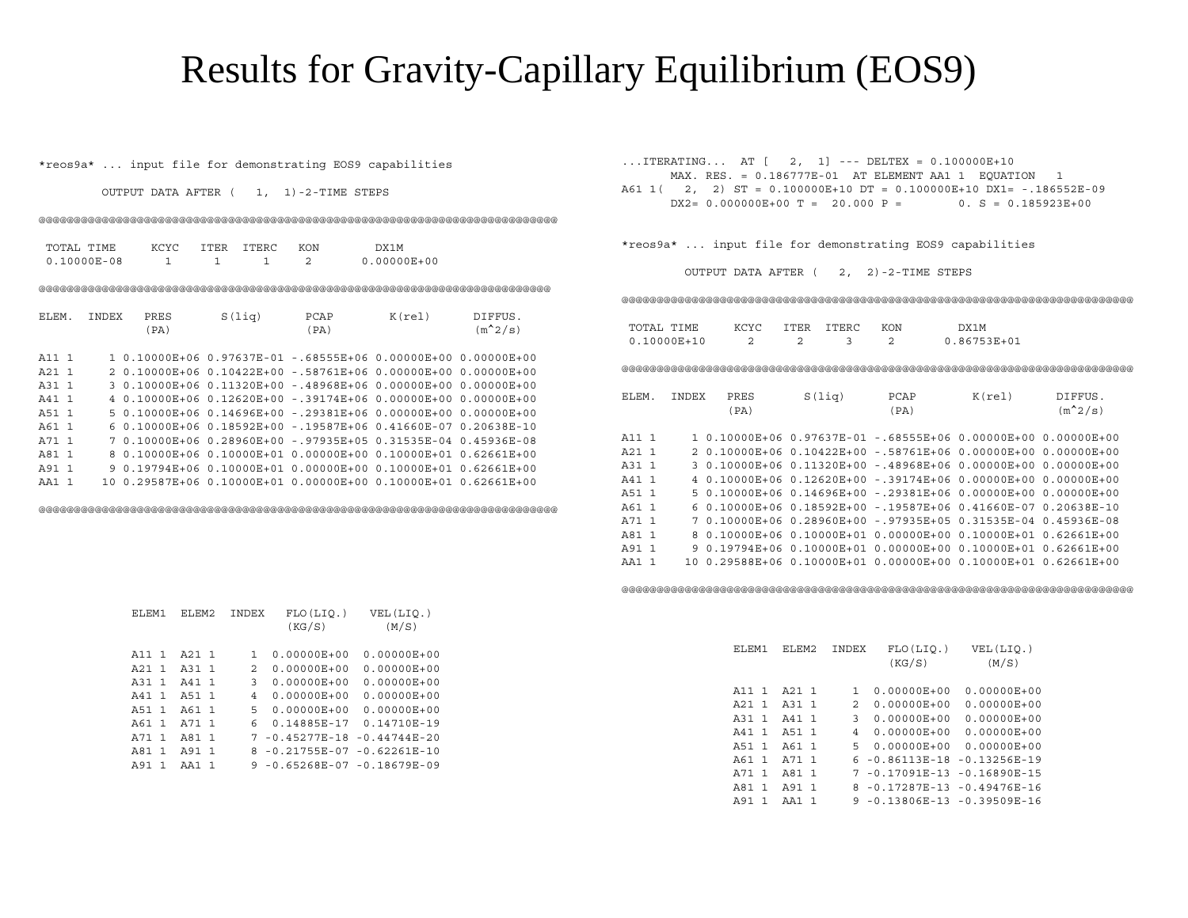# Results for Gravity-Capillary Equilibrium (EOS9)

```
*reos9a* ... input file for demonstrating EOS9 capabilities

         OUTPUT DATA AFTER (    1,  1)-2-TIME STEPS

@@@@@@@@@@@@@@@@@@@@@@@@@@@@@@@@@@@@@@@@@@@@@@@@@@@@@@@@@@@@@@@@@@@@@@@@@@@@@@@@

 TOTAL TIME     KCYC   ITER  ITERC    KON        DX1M
 0.10000E-08      1      1      1     2       0.00000E+00

@@@@@@@@@@@@@@@@@@@@@@@@@@@@@@@@@@@@@@@@@@@@@@@@@@@@@@@@@@@@@@@@@@@@@@@@@@@@@@@@

ELEM.  INDEX   PRES       S(liq)       PCAP        K(rel)      DIFFUS.
               (PA)                    (PA)                    (m^2/s)

A11 1     1 0.10000E+06 0.97637E-01 -.68555E+06 0.00000E+00 0.00000E+00
A21 1     2 0.10000E+06 0.10422E+00 -.58761E+06 0.00000E+00 0.00000E+00
A31 1     3 0.10000E+06 0.11320E+00 -.48968E+06 0.00000E+00 0.00000E+00
A41 1     4 0.10000E+06 0.12620E+00 -.39174E+06 0.00000E+00 0.00000E+00
A51 1     5 0.10000E+06 0.14696E+00 -.29381E+06 0.00000E+00 0.00000E+00
A61 1     6 0.10000E+06 0.18592E+00 -.19587E+06 0.41660E-07 0.20638E-10
A71 1     7 0.10000E+06 0.28960E+00 -.97935E+05 0.31535E-04 0.45936E-08
A81 1     8 0.10000E+06 0.10000E+01 0.00000E+00 0.10000E+01 0.62661E+00
A91 1     9 0.19794E+06 0.10000E+01 0.00000E+00 0.10000E+01 0.62661E+00
AA1 1    10 0.29587E+06 0.10000E+01 0.00000E+00 0.10000E+01 0.62661E+00

@@@@@@@@@@@@@@@@@@@@@@@@@@@@@@@@@@@@@@@@@@@@@@@@@@@@@@@@@@@@@@@@@@@@@@@@@@@@@@@@


             ELEM1  ELEM2  INDEX   FLO(LIQ.)   VEL(LIQ.)
                                     (KG/S)       (M/S)

             A11 1  A21 1     1  0.00000E+00  0.00000E+00
             A21 1  A31 1     2  0.00000E+00  0.00000E+00
             A31 1  A41 1     3  0.00000E+00  0.00000E+00
             A41 1  A51 1     4  0.00000E+00  0.00000E+00
             A51 1  A61 1     5  0.00000E+00  0.00000E+00
             A61 1  A71 1     6  0.14885E-17  0.14710E-19
             A71 1  A81 1     7 -0.45277E-18 -0.44744E-20
             A81 1  A91 1     8 -0.21755E-07 -0.62261E-10
             A91 1  AA1 1     9 -0.65268E-07 -0.18679E-09
```

```
...ITERATING...  AT [   2,  1] --- DELTEX = 0.100000E+10
       MAX. RES. = 0.186777E-01  AT ELEMENT AA1 1  EQUATION   1
A61 1(   2,  2) ST = 0.100000E+10 DT = 0.100000E+10 DX1= -.186552E-09
       DX2= 0.000000E+00 T =  20.000 P =        0. S = 0.185923E+00


*reos9a* ... input file for demonstrating EOS9 capabilities

         OUTPUT DATA AFTER (    2,  2)-2-TIME STEPS

@@@@@@@@@@@@@@@@@@@@@@@@@@@@@@@@@@@@@@@@@@@@@@@@@@@@@@@@@@@@@@@@@@@@@@@@@@@@@@@@

 TOTAL TIME     KCYC   ITER  ITERC    KON        DX1M
 0.10000E+10      2      2      3     2       0.86753E+01

@@@@@@@@@@@@@@@@@@@@@@@@@@@@@@@@@@@@@@@@@@@@@@@@@@@@@@@@@@@@@@@@@@@@@@@@@@@@@@@@

ELEM.  INDEX   PRES       S(liq)       PCAP        K(rel)      DIFFUS.
               (PA)                    (PA)                    (m^2/s)

A11 1     1 0.10000E+06 0.97637E-01 -.68555E+06 0.00000E+00 0.00000E+00
A21 1     2 0.10000E+06 0.10422E+00 -.58761E+06 0.00000E+00 0.00000E+00
A31 1     3 0.10000E+06 0.11320E+00 -.48968E+06 0.00000E+00 0.00000E+00
A41 1     4 0.10000E+06 0.12620E+00 -.39174E+06 0.00000E+00 0.00000E+00
A51 1     5 0.10000E+06 0.14696E+00 -.29381E+06 0.00000E+00 0.00000E+00
A61 1     6 0.10000E+06 0.18592E+00 -.19587E+06 0.41660E-07 0.20638E-10
A71 1     7 0.10000E+06 0.28960E+00 -.97935E+05 0.31535E-04 0.45936E-08
A81 1     8 0.10000E+06 0.10000E+01 0.00000E+00 0.10000E+01 0.62661E+00
A91 1     9 0.19794E+06 0.10000E+01 0.00000E+00 0.10000E+01 0.62661E+00
AA1 1    10 0.29588E+06 0.10000E+01 0.00000E+00 0.10000E+01 0.62661E+00

@@@@@@@@@@@@@@@@@@@@@@@@@@@@@@@@@@@@@@@@@@@@@@@@@@@@@@@@@@@@@@@@@@@@@@@@@@@@@@@@


             ELEM1  ELEM2  INDEX   FLO(LIQ.)   VEL(LIQ.)
                                     (KG/S)       (M/S)

             A11 1  A21 1     1  0.00000E+00  0.00000E+00
             A21 1  A31 1     2  0.00000E+00  0.00000E+00
             A31 1  A41 1     3  0.00000E+00  0.00000E+00
             A41 1  A51 1     4  0.00000E+00  0.00000E+00
             A51 1  A61 1     5  0.00000E+00  0.00000E+00
             A61 1  A71 1     6 -0.86113E-18 -0.13256E-19
             A71 1  A81 1     7 -0.17091E-13 -0.16890E-15
             A81 1  A91 1     8 -0.17287E-13 -0.49476E-16
             A91 1  AA1 1     9 -0.13806E-13 -0.39509E-16
```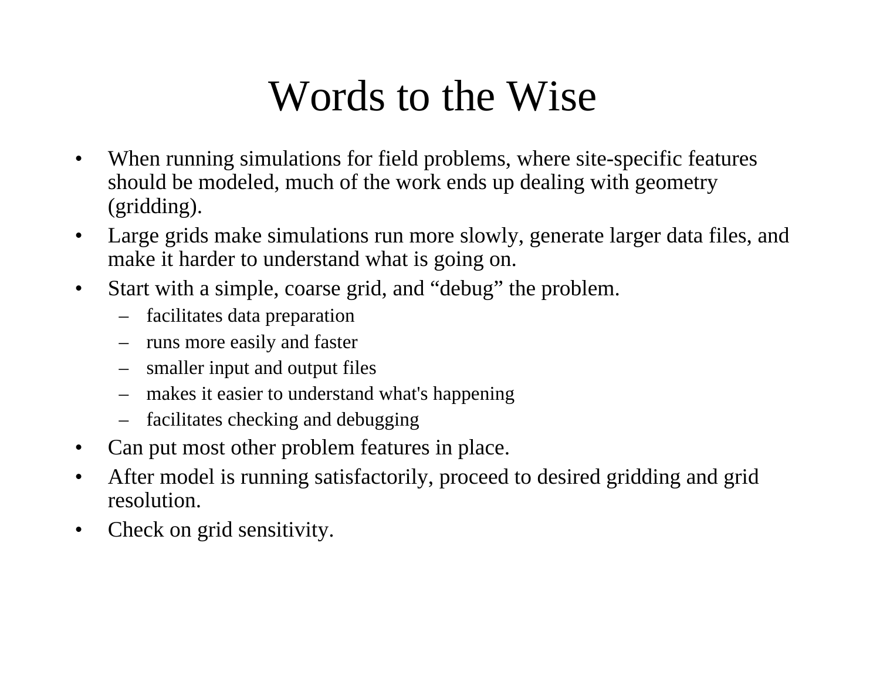# Words to the Wise

- When running simulations for field problems, where site-specific features should be modeled, much of the work ends up dealing with geometry (gridding).
- Large grids make simulations run more slowly, generate larger data files, and make it harder to understand what is going on.
- Start with a simple, coarse grid, and “debug” the problem.
  - facilitates data preparation
  - runs more easily and faster
  - smaller input and output files
  - makes it easier to understand what's happening
  - facilitates checking and debugging
- Can put most other problem features in place.
- After model is running satisfactorily, proceed to desired gridding and grid resolution.
- Check on grid sensitivity.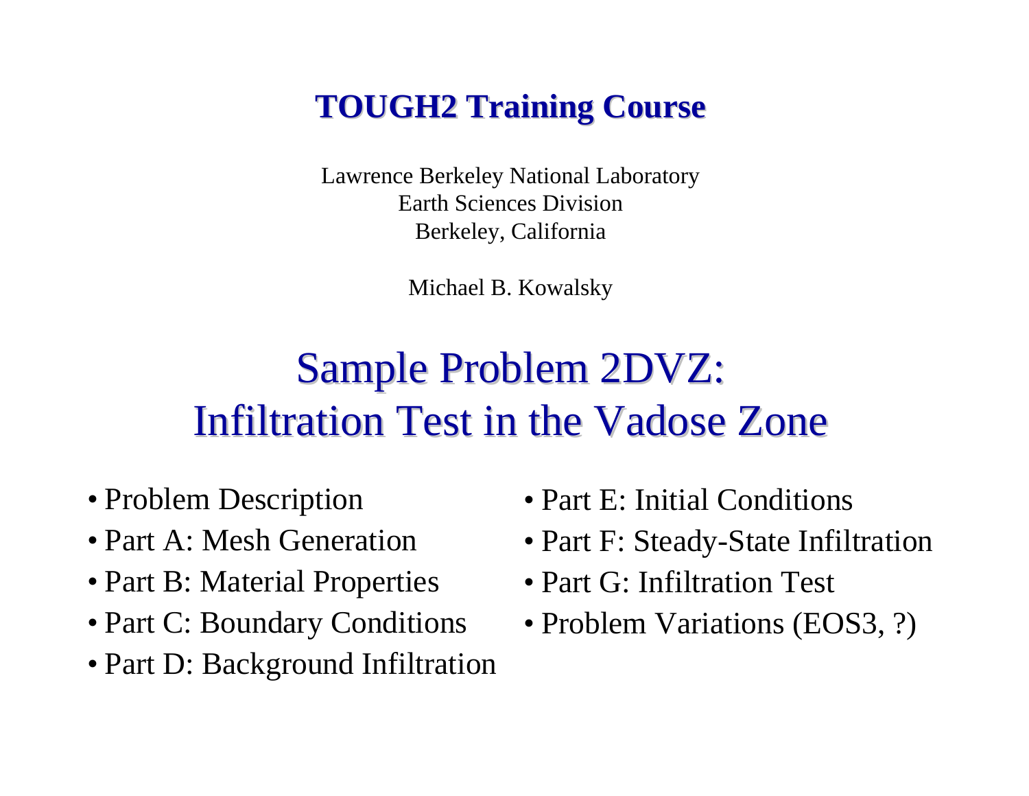## TOUGH2 Training Course

Lawrence Berkeley National Laboratory
Earth Sciences Division
Berkeley, California

Michael B. Kowalsky

# Sample Problem 2DVZ: Infiltration Test in the Vadose Zone

- Problem Description
- Part A: Mesh Generation
- Part B: Material Properties
- Part C: Boundary Conditions
- Part D: Background Infiltration
- Part E: Initial Conditions
- Part F: Steady-State Infiltration
- Part G: Infiltration Test
- Problem Variations (EOS3, ?)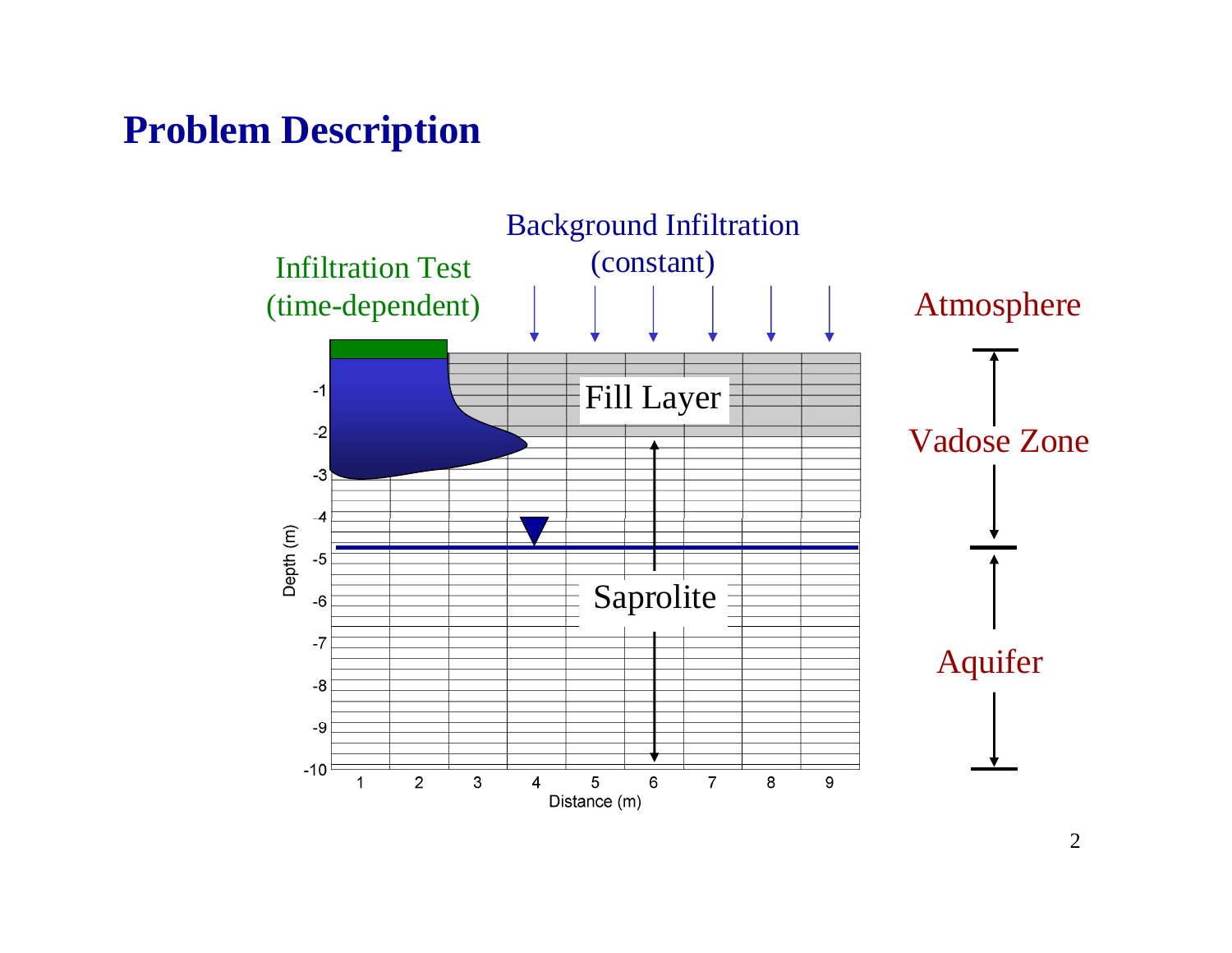# Problem Description

Background Infiltration (constant)

Infiltration Test (time-dependent)

Atmosphere

Fill Layer

Vadose Zone

Saprolite

Aquifer

Depth (m)

Distance (m)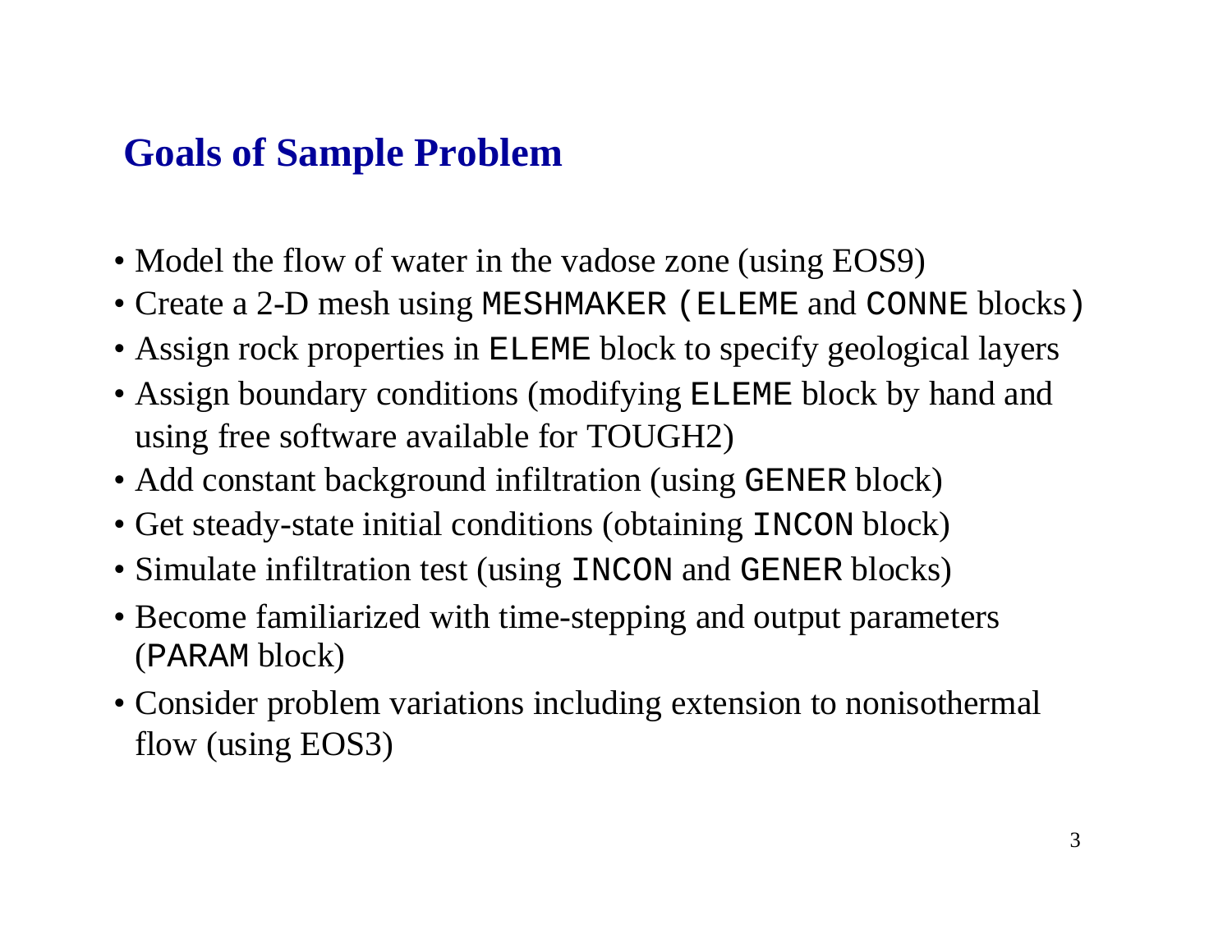## Goals of Sample Problem

- Model the flow of water in the vadose zone (using EOS9)
- Create a 2-D mesh using `MESHMAKER` (`ELEME` and `CONNE` blocks)
- Assign rock properties in `ELEME` block to specify geological layers
- Assign boundary conditions (modifying `ELEME` block by hand and using free software available for TOUGH2)
- Add constant background infiltration (using `GENER` block)
- Get steady-state initial conditions (obtaining `INCON` block)
- Simulate infiltration test (using `INCON` and `GENER` blocks)
- Become familiarized with time-stepping and output parameters (`PARAM` block)
- Consider problem variations including extension to nonisothermal flow (using EOS3)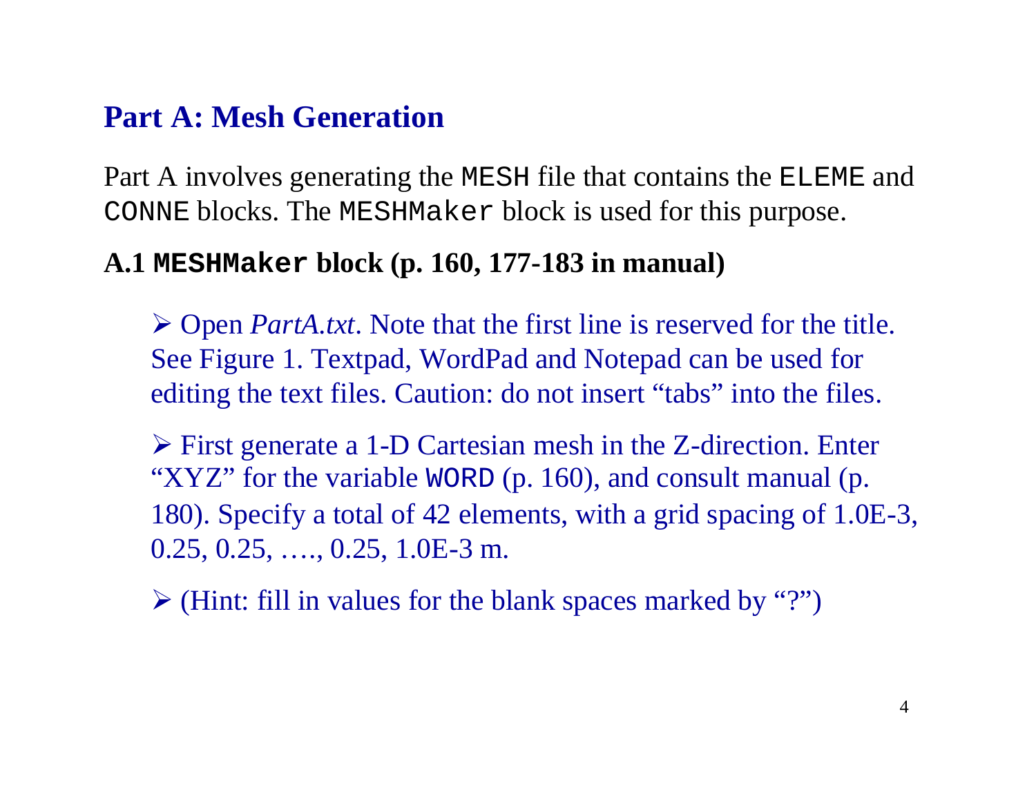## Part A: Mesh Generation

Part A involves generating the `MESH` file that contains the `ELEME` and `CONNE` blocks. The `MESHMaker` block is used for this purpose.

### A.1 `MESHMaker` block (p. 160, 177-183 in manual)

- Open *PartA.txt*. Note that the first line is reserved for the title. See Figure 1. Textpad, WordPad and Notepad can be used for editing the text files. Caution: do not insert "tabs" into the files.

- First generate a 1-D Cartesian mesh in the Z-direction. Enter "XYZ" for the variable `WORD` (p. 160), and consult manual (p. 180). Specify a total of 42 elements, with a grid spacing of 1.0E-3, 0.25, 0.25, …., 0.25, 1.0E-3 m.

- (Hint: fill in values for the blank spaces marked by "?")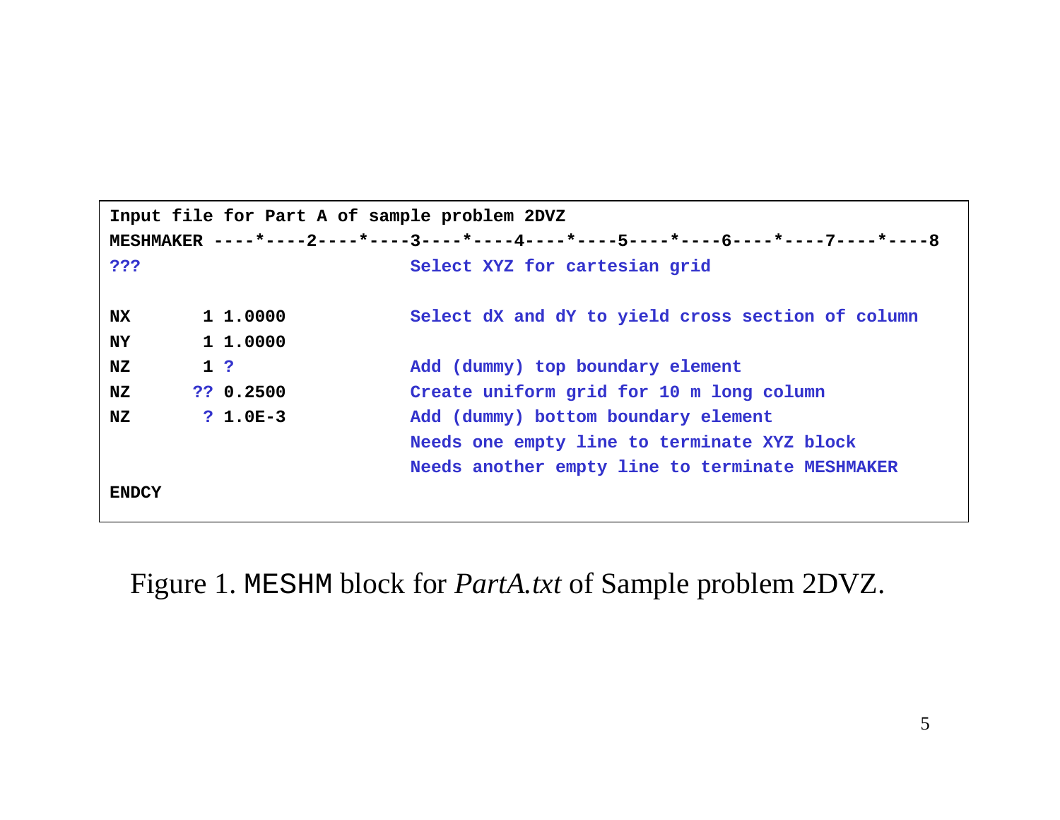```
Input file for Part A of sample problem 2DVZ
MESHMAKER ----*----2----*----3----*----4----*----5----*----6----*----7----*----8
???                          Select XYZ for cartesian grid

NX        1 1.0000           Select dX and dY to yield cross section of column
NY        1 1.0000
NZ        1 ?                Add (dummy) top boundary element
NZ       ?? 0.2500           Create uniform grid for 10 m long column
NZ        ? 1.0E-3           Add (dummy) bottom boundary element
                             Needs one empty line to terminate XYZ block
                             Needs another empty line to terminate MESHMAKER
ENDCY
```

Figure 1. `MESHM` block for *PartA.txt* of Sample problem 2DVZ.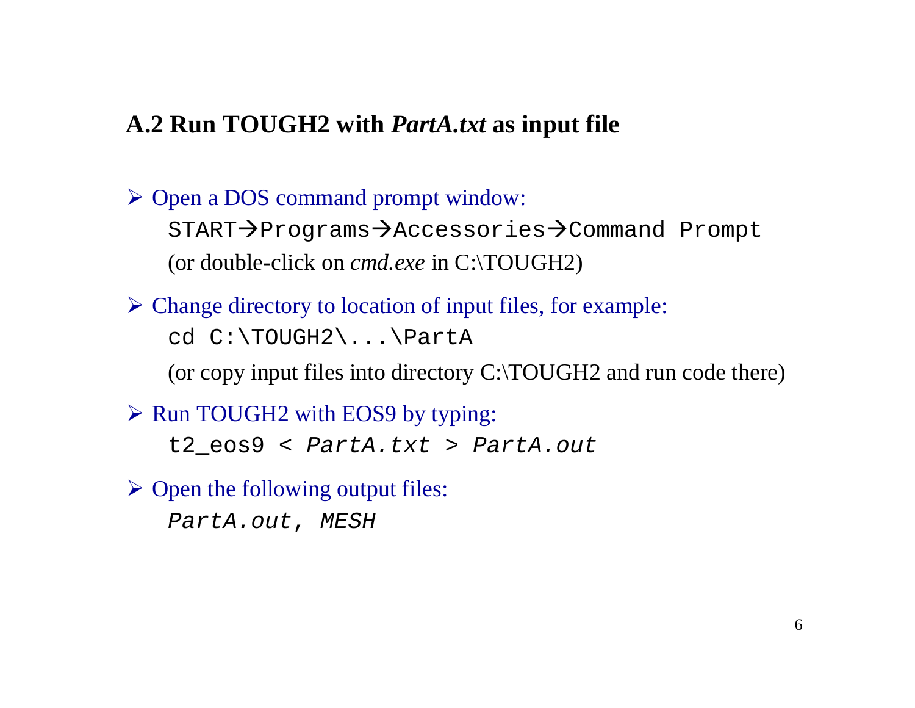## A.2 Run TOUGH2 with *PartA.txt* as input file

- Open a DOS command prompt window:

  `START→Programs→Accessories→Command Prompt`

  (or double-click on *cmd.exe* in C:\TOUGH2)

- Change directory to location of input files, for example:

  `cd C:\TOUGH2\...\PartA`

  (or copy input files into directory C:\TOUGH2 and run code there)

- Run TOUGH2 with EOS9 by typing:

  `t2_eos9 < PartA.txt > PartA.out`

- Open the following output files:

  *`PartA.out, MESH`*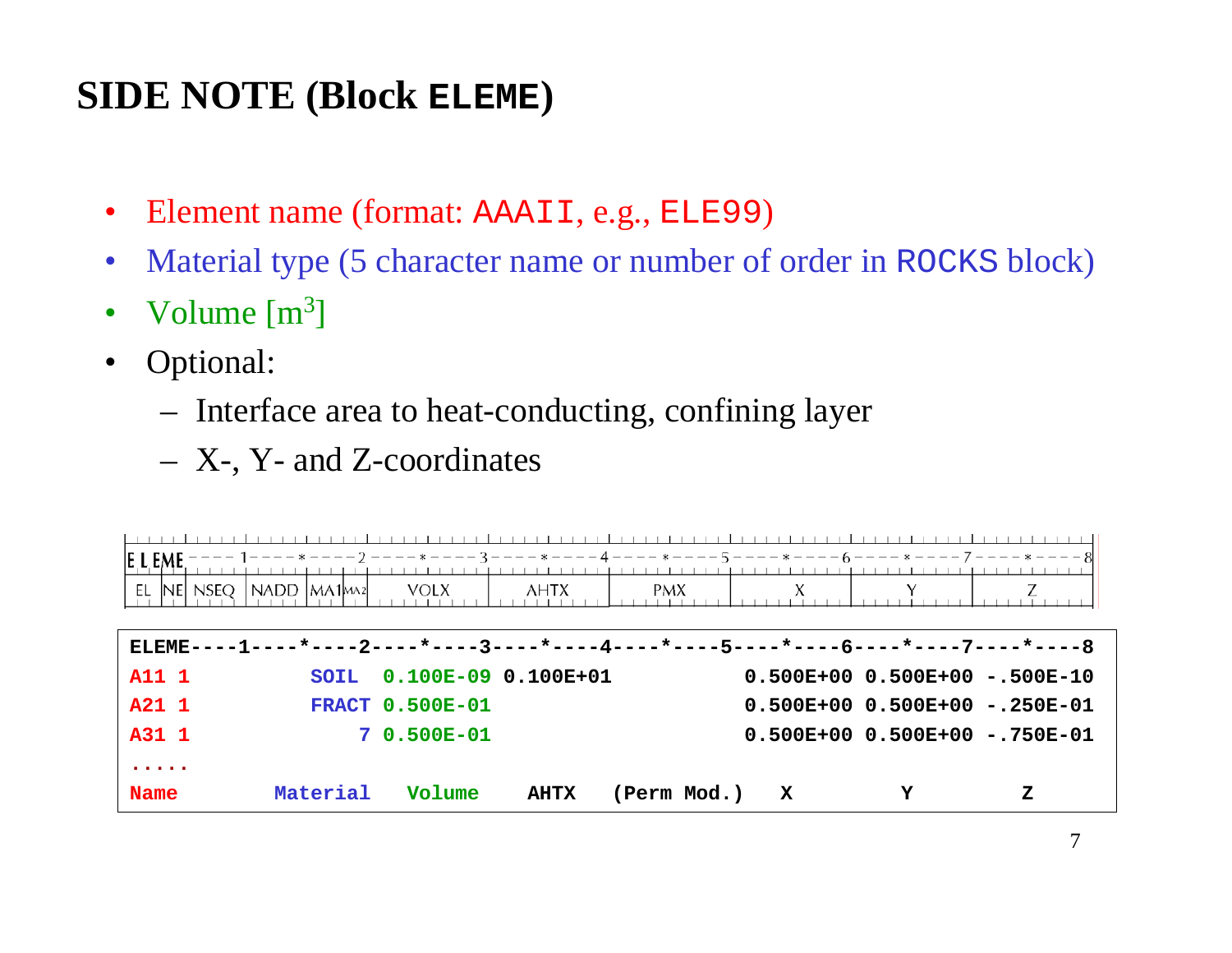# SIDE NOTE (Block `ELEME`)

- Element name (format: `AAAII`, e.g., `ELE99`)
- Material type (5 character name or number of order in `ROCKS` block)
- Volume [$m^3$]
- Optional:
  - Interface area to heat-conducting, confining layer
  - X-, Y- and Z-coordinates

```
ELEME----1----*----2----*----3----*----4----*----5----*----6----*----7----*----8
EL NE NSEQ NADD MA1MA2 VOLX      AHTX      PMX       X         Y         Z
```

```
ELEME----1----*----2----*----3----*----4----*----5----*----6----*----7----*----8
A11 1          SOIL  0.100E-09 0.100E+01           0.500E+00 0.500E+00 -.500E-10
A21 1          FRACT 0.500E-01                     0.500E+00 0.500E+00 -.250E-01
A31 1              7 0.500E-01                     0.500E+00 0.500E+00 -.750E-01
.....
Name        Material   Volume    AHTX   (Perm Mod.)  X         Y         Z
```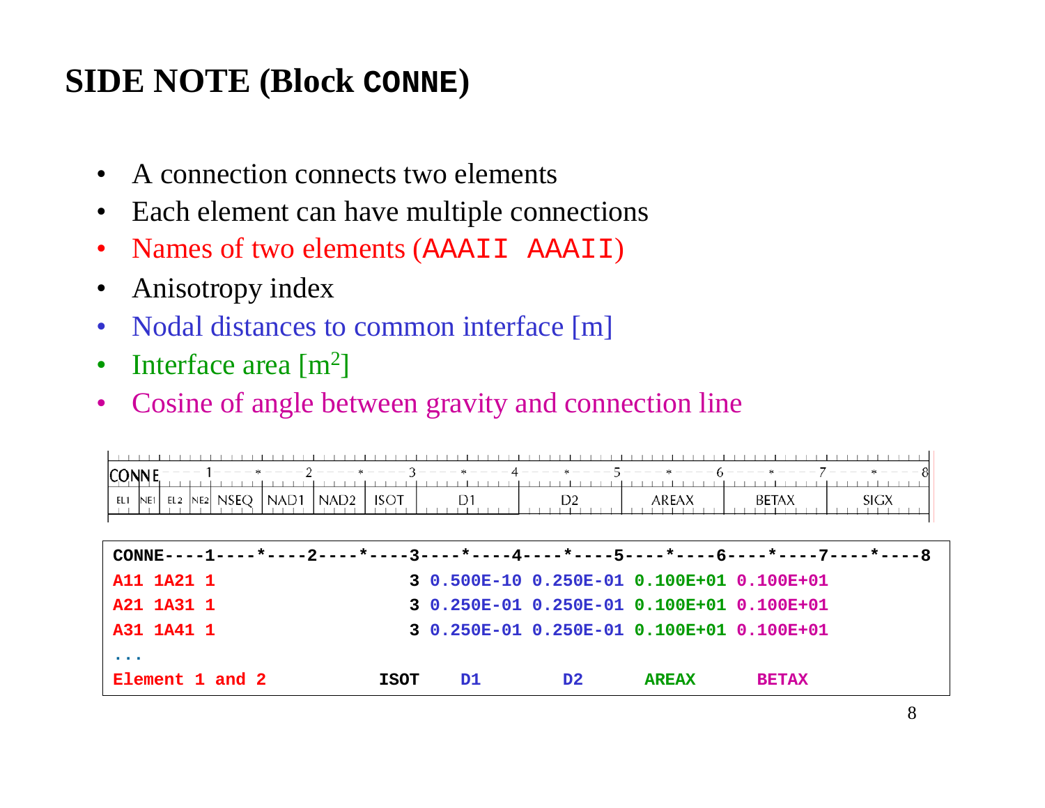# SIDE NOTE (Block CONNE)

- A connection connects two elements
- Each element can have multiple connections
- Names of two elements (AAAII AAAII)
- Anisotropy index
- Nodal distances to common interface [m]
- Interface area [m$^2$]
- Cosine of angle between gravity and connection line

| EL1 | NE1 | EL2 | NE2 | NSEQ | NAD1 | NAD2 | ISOT | D1 | D2 | AREAX | BETAX | SIGX |
|---|---|---|---|---|---|---|---|---|---|---|---|---|

```
CONNE----1----*----2----*----3----*----4----*----5----*----6----*----7----*----8
A11 1A21 1                   3 0.500E-10 0.250E-01 0.100E+01 0.100E+01
A21 1A31 1                   3 0.250E-01 0.250E-01 0.100E+01 0.100E+01
A31 1A41 1                   3 0.250E-01 0.250E-01 0.100E+01 0.100E+01
...
Element 1 and 2            ISOT    D1        D2       AREAX      BETAX
```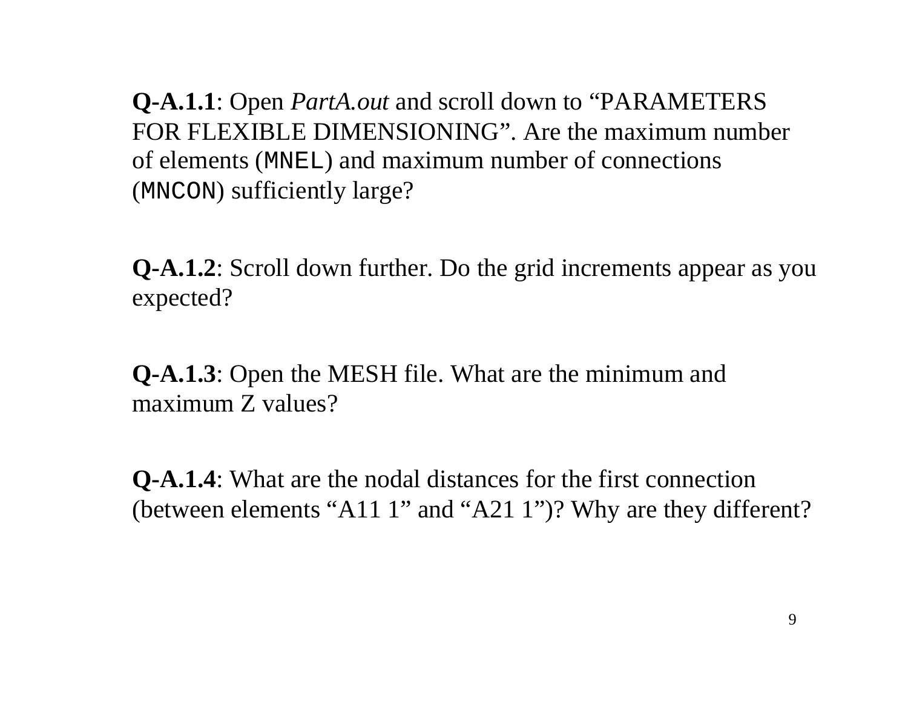**Q-A.1.1**: Open *PartA.out* and scroll down to “PARAMETERS FOR FLEXIBLE DIMENSIONING”. Are the maximum number of elements (`MNEL`) and maximum number of connections (`MNCON`) sufficiently large?

**Q-A.1.2**: Scroll down further. Do the grid increments appear as you expected?

**Q-A.1.3**: Open the MESH file. What are the minimum and maximum Z values?

**Q-A.1.4**: What are the nodal distances for the first connection (between elements “A11 1” and “A21 1”)? Why are they different?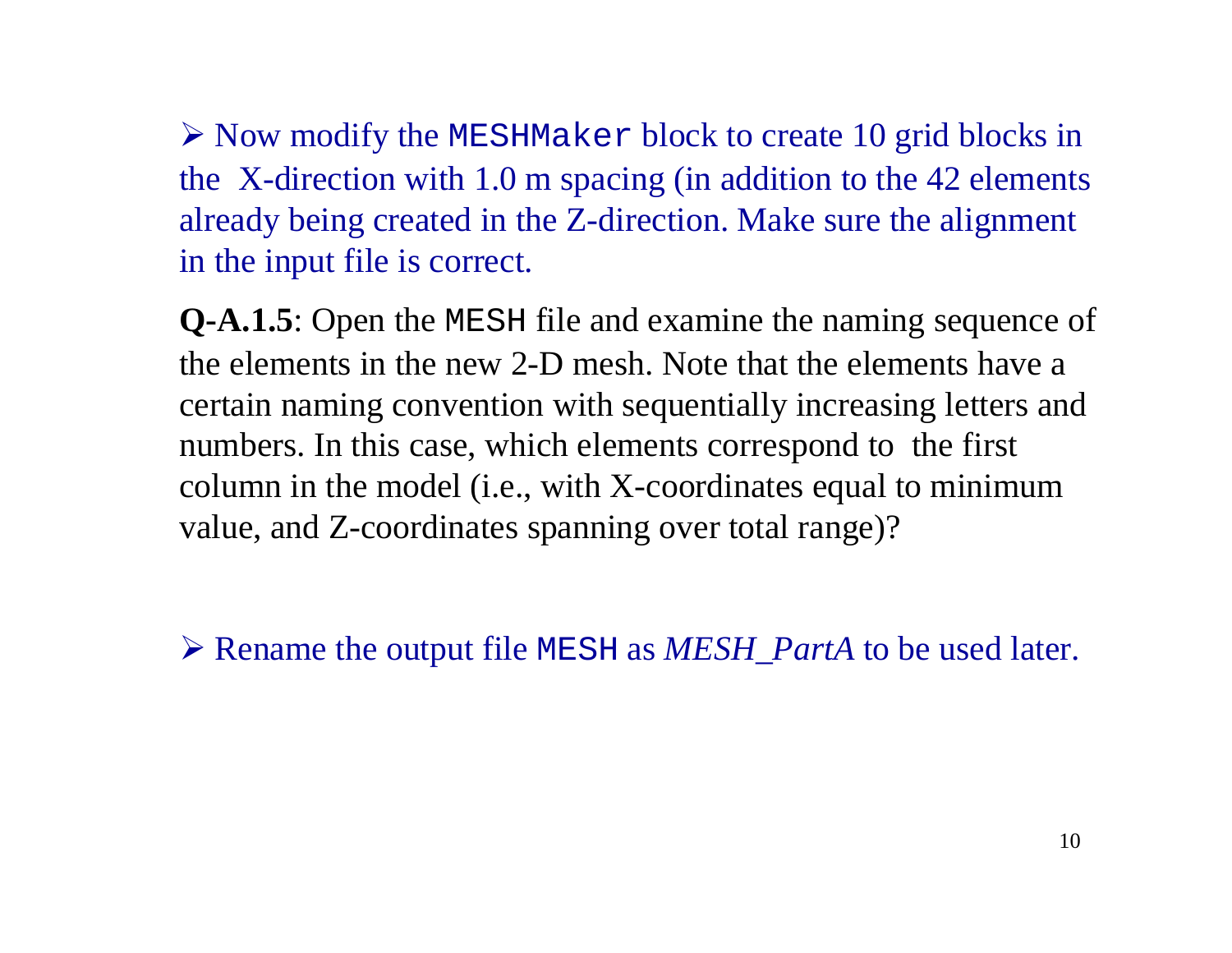- Now modify the `MESHMaker` block to create 10 grid blocks in the X-direction with 1.0 m spacing (in addition to the 42 elements already being created in the Z-direction. Make sure the alignment in the input file is correct.

**Q-A.1.5**: Open the `MESH` file and examine the naming sequence of the elements in the new 2-D mesh. Note that the elements have a certain naming convention with sequentially increasing letters and numbers. In this case, which elements correspond to the first column in the model (i.e., with X-coordinates equal to minimum value, and Z-coordinates spanning over total range)?

- Rename the output file `MESH` as *MESH_PartA* to be used later.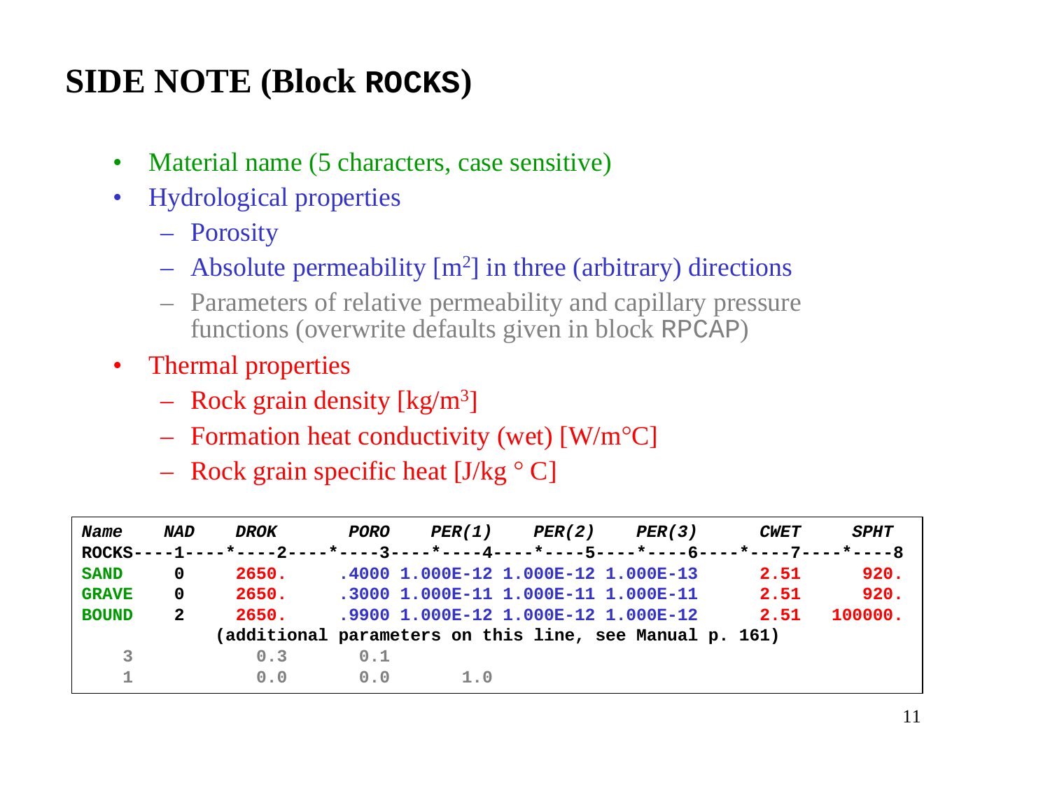# SIDE NOTE (Block **ROCKS**)

- Material name (5 characters, case sensitive)
- Hydrological properties
  - Porosity
  - Absolute permeability [$m^2$] in three (arbitrary) directions
  - Parameters of relative permeability and capillary pressure functions (overwrite defaults given in block RPCAP)
- Thermal properties
  - Rock grain density [$kg/m^3$]
  - Formation heat conductivity (wet) [W/m°C]
  - Rock grain specific heat [J/kg ° C]

```
Name     NAD    DROK       PORO    PER(1)    PER(2)    PER(3)       CWET      SPHT
ROCKS----1----*----2----*----3----*----4----*----5----*----6----*----7----*----8
SAND      0     2650.     .4000 1.000E-12 1.000E-12 1.000E-13       2.51      920.
GRAVE     0     2650.     .3000 1.000E-11 1.000E-11 1.000E-11       2.51      920.
BOUND     2     2650.     .9900 1.000E-12 1.000E-12 1.000E-12       2.51   100000.
               (additional parameters on this line, see Manual p. 161)
    3             0.3       0.1
    1             0.0       0.0       1.0
```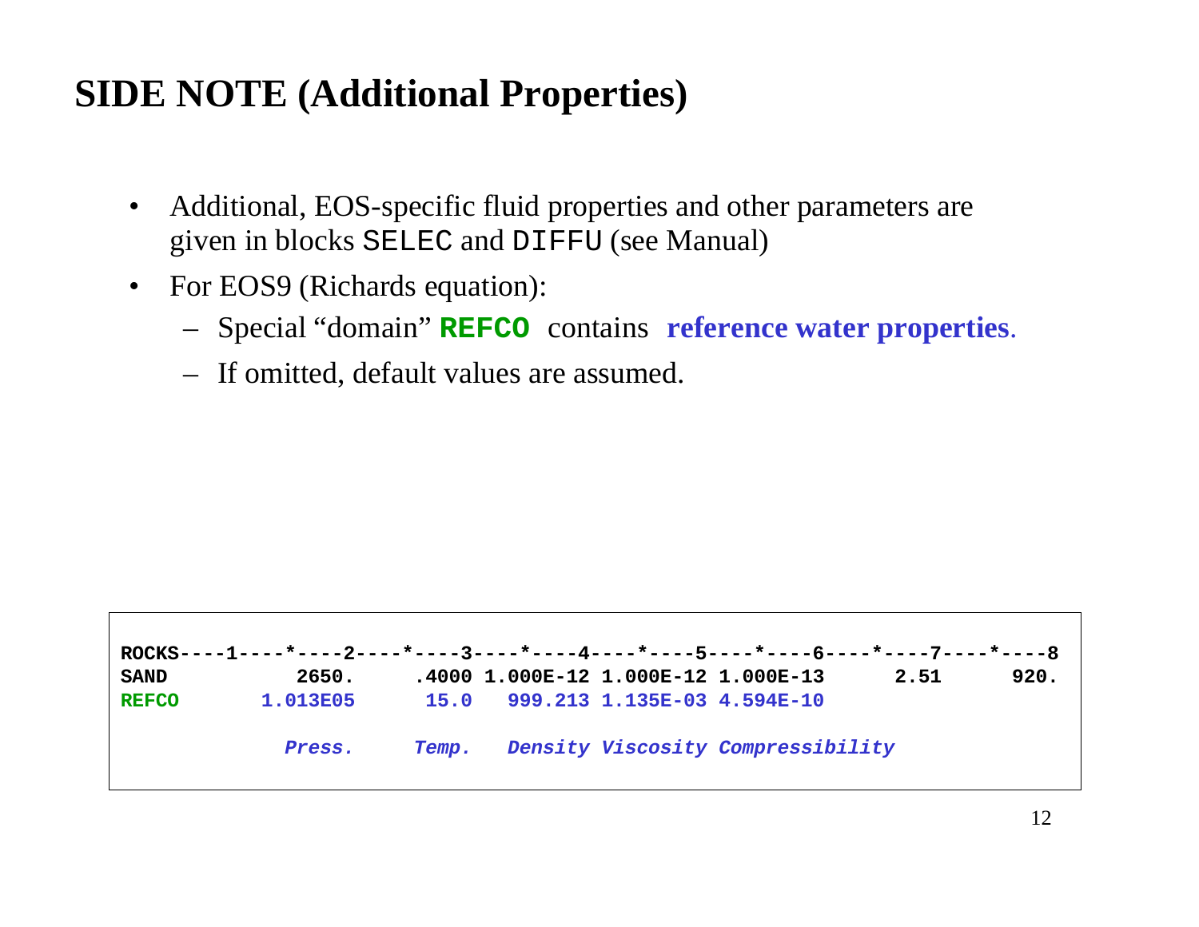# SIDE NOTE (Additional Properties)

- Additional, EOS-specific fluid properties and other parameters are given in blocks `SELEC` and `DIFFU` (see Manual)
- For EOS9 (Richards equation):
  - Special "domain" **`REFCO`** contains **reference water properties**.
  - If omitted, default values are assumed.

```
ROCKS----1----*----2----*----3----*----4----*----5----*----6----*----7----*----8
SAND          2650.     .4000 1.000E-12 1.000E-12 1.000E-13      2.51      920.
REFCO       1.013E05      15.0   999.213 1.135E-03 4.594E-10

              Press.      Temp.   Density Viscosity Compressibility
```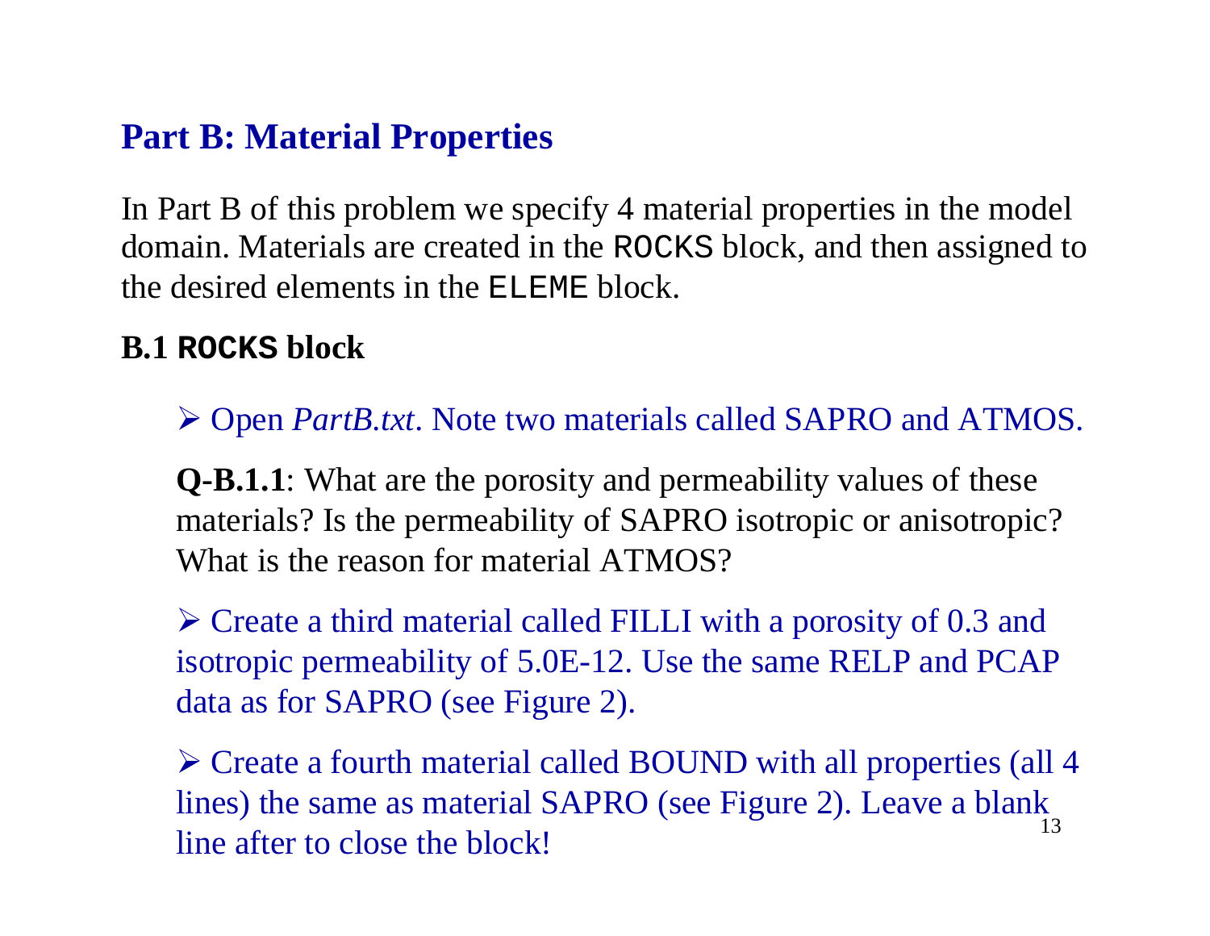## Part B: Material Properties

In Part B of this problem we specify 4 material properties in the model domain. Materials are created in the `ROCKS` block, and then assigned to the desired elements in the `ELEME` block.

### B.1 `ROCKS` block

- Open *PartB.txt*. Note two materials called SAPRO and ATMOS.

**Q-B.1.1**: What are the porosity and permeability values of these materials? Is the permeability of SAPRO isotropic or anisotropic? What is the reason for material ATMOS?

- Create a third material called FILLI with a porosity of 0.3 and isotropic permeability of 5.0E-12. Use the same RELP and PCAP data as for SAPRO (see Figure 2).

- Create a fourth material called BOUND with all properties (all 4 lines) the same as material SAPRO (see Figure 2). Leave a blank line after to close the block!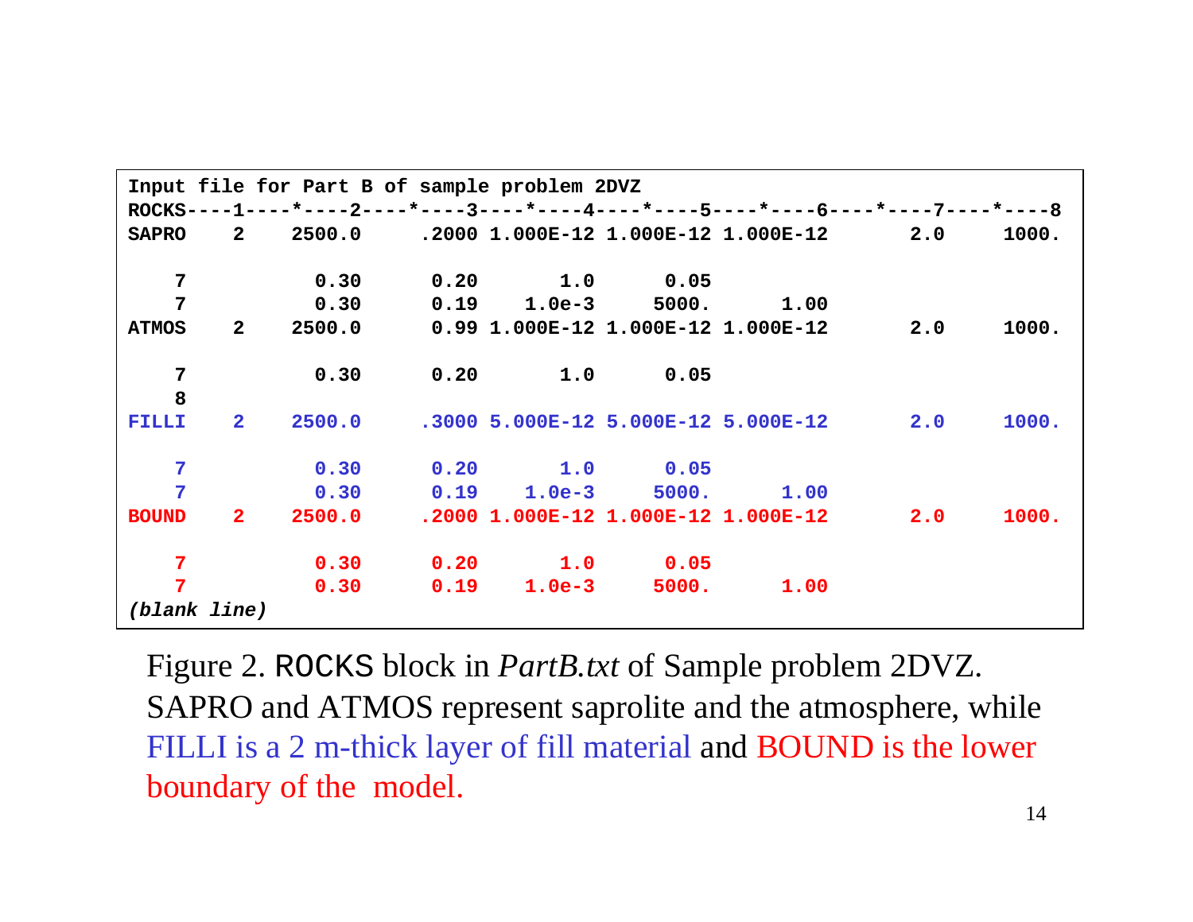```
Input file for Part B of sample problem 2DVZ
ROCKS----1----*----2----*----3----*----4----*----5----*----6----*----7----*----8
SAPRO    2    2500.0     .2000 1.000E-12 1.000E-12 1.000E-12       2.0     1000.

    7          0.30      0.20       1.0      0.05
    7          0.30      0.19    1.0e-3     5000.      1.00
ATMOS    2    2500.0      0.99 1.000E-12 1.000E-12 1.000E-12       2.0     1000.

    7          0.30      0.20       1.0      0.05
    8
FILLI    2    2500.0     .3000 5.000E-12 5.000E-12 5.000E-12       2.0     1000.

    7          0.30      0.20       1.0      0.05
    7          0.30      0.19    1.0e-3     5000.      1.00
BOUND    2    2500.0     .2000 1.000E-12 1.000E-12 1.000E-12       2.0     1000.

    7          0.30      0.20       1.0      0.05
    7          0.30      0.19    1.0e-3     5000.      1.00
(blank line)
```

Figure 2. ROCKS block in *PartB.txt* of Sample problem 2DVZ. SAPRO and ATMOS represent saprolite and the atmosphere, while FILLI is a 2 m-thick layer of fill material and BOUND is the lower boundary of the model.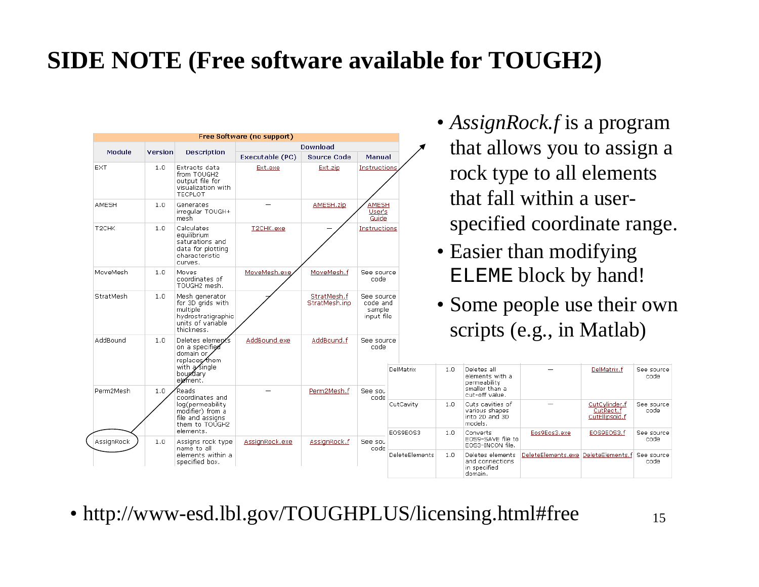# SIDE NOTE (Free software available for TOUGH2)

| Free Software (no support) | | | | | |
|---|---|---|---|---|---|
| Module | Version | Description | Download | | |
| | | | Executable (PC) | Source Code | Manual |
| EXT | 1.0 | Extracts data from TOUGH2 output file for visualization with TECPLOT | Ext.exe | Ext.zip | Instructions |
| AMESH | 1.0 | Generates irregular TOUGH+ mesh | — | AMESH.zip | AMESH User's Guide |
| T2CHK | 1.0 | Calculates equilibrium saturations and data for plotting characteristic curves. | T2CHK.exe | — | Instructions |
| MoveMesh | 1.0 | Moves coordinates of TOUGH2 mesh. | MoveMesh.exe | MoveMesh.f | See source code |
| StratMesh | 1.0 | Mesh generator for 3D grids with multiple hydrostratigraphic units of variable thickness. | — | StratMesh.f StratMesh.inp | See source code and sample input file |
| AddBound | 1.0 | Deletes elements on a specified domain or replaces them with a single boundary element. | AddBound.exe | AddBound.f | See source code |
| Perm2Mesh | 1.0 | Reads coordinates and log(permeability modifier) from a file and assigns them to TOUGH2 elements. | — | Perm2Mesh.f | See source code |
| AssignRock | 1.0 | Assigns rock type name to all elements within a specified box. | AssignRock.exe | AssignRock.f | See source code |
| DelMatrix | 1.0 | Deletes all elements with a permeability smaller than a cut-off value. | — | DelMatrix.f | See source code |
| CutCavity | 1.0 | Cuts cavities of various shapes into 2D and 3D models. | — | CutCylinder.f CutRect.f CutEllipsoid.f | See source code |
| EOS9EOS3 | 1.0 | Converts EOS9-SAVE file to EOS3-INCON file. | Eos9Eos3.exe | EOS9EOS3.f | See source code |
| DeleteElements | 1.0 | Deletes elements and connections in specified domain. | DeleteElements.exe | DeleteElements.f | See source code |

- *AssignRock.f* is a program that allows you to assign a rock type to all elements that fall within a user-specified coordinate range.
- Easier than modifying `ELEME` block by hand!
- Some people use their own scripts (e.g., in Matlab)

- http://www-esd.lbl.gov/TOUGHPLUS/licensing.html#free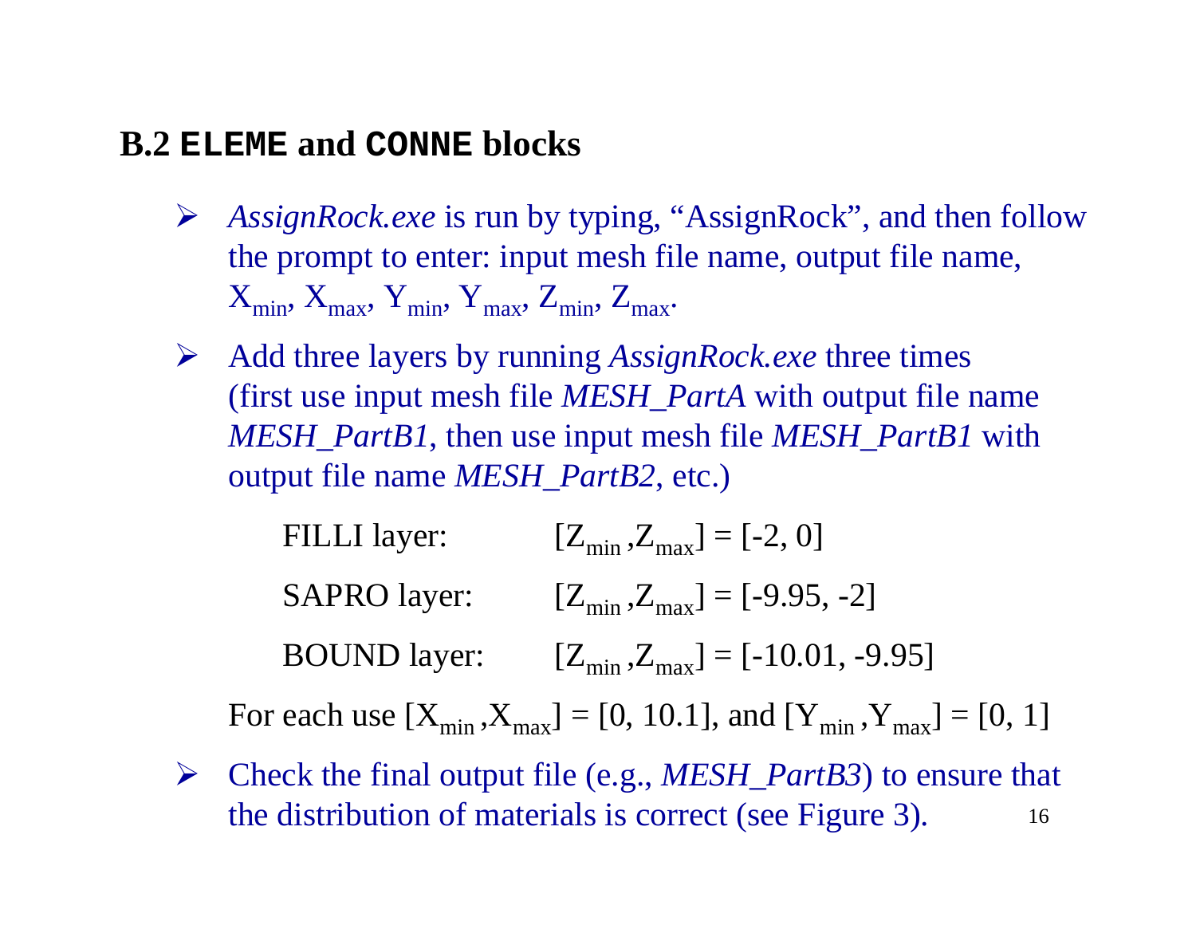## B.2 `ELEME` and `CONNE` blocks

- *AssignRock.exe* is run by typing, “AssignRock”, and then follow the prompt to enter: input mesh file name, output file name, $X_{min}$, $X_{max}$, $Y_{min}$, $Y_{max}$, $Z_{min}$, $Z_{max}$.
- Add three layers by running *AssignRock.exe* three times (first use input mesh file *MESH_PartA* with output file name *MESH_PartB1*, then use input mesh file *MESH_PartB1* with output file name *MESH_PartB2*, etc.)

  FILLI layer: $[Z_{min}, Z_{max}] = [-2, 0]$

  SAPRO layer: $[Z_{min}, Z_{max}] = [-9.95, -2]$

  BOUND layer: $[Z_{min}, Z_{max}] = [-10.01, -9.95]$

  For each use $[X_{min}, X_{max}] = [0, 10.1]$, and $[Y_{min}, Y_{max}] = [0, 1]$
- Check the final output file (e.g., *MESH_PartB3*) to ensure that the distribution of materials is correct (see Figure 3).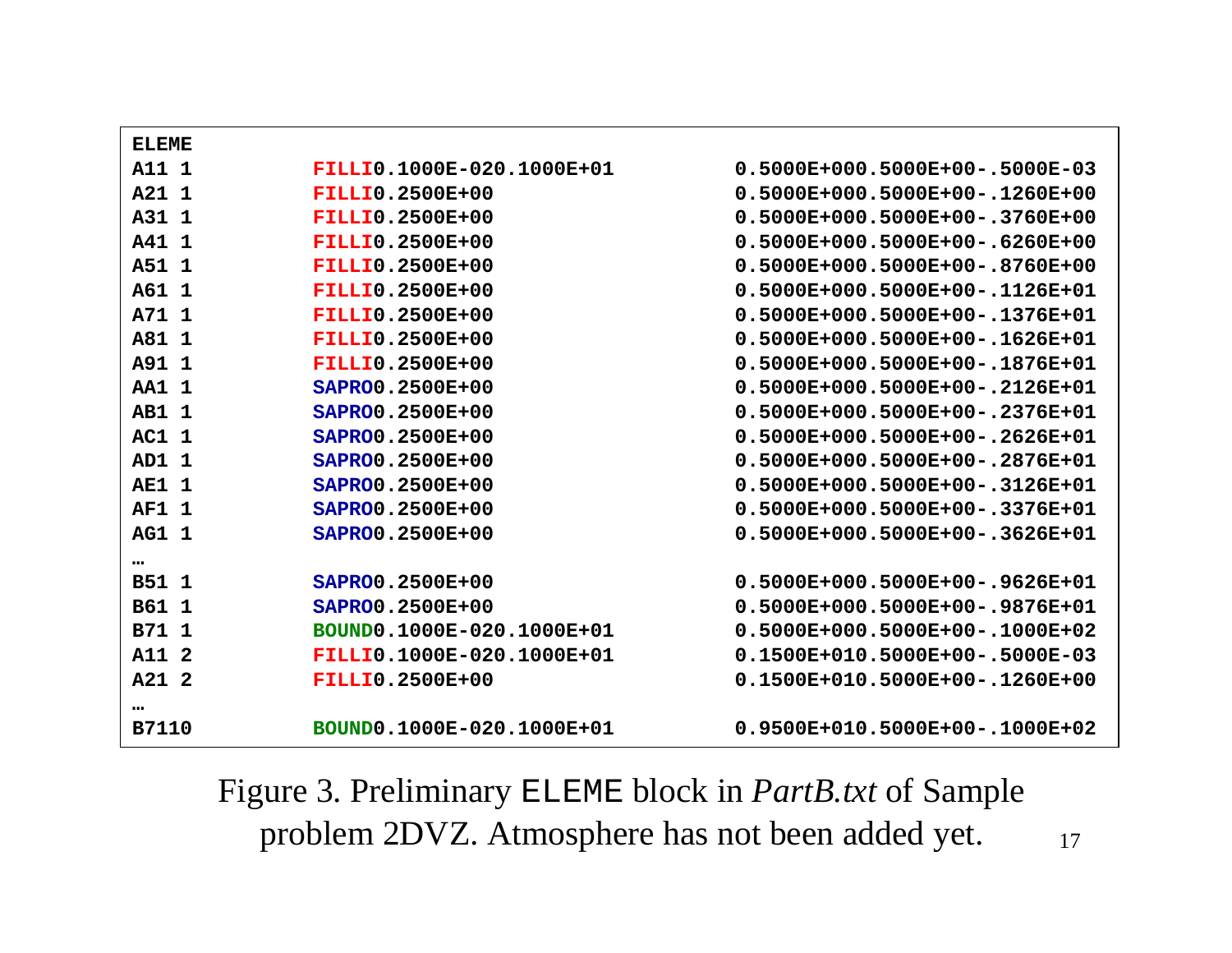```
ELEME
A11 1          FILLI0.1000E-020.1000E+01          0.5000E+000.5000E+00-.5000E-03
A21 1          FILLI0.2500E+00                    0.5000E+000.5000E+00-.1260E+00
A31 1          FILLI0.2500E+00                    0.5000E+000.5000E+00-.3760E+00
A41 1          FILLI0.2500E+00                    0.5000E+000.5000E+00-.6260E+00
A51 1          FILLI0.2500E+00                    0.5000E+000.5000E+00-.8760E+00
A61 1          FILLI0.2500E+00                    0.5000E+000.5000E+00-.1126E+01
A71 1          FILLI0.2500E+00                    0.5000E+000.5000E+00-.1376E+01
A81 1          FILLI0.2500E+00                    0.5000E+000.5000E+00-.1626E+01
A91 1          FILLI0.2500E+00                    0.5000E+000.5000E+00-.1876E+01
AA1 1          SAPRO0.2500E+00                    0.5000E+000.5000E+00-.2126E+01
AB1 1          SAPRO0.2500E+00                    0.5000E+000.5000E+00-.2376E+01
AC1 1          SAPRO0.2500E+00                    0.5000E+000.5000E+00-.2626E+01
AD1 1          SAPRO0.2500E+00                    0.5000E+000.5000E+00-.2876E+01
AE1 1          SAPRO0.2500E+00                    0.5000E+000.5000E+00-.3126E+01
AF1 1          SAPRO0.2500E+00                    0.5000E+000.5000E+00-.3376E+01
AG1 1          SAPRO0.2500E+00                    0.5000E+000.5000E+00-.3626E+01
…
B51 1          SAPRO0.2500E+00                    0.5000E+000.5000E+00-.9626E+01
B61 1          SAPRO0.2500E+00                    0.5000E+000.5000E+00-.9876E+01
B71 1          BOUND0.1000E-020.1000E+01          0.5000E+000.5000E+00-.1000E+02
A11 2          FILLI0.1000E-020.1000E+01          0.1500E+010.5000E+00-.5000E-03
A21 2          FILLI0.2500E+00                    0.1500E+010.5000E+00-.1260E+00
…
B7110          BOUND0.1000E-020.1000E+01          0.9500E+010.5000E+00-.1000E+02
```

Figure 3. Preliminary ELEME block in *PartB.txt* of Sample problem 2DVZ. Atmosphere has not been added yet.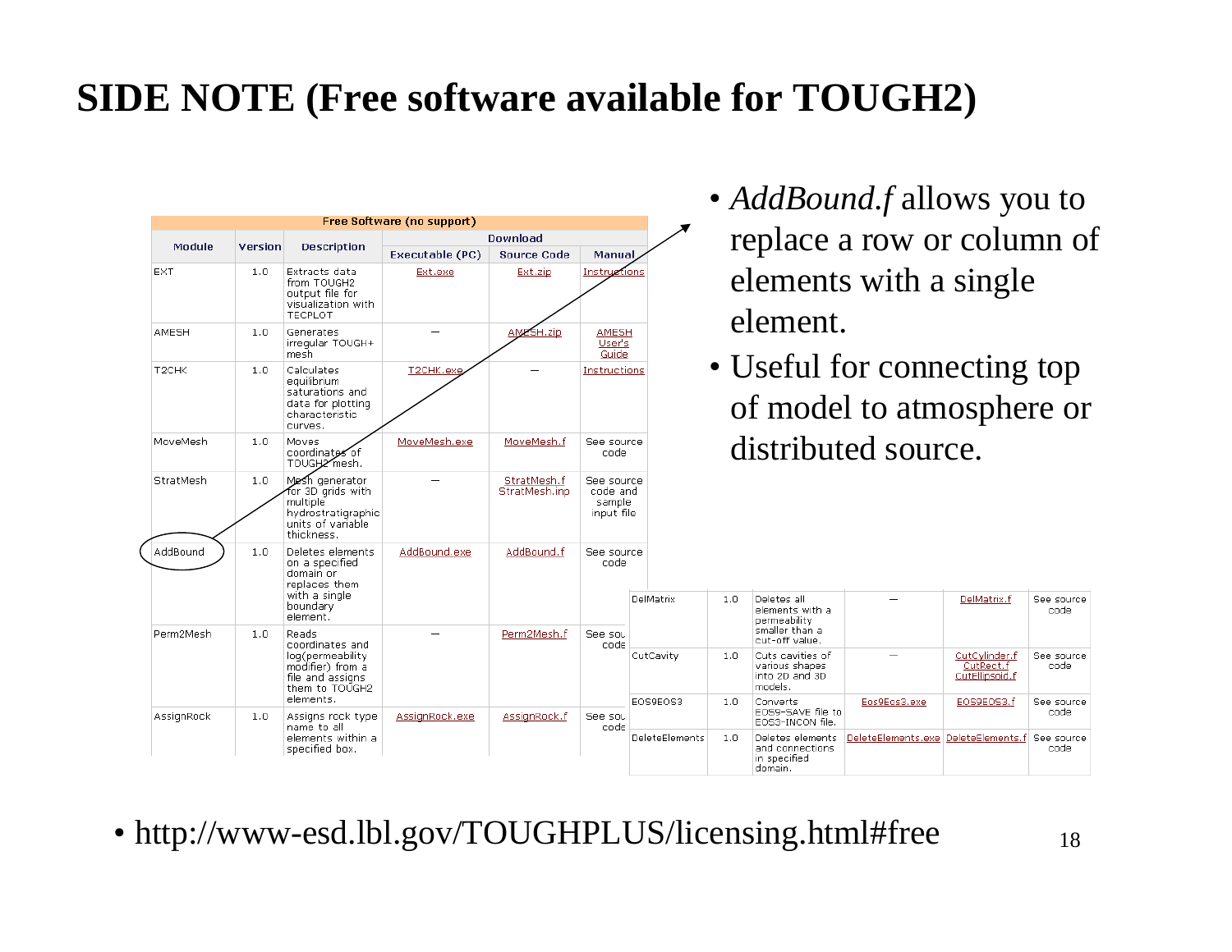# SIDE NOTE (Free software available for TOUGH2)

| Free Software (no support) | | | | | |
|---|---|---|---|---|---|
| Module | Version | Description | Download | | |
| | | | Executable (PC) | Source Code | Manual |
| EXT | 1.0 | Extracts data from TOUGH2 output file for visualization with TECPLOT | Ext.exe | Ext.zip | Instructions |
| AMESH | 1.0 | Generates irregular TOUGH+ mesh | — | AMESH.zip | AMESH User's Guide |
| T2CHK | 1.0 | Calculates equilibrium saturations and data for plotting characteristic curves. | T2CHK.exe | — | Instructions |
| MoveMesh | 1.0 | Moves coordinates of TOUGH2 mesh. | MoveMesh.exe | MoveMesh.f | See source code |
| StratMesh | 1.0 | Mesh generator for 3D grids with multiple hydrostratigraphic units of variable thickness. | — | StratMesh.f StratMesh.inp | See source code and sample input file |
| AddBound | 1.0 | Deletes elements on a specified domain or replaces them with a single boundary element. | AddBound.exe | AddBound.f | See source code |
| Perm2Mesh | 1.0 | Reads coordinates and log(permeability modifier) from a file and assigns them to TOUGH2 elements. | — | Perm2Mesh.f | See source code |
| AssignRock | 1.0 | Assigns rock type name to all elements within a specified box. | AssignRock.exe | AssignRock.f | See source code |
| DelMatrix | 1.0 | Deletes all elements with a permeability smaller than a cut-off value. | — | DelMatrix.f | See source code |
| CutCavity | 1.0 | Cuts cavities of various shapes into 2D and 3D models. | — | CutCylinder.f CutRect.f CutEllipsoid.f | See source code |
| EOS9EOS3 | 1.0 | Converts EOS9-SAVE file to EOS3-INCON file. | Eos9Eos3.exe | EOS9EOS3.f | See source code |
| DeleteElements | 1.0 | Deletes elements and connections in specified domain. | DeleteElements.exe | DeleteElements.f | See source code |

- *AddBound.f* allows you to replace a row or column of elements with a single element.
- Useful for connecting top of model to atmosphere or distributed source.

- http://www-esd.lbl.gov/TOUGHPLUS/licensing.html#free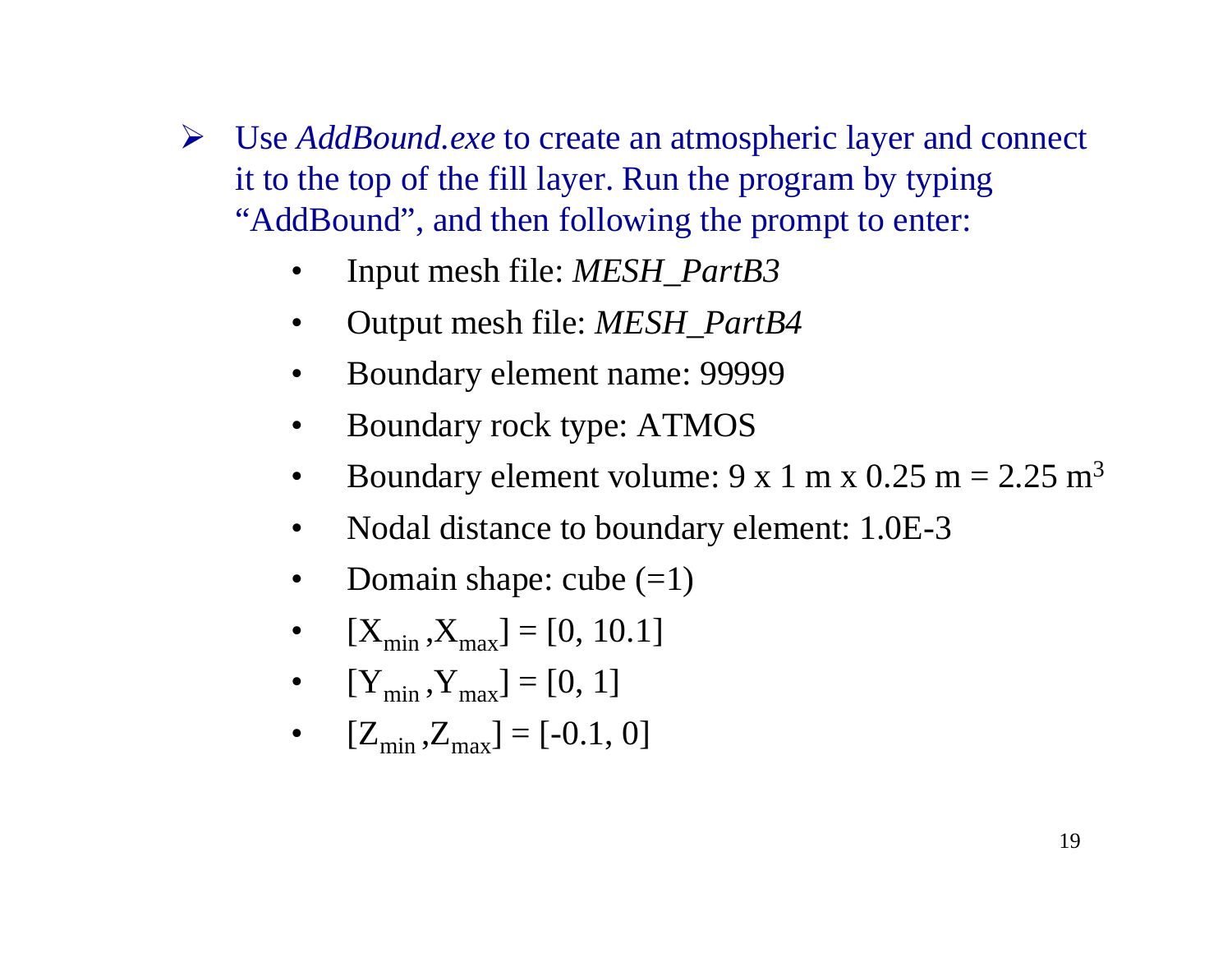- Use *AddBound.exe* to create an atmospheric layer and connect it to the top of the fill layer. Run the program by typing "AddBound", and then following the prompt to enter:
  - Input mesh file: *MESH_PartB3*
  - Output mesh file: *MESH_PartB4*
  - Boundary element name: 99999
  - Boundary rock type: ATMOS
  - Boundary element volume: 9 x 1 m x 0.25 m = 2.25 $m^3$
  - Nodal distance to boundary element: 1.0E-3
  - Domain shape: cube (=1)
  - $[X_{min}, X_{max}] = [0, 10.1]$
  - $[Y_{min}, Y_{max}] = [0, 1]$
  - $[Z_{min}, Z_{max}] = [-0.1, 0]$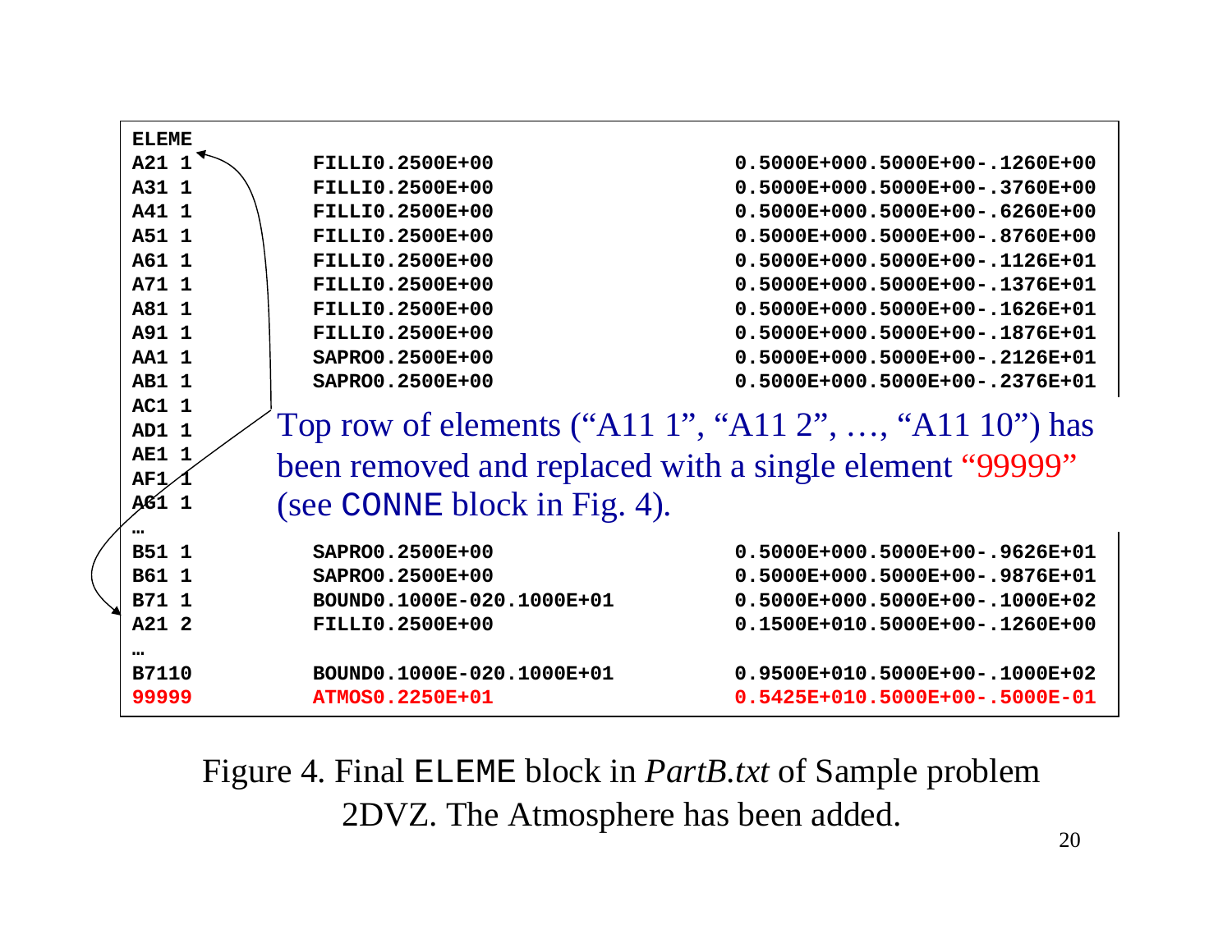```
ELEME
A21 1          FILLI0.2500E+00                          0.5000E+000.5000E+00-.1260E+00
A31 1          FILLI0.2500E+00                          0.5000E+000.5000E+00-.3760E+00
A41 1          FILLI0.2500E+00                          0.5000E+000.5000E+00-.6260E+00
A51 1          FILLI0.2500E+00                          0.5000E+000.5000E+00-.8760E+00
A61 1          FILLI0.2500E+00                          0.5000E+000.5000E+00-.1126E+01
A71 1          FILLI0.2500E+00                          0.5000E+000.5000E+00-.1376E+01
A81 1          FILLI0.2500E+00                          0.5000E+000.5000E+00-.1626E+01
A91 1          FILLI0.2500E+00                          0.5000E+000.5000E+00-.1876E+01
AA1 1          SAPRO0.2500E+00                          0.5000E+000.5000E+00-.2126E+01
AB1 1          SAPRO0.2500E+00                          0.5000E+000.5000E+00-.2376E+01
AC1 1
AD1 1
AE1 1
AF1 1
AG1 1
…
B51 1          SAPRO0.2500E+00                          0.5000E+000.5000E+00-.9626E+01
B61 1          SAPRO0.2500E+00                          0.5000E+000.5000E+00-.9876E+01
B71 1          BOUND0.1000E-020.1000E+01                0.5000E+000.5000E+00-.1000E+02
A21 2          FILLI0.2500E+00                          0.1500E+010.5000E+00-.1260E+00
…
B7110          BOUND0.1000E-020.1000E+01                0.9500E+010.5000E+00-.1000E+02
99999          ATMOS0.2250E+01                          0.5425E+010.5000E+00-.5000E-01
```

Top row of elements ("A11 1", "A11 2", …, "A11 10") has been removed and replaced with a single element "99999" (see CONNE block in Fig. 4).

Figure 4. Final ELEME block in *PartB.txt* of Sample problem 2DVZ. The Atmosphere has been added.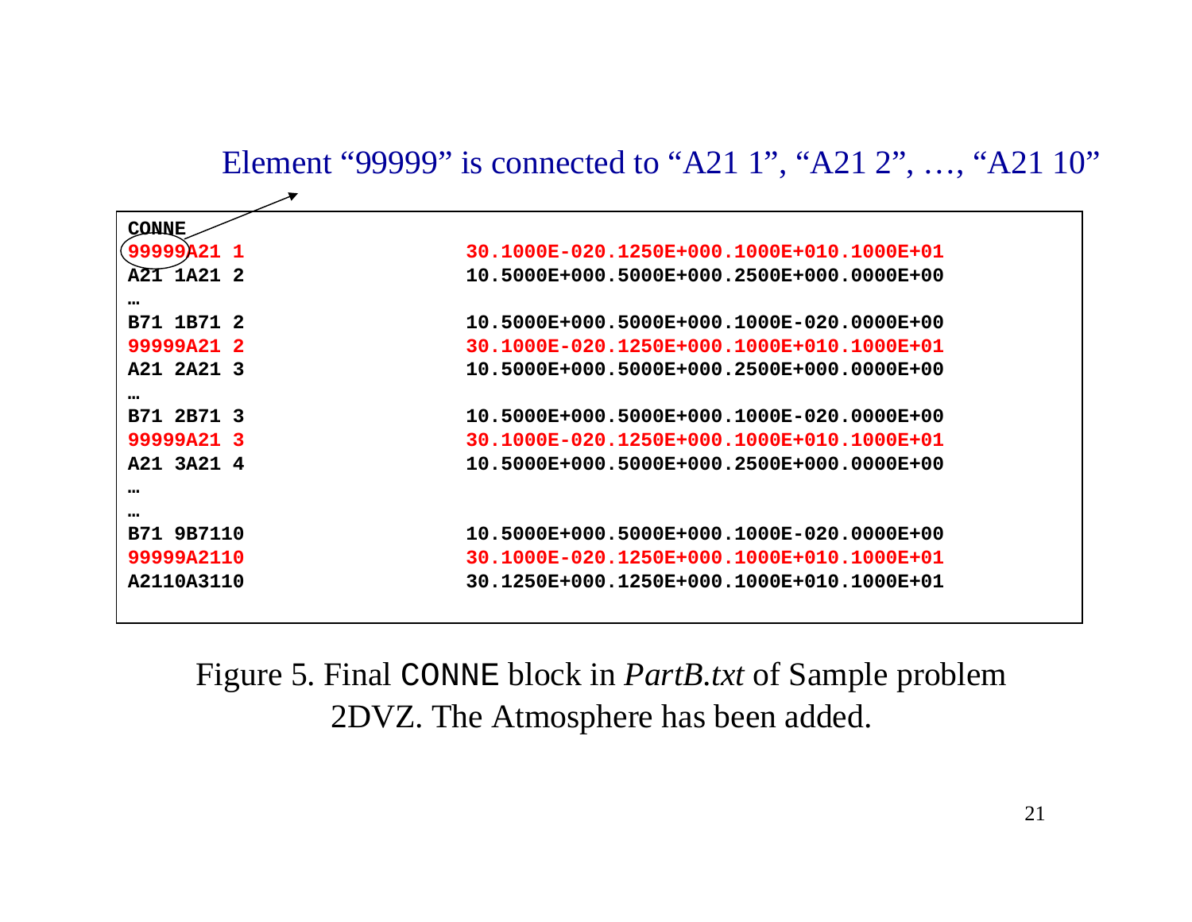Element “99999” is connected to “A21 1”, “A21 2”, …, “A21 10”

```
CONNE
99999A21 1                         30.1000E-020.1250E+000.1000E+010.1000E+01
A21 1A21 2                         10.5000E+000.5000E+000.2500E+000.0000E+00
…
B71 1B71 2                         10.5000E+000.5000E+000.1000E-020.0000E+00
99999A21 2                         30.1000E-020.1250E+000.1000E+010.1000E+01
A21 2A21 3                         10.5000E+000.5000E+000.2500E+000.0000E+00
…
B71 2B71 3                         10.5000E+000.5000E+000.1000E-020.0000E+00
99999A21 3                         30.1000E-020.1250E+000.1000E+010.1000E+01
A21 3A21 4                         10.5000E+000.5000E+000.2500E+000.0000E+00
…
…
B71 9B7110                         10.5000E+000.5000E+000.1000E-020.0000E+00
99999A2110                         30.1000E-020.1250E+000.1000E+010.1000E+01
A2110A3110                         30.1250E+000.1250E+000.1000E+010.1000E+01
```

Figure 5. Final `CONNE` block in *PartB.txt* of Sample problem 2DVZ. The Atmosphere has been added.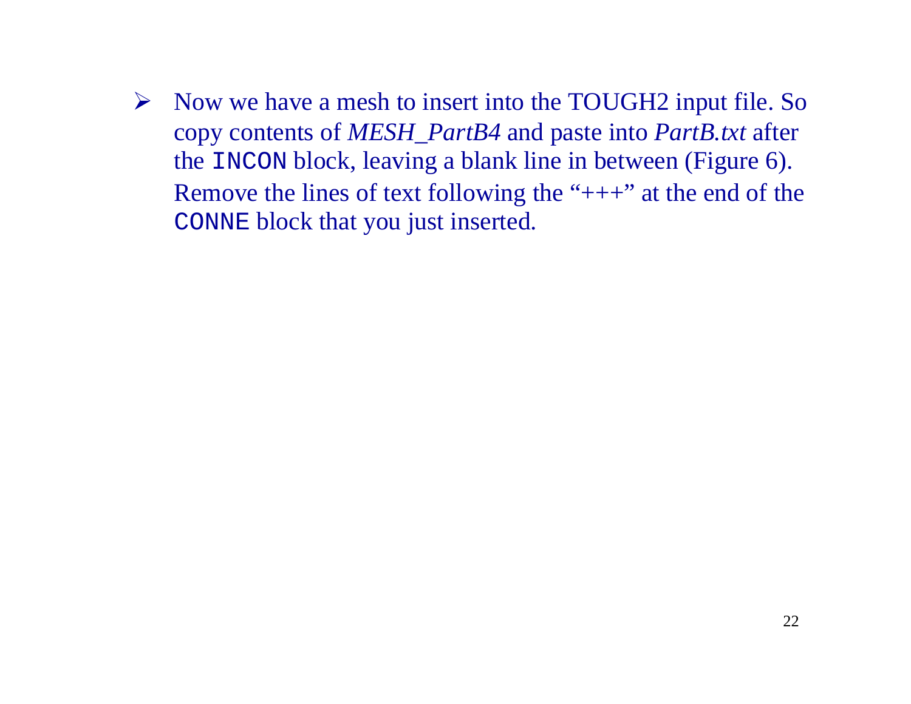- Now we have a mesh to insert into the TOUGH2 input file. So copy contents of *MESH_PartB4* and paste into *PartB.txt* after the `INCON` block, leaving a blank line in between (Figure 6). Remove the lines of text following the "+++" at the end of the `CONNE` block that you just inserted.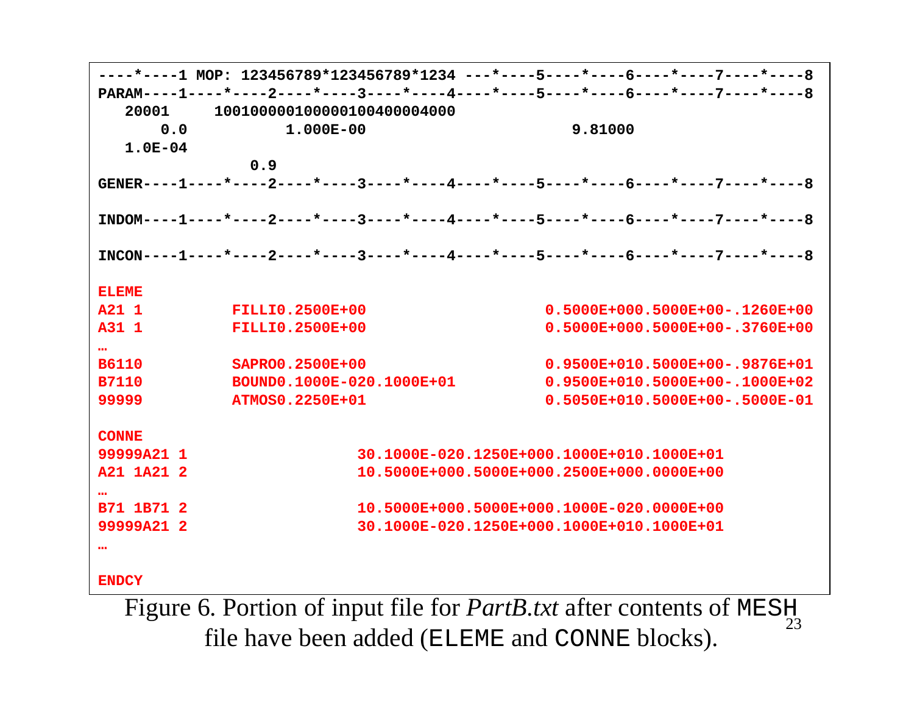```
----*----1 MOP: 123456789*123456789*1234 ---*----5----*----6----*----7----*----8
PARAM----1----*----2----*----3----*----4----*----5----*----6----*----7----*----8
   20001     100100000100000100400004000
      0.0           1.000E-00                                9.81000
   1.0E-04
                0.9
GENER----1----*----2----*----3----*----4----*----5----*----6----*----7----*----8

INDOM----1----*----2----*----3----*----4----*----5----*----6----*----7----*----8

INCON----1----*----2----*----3----*----4----*----5----*----6----*----7----*----8

ELEME
A21 1          FILLI0.2500E+00                        0.5000E+000.5000E+00-.1260E+00
A31 1          FILLI0.2500E+00                        0.5000E+000.5000E+00-.3760E+00
…
B6110          SAPRO0.2500E+00                        0.9500E+010.5000E+00-.9876E+01
B7110          BOUND0.1000E-020.1000E+01              0.9500E+010.5000E+00-.1000E+02
99999          ATMOS0.2250E+01                        0.5050E+010.5000E+00-.5000E-01

CONNE
99999A21 1                    30.1000E-020.1250E+000.1000E+010.1000E+01
A21 1A21 2                    10.5000E+000.5000E+000.2500E+000.0000E+00
…
B71 1B71 2                    10.5000E+000.5000E+000.1000E-020.0000E+00
99999A21 2                    30.1000E-020.1250E+000.1000E+010.1000E+01
…

ENDCY
```

Figure 6. Portion of input file for *PartB.txt* after contents of MESH file have been added (ELEME and CONNE blocks).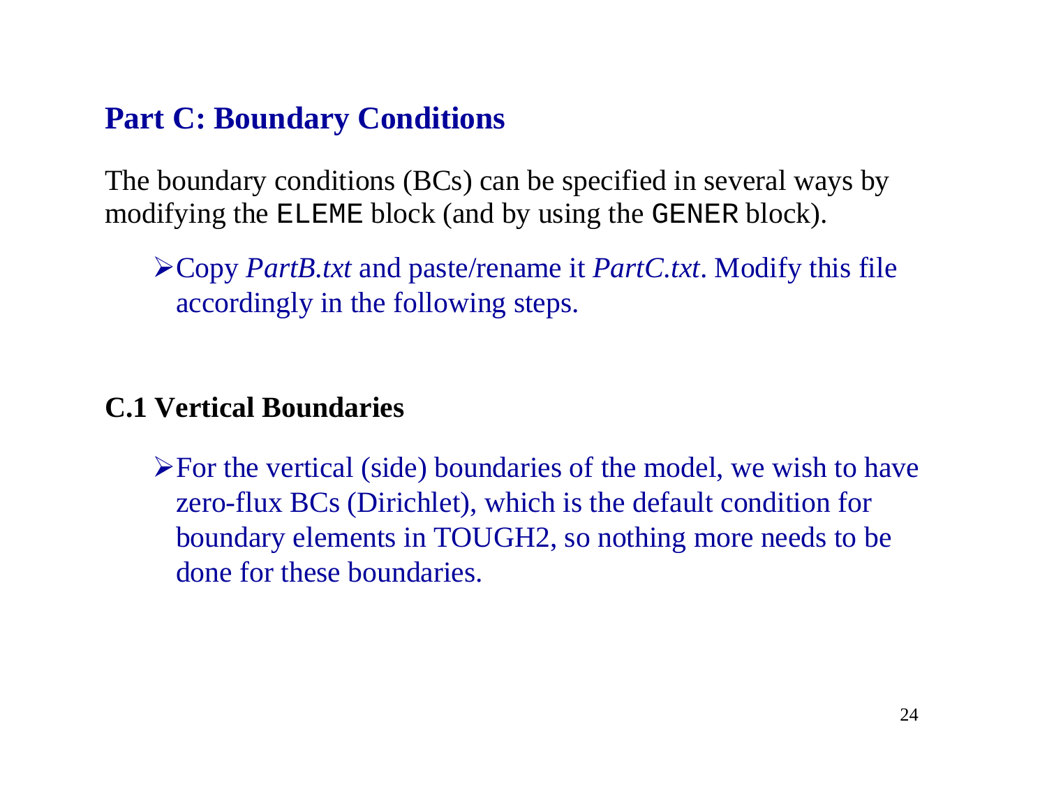## Part C: Boundary Conditions

The boundary conditions (BCs) can be specified in several ways by modifying the `ELEME` block (and by using the `GENER` block).

- Copy *PartB.txt* and paste/rename it *PartC.txt*. Modify this file accordingly in the following steps.

### C.1 Vertical Boundaries

- For the vertical (side) boundaries of the model, we wish to have zero-flux BCs (Dirichlet), which is the default condition for boundary elements in TOUGH2, so nothing more needs to be done for these boundaries.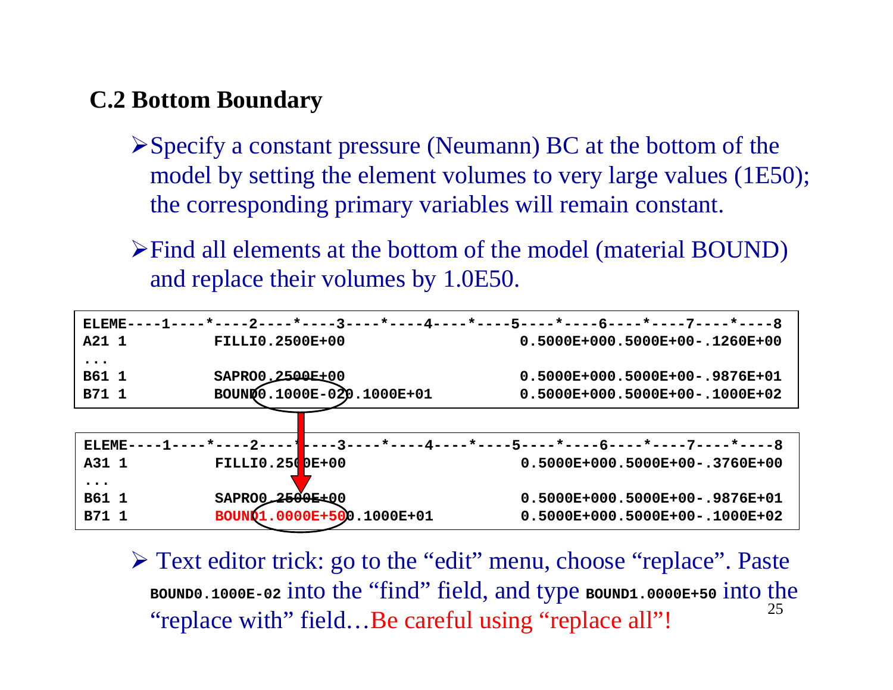## C.2 Bottom Boundary

- Specify a constant pressure (Neumann) BC at the bottom of the model by setting the element volumes to very large values (1E50); the corresponding primary variables will remain constant.

- Find all elements at the bottom of the model (material BOUND) and replace their volumes by 1.0E50.

```
ELEME----1----*----2----*----3----*----4----*----5----*----6----*----7----*----8
A21 1          FILLI0.2500E+00                     0.5000E+000.5000E+00-.1260E+00
...
B61 1          SAPRO0.2500E+00                     0.5000E+000.5000E+00-.9876E+01
B71 1          BOUND0.1000E-020.1000E+01           0.5000E+000.5000E+00-.1000E+02
```

```
ELEME----1----*----2----*----3----*----4----*----5----*----6----*----7----*----8
A31 1          FILLI0.2500E+00                     0.5000E+000.5000E+00-.3760E+00
...
B61 1          SAPRO0.2500E+00                     0.5000E+000.5000E+00-.9876E+01
B71 1          BOUND1.0000E+500.1000E+01           0.5000E+000.5000E+00-.1000E+02
```

- Text editor trick: go to the "edit" menu, choose "replace". Paste `BOUND0.1000E-02` into the "find" field, and type `BOUND1.0000E+50` into the "replace with" field…Be careful using "replace all"!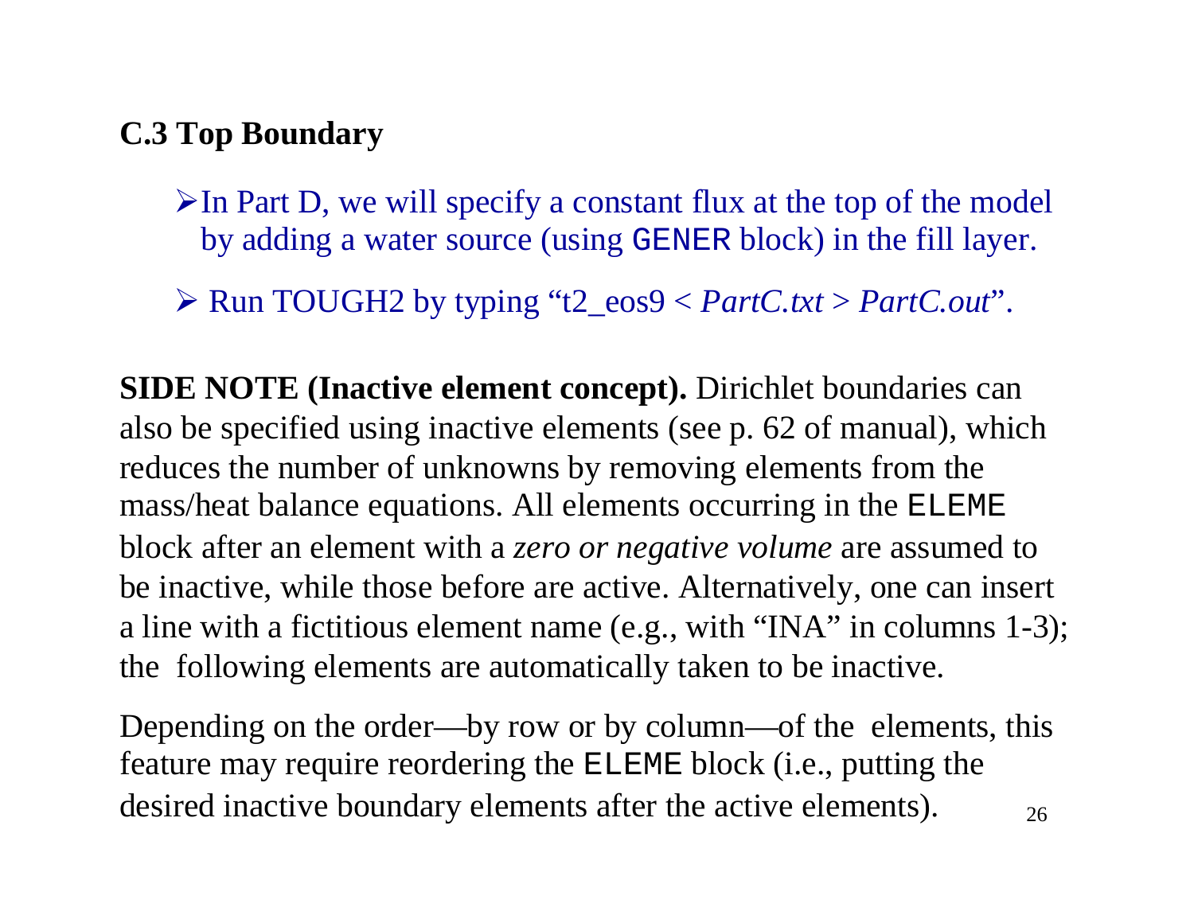## C.3 Top Boundary

- In Part D, we will specify a constant flux at the top of the model by adding a water source (using `GENER` block) in the fill layer.
- Run TOUGH2 by typing "t2_eos9 < *PartC.txt* > *PartC.out*".

**SIDE NOTE (Inactive element concept).** Dirichlet boundaries can also be specified using inactive elements (see p. 62 of manual), which reduces the number of unknowns by removing elements from the mass/heat balance equations. All elements occurring in the `ELEME` block after an element with a *zero or negative volume* are assumed to be inactive, while those before are active. Alternatively, one can insert a line with a fictitious element name (e.g., with "INA" in columns 1-3); the following elements are automatically taken to be inactive.

Depending on the order—by row or by column—of the elements, this feature may require reordering the `ELEME` block (i.e., putting the desired inactive boundary elements after the active elements).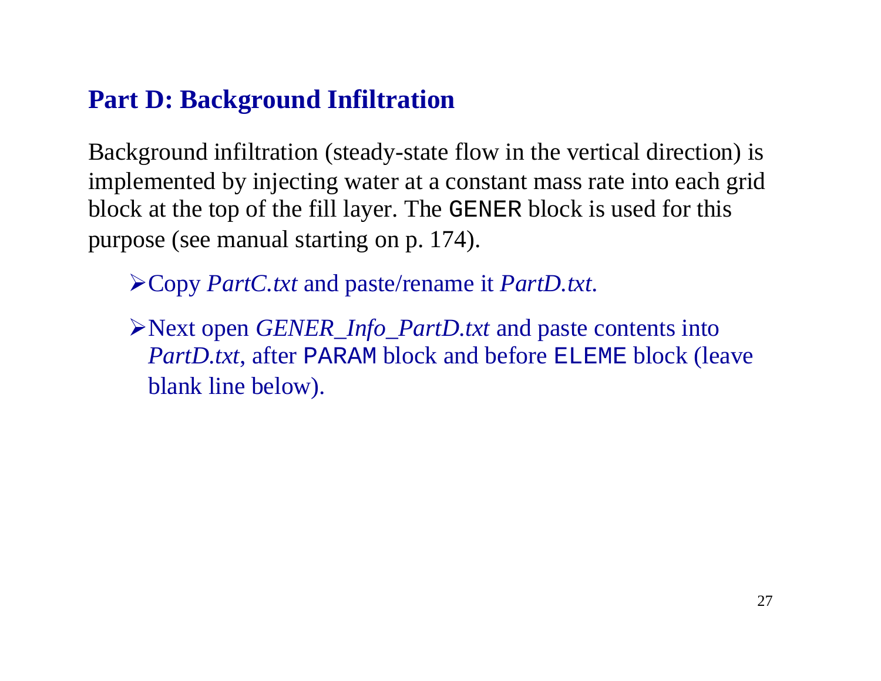## Part D: Background Infiltration

Background infiltration (steady-state flow in the vertical direction) is implemented by injecting water at a constant mass rate into each grid block at the top of the fill layer. The `GENER` block is used for this purpose (see manual starting on p. 174).

- Copy *PartC.txt* and paste/rename it *PartD.txt.*
- Next open *GENER_Info_PartD.txt* and paste contents into *PartD.txt*, after `PARAM` block and before `ELEME` block (leave blank line below).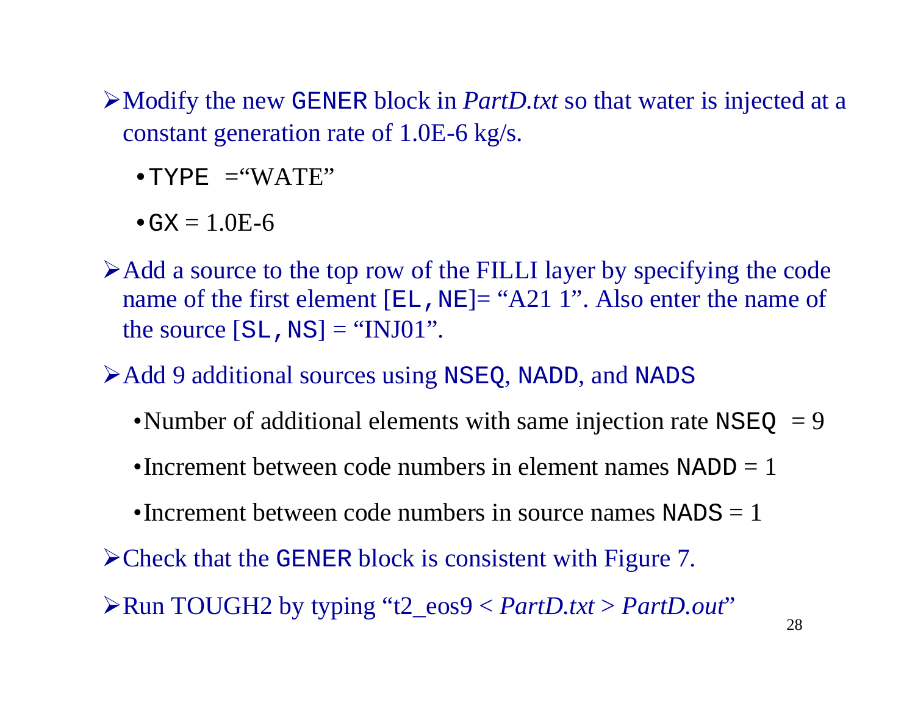- Modify the new `GENER` block in *PartD.txt* so that water is injected at a constant generation rate of 1.0E-6 kg/s.
  - `TYPE` ="WATE"
  - `GX` = 1.0E-6
- Add a source to the top row of the FILLI layer by specifying the code name of the first element [`EL,NE`]= "A21 1". Also enter the name of the source [`SL,NS`] = "INJ01".
- Add 9 additional sources using `NSEQ`, `NADD`, and `NADS`
  - Number of additional elements with same injection rate `NSEQ` = 9
  - Increment between code numbers in element names `NADD` = 1
  - Increment between code numbers in source names `NADS` = 1
- Check that the `GENER` block is consistent with Figure 7.
- Run TOUGH2 by typing "t2_eos9 < *PartD.txt* > *PartD.out*"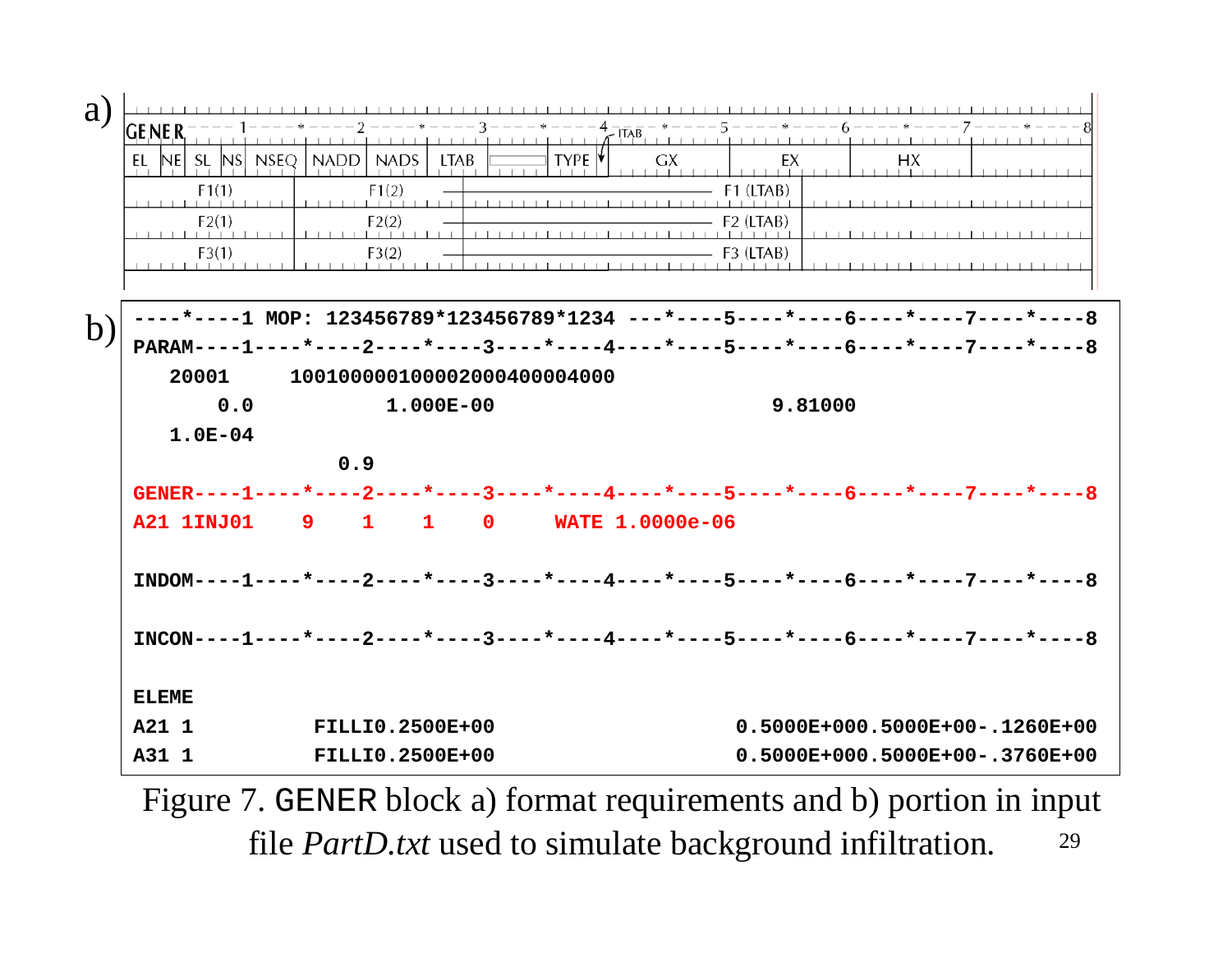a)

```
GENER----1----*----2----*----3----*----4-ITAB-*----5----*----6----*----7----*----8
EL NE SL NS NSEQ NADD NADS LTAB          TYPE    GX        EX        HX
F1(1)        F1(2)        ------------------------ F1 (LTAB)
F2(1)        F2(2)        ------------------------ F2 (LTAB)
F3(1)        F3(2)        ------------------------ F3 (LTAB)
```

b)

```
----*----1 MOP: 123456789*123456789*1234 ---*----5----*----6----*----7----*----8
PARAM----1----*----2----*----3----*----4----*----5----*----6----*----7----*----8
   20001     100100000100002000400004000
       0.0           1.000E-00                                9.81000
   1.0E-04
                 0.9
GENER----1----*----2----*----3----*----4----*----5----*----6----*----7----*----8
A21 1INJ01    9    1    1    0     WATE 1.0000e-06

INDOM----1----*----2----*----3----*----4----*----5----*----6----*----7----*----8

INCON----1----*----2----*----3----*----4----*----5----*----6----*----7----*----8

ELEME
A21 1          FILLI0.2500E+00                         0.5000E+000.5000E+00-.1260E+00
A31 1          FILLI0.2500E+00                         0.5000E+000.5000E+00-.3760E+00
```

Figure 7. GENER block a) format requirements and b) portion in input file *PartD.txt* used to simulate background infiltration.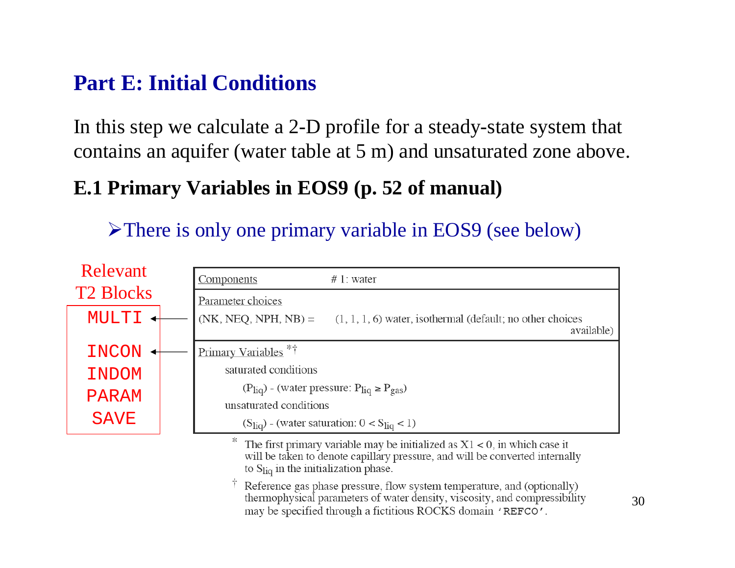# Part E: Initial Conditions

In this step we calculate a 2-D profile for a steady-state system that contains an aquifer (water table at 5 m) and unsaturated zone above.

## E.1 Primary Variables in EOS9 (p. 52 of manual)

- There is only one primary variable in EOS9 (see below)

Relevant T2 Blocks

- MULTI
- INCON
- INDOM
- PARAM
- SAVE

| Components | # 1: water |
|---|---|
| Parameter choices | |
| (NK, NEQ, NPH, NB) = | (1, 1, 1, 6) water, isothermal (default; no other choices available) |
| Primary Variables *† | |
| saturated conditions | |
| ($P_{liq}$) - (water pressure: $P_{liq} \geq P_{gas}$) | |
| unsaturated conditions | |
| ($S_{liq}$) - (water saturation: $0 < S_{liq} < 1$) | |

\* The first primary variable may be initialized as X1 < 0, in which case it will be taken to denote capillary pressure, and will be converted internally to $S_{liq}$ in the initialization phase.

† Reference gas phase pressure, flow system temperature, and (optionally) thermophysical parameters of water density, viscosity, and compressibility may be specified through a fictitious ROCKS domain 'REFCO'.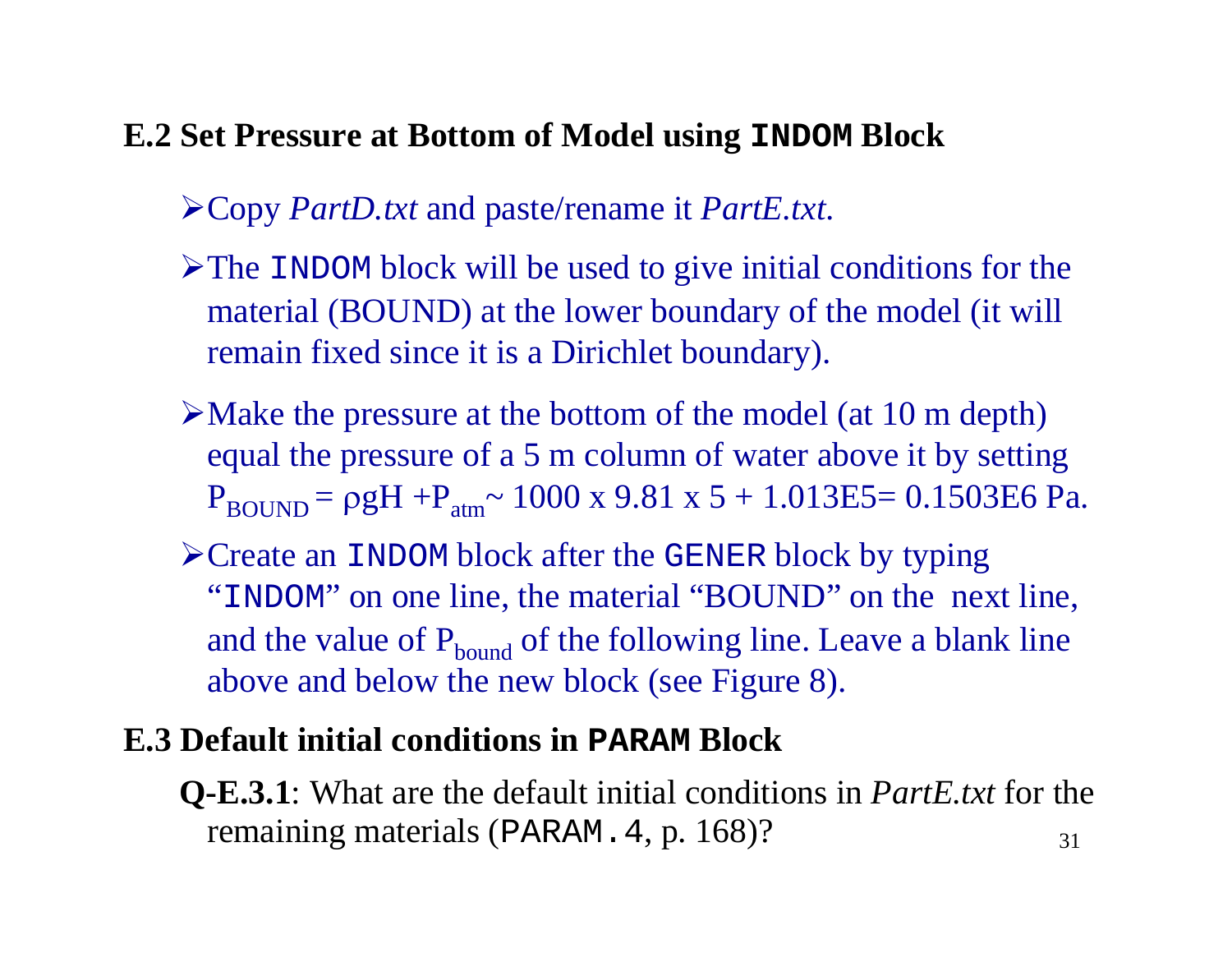## E.2 Set Pressure at Bottom of Model using `INDOM` Block

- Copy *PartD.txt* and paste/rename it *PartE.txt*.
- The `INDOM` block will be used to give initial conditions for the material (BOUND) at the lower boundary of the model (it will remain fixed since it is a Dirichlet boundary).
- Make the pressure at the bottom of the model (at 10 m depth) equal the pressure of a 5 m column of water above it by setting $P_{BOUND} = \rho g H + P_{atm} \sim 1000 \times 9.81 \times 5 + 1.013E5 = 0.1503E6$ Pa.
- Create an `INDOM` block after the `GENER` block by typing "`INDOM`" on one line, the material "BOUND" on the next line, and the value of $P_{bound}$ of the following line. Leave a blank line above and below the new block (see Figure 8).

## E.3 Default initial conditions in `PARAM` Block

**Q-E.3.1**: What are the default initial conditions in *PartE.txt* for the remaining materials (`PARAM.4`, p. 168)?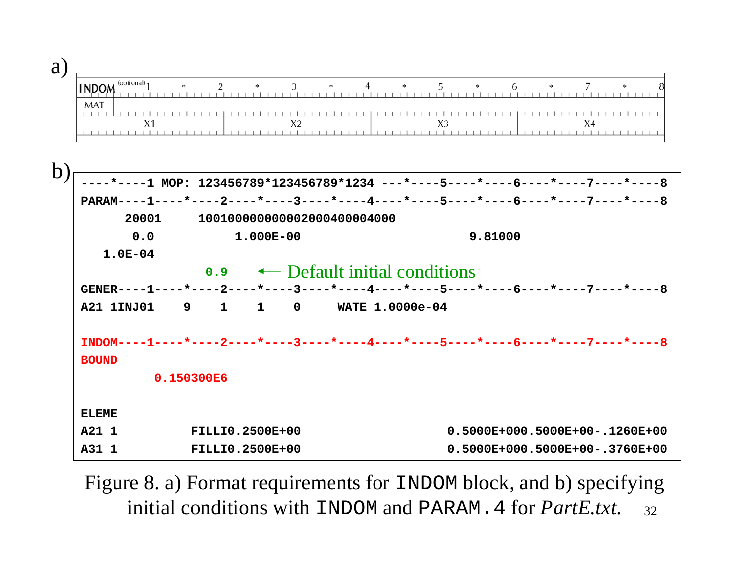a)

```
INDOM (optional) 1----*----2----*----3----*----4----*----5----*----6----*----7----*----8
MAT
       X1                X2                X3                X4
```

b)

```
----*----1 MOP: 123456789*123456789*1234 ---*----5----*----6----*----7----*----8
PARAM----1----*----2----*----3----*----4----*----5----*----6----*----7----*----8
      20001     1001000000000002000400004000
       0.0           1.000E-00                             9.81000
   1.0E-04
                 0.9     ← Default initial conditions
GENER----1----*----2----*----3----*----4----*----5----*----6----*----7----*----8
A21 1INJ01    9    1    1    0     WATE 1.0000e-04

INDOM----1----*----2----*----3----*----4----*----5----*----6----*----7----*----8
BOUND
          0.150300E6


ELEME
A21 1          FILLI0.2500E+00                           0.5000E+000.5000E+00-.1260E+00
A31 1          FILLI0.2500E+00                           0.5000E+000.5000E+00-.3760E+00
```

Figure 8. a) Format requirements for `INDOM` block, and b) specifying initial conditions with `INDOM` and `PARAM.4` for *PartE.txt*.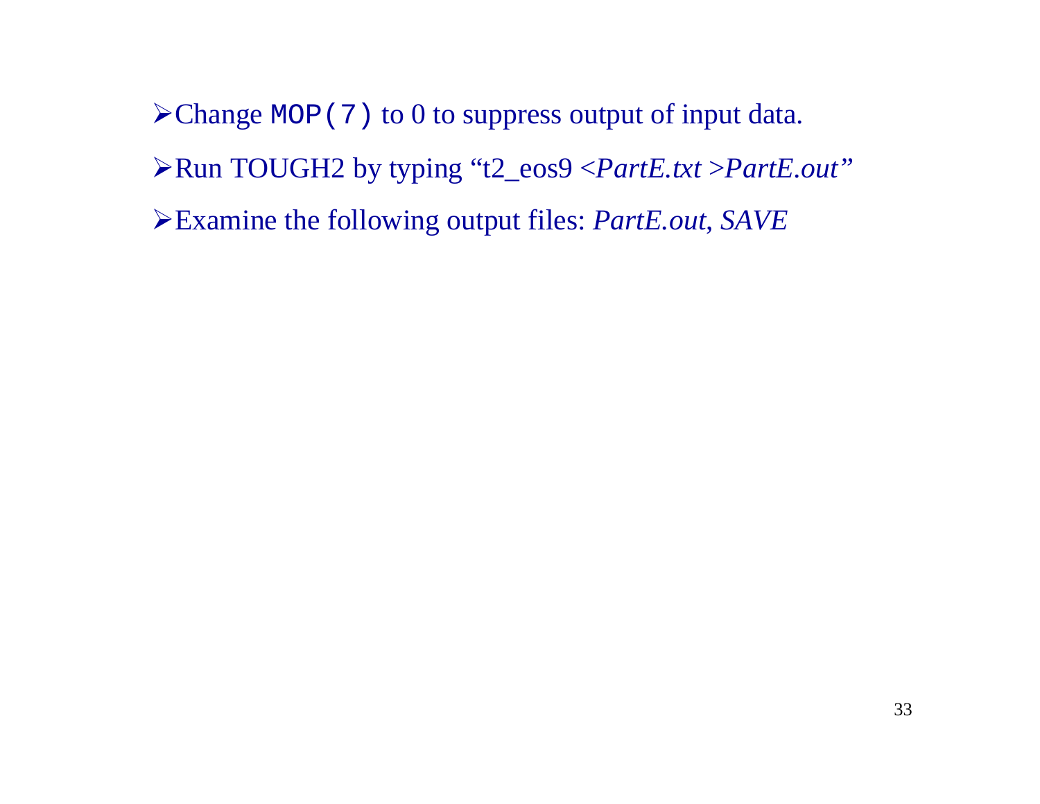- Change `MOP(7)` to 0 to suppress output of input data.
- Run TOUGH2 by typing "t2_eos9 <*PartE.txt* >*PartE.out*"
- Examine the following output files: *PartE.out*, *SAVE*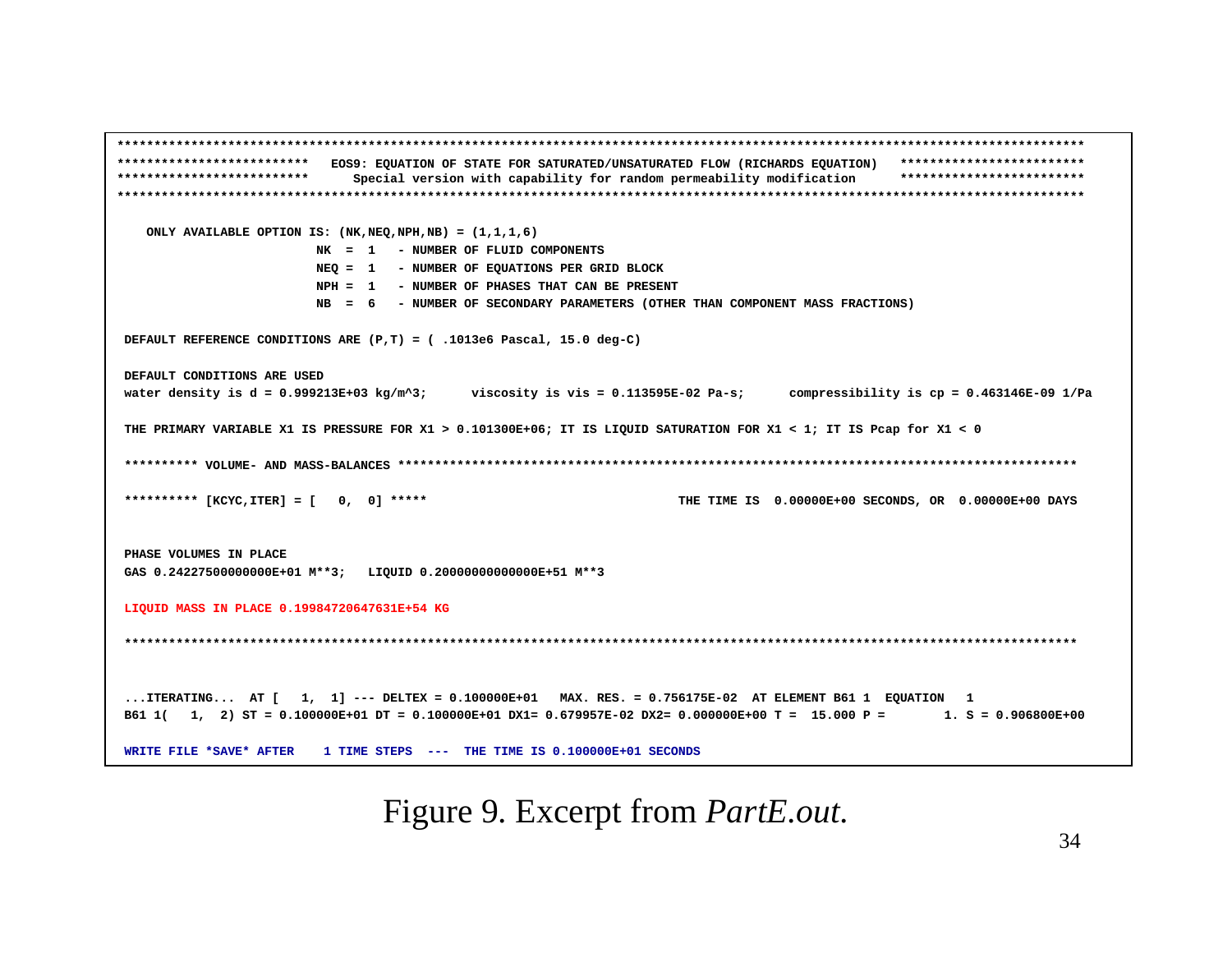```
**************************************************************************************************************************************
**************************   EOS9: EQUATION OF STATE FOR SATURATED/UNSATURATED FLOW (RICHARDS EQUATION)   *************************
**************************      Special version with capability for random permeability modification      *************************
**************************************************************************************************************************************

    ONLY AVAILABLE OPTION IS: (NK,NEQ,NPH,NB) = (1,1,1,6)
                           NK  =  1   - NUMBER OF FLUID COMPONENTS
                           NEQ =  1   - NUMBER OF EQUATIONS PER GRID BLOCK
                           NPH =  1   - NUMBER OF PHASES THAT CAN BE PRESENT
                           NB  =  6   - NUMBER OF SECONDARY PARAMETERS (OTHER THAN COMPONENT MASS FRACTIONS)

 DEFAULT REFERENCE CONDITIONS ARE (P,T) = ( .1013e6 Pascal, 15.0 deg-C)

 DEFAULT CONDITIONS ARE USED
 water density is d = 0.999213E+03 kg/m^3;      viscosity is vis = 0.113595E-02 Pa-s;      compressibility is cp = 0.463146E-09 1/Pa

 THE PRIMARY VARIABLE X1 IS PRESSURE FOR X1 > 0.101300E+06; IT IS LIQUID SATURATION FOR X1 < 1; IT IS Pcap for X1 < 0

 ********** VOLUME- AND MASS-BALANCES ********************************************************************************************

 ********** [KCYC,ITER] = [   0,  0] *****                                  THE TIME IS  0.00000E+00 SECONDS, OR  0.00000E+00 DAYS


 PHASE VOLUMES IN PLACE
 GAS 0.24227500000000E+01 M**3;   LIQUID 0.20000000000000E+51 M**3

 LIQUID MASS IN PLACE 0.19984720647631E+54 KG

 *********************************************************************************************************************************


 ...ITERATING...  AT [   1,  1] --- DELTEX = 0.100000E+01   MAX. RES. = 0.756175E-02  AT ELEMENT B61 1  EQUATION   1
 B61 1(   1,  2) ST = 0.100000E+01 DT = 0.100000E+01 DX1= 0.679957E-02 DX2= 0.000000E+00 T =  15.000 P =        1. S = 0.906800E+00

 WRITE FILE *SAVE* AFTER    1 TIME STEPS  ---  THE TIME IS 0.100000E+01 SECONDS
```

Figure 9. Excerpt from *PartE.out*.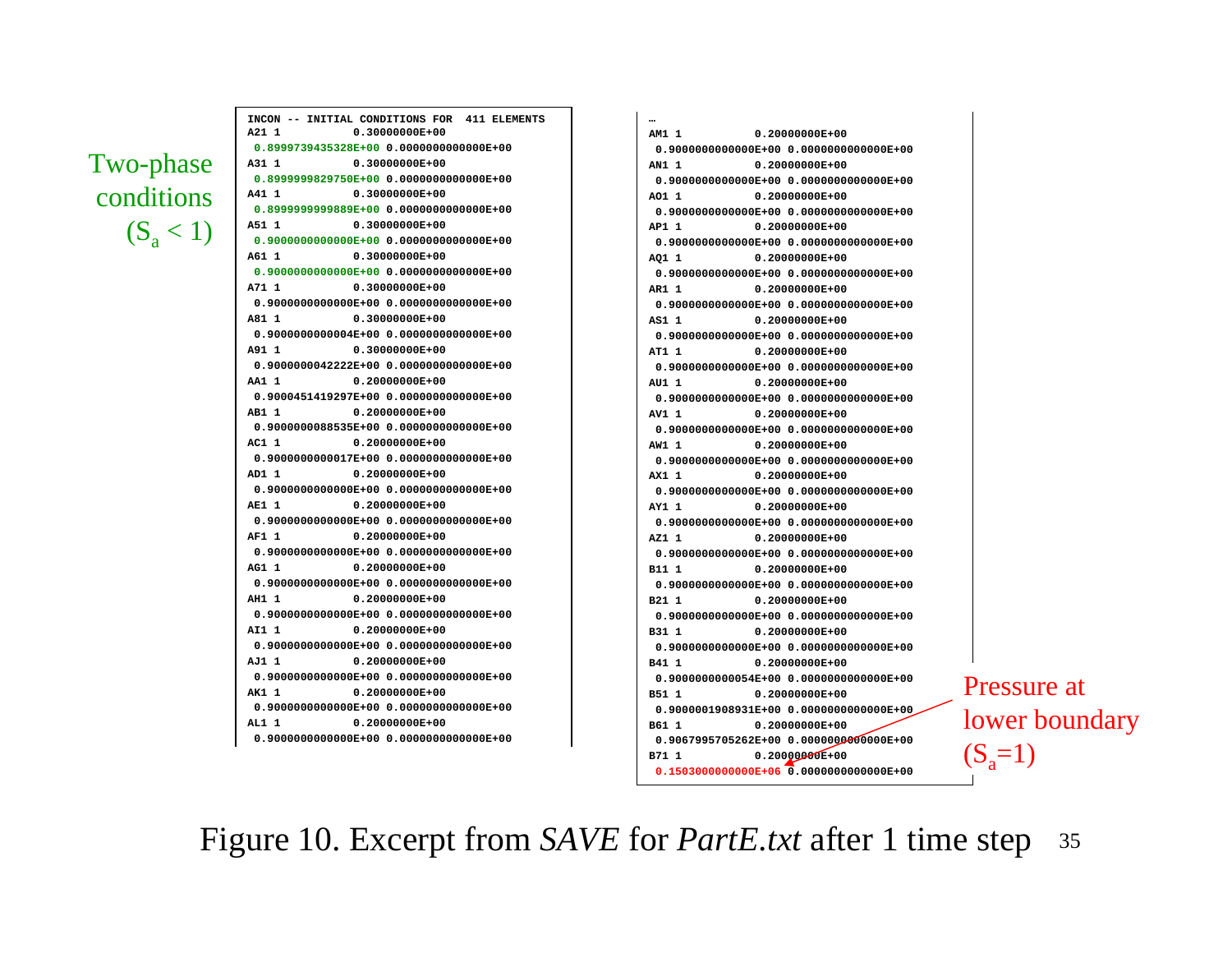```
INCON -- INITIAL CONDITIONS FOR  411 ELEMENTS
A21 1           0.30000000E+00
 0.8999739435328E+00 0.0000000000000E+00
A31 1           0.30000000E+00
 0.8999999829750E+00 0.0000000000000E+00
A41 1           0.30000000E+00
 0.8999999999889E+00 0.0000000000000E+00
A51 1           0.30000000E+00
 0.9000000000000E+00 0.0000000000000E+00
A61 1           0.30000000E+00
 0.9000000000000E+00 0.0000000000000E+00
A71 1           0.30000000E+00
 0.9000000000000E+00 0.0000000000000E+00
A81 1           0.30000000E+00
 0.9000000000004E+00 0.0000000000000E+00
A91 1           0.30000000E+00
 0.9000000042222E+00 0.0000000000000E+00
AA1 1           0.20000000E+00
 0.9000451419297E+00 0.0000000000000E+00
AB1 1           0.20000000E+00
 0.9000000088535E+00 0.0000000000000E+00
AC1 1           0.20000000E+00
 0.9000000000017E+00 0.0000000000000E+00
AD1 1           0.20000000E+00
 0.9000000000000E+00 0.0000000000000E+00
AE1 1           0.20000000E+00
 0.9000000000000E+00 0.0000000000000E+00
AF1 1           0.20000000E+00
 0.9000000000000E+00 0.0000000000000E+00
AG1 1           0.20000000E+00
 0.9000000000000E+00 0.0000000000000E+00
AH1 1           0.20000000E+00
 0.9000000000000E+00 0.0000000000000E+00
AI1 1           0.20000000E+00
 0.9000000000000E+00 0.0000000000000E+00
AJ1 1           0.20000000E+00
 0.9000000000000E+00 0.0000000000000E+00
AK1 1           0.20000000E+00
 0.9000000000000E+00 0.0000000000000E+00
AL1 1           0.20000000E+00
 0.9000000000000E+00 0.0000000000000E+00
```

Two-phase conditions ($S_a < 1$)

```
…
AM1 1           0.20000000E+00
 0.9000000000000E+00 0.0000000000000E+00
AN1 1           0.20000000E+00
 0.9000000000000E+00 0.0000000000000E+00
AO1 1           0.20000000E+00
 0.9000000000000E+00 0.0000000000000E+00
AP1 1           0.20000000E+00
 0.9000000000000E+00 0.0000000000000E+00
AQ1 1           0.20000000E+00
 0.9000000000000E+00 0.0000000000000E+00
AR1 1           0.20000000E+00
 0.9000000000000E+00 0.0000000000000E+00
AS1 1           0.20000000E+00
 0.9000000000000E+00 0.0000000000000E+00
AT1 1           0.20000000E+00
 0.9000000000000E+00 0.0000000000000E+00
AU1 1           0.20000000E+00
 0.9000000000000E+00 0.0000000000000E+00
AV1 1           0.20000000E+00
 0.9000000000000E+00 0.0000000000000E+00
AW1 1           0.20000000E+00
 0.9000000000000E+00 0.0000000000000E+00
AX1 1           0.20000000E+00
 0.9000000000000E+00 0.0000000000000E+00
AY1 1           0.20000000E+00
 0.9000000000000E+00 0.0000000000000E+00
AZ1 1           0.20000000E+00
 0.9000000000000E+00 0.0000000000000E+00
B11 1           0.20000000E+00
 0.9000000000000E+00 0.0000000000000E+00
B21 1           0.20000000E+00
 0.9000000000000E+00 0.0000000000000E+00
B31 1           0.20000000E+00
 0.9000000000000E+00 0.0000000000000E+00
B41 1           0.20000000E+00
 0.9000000000054E+00 0.0000000000000E+00
B51 1           0.20000000E+00
 0.9000001908931E+00 0.0000000000000E+00
B61 1           0.20000000E+00
 0.9067995705262E+00 0.0000000000000E+00
B71 1           0.20000000E+00
 0.1503000000000E+06 0.0000000000000E+00
```

Pressure at lower boundary ($S_a$=1)

Figure 10. Excerpt from *SAVE* for *PartE.txt* after 1 time step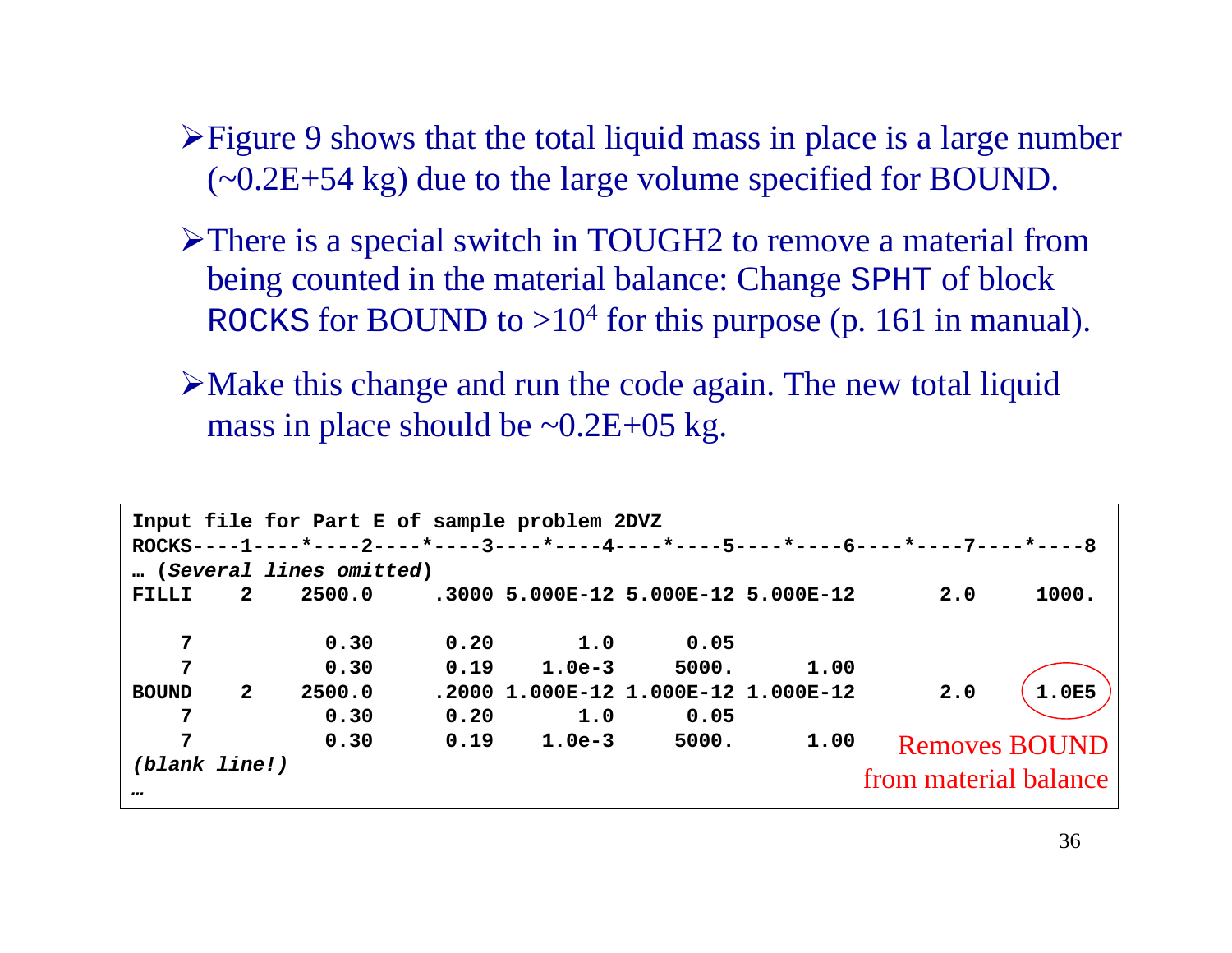- Figure 9 shows that the total liquid mass in place is a large number (~0.2E+54 kg) due to the large volume specified for BOUND.
- There is a special switch in TOUGH2 to remove a material from being counted in the material balance: Change SPHT of block ROCKS for BOUND to >$10^4$ for this purpose (p. 161 in manual).
- Make this change and run the code again. The new total liquid mass in place should be ~0.2E+05 kg.

```
Input file for Part E of sample problem 2DVZ
ROCKS----1----*----2----*----3----*----4----*----5----*----6----*----7----*----8
… (Several lines omitted)
FILLI    2    2500.0     .3000 5.000E-12 5.000E-12 5.000E-12       2.0     1000.

    7           0.30      0.20       1.0      0.05
    7           0.30      0.19    1.0e-3     5000.      1.00
BOUND    2    2500.0     .2000 1.000E-12 1.000E-12 1.000E-12       2.0     1.0E5
    7           0.30      0.20       1.0      0.05
    7           0.30      0.19    1.0e-3     5000.      1.00
(blank line!)
…
```

Removes BOUND from material balance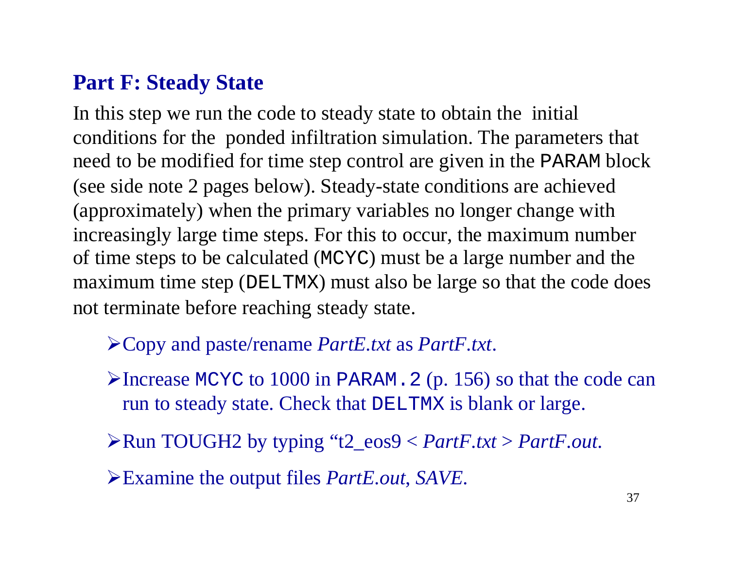## Part F: Steady State

In this step we run the code to steady state to obtain the initial conditions for the ponded infiltration simulation. The parameters that need to be modified for time step control are given in the `PARAM` block (see side note 2 pages below). Steady-state conditions are achieved (approximately) when the primary variables no longer change with increasingly large time steps. For this to occur, the maximum number of time steps to be calculated (`MCYC`) must be a large number and the maximum time step (`DELTMX`) must also be large so that the code does not terminate before reaching steady state.

- Copy and paste/rename *PartE.txt* as *PartF.txt*.
- Increase `MCYC` to 1000 in `PARAM.2` (p. 156) so that the code can run to steady state. Check that `DELTMX` is blank or large.
- Run TOUGH2 by typing "t2_eos9 < *PartF.txt* > *PartF.out.*
- Examine the output files *PartE.out*, *SAVE.*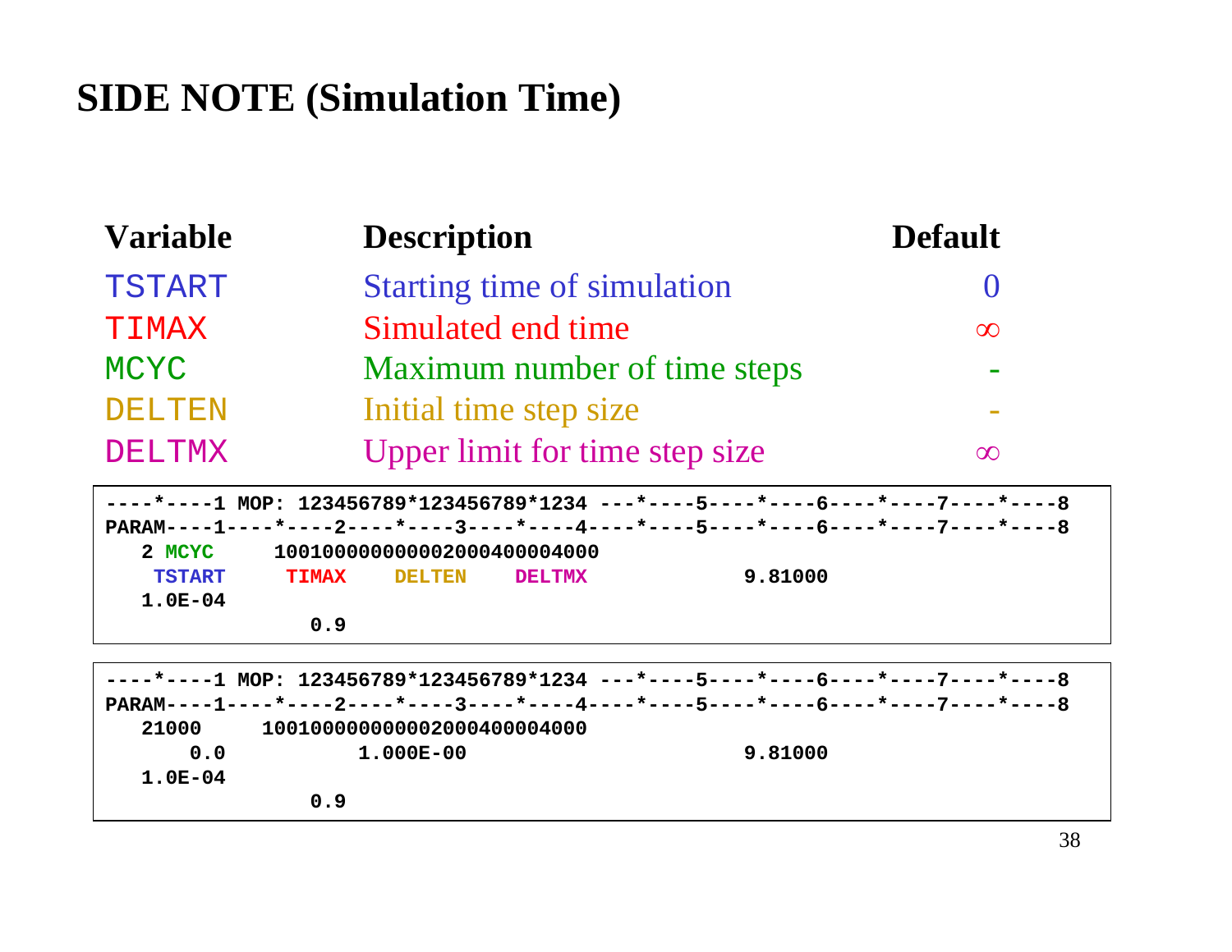# SIDE NOTE (Simulation Time)

| Variable | Description | Default |
|---|---|---|
| TSTART | Starting time of simulation | 0 |
| TIMAX | Simulated end time | ∞ |
| MCYC | Maximum number of time steps | - |
| DELTEN | Initial time step size | - |
| DELTMX | Upper limit for time step size | ∞ |

```
----*----1 MOP: 123456789*123456789*1234 ---*----5----*----6----*----7----*----8
PARAM----1----*----2----*----3----*----4----*----5----*----6----*----7----*----8
   2 MCYC     1001000000000002000400004000
    TSTART     TIMAX     DELTEN     DELTMX             9.81000
   1.0E-04
              0.9
```

```
----*----1 MOP: 123456789*123456789*1234 ---*----5----*----6----*----7----*----8
PARAM----1----*----2----*----3----*----4----*----5----*----6----*----7----*----8
   21000     1001000000000002000400004000
       0.0        1.000E-00                            9.81000
   1.0E-04
              0.9
```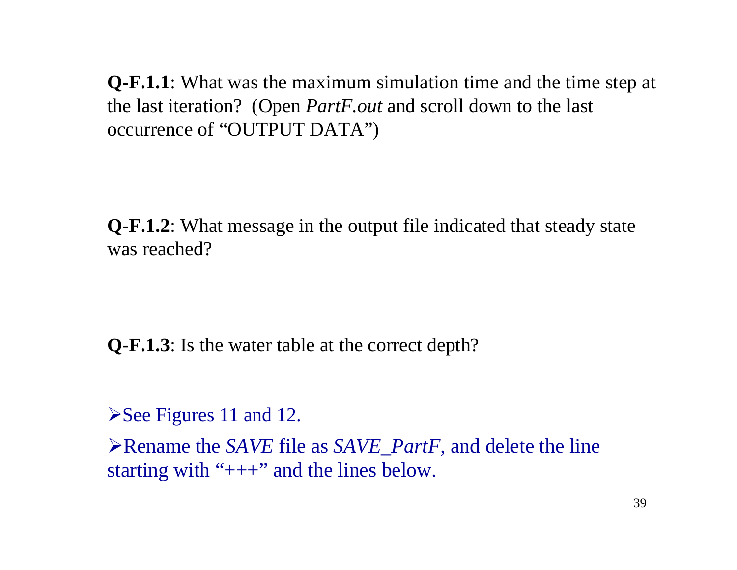**Q-F.1.1**: What was the maximum simulation time and the time step at the last iteration? (Open *PartF.out* and scroll down to the last occurrence of "OUTPUT DATA")

**Q-F.1.2**: What message in the output file indicated that steady state was reached?

**Q-F.1.3**: Is the water table at the correct depth?

- See Figures 11 and 12.
- Rename the *SAVE* file as *SAVE_PartF*, and delete the line starting with "+++" and the lines below.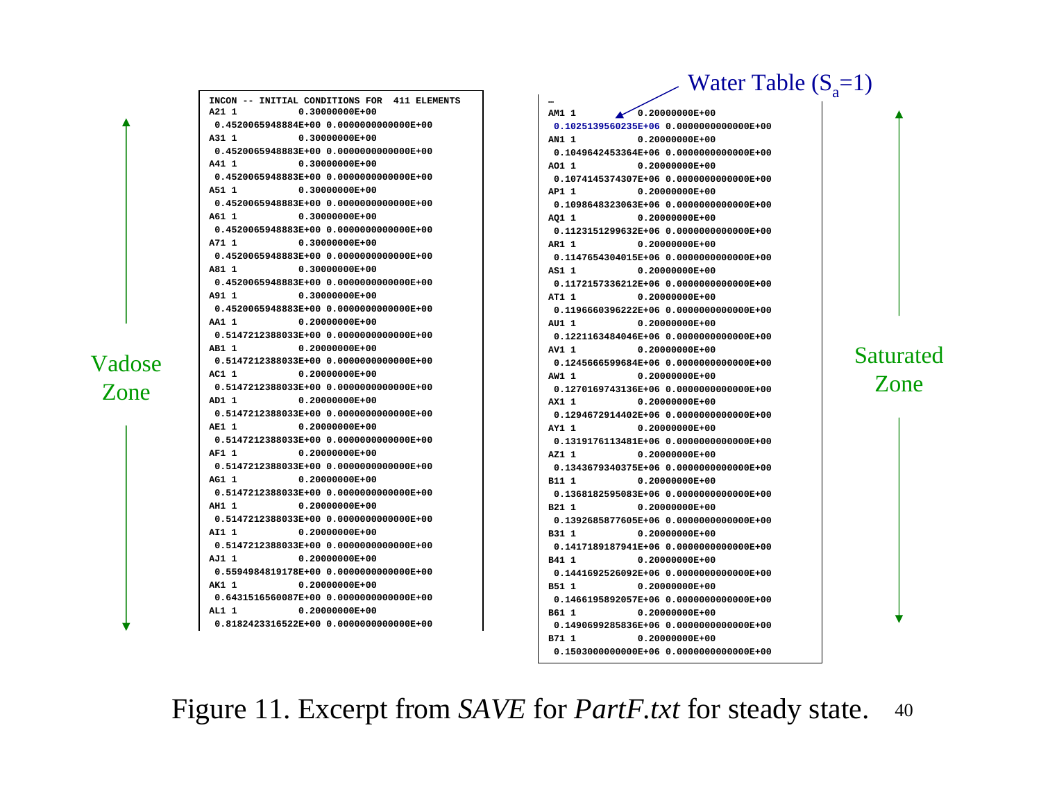Vadose Zone

```
INCON -- INITIAL CONDITIONS FOR  411 ELEMENTS
A21 1           0.30000000E+00
 0.4520065948884E+00 0.0000000000000E+00
A31 1           0.30000000E+00
 0.4520065948883E+00 0.0000000000000E+00
A41 1           0.30000000E+00
 0.4520065948883E+00 0.0000000000000E+00
A51 1           0.30000000E+00
 0.4520065948883E+00 0.0000000000000E+00
A61 1           0.30000000E+00
 0.4520065948883E+00 0.0000000000000E+00
A71 1           0.30000000E+00
 0.4520065948883E+00 0.0000000000000E+00
A81 1           0.30000000E+00
 0.4520065948883E+00 0.0000000000000E+00
A91 1           0.30000000E+00
 0.4520065948883E+00 0.0000000000000E+00
AA1 1           0.20000000E+00
 0.5147212388033E+00 0.0000000000000E+00
AB1 1           0.20000000E+00
 0.5147212388033E+00 0.0000000000000E+00
AC1 1           0.20000000E+00
 0.5147212388033E+00 0.0000000000000E+00
AD1 1           0.20000000E+00
 0.5147212388033E+00 0.0000000000000E+00
AE1 1           0.20000000E+00
 0.5147212388033E+00 0.0000000000000E+00
AF1 1           0.20000000E+00
 0.5147212388033E+00 0.0000000000000E+00
AG1 1           0.20000000E+00
 0.5147212388033E+00 0.0000000000000E+00
AH1 1           0.20000000E+00
 0.5147212388033E+00 0.0000000000000E+00
AI1 1           0.20000000E+00
 0.5147212388033E+00 0.0000000000000E+00
AJ1 1           0.20000000E+00
 0.5594984819178E+00 0.0000000000000E+00
AK1 1           0.20000000E+00
 0.6431516560087E+00 0.0000000000000E+00
AL1 1           0.20000000E+00
 0.8182423316522E+00 0.0000000000000E+00
```

Water Table ($S_a$=1)

Saturated Zone

```
…
AM1 1           0.20000000E+00
 0.1025139560235E+06 0.0000000000000E+00
AN1 1           0.20000000E+00
 0.1049642453364E+06 0.0000000000000E+00
AO1 1           0.20000000E+00
 0.1074145374307E+06 0.0000000000000E+00
AP1 1           0.20000000E+00
 0.1098648323063E+06 0.0000000000000E+00
AQ1 1           0.20000000E+00
 0.1123151299632E+06 0.0000000000000E+00
AR1 1           0.20000000E+00
 0.1147654304015E+06 0.0000000000000E+00
AS1 1           0.20000000E+00
 0.1172157336212E+06 0.0000000000000E+00
AT1 1           0.20000000E+00
 0.1196660396222E+06 0.0000000000000E+00
AU1 1           0.20000000E+00
 0.1221163484046E+06 0.0000000000000E+00
AV1 1           0.20000000E+00
 0.1245666599684E+06 0.0000000000000E+00
AW1 1           0.20000000E+00
 0.1270169743136E+06 0.0000000000000E+00
AX1 1           0.20000000E+00
 0.1294672914402E+06 0.0000000000000E+00
AY1 1           0.20000000E+00
 0.1319176113481E+06 0.0000000000000E+00
AZ1 1           0.20000000E+00
 0.1343679340375E+06 0.0000000000000E+00
B11 1           0.20000000E+00
 0.1368182595083E+06 0.0000000000000E+00
B21 1           0.20000000E+00
 0.1392685877605E+06 0.0000000000000E+00
B31 1           0.20000000E+00
 0.1417189187941E+06 0.0000000000000E+00
B41 1           0.20000000E+00
 0.1441692526092E+06 0.0000000000000E+00
B51 1           0.20000000E+00
 0.1466195892057E+06 0.0000000000000E+00
B61 1           0.20000000E+00
 0.1490699285836E+06 0.0000000000000E+00
B71 1           0.20000000E+00
 0.1503000000000E+06 0.0000000000000E+00
```

Figure 11. Excerpt from *SAVE* for *PartF.txt* for steady state.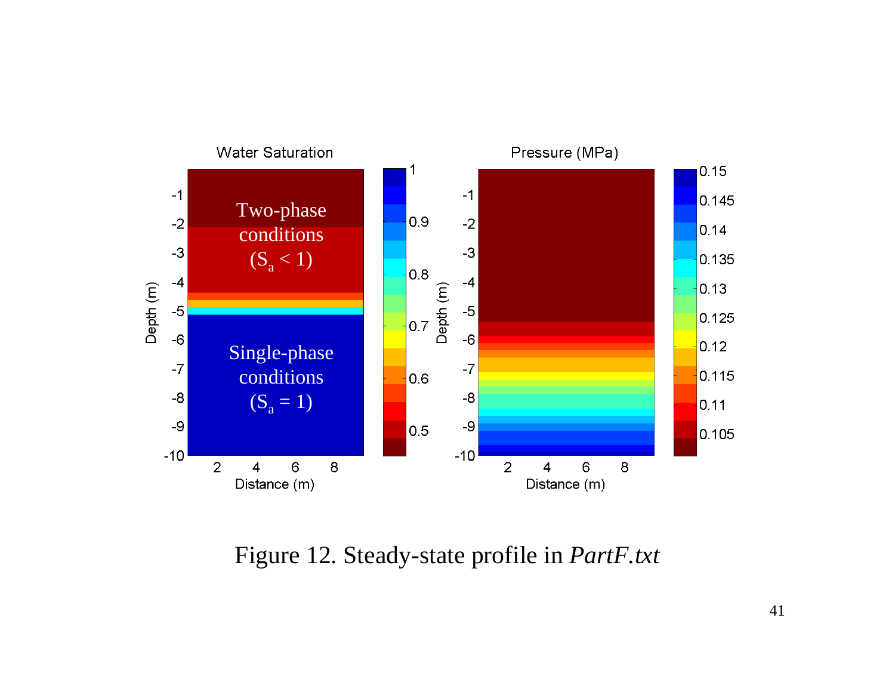Figure 12. Steady-state profile in *PartF.txt*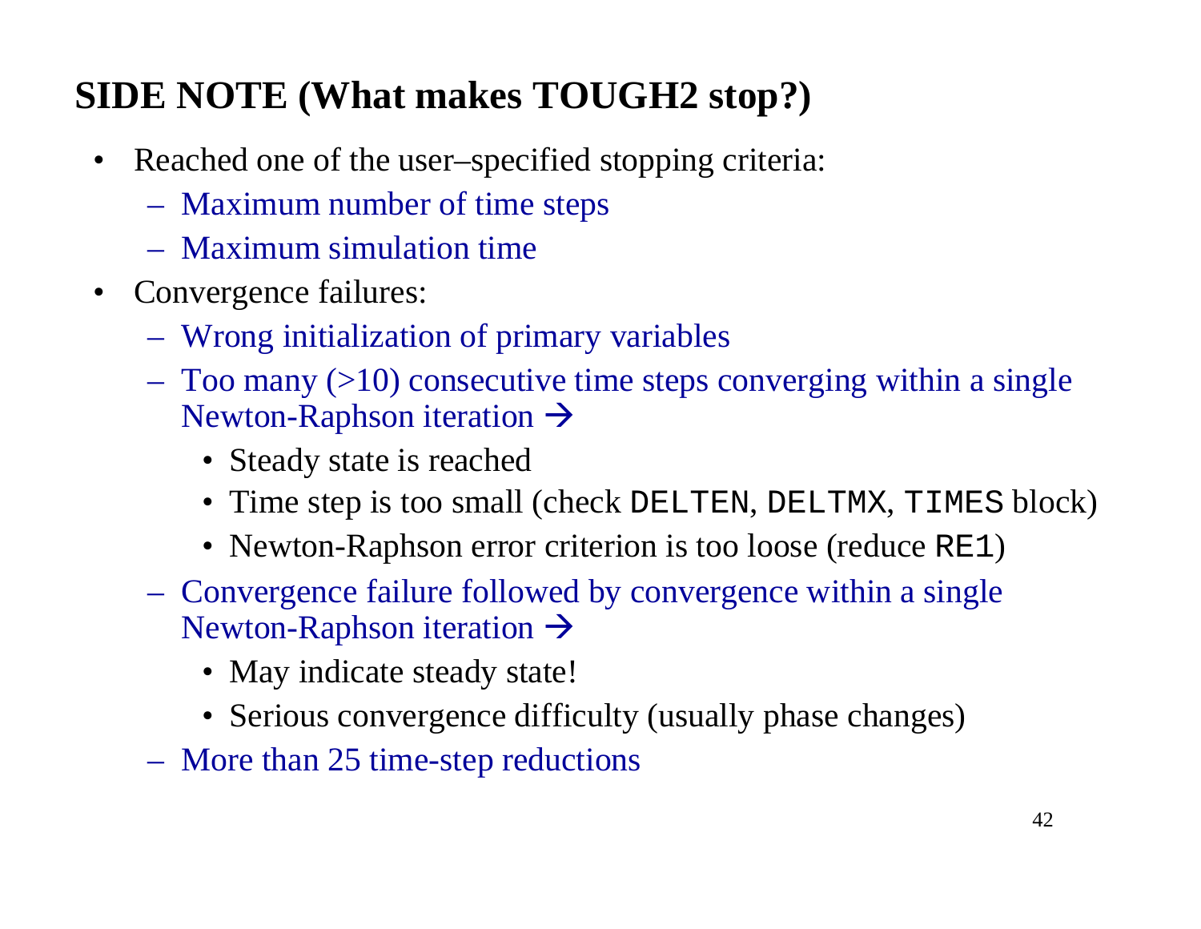## SIDE NOTE (What makes TOUGH2 stop?)

- Reached one of the user–specified stopping criteria:
  - Maximum number of time steps
  - Maximum simulation time
- Convergence failures:
  - Wrong initialization of primary variables
  - Too many (>10) consecutive time steps converging within a single Newton-Raphson iteration →
    - Steady state is reached
    - Time step is too small (check `DELTEN`, `DELTMX`, `TIMES` block)
    - Newton-Raphson error criterion is too loose (reduce `RE1`)
  - Convergence failure followed by convergence within a single Newton-Raphson iteration →
    - May indicate steady state!
    - Serious convergence difficulty (usually phase changes)
  - More than 25 time-step reductions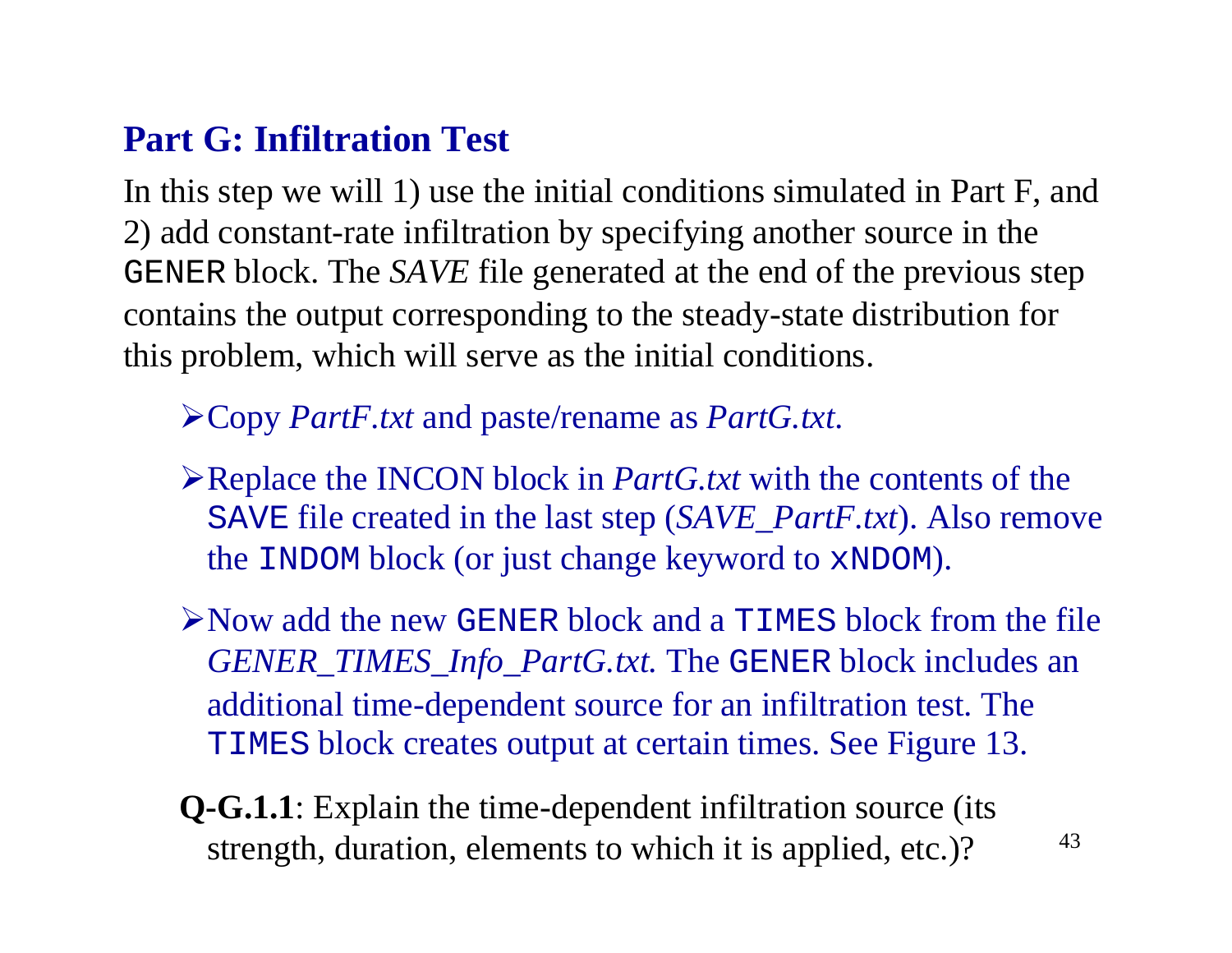## Part G: Infiltration Test

In this step we will 1) use the initial conditions simulated in Part F, and 2) add constant-rate infiltration by specifying another source in the `GENER` block. The *SAVE* file generated at the end of the previous step contains the output corresponding to the steady-state distribution for this problem, which will serve as the initial conditions.

- Copy *PartF.txt* and paste/rename as *PartG.txt*.
- Replace the INCON block in *PartG.txt* with the contents of the `SAVE` file created in the last step (*SAVE_PartF.txt*). Also remove the `INDOM` block (or just change keyword to `xNDOM`).
- Now add the new `GENER` block and a `TIMES` block from the file *GENER_TIMES_Info_PartG.txt.* The `GENER` block includes an additional time-dependent source for an infiltration test. The `TIMES` block creates output at certain times. See Figure 13.

**Q-G.1.1**: Explain the time-dependent infiltration source (its strength, duration, elements to which it is applied, etc.)?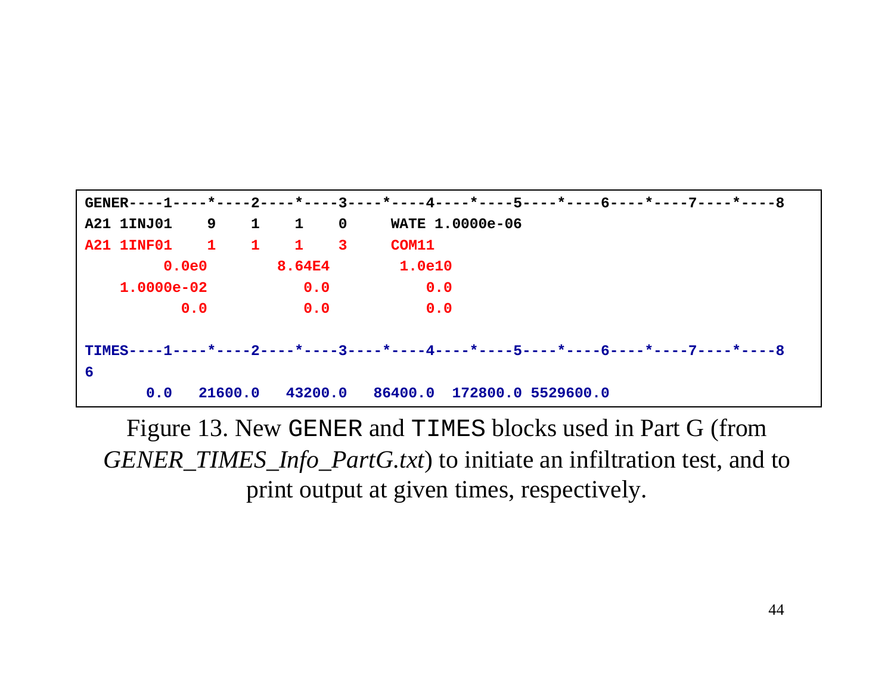```
GENER----1----*----2----*----3----*----4----*----5----*----6----*----7----*----8
A21 1INJ01    9    1    1    0     WATE 1.0000e-06
A21 1INF01    1    1    1    3     COM11
         0.0e0         8.64E4        1.0e10
    1.0000e-02            0.0           0.0
           0.0            0.0           0.0

TIMES----1----*----2----*----3----*----4----*----5----*----6----*----7----*----8
6
       0.0   21600.0   43200.0   86400.0  172800.0 5529600.0
```

Figure 13. New GENER and TIMES blocks used in Part G (from *GENER_TIMES_Info_PartG.txt*) to initiate an infiltration test, and to print output at given times, respectively.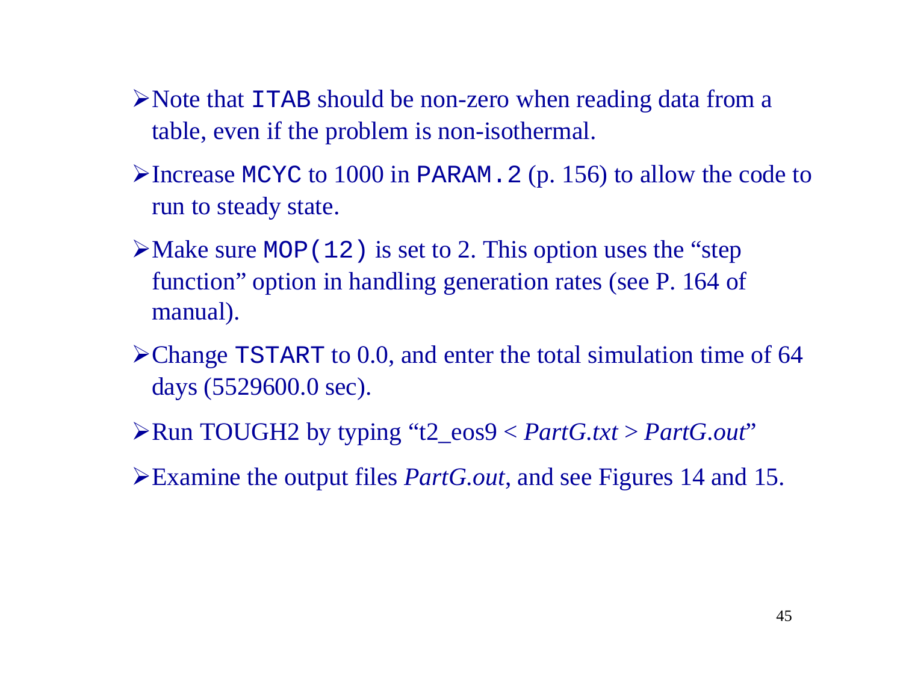- Note that `ITAB` should be non-zero when reading data from a table, even if the problem is non-isothermal.
- Increase `MCYC` to 1000 in `PARAM.2` (p. 156) to allow the code to run to steady state.
- Make sure `MOP(12)` is set to 2. This option uses the “step function” option in handling generation rates (see P. 164 of manual).
- Change `TSTART` to 0.0, and enter the total simulation time of 64 days (5529600.0 sec).
- Run TOUGH2 by typing “t2_eos9 < *PartG.txt* > *PartG.out*”
- Examine the output files *PartG.out*, and see Figures 14 and 15.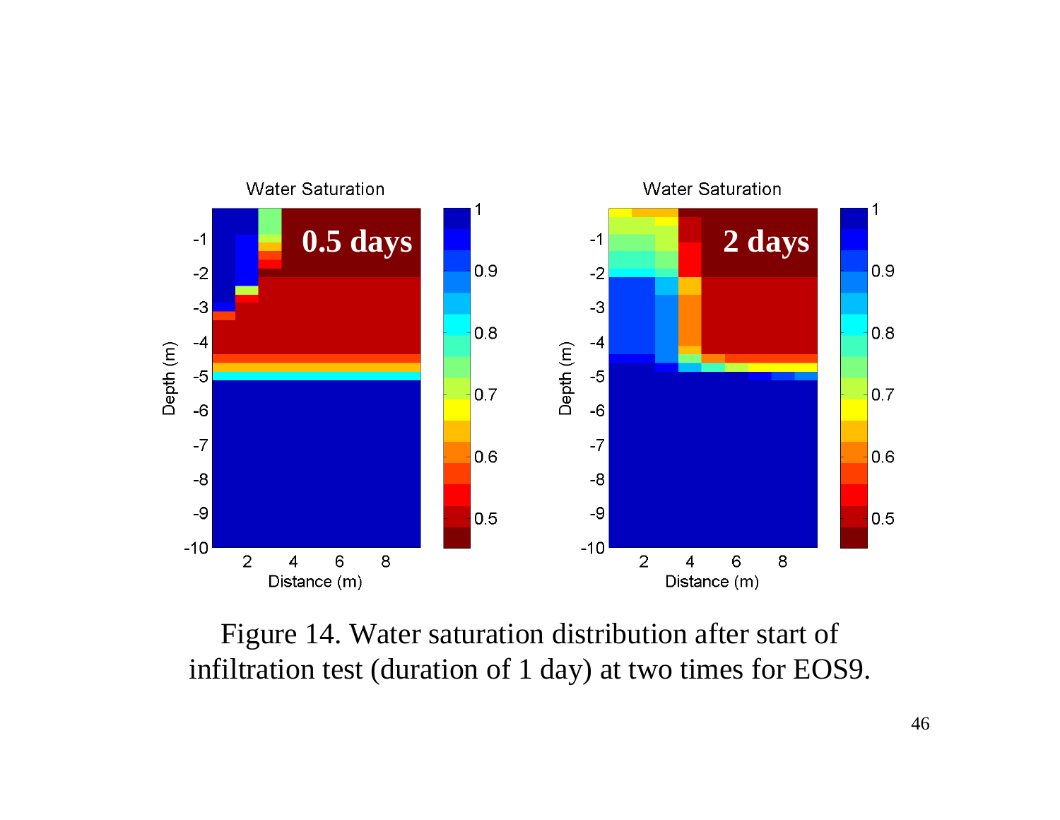Figure 14. Water saturation distribution after start of infiltration test (duration of 1 day) at two times for EOS9.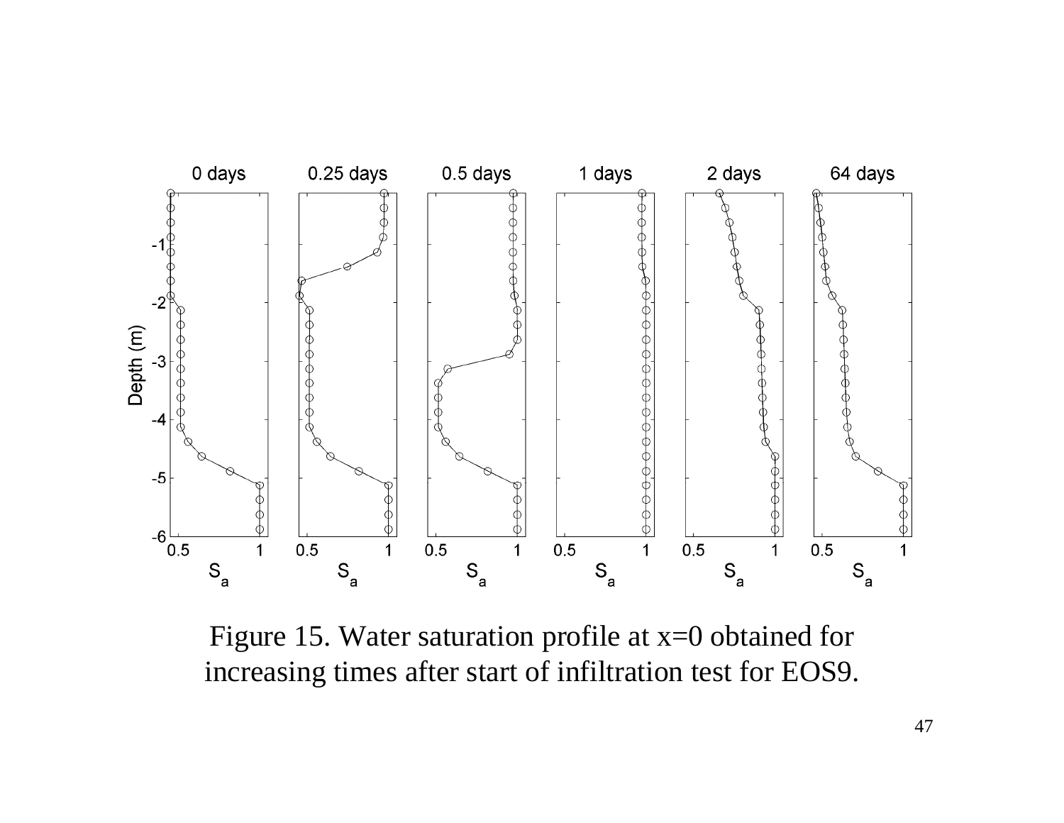Figure 15. Water saturation profile at x=0 obtained for increasing times after start of infiltration test for EOS9.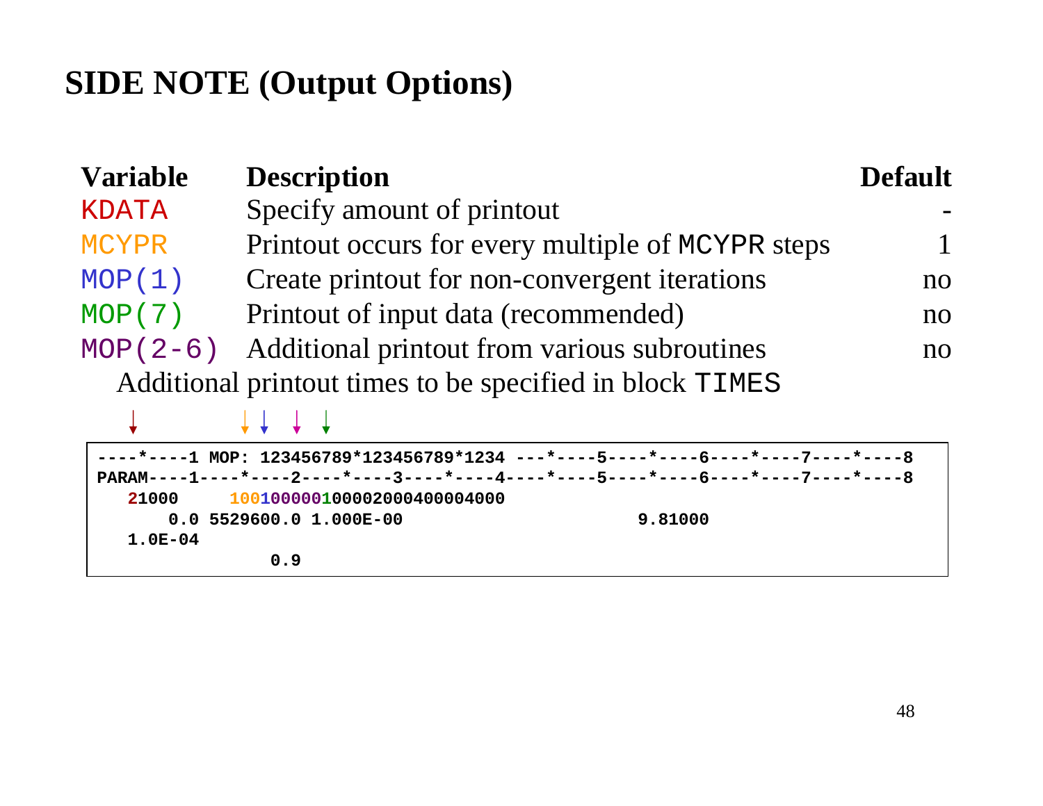# SIDE NOTE (Output Options)

| Variable | Description | Default |
|---|---|---|
| KDATA | Specify amount of printout | - |
| MCYPR | Printout occurs for every multiple of MCYPR steps | 1 |
| MOP(1) | Create printout for non-convergent iterations | no |
| MOP(7) | Printout of input data (recommended) | no |
| MOP(2-6) | Additional printout from various subroutines | no |

Additional printout times to be specified in block TIMES

```
----*----1 MOP: 123456789*123456789*1234 ---*----5----*----6----*----7----*----8
PARAM----1----*----2----*----3----*----4----*----5----*----6----*----7----*----8
   21000     100100000100002000400004000
       0.0 5529600.0 1.000E-00                          9.81000
   1.0E-04
                 0.9
```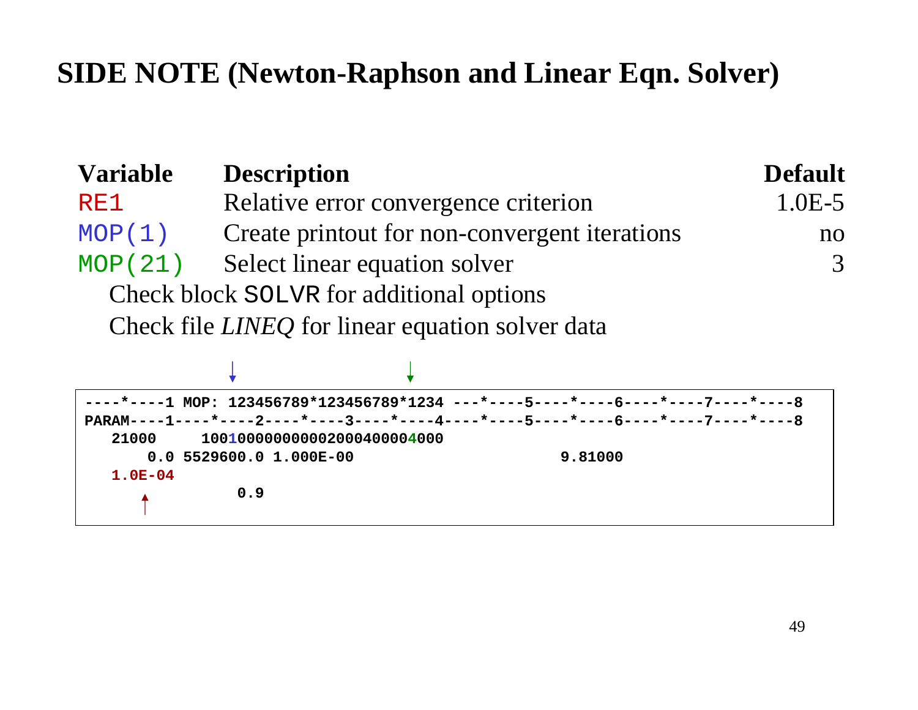# SIDE NOTE (Newton-Raphson and Linear Eqn. Solver)

| Variable | Description | Default |
|---|---|---|
| RE1 | Relative error convergence criterion | 1.0E-5 |
| MOP(1) | Create printout for non-convergent iterations | no |
| MOP(21) | Select linear equation solver | 3 |

Check block SOLVR for additional options

Check file *LINEQ* for linear equation solver data

```
----*----1 MOP: 123456789*123456789*1234 ---*----5----*----6----*----7----*----8
PARAM----1----*----2----*----3----*----4----*----5----*----6----*----7----*----8
   21000     1001000000000002000400004000
       0.0 5529600.0 1.000E-00                       9.81000
   1.0E-04
              0.9
```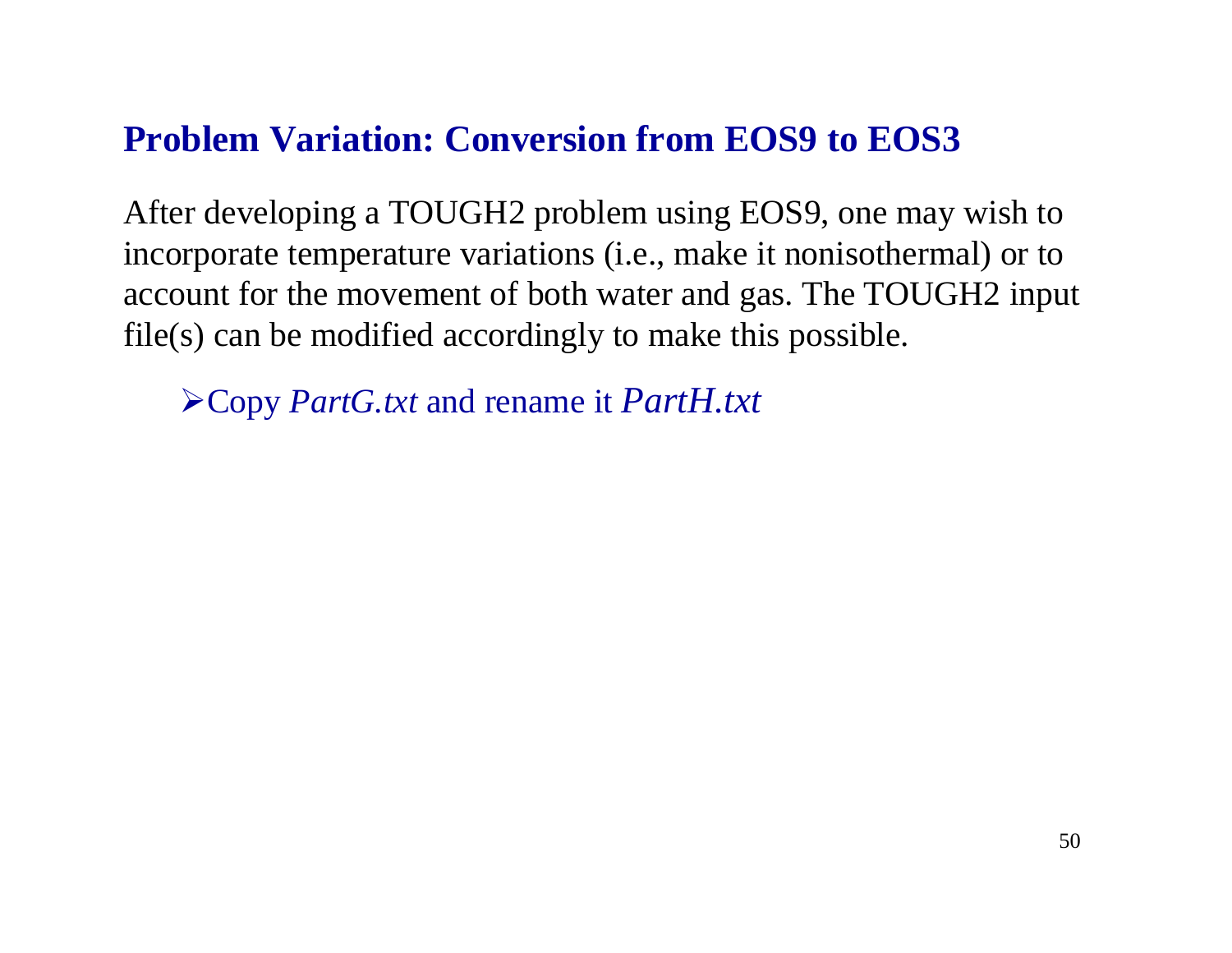## Problem Variation: Conversion from EOS9 to EOS3

After developing a TOUGH2 problem using EOS9, one may wish to incorporate temperature variations (i.e., make it nonisothermal) or to account for the movement of both water and gas. The TOUGH2 input file(s) can be modified accordingly to make this possible.

- Copy *PartG.txt* and rename it *PartH.txt*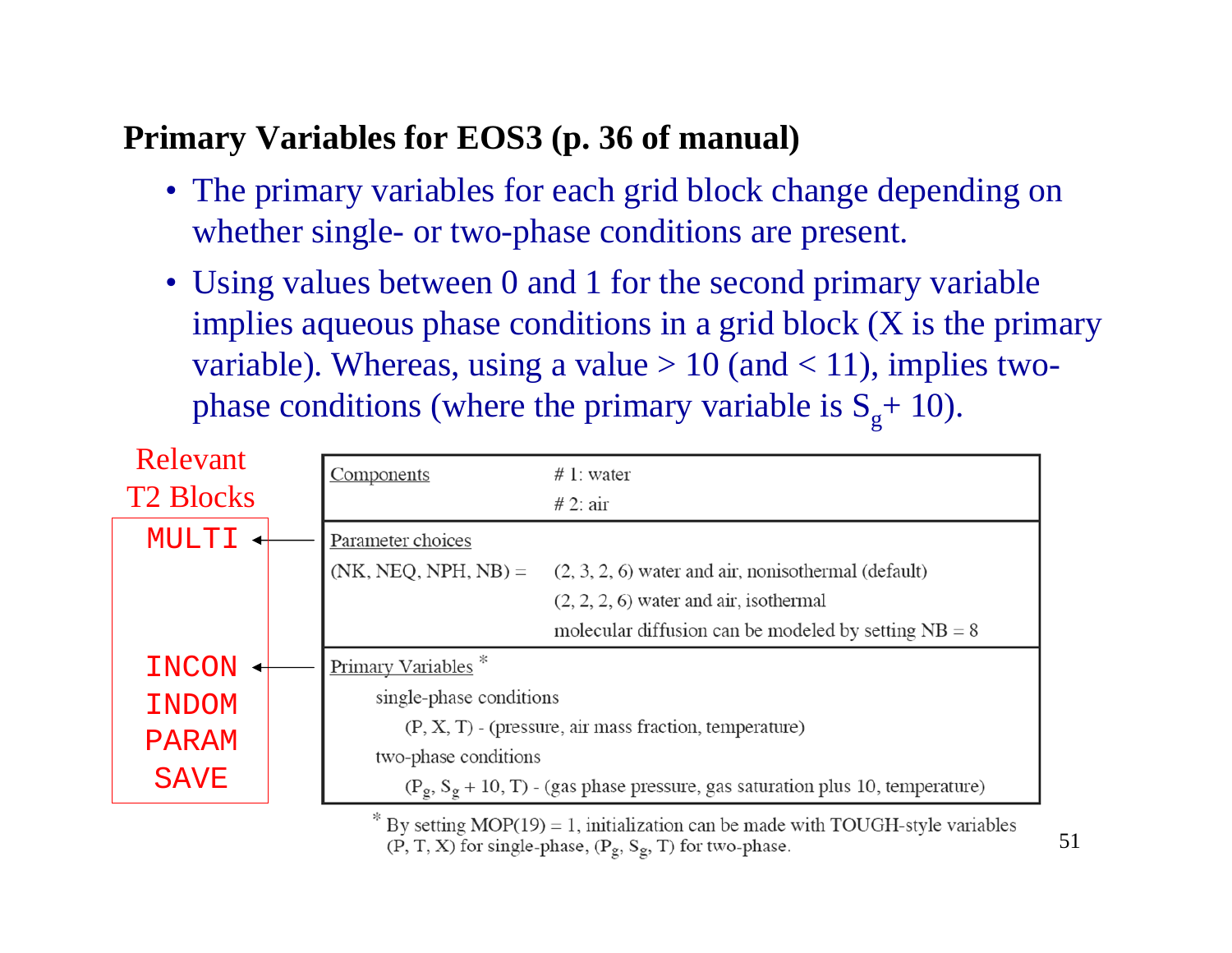## Primary Variables for EOS3 (p. 36 of manual)

- The primary variables for each grid block change depending on whether single- or two-phase conditions are present.
- Using values between 0 and 1 for the second primary variable implies aqueous phase conditions in a grid block (X is the primary variable). Whereas, using a value > 10 (and < 11), implies two-phase conditions (where the primary variable is $S_g$+ 10).

Relevant T2 Blocks

| Relevant T2 Blocks | | |
|---|---|---|
| | Components | # 1: water<br># 2: air |
| MULTI | Parameter choices<br>(NK, NEQ, NPH, NB) = | (2, 3, 2, 6) water and air, nonisothermal (default)<br>(2, 2, 2, 6) water and air, isothermal<br>molecular diffusion can be modeled by setting NB = 8 |
| INCON<br>INDOM<br>PARAM<br>SAVE | Primary Variables *<br>single-phase conditions<br>(P, X, T) - (pressure, air mass fraction, temperature)<br>two-phase conditions<br>($P_g$, $S_g$ + 10, T) - (gas phase pressure, gas saturation plus 10, temperature) | |

\* By setting MOP(19) = 1, initialization can be made with TOUGH-style variables (P, T, X) for single-phase, ($P_g$, $S_g$, T) for two-phase.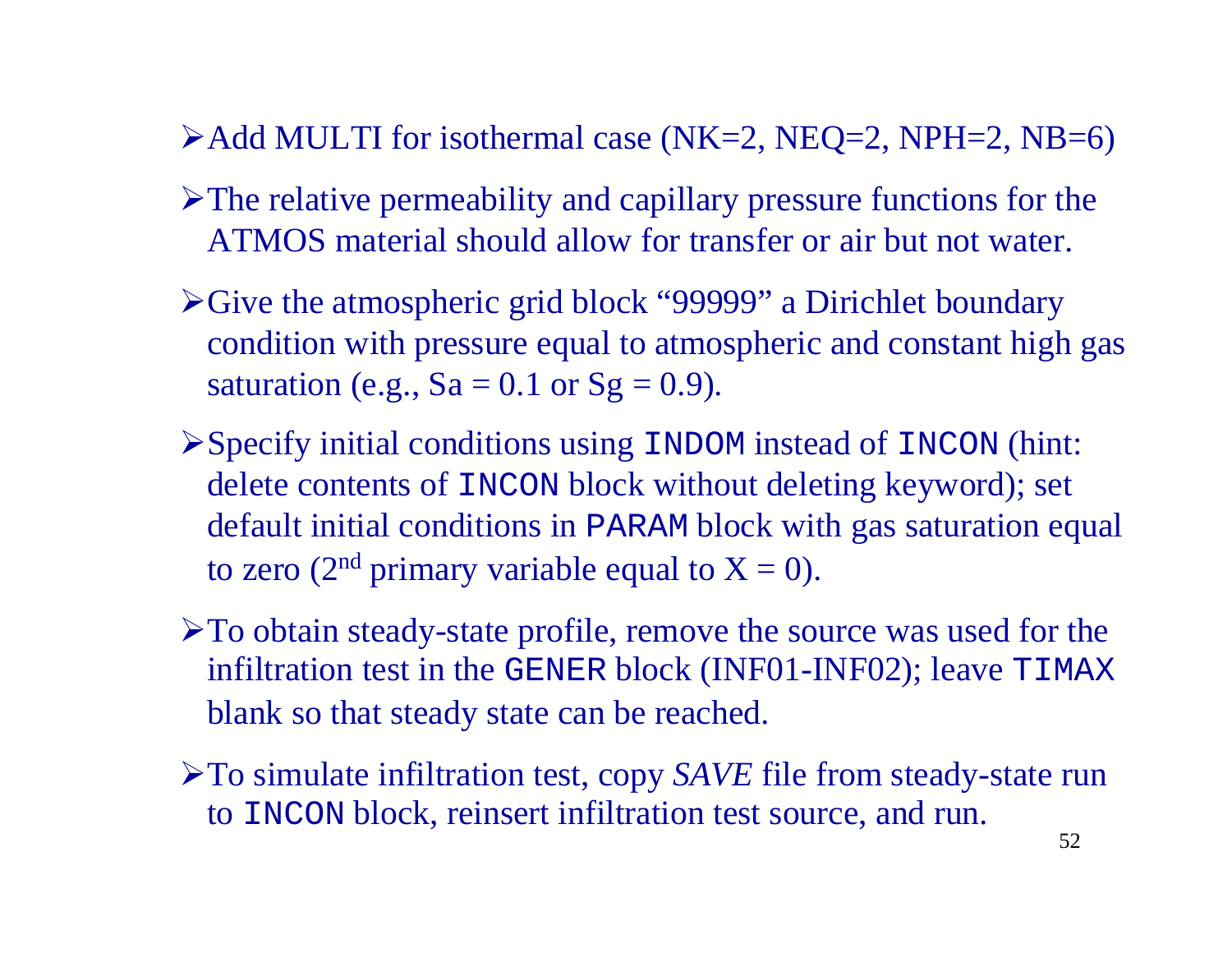- Add MULTI for isothermal case (NK=2, NEQ=2, NPH=2, NB=6)
- The relative permeability and capillary pressure functions for the ATMOS material should allow for transfer or air but not water.
- Give the atmospheric grid block "99999" a Dirichlet boundary condition with pressure equal to atmospheric and constant high gas saturation (e.g., Sa = 0.1 or Sg = 0.9).
- Specify initial conditions using `INDOM` instead of `INCON` (hint: delete contents of `INCON` block without deleting keyword); set default initial conditions in `PARAM` block with gas saturation equal to zero (2nd primary variable equal to X = 0).
- To obtain steady-state profile, remove the source was used for the infiltration test in the `GENER` block (INF01-INF02); leave `TIMAX` blank so that steady state can be reached.
- To simulate infiltration test, copy *SAVE* file from steady-state run to `INCON` block, reinsert infiltration test source, and run.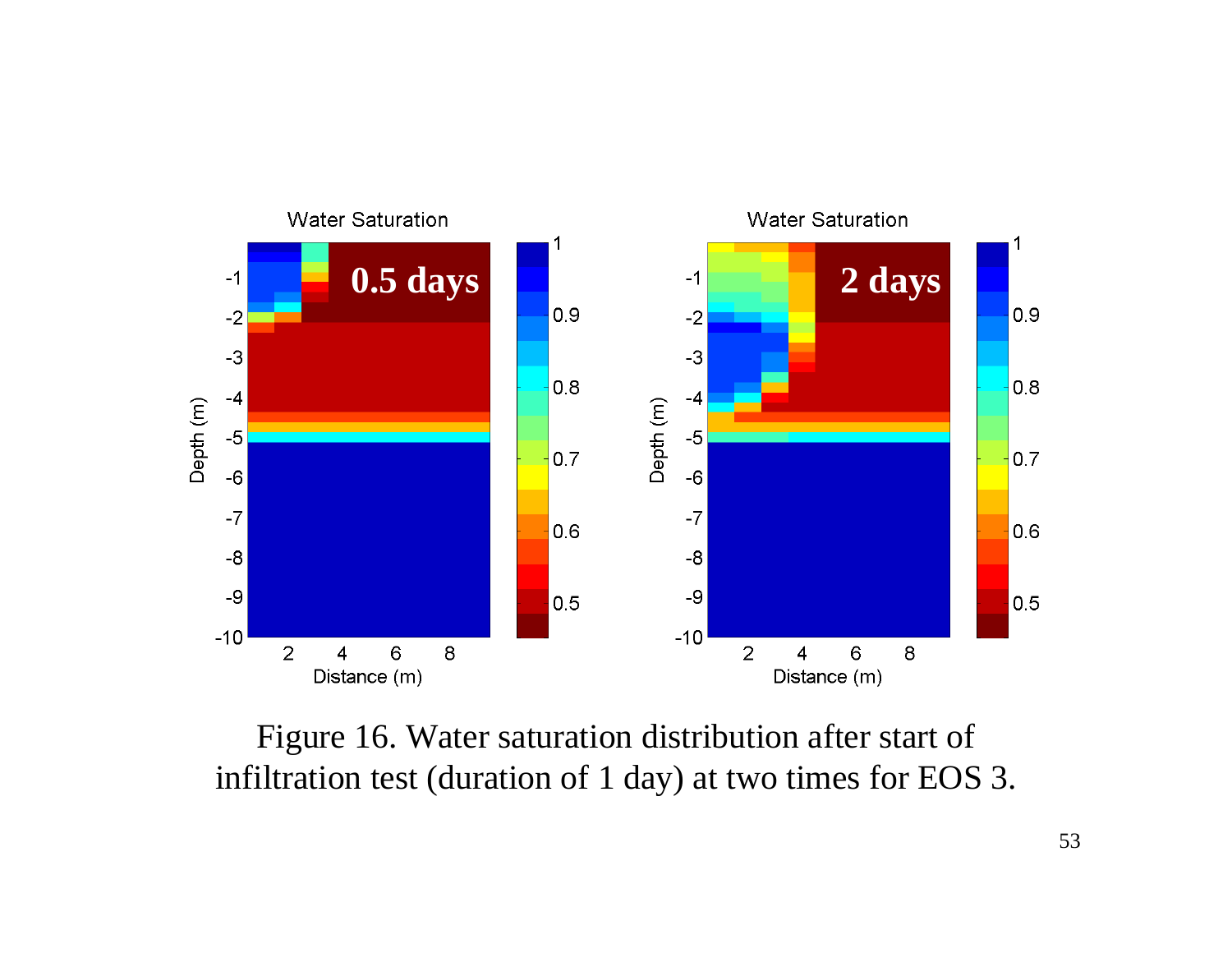Figure 16. Water saturation distribution after start of infiltration test (duration of 1 day) at two times for EOS 3.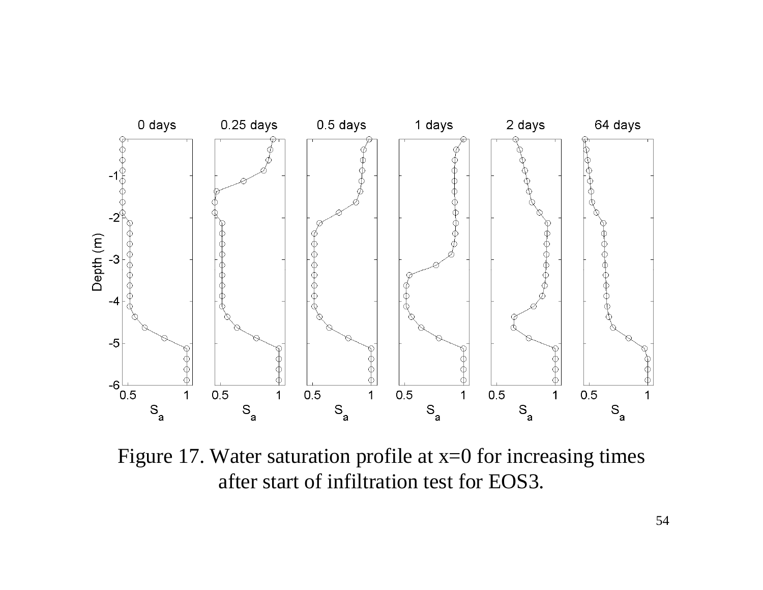0 days

0.25 days

0.5 days

1 days

2 days

64 days

Depth (m)

-1

-2

-3

-4

-5

-6

0.5 1

$S_a$

Figure 17. Water saturation profile at x=0 for increasing times after start of infiltration test for EOS3.